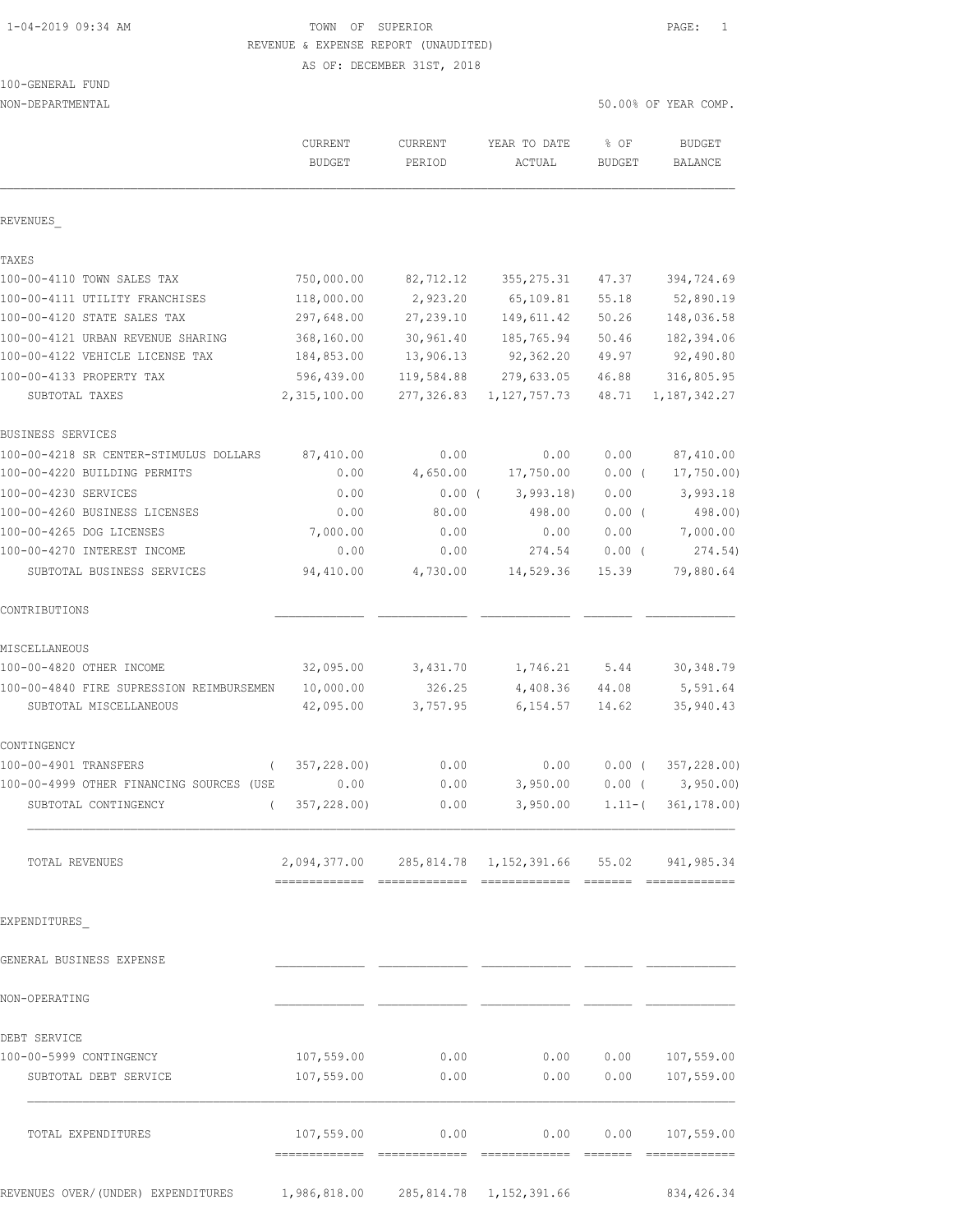1-04-2019 09:34 AM

# TOWN OF SUPERIOR
## REVENUE & EXPENSE REPORT (UNAUDITED)
AS OF: DECEMBER 31ST, 2018

100-GENERAL FUND
NON-DEPARTMENTAL

50.00% OF YEAR COMP.

| | CURRENT BUDGET | CURRENT PERIOD | YEAR TO DATE ACTUAL | % OF BUDGET | BUDGET BALANCE |
|---|---|---|---|---|---|
| **REVENUES_** | | | | | |
| **TAXES** | | | | | |
| 100-00-4110 TOWN SALES TAX | 750,000.00 | 82,712.12 | 355,275.31 | 47.37 | 394,724.69 |
| 100-00-4111 UTILITY FRANCHISES | 118,000.00 | 2,923.20 | 65,109.81 | 55.18 | 52,890.19 |
| 100-00-4120 STATE SALES TAX | 297,648.00 | 27,239.10 | 149,611.42 | 50.26 | 148,036.58 |
| 100-00-4121 URBAN REVENUE SHARING | 368,160.00 | 30,961.40 | 185,765.94 | 50.46 | 182,394.06 |
| 100-00-4122 VEHICLE LICENSE TAX | 184,853.00 | 13,906.13 | 92,362.20 | 49.97 | 92,490.80 |
| 100-00-4133 PROPERTY TAX | 596,439.00 | 119,584.88 | 279,633.05 | 46.88 | 316,805.95 |
| SUBTOTAL TAXES | 2,315,100.00 | 277,326.83 | 1,127,757.73 | 48.71 | 1,187,342.27 |
| **BUSINESS SERVICES** | | | | | |
| 100-00-4218 SR CENTER-STIMULUS DOLLARS | 87,410.00 | 0.00 | 0.00 | 0.00 | 87,410.00 |
| 100-00-4220 BUILDING PERMITS | 0.00 | 4,650.00 | 17,750.00 | 0.00 | ( 17,750.00) |
| 100-00-4230 SERVICES | 0.00 | 0.00 | ( 3,993.18) | 0.00 | 3,993.18 |
| 100-00-4260 BUSINESS LICENSES | 0.00 | 80.00 | 498.00 | 0.00 | ( 498.00) |
| 100-00-4265 DOG LICENSES | 7,000.00 | 0.00 | 0.00 | 0.00 | 7,000.00 |
| 100-00-4270 INTEREST INCOME | 0.00 | 0.00 | 274.54 | 0.00 | ( 274.54) |
| SUBTOTAL BUSINESS SERVICES | 94,410.00 | 4,730.00 | 14,529.36 | 15.39 | 79,880.64 |
| **CONTRIBUTIONS** | | | | | |
| **MISCELLANEOUS** | | | | | |
| 100-00-4820 OTHER INCOME | 32,095.00 | 3,431.70 | 1,746.21 | 5.44 | 30,348.79 |
| 100-00-4840 FIRE SUPRESSION REIMBURSEMEN | 10,000.00 | 326.25 | 4,408.36 | 44.08 | 5,591.64 |
| SUBTOTAL MISCELLANEOUS | 42,095.00 | 3,757.95 | 6,154.57 | 14.62 | 35,940.43 |
| **CONTINGENCY** | | | | | |
| 100-00-4901 TRANSFERS | ( 357,228.00) | 0.00 | 0.00 | 0.00 | ( 357,228.00) |
| 100-00-4999 OTHER FINANCING SOURCES (USE | 0.00 | 0.00 | 3,950.00 | 0.00 | ( 3,950.00) |
| SUBTOTAL CONTINGENCY | ( 357,228.00) | 0.00 | 3,950.00 | 1.11- | ( 361,178.00) |
| TOTAL REVENUES | 2,094,377.00 | 285,814.78 | 1,152,391.66 | 55.02 | 941,985.34 |
| **EXPENDITURES_** | | | | | |
| **GENERAL BUSINESS EXPENSE** | | | | | |
| **NON-OPERATING** | | | | | |
| **DEBT SERVICE** | | | | | |
| 100-00-5999 CONTINGENCY | 107,559.00 | 0.00 | 0.00 | 0.00 | 107,559.00 |
| SUBTOTAL DEBT SERVICE | 107,559.00 | 0.00 | 0.00 | 0.00 | 107,559.00 |
| TOTAL EXPENDITURES | 107,559.00 | 0.00 | 0.00 | 0.00 | 107,559.00 |
| REVENUES OVER/(UNDER) EXPENDITURES | 1,986,818.00 | 285,814.78 | 1,152,391.66 | | 834,426.34 |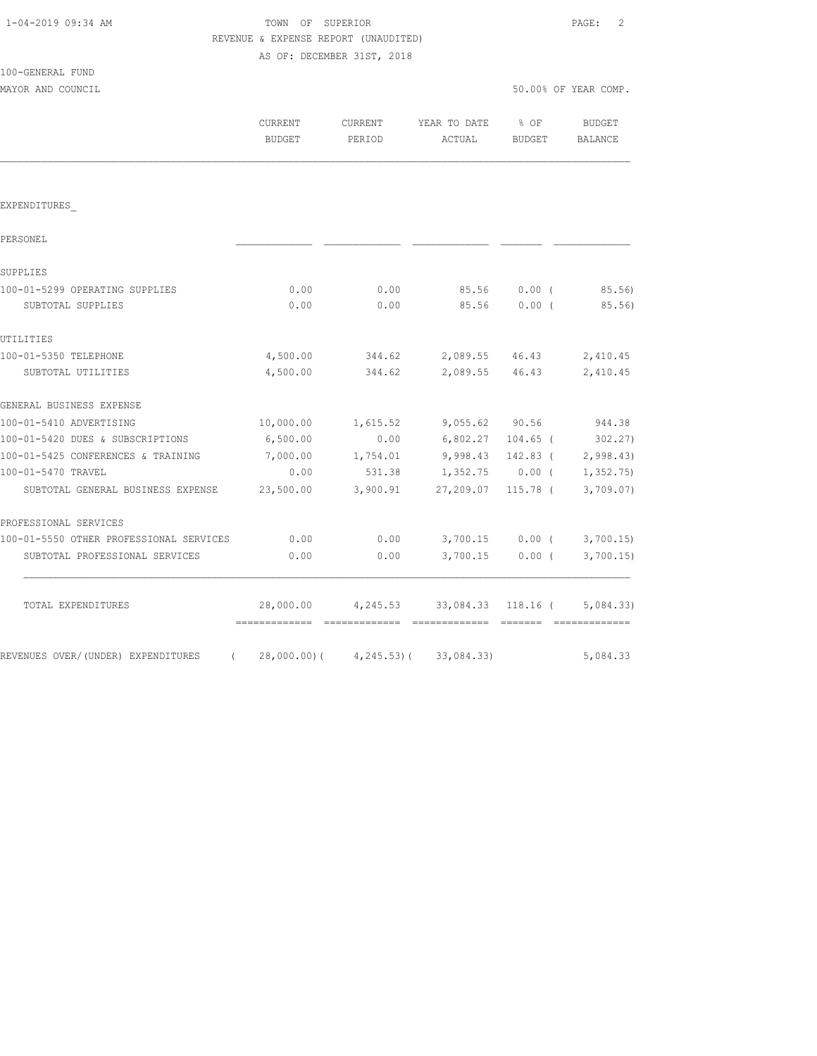TOWN OF SUPERIOR

REVENUE & EXPENSE REPORT (UNAUDITED)

AS OF: DECEMBER 31ST, 2018

1-04-2019 09:34 AM

100-GENERAL FUND

MAYOR AND COUNCIL

50.00% OF YEAR COMP.

| | CURRENT BUDGET | CURRENT PERIOD | YEAR TO DATE ACTUAL | % OF BUDGET | BUDGET BALANCE |
|---|---|---|---|---|---|
| EXPENDITURES_ | | | | | |
| PERSONEL | | | | | |
| SUPPLIES | | | | | |
| 100-01-5299 OPERATING SUPPLIES | 0.00 | 0.00 | 85.56 | 0.00 ( | 85.56) |
| SUBTOTAL SUPPLIES | 0.00 | 0.00 | 85.56 | 0.00 ( | 85.56) |
| UTILITIES | | | | | |
| 100-01-5350 TELEPHONE | 4,500.00 | 344.62 | 2,089.55 | 46.43 | 2,410.45 |
| SUBTOTAL UTILITIES | 4,500.00 | 344.62 | 2,089.55 | 46.43 | 2,410.45 |
| GENERAL BUSINESS EXPENSE | | | | | |
| 100-01-5410 ADVERTISING | 10,000.00 | 1,615.52 | 9,055.62 | 90.56 | 944.38 |
| 100-01-5420 DUES & SUBSCRIPTIONS | 6,500.00 | 0.00 | 6,802.27 | 104.65 ( | 302.27) |
| 100-01-5425 CONFERENCES & TRAINING | 7,000.00 | 1,754.01 | 9,998.43 | 142.83 ( | 2,998.43) |
| 100-01-5470 TRAVEL | 0.00 | 531.38 | 1,352.75 | 0.00 ( | 1,352.75) |
| SUBTOTAL GENERAL BUSINESS EXPENSE | 23,500.00 | 3,900.91 | 27,209.07 | 115.78 ( | 3,709.07) |
| PROFESSIONAL SERVICES | | | | | |
| 100-01-5550 OTHER PROFESSIONAL SERVICES | 0.00 | 0.00 | 3,700.15 | 0.00 ( | 3,700.15) |
| SUBTOTAL PROFESSIONAL SERVICES | 0.00 | 0.00 | 3,700.15 | 0.00 ( | 3,700.15) |
| TOTAL EXPENDITURES | 28,000.00 | 4,245.53 | 33,084.33 | 118.16 ( | 5,084.33) |
| REVENUES OVER/(UNDER) EXPENDITURES | ( 28,000.00)( | 4,245.53)( | 33,084.33) | | 5,084.33 |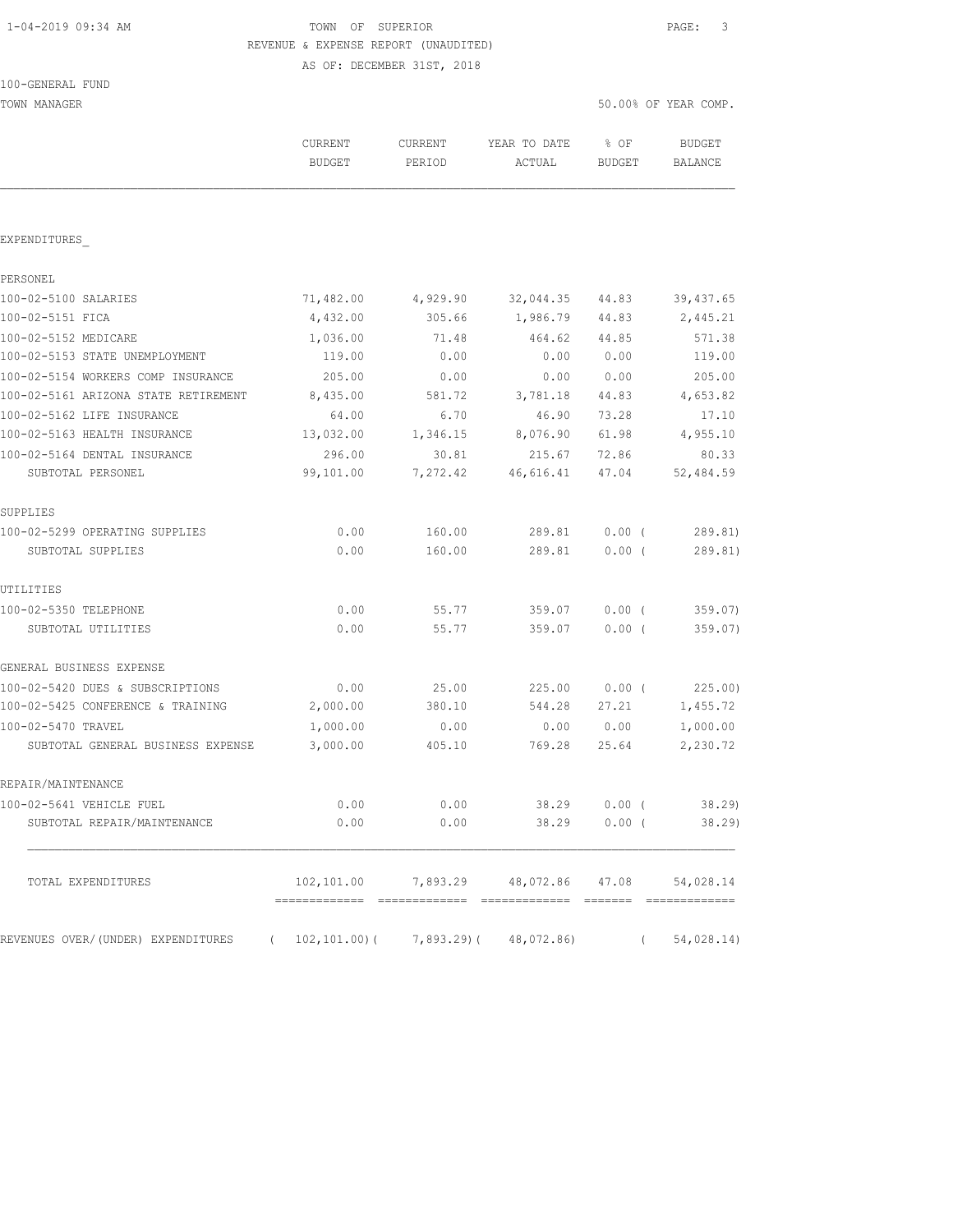1-04-2019 09:34 AM

TOWN OF SUPERIOR

REVENUE & EXPENSE REPORT (UNAUDITED)

AS OF: DECEMBER 31ST, 2018

100-GENERAL FUND

TOWN MANAGER — 50.00% OF YEAR COMP.

| | CURRENT BUDGET | CURRENT PERIOD | YEAR TO DATE ACTUAL | % OF BUDGET | BUDGET BALANCE |
|---|---|---|---|---|---|
| EXPENDITURES_ | | | | | |
| PERSONEL | | | | | |
| 100-02-5100 SALARIES | 71,482.00 | 4,929.90 | 32,044.35 | 44.83 | 39,437.65 |
| 100-02-5151 FICA | 4,432.00 | 305.66 | 1,986.79 | 44.83 | 2,445.21 |
| 100-02-5152 MEDICARE | 1,036.00 | 71.48 | 464.62 | 44.85 | 571.38 |
| 100-02-5153 STATE UNEMPLOYMENT | 119.00 | 0.00 | 0.00 | 0.00 | 119.00 |
| 100-02-5154 WORKERS COMP INSURANCE | 205.00 | 0.00 | 0.00 | 0.00 | 205.00 |
| 100-02-5161 ARIZONA STATE RETIREMENT | 8,435.00 | 581.72 | 3,781.18 | 44.83 | 4,653.82 |
| 100-02-5162 LIFE INSURANCE | 64.00 | 6.70 | 46.90 | 73.28 | 17.10 |
| 100-02-5163 HEALTH INSURANCE | 13,032.00 | 1,346.15 | 8,076.90 | 61.98 | 4,955.10 |
| 100-02-5164 DENTAL INSURANCE | 296.00 | 30.81 | 215.67 | 72.86 | 80.33 |
| SUBTOTAL PERSONEL | 99,101.00 | 7,272.42 | 46,616.41 | 47.04 | 52,484.59 |
| SUPPLIES | | | | | |
| 100-02-5299 OPERATING SUPPLIES | 0.00 | 160.00 | 289.81 | 0.00 | ( 289.81) |
| SUBTOTAL SUPPLIES | 0.00 | 160.00 | 289.81 | 0.00 | ( 289.81) |
| UTILITIES | | | | | |
| 100-02-5350 TELEPHONE | 0.00 | 55.77 | 359.07 | 0.00 | ( 359.07) |
| SUBTOTAL UTILITIES | 0.00 | 55.77 | 359.07 | 0.00 | ( 359.07) |
| GENERAL BUSINESS EXPENSE | | | | | |
| 100-02-5420 DUES & SUBSCRIPTIONS | 0.00 | 25.00 | 225.00 | 0.00 | ( 225.00) |
| 100-02-5425 CONFERENCE & TRAINING | 2,000.00 | 380.10 | 544.28 | 27.21 | 1,455.72 |
| 100-02-5470 TRAVEL | 1,000.00 | 0.00 | 0.00 | 0.00 | 1,000.00 |
| SUBTOTAL GENERAL BUSINESS EXPENSE | 3,000.00 | 405.10 | 769.28 | 25.64 | 2,230.72 |
| REPAIR/MAINTENANCE | | | | | |
| 100-02-5641 VEHICLE FUEL | 0.00 | 0.00 | 38.29 | 0.00 | ( 38.29) |
| SUBTOTAL REPAIR/MAINTENANCE | 0.00 | 0.00 | 38.29 | 0.00 | ( 38.29) |
| TOTAL EXPENDITURES | 102,101.00 | 7,893.29 | 48,072.86 | 47.08 | 54,028.14 |
| REVENUES OVER/(UNDER) EXPENDITURES | ( 102,101.00) | ( 7,893.29) | ( 48,072.86) | | ( 54,028.14) |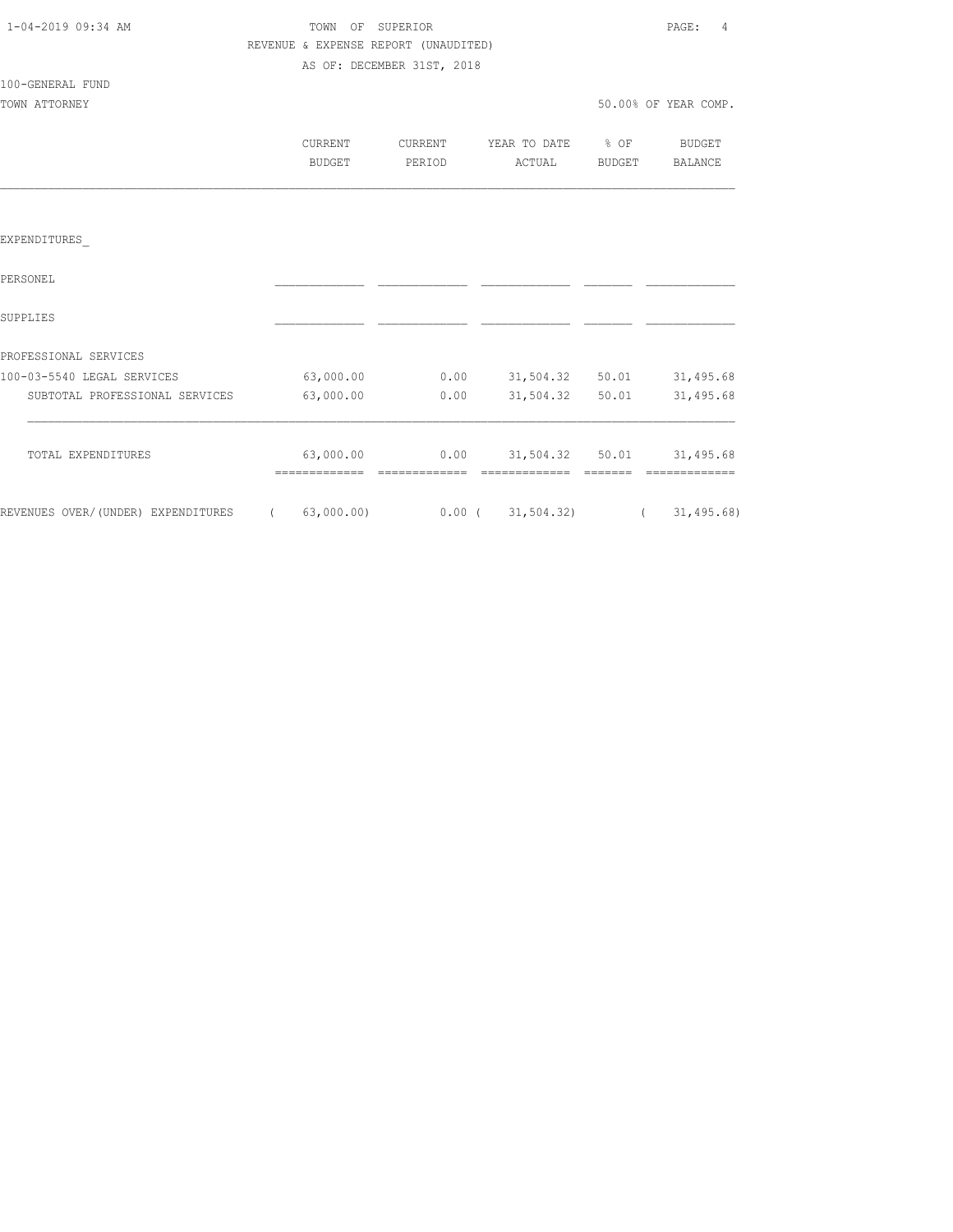TOWN OF SUPERIOR

REVENUE & EXPENSE REPORT (UNAUDITED)

AS OF: DECEMBER 31ST, 2018

100-GENERAL FUND

TOWN ATTORNEY

50.00% OF YEAR COMP.

| | CURRENT BUDGET | CURRENT PERIOD | YEAR TO DATE ACTUAL | % OF BUDGET | BUDGET BALANCE |
|---|---|---|---|---|---|
| EXPENDITURES_ | | | | | |
| PERSONEL | | | | | |
| SUPPLIES | | | | | |
| PROFESSIONAL SERVICES | | | | | |
| 100-03-5540 LEGAL SERVICES | 63,000.00 | 0.00 | 31,504.32 | 50.01 | 31,495.68 |
| SUBTOTAL PROFESSIONAL SERVICES | 63,000.00 | 0.00 | 31,504.32 | 50.01 | 31,495.68 |
| TOTAL EXPENDITURES | 63,000.00 | 0.00 | 31,504.32 | 50.01 | 31,495.68 |
| REVENUES OVER/(UNDER) EXPENDITURES | ( 63,000.00) | 0.00 | ( 31,504.32) | | ( 31,495.68) |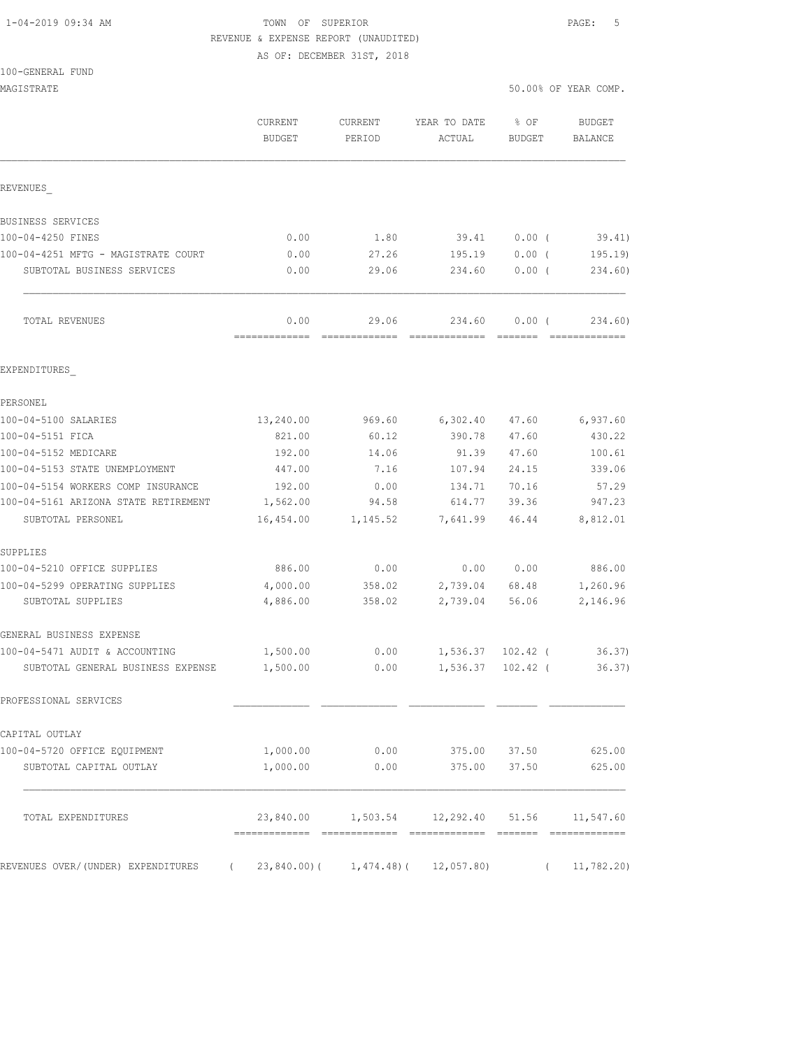TOWN OF SUPERIOR
REVENUE & EXPENSE REPORT (UNAUDITED)
AS OF: DECEMBER 31ST, 2018

100-GENERAL FUND
MAGISTRATE

50.00% OF YEAR COMP.

| | CURRENT BUDGET | CURRENT PERIOD | YEAR TO DATE ACTUAL | % OF BUDGET | BUDGET BALANCE |
|---|---|---|---|---|---|
| **REVENUES** | | | | | |
| BUSINESS SERVICES | | | | | |
| 100-04-4250 FINES | 0.00 | 1.80 | 39.41 | 0.00 | ( 39.41) |
| 100-04-4251 MFTG - MAGISTRATE COURT | 0.00 | 27.26 | 195.19 | 0.00 | ( 195.19) |
| SUBTOTAL BUSINESS SERVICES | 0.00 | 29.06 | 234.60 | 0.00 | ( 234.60) |
| TOTAL REVENUES | 0.00 | 29.06 | 234.60 | 0.00 | ( 234.60) |
| **EXPENDITURES** | | | | | |
| PERSONEL | | | | | |
| 100-04-5100 SALARIES | 13,240.00 | 969.60 | 6,302.40 | 47.60 | 6,937.60 |
| 100-04-5151 FICA | 821.00 | 60.12 | 390.78 | 47.60 | 430.22 |
| 100-04-5152 MEDICARE | 192.00 | 14.06 | 91.39 | 47.60 | 100.61 |
| 100-04-5153 STATE UNEMPLOYMENT | 447.00 | 7.16 | 107.94 | 24.15 | 339.06 |
| 100-04-5154 WORKERS COMP INSURANCE | 192.00 | 0.00 | 134.71 | 70.16 | 57.29 |
| 100-04-5161 ARIZONA STATE RETIREMENT | 1,562.00 | 94.58 | 614.77 | 39.36 | 947.23 |
| SUBTOTAL PERSONEL | 16,454.00 | 1,145.52 | 7,641.99 | 46.44 | 8,812.01 |
| SUPPLIES | | | | | |
| 100-04-5210 OFFICE SUPPLIES | 886.00 | 0.00 | 0.00 | 0.00 | 886.00 |
| 100-04-5299 OPERATING SUPPLIES | 4,000.00 | 358.02 | 2,739.04 | 68.48 | 1,260.96 |
| SUBTOTAL SUPPLIES | 4,886.00 | 358.02 | 2,739.04 | 56.06 | 2,146.96 |
| GENERAL BUSINESS EXPENSE | | | | | |
| 100-04-5471 AUDIT & ACCOUNTING | 1,500.00 | 0.00 | 1,536.37 | 102.42 | ( 36.37) |
| SUBTOTAL GENERAL BUSINESS EXPENSE | 1,500.00 | 0.00 | 1,536.37 | 102.42 | ( 36.37) |
| PROFESSIONAL SERVICES | | | | | |
| CAPITAL OUTLAY | | | | | |
| 100-04-5720 OFFICE EQUIPMENT | 1,000.00 | 0.00 | 375.00 | 37.50 | 625.00 |
| SUBTOTAL CAPITAL OUTLAY | 1,000.00 | 0.00 | 375.00 | 37.50 | 625.00 |
| TOTAL EXPENDITURES | 23,840.00 | 1,503.54 | 12,292.40 | 51.56 | 11,547.60 |
| REVENUES OVER/(UNDER) EXPENDITURES | ( 23,840.00) | ( 1,474.48) | ( 12,057.80) | | ( 11,782.20) |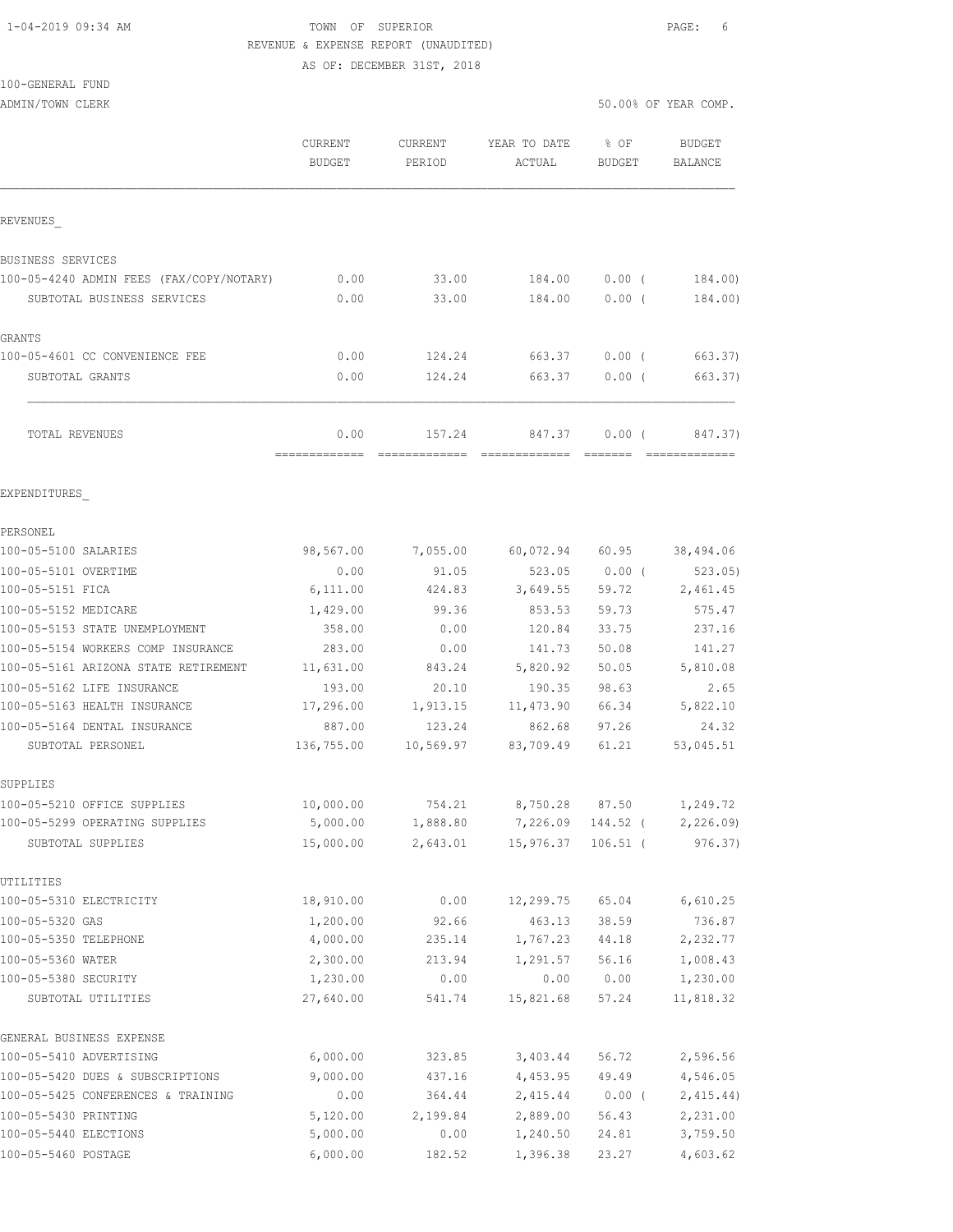TOWN OF SUPERIOR
REVENUE & EXPENSE REPORT (UNAUDITED)
AS OF: DECEMBER 31ST, 2018

100-GENERAL FUND
ADMIN/TOWN CLERK — 50.00% OF YEAR COMP.

| | CURRENT BUDGET | CURRENT PERIOD | YEAR TO DATE ACTUAL | % OF BUDGET | BUDGET BALANCE |
|---|---|---|---|---|---|
| **REVENUES** | | | | | |
| BUSINESS SERVICES | | | | | |
| 100-05-4240 ADMIN FEES (FAX/COPY/NOTARY) | 0.00 | 33.00 | 184.00 | 0.00 ( | 184.00) |
| SUBTOTAL BUSINESS SERVICES | 0.00 | 33.00 | 184.00 | 0.00 ( | 184.00) |
| GRANTS | | | | | |
| 100-05-4601 CC CONVENIENCE FEE | 0.00 | 124.24 | 663.37 | 0.00 ( | 663.37) |
| SUBTOTAL GRANTS | 0.00 | 124.24 | 663.37 | 0.00 ( | 663.37) |
| TOTAL REVENUES | 0.00 | 157.24 | 847.37 | 0.00 ( | 847.37) |
| **EXPENDITURES** | | | | | |
| PERSONEL | | | | | |
| 100-05-5100 SALARIES | 98,567.00 | 7,055.00 | 60,072.94 | 60.95 | 38,494.06 |
| 100-05-5101 OVERTIME | 0.00 | 91.05 | 523.05 | 0.00 ( | 523.05) |
| 100-05-5151 FICA | 6,111.00 | 424.83 | 3,649.55 | 59.72 | 2,461.45 |
| 100-05-5152 MEDICARE | 1,429.00 | 99.36 | 853.53 | 59.73 | 575.47 |
| 100-05-5153 STATE UNEMPLOYMENT | 358.00 | 0.00 | 120.84 | 33.75 | 237.16 |
| 100-05-5154 WORKERS COMP INSURANCE | 283.00 | 0.00 | 141.73 | 50.08 | 141.27 |
| 100-05-5161 ARIZONA STATE RETIREMENT | 11,631.00 | 843.24 | 5,820.92 | 50.05 | 5,810.08 |
| 100-05-5162 LIFE INSURANCE | 193.00 | 20.10 | 190.35 | 98.63 | 2.65 |
| 100-05-5163 HEALTH INSURANCE | 17,296.00 | 1,913.15 | 11,473.90 | 66.34 | 5,822.10 |
| 100-05-5164 DENTAL INSURANCE | 887.00 | 123.24 | 862.68 | 97.26 | 24.32 |
| SUBTOTAL PERSONEL | 136,755.00 | 10,569.97 | 83,709.49 | 61.21 | 53,045.51 |
| SUPPLIES | | | | | |
| 100-05-5210 OFFICE SUPPLIES | 10,000.00 | 754.21 | 8,750.28 | 87.50 | 1,249.72 |
| 100-05-5299 OPERATING SUPPLIES | 5,000.00 | 1,888.80 | 7,226.09 | 144.52 ( | 2,226.09) |
| SUBTOTAL SUPPLIES | 15,000.00 | 2,643.01 | 15,976.37 | 106.51 ( | 976.37) |
| UTILITIES | | | | | |
| 100-05-5310 ELECTRICITY | 18,910.00 | 0.00 | 12,299.75 | 65.04 | 6,610.25 |
| 100-05-5320 GAS | 1,200.00 | 92.66 | 463.13 | 38.59 | 736.87 |
| 100-05-5350 TELEPHONE | 4,000.00 | 235.14 | 1,767.23 | 44.18 | 2,232.77 |
| 100-05-5360 WATER | 2,300.00 | 213.94 | 1,291.57 | 56.16 | 1,008.43 |
| 100-05-5380 SECURITY | 1,230.00 | 0.00 | 0.00 | 0.00 | 1,230.00 |
| SUBTOTAL UTILITIES | 27,640.00 | 541.74 | 15,821.68 | 57.24 | 11,818.32 |
| GENERAL BUSINESS EXPENSE | | | | | |
| 100-05-5410 ADVERTISING | 6,000.00 | 323.85 | 3,403.44 | 56.72 | 2,596.56 |
| 100-05-5420 DUES & SUBSCRIPTIONS | 9,000.00 | 437.16 | 4,453.95 | 49.49 | 4,546.05 |
| 100-05-5425 CONFERENCES & TRAINING | 0.00 | 364.44 | 2,415.44 | 0.00 ( | 2,415.44) |
| 100-05-5430 PRINTING | 5,120.00 | 2,199.84 | 2,889.00 | 56.43 | 2,231.00 |
| 100-05-5440 ELECTIONS | 5,000.00 | 0.00 | 1,240.50 | 24.81 | 3,759.50 |
| 100-05-5460 POSTAGE | 6,000.00 | 182.52 | 1,396.38 | 23.27 | 4,603.62 |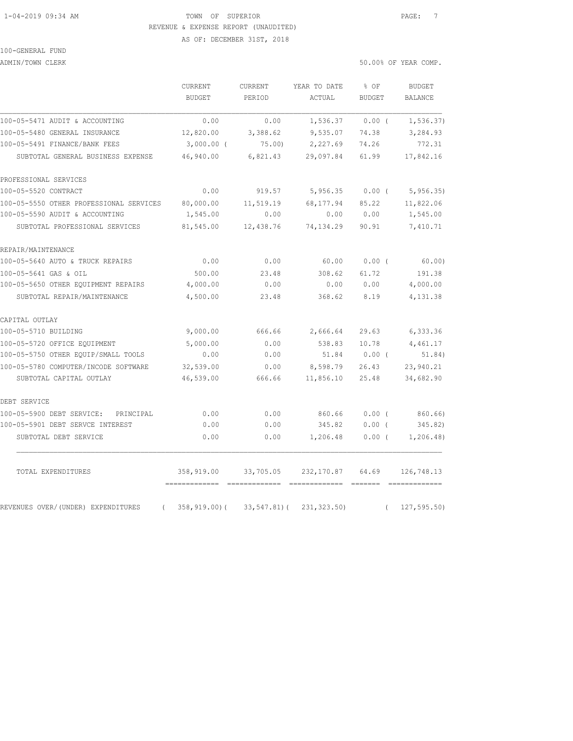1-04-2019 09:34 AM TOWN OF SUPERIOR

REVENUE & EXPENSE REPORT (UNAUDITED)

AS OF: DECEMBER 31ST, 2018

100-GENERAL FUND

ADMIN/TOWN CLERK 50.00% OF YEAR COMP.

| | CURRENT BUDGET | CURRENT PERIOD | YEAR TO DATE ACTUAL | % OF BUDGET | BUDGET BALANCE |
|---|---|---|---|---|---|
| 100-05-5471 AUDIT & ACCOUNTING | 0.00 | 0.00 | 1,536.37 | 0.00 ( | 1,536.37) |
| 100-05-5480 GENERAL INSURANCE | 12,820.00 | 3,388.62 | 9,535.07 | 74.38 | 3,284.93 |
| 100-05-5491 FINANCE/BANK FEES | 3,000.00 ( | 75.00) | 2,227.69 | 74.26 | 772.31 |
| SUBTOTAL GENERAL BUSINESS EXPENSE | 46,940.00 | 6,821.43 | 29,097.84 | 61.99 | 17,842.16 |
| PROFESSIONAL SERVICES | | | | | |
| 100-05-5520 CONTRACT | 0.00 | 919.57 | 5,956.35 | 0.00 ( | 5,956.35) |
| 100-05-5550 OTHER PROFESSIONAL SERVICES | 80,000.00 | 11,519.19 | 68,177.94 | 85.22 | 11,822.06 |
| 100-05-5590 AUDIT & ACCOUNTING | 1,545.00 | 0.00 | 0.00 | 0.00 | 1,545.00 |
| SUBTOTAL PROFESSIONAL SERVICES | 81,545.00 | 12,438.76 | 74,134.29 | 90.91 | 7,410.71 |
| REPAIR/MAINTENANCE | | | | | |
| 100-05-5640 AUTO & TRUCK REPAIRS | 0.00 | 0.00 | 60.00 | 0.00 ( | 60.00) |
| 100-05-5641 GAS & OIL | 500.00 | 23.48 | 308.62 | 61.72 | 191.38 |
| 100-05-5650 OTHER EQUIPMENT REPAIRS | 4,000.00 | 0.00 | 0.00 | 0.00 | 4,000.00 |
| SUBTOTAL REPAIR/MAINTENANCE | 4,500.00 | 23.48 | 368.62 | 8.19 | 4,131.38 |
| CAPITAL OUTLAY | | | | | |
| 100-05-5710 BUILDING | 9,000.00 | 666.66 | 2,666.64 | 29.63 | 6,333.36 |
| 100-05-5720 OFFICE EQUIPMENT | 5,000.00 | 0.00 | 538.83 | 10.78 | 4,461.17 |
| 100-05-5750 OTHER EQUIP/SMALL TOOLS | 0.00 | 0.00 | 51.84 | 0.00 ( | 51.84) |
| 100-05-5780 COMPUTER/INCODE SOFTWARE | 32,539.00 | 0.00 | 8,598.79 | 26.43 | 23,940.21 |
| SUBTOTAL CAPITAL OUTLAY | 46,539.00 | 666.66 | 11,856.10 | 25.48 | 34,682.90 |
| DEBT SERVICE | | | | | |
| 100-05-5900 DEBT SERVICE: PRINCIPAL | 0.00 | 0.00 | 860.66 | 0.00 ( | 860.66) |
| 100-05-5901 DEBT SERVCE INTEREST | 0.00 | 0.00 | 345.82 | 0.00 ( | 345.82) |
| SUBTOTAL DEBT SERVICE | 0.00 | 0.00 | 1,206.48 | 0.00 ( | 1,206.48) |
| TOTAL EXPENDITURES | 358,919.00 | 33,705.05 | 232,170.87 | 64.69 | 126,748.13 |
| REVENUES OVER/(UNDER) EXPENDITURES | ( 358,919.00)( | 33,547.81)( | 231,323.50) | ( | 127,595.50) |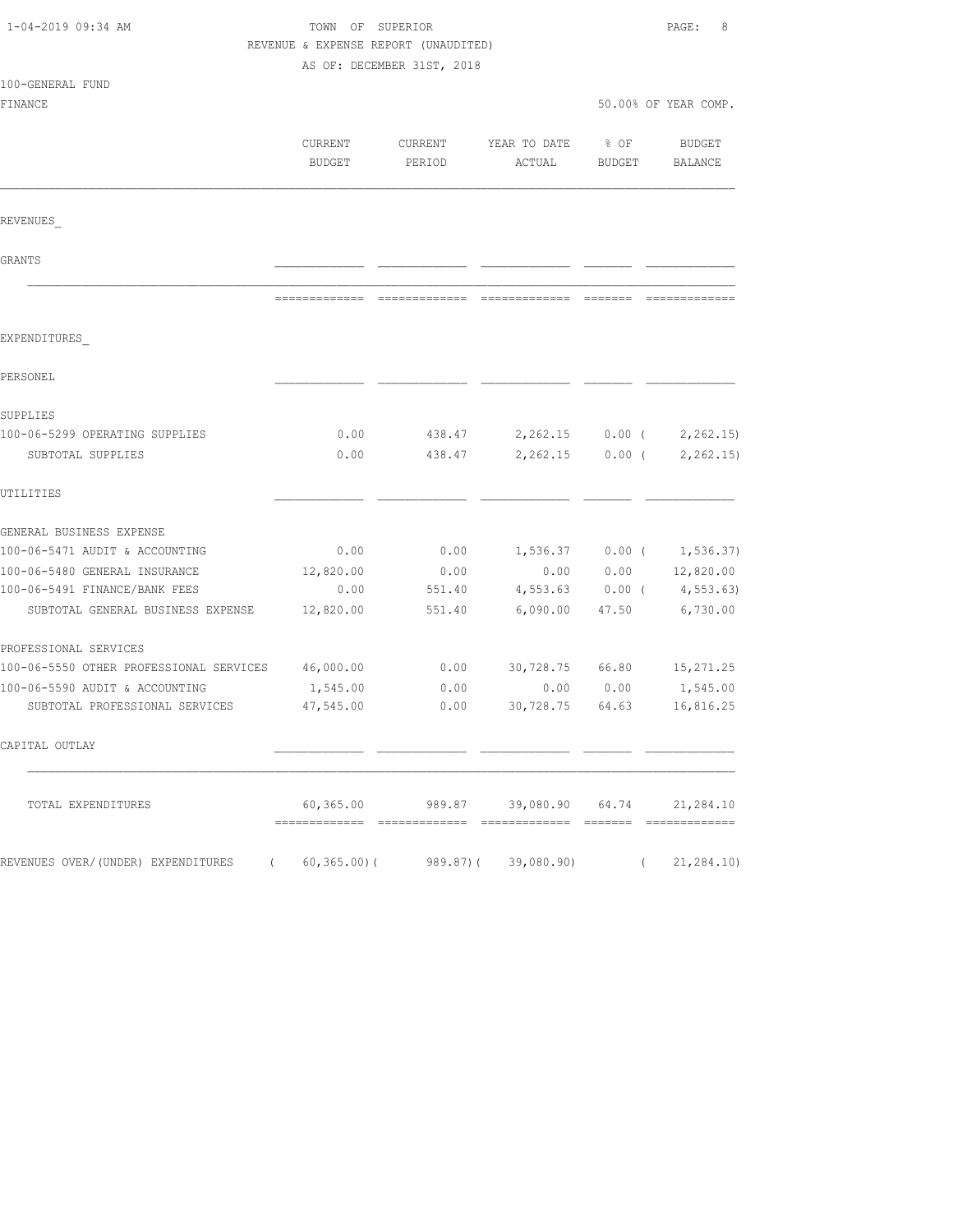TOWN OF SUPERIOR

REVENUE & EXPENSE REPORT (UNAUDITED)

AS OF: DECEMBER 31ST, 2018

100-GENERAL FUND

FINANCE

50.00% OF YEAR COMP.

| | CURRENT BUDGET | CURRENT PERIOD | YEAR TO DATE ACTUAL | % OF BUDGET | BUDGET BALANCE |
|---|---|---|---|---|---|
| REVENUES_ | | | | | |
| GRANTS | | | | | |
| EXPENDITURES_ | | | | | |
| PERSONEL | | | | | |
| SUPPLIES | | | | | |
| 100-06-5299 OPERATING SUPPLIES | 0.00 | 438.47 | 2,262.15 | 0.00 | ( 2,262.15) |
| SUBTOTAL SUPPLIES | 0.00 | 438.47 | 2,262.15 | 0.00 | ( 2,262.15) |
| UTILITIES | | | | | |
| GENERAL BUSINESS EXPENSE | | | | | |
| 100-06-5471 AUDIT & ACCOUNTING | 0.00 | 0.00 | 1,536.37 | 0.00 | ( 1,536.37) |
| 100-06-5480 GENERAL INSURANCE | 12,820.00 | 0.00 | 0.00 | 0.00 | 12,820.00 |
| 100-06-5491 FINANCE/BANK FEES | 0.00 | 551.40 | 4,553.63 | 0.00 | ( 4,553.63) |
| SUBTOTAL GENERAL BUSINESS EXPENSE | 12,820.00 | 551.40 | 6,090.00 | 47.50 | 6,730.00 |
| PROFESSIONAL SERVICES | | | | | |
| 100-06-5550 OTHER PROFESSIONAL SERVICES | 46,000.00 | 0.00 | 30,728.75 | 66.80 | 15,271.25 |
| 100-06-5590 AUDIT & ACCOUNTING | 1,545.00 | 0.00 | 0.00 | 0.00 | 1,545.00 |
| SUBTOTAL PROFESSIONAL SERVICES | 47,545.00 | 0.00 | 30,728.75 | 64.63 | 16,816.25 |
| CAPITAL OUTLAY | | | | | |
| TOTAL EXPENDITURES | 60,365.00 | 989.87 | 39,080.90 | 64.74 | 21,284.10 |
| REVENUES OVER/(UNDER) EXPENDITURES | ( 60,365.00) | ( 989.87) | ( 39,080.90) | | ( 21,284.10) |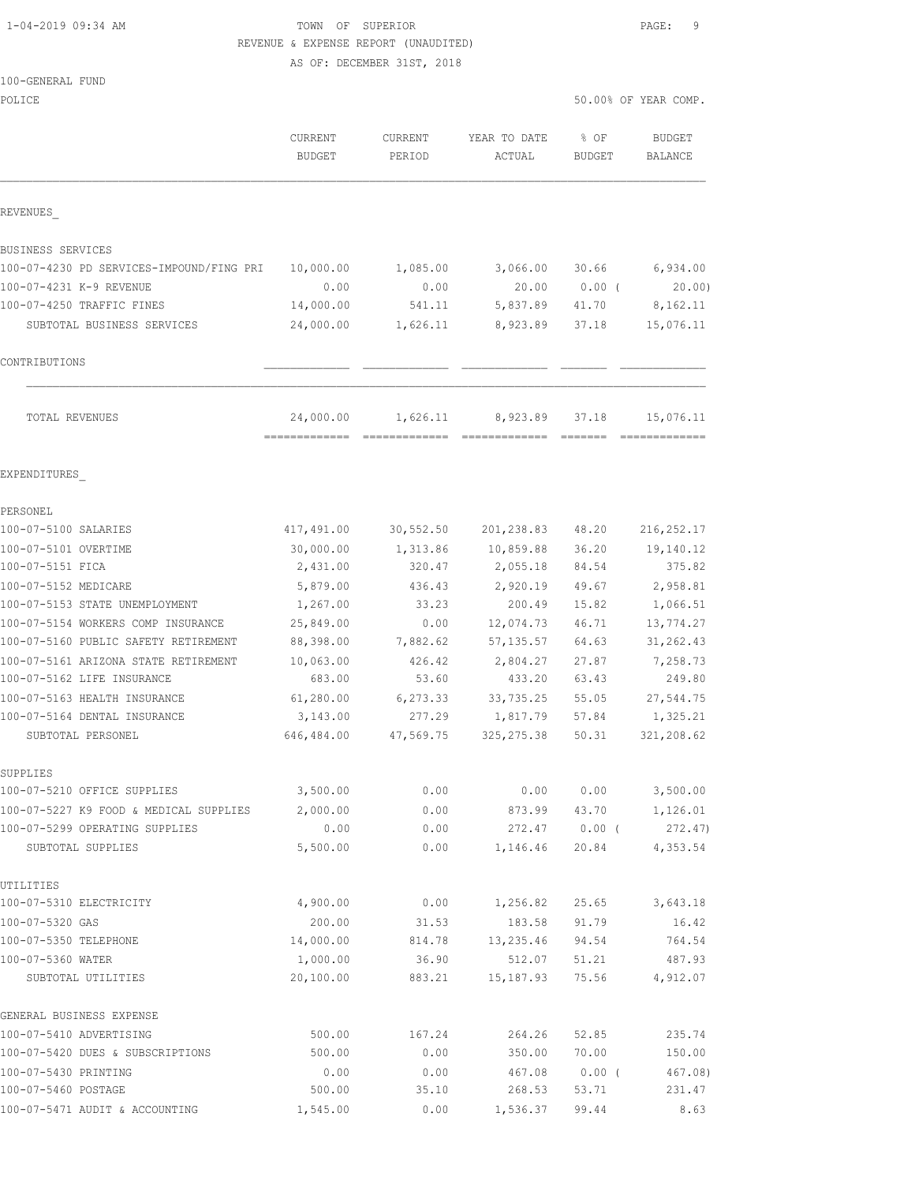TOWN OF SUPERIOR
REVENUE & EXPENSE REPORT (UNAUDITED)
AS OF: DECEMBER 31ST, 2018

100-GENERAL FUND
POLICE

50.00% OF YEAR COMP.

| | CURRENT BUDGET | CURRENT PERIOD | YEAR TO DATE ACTUAL | % OF BUDGET | BUDGET BALANCE |
|---|---|---|---|---|---|
| **REVENUES** | | | | | |
| BUSINESS SERVICES | | | | | |
| 100-07-4230 PD SERVICES-IMPOUND/FING PRI | 10,000.00 | 1,085.00 | 3,066.00 | 30.66 | 6,934.00 |
| 100-07-4231 K-9 REVENUE | 0.00 | 0.00 | 20.00 | 0.00 ( | 20.00) |
| 100-07-4250 TRAFFIC FINES | 14,000.00 | 541.11 | 5,837.89 | 41.70 | 8,162.11 |
| SUBTOTAL BUSINESS SERVICES | 24,000.00 | 1,626.11 | 8,923.89 | 37.18 | 15,076.11 |
| CONTRIBUTIONS | | | | | |
| TOTAL REVENUES | 24,000.00 | 1,626.11 | 8,923.89 | 37.18 | 15,076.11 |
| **EXPENDITURES** | | | | | |
| PERSONEL | | | | | |
| 100-07-5100 SALARIES | 417,491.00 | 30,552.50 | 201,238.83 | 48.20 | 216,252.17 |
| 100-07-5101 OVERTIME | 30,000.00 | 1,313.86 | 10,859.88 | 36.20 | 19,140.12 |
| 100-07-5151 FICA | 2,431.00 | 320.47 | 2,055.18 | 84.54 | 375.82 |
| 100-07-5152 MEDICARE | 5,879.00 | 436.43 | 2,920.19 | 49.67 | 2,958.81 |
| 100-07-5153 STATE UNEMPLOYMENT | 1,267.00 | 33.23 | 200.49 | 15.82 | 1,066.51 |
| 100-07-5154 WORKERS COMP INSURANCE | 25,849.00 | 0.00 | 12,074.73 | 46.71 | 13,774.27 |
| 100-07-5160 PUBLIC SAFETY RETIREMENT | 88,398.00 | 7,882.62 | 57,135.57 | 64.63 | 31,262.43 |
| 100-07-5161 ARIZONA STATE RETIREMENT | 10,063.00 | 426.42 | 2,804.27 | 27.87 | 7,258.73 |
| 100-07-5162 LIFE INSURANCE | 683.00 | 53.60 | 433.20 | 63.43 | 249.80 |
| 100-07-5163 HEALTH INSURANCE | 61,280.00 | 6,273.33 | 33,735.25 | 55.05 | 27,544.75 |
| 100-07-5164 DENTAL INSURANCE | 3,143.00 | 277.29 | 1,817.79 | 57.84 | 1,325.21 |
| SUBTOTAL PERSONEL | 646,484.00 | 47,569.75 | 325,275.38 | 50.31 | 321,208.62 |
| SUPPLIES | | | | | |
| 100-07-5210 OFFICE SUPPLIES | 3,500.00 | 0.00 | 0.00 | 0.00 | 3,500.00 |
| 100-07-5227 K9 FOOD & MEDICAL SUPPLIES | 2,000.00 | 0.00 | 873.99 | 43.70 | 1,126.01 |
| 100-07-5299 OPERATING SUPPLIES | 0.00 | 0.00 | 272.47 | 0.00 ( | 272.47) |
| SUBTOTAL SUPPLIES | 5,500.00 | 0.00 | 1,146.46 | 20.84 | 4,353.54 |
| UTILITIES | | | | | |
| 100-07-5310 ELECTRICITY | 4,900.00 | 0.00 | 1,256.82 | 25.65 | 3,643.18 |
| 100-07-5320 GAS | 200.00 | 31.53 | 183.58 | 91.79 | 16.42 |
| 100-07-5350 TELEPHONE | 14,000.00 | 814.78 | 13,235.46 | 94.54 | 764.54 |
| 100-07-5360 WATER | 1,000.00 | 36.90 | 512.07 | 51.21 | 487.93 |
| SUBTOTAL UTILITIES | 20,100.00 | 883.21 | 15,187.93 | 75.56 | 4,912.07 |
| GENERAL BUSINESS EXPENSE | | | | | |
| 100-07-5410 ADVERTISING | 500.00 | 167.24 | 264.26 | 52.85 | 235.74 |
| 100-07-5420 DUES & SUBSCRIPTIONS | 500.00 | 0.00 | 350.00 | 70.00 | 150.00 |
| 100-07-5430 PRINTING | 0.00 | 0.00 | 467.08 | 0.00 ( | 467.08) |
| 100-07-5460 POSTAGE | 500.00 | 35.10 | 268.53 | 53.71 | 231.47 |
| 100-07-5471 AUDIT & ACCOUNTING | 1,545.00 | 0.00 | 1,536.37 | 99.44 | 8.63 |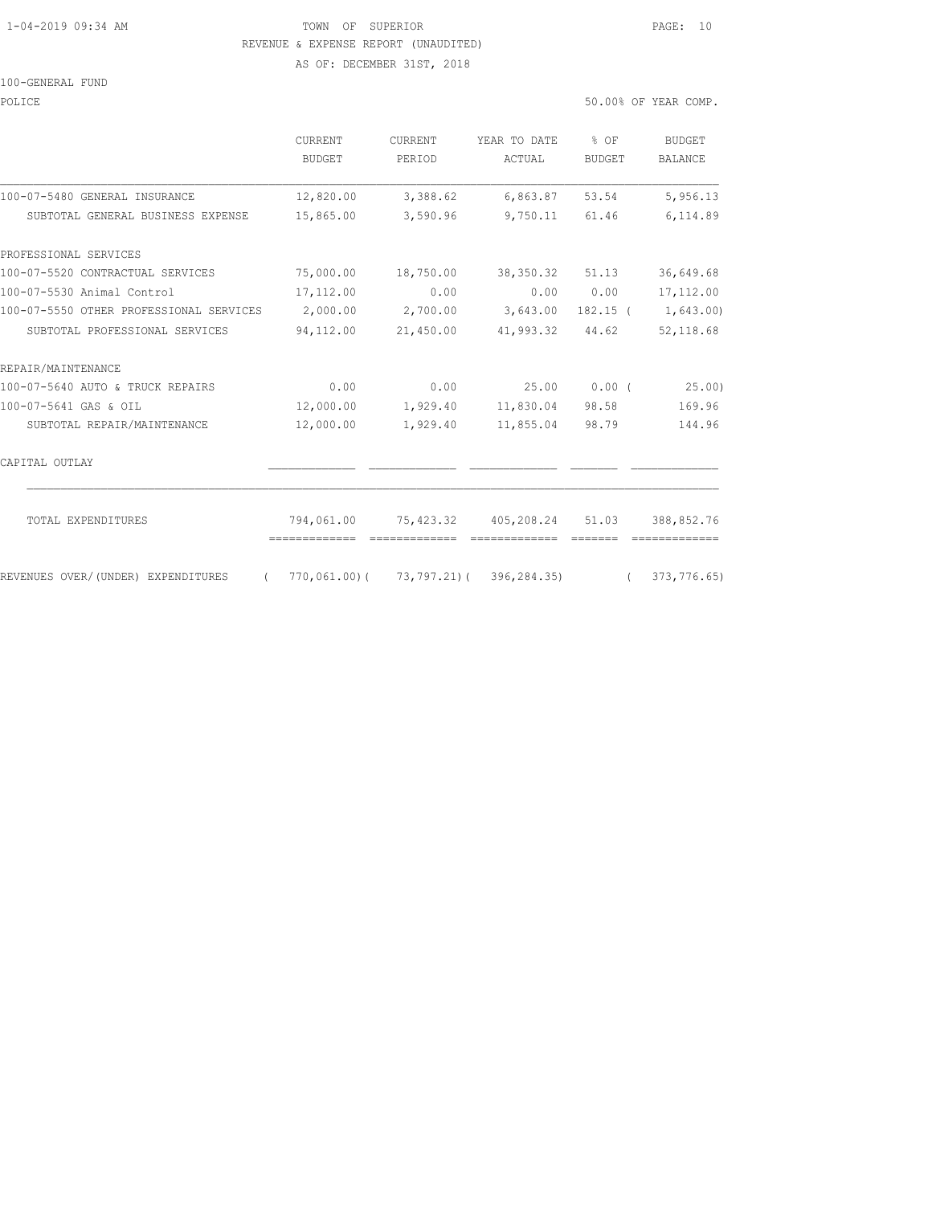TOWN OF SUPERIOR
REVENUE & EXPENSE REPORT (UNAUDITED)
AS OF: DECEMBER 31ST, 2018

100-GENERAL FUND

POLICE — 50.00% OF YEAR COMP.

| | CURRENT BUDGET | CURRENT PERIOD | YEAR TO DATE ACTUAL | % OF BUDGET | BUDGET BALANCE |
|---|---|---|---|---|---|
| 100-07-5480 GENERAL INSURANCE | 12,820.00 | 3,388.62 | 6,863.87 | 53.54 | 5,956.13 |
| SUBTOTAL GENERAL BUSINESS EXPENSE | 15,865.00 | 3,590.96 | 9,750.11 | 61.46 | 6,114.89 |
| PROFESSIONAL SERVICES | | | | | |
| 100-07-5520 CONTRACTUAL SERVICES | 75,000.00 | 18,750.00 | 38,350.32 | 51.13 | 36,649.68 |
| 100-07-5530 Animal Control | 17,112.00 | 0.00 | 0.00 | 0.00 | 17,112.00 |
| 100-07-5550 OTHER PROFESSIONAL SERVICES | 2,000.00 | 2,700.00 | 3,643.00 | 182.15 | ( 1,643.00) |
| SUBTOTAL PROFESSIONAL SERVICES | 94,112.00 | 21,450.00 | 41,993.32 | 44.62 | 52,118.68 |
| REPAIR/MAINTENANCE | | | | | |
| 100-07-5640 AUTO & TRUCK REPAIRS | 0.00 | 0.00 | 25.00 | 0.00 | ( 25.00) |
| 100-07-5641 GAS & OIL | 12,000.00 | 1,929.40 | 11,830.04 | 98.58 | 169.96 |
| SUBTOTAL REPAIR/MAINTENANCE | 12,000.00 | 1,929.40 | 11,855.04 | 98.79 | 144.96 |
| CAPITAL OUTLAY | | | | | |
| TOTAL EXPENDITURES | 794,061.00 | 75,423.32 | 405,208.24 | 51.03 | 388,852.76 |
| REVENUES OVER/(UNDER) EXPENDITURES | ( 770,061.00) | ( 73,797.21) | ( 396,284.35) | | ( 373,776.65) |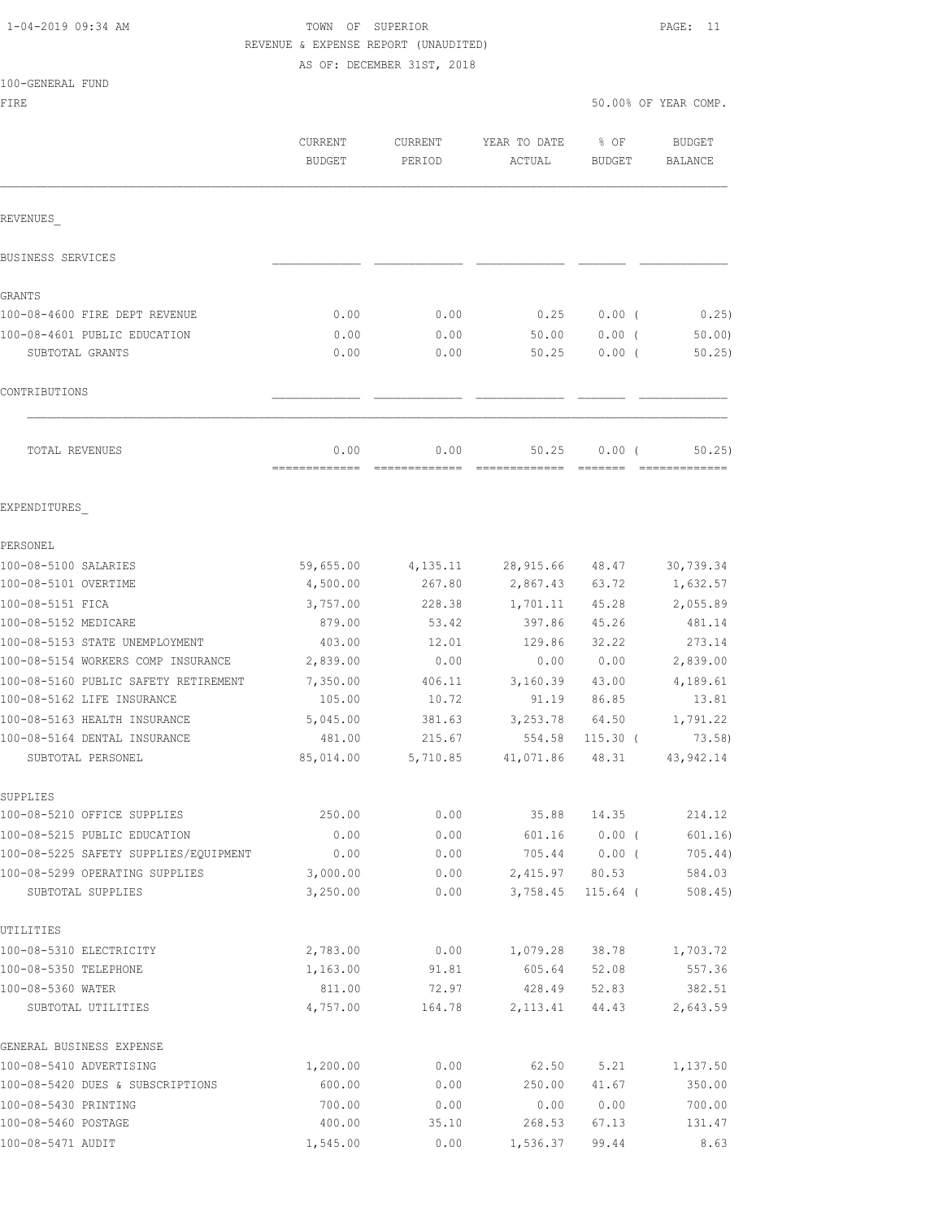TOWN OF SUPERIOR
REVENUE & EXPENSE REPORT (UNAUDITED)
AS OF: DECEMBER 31ST, 2018

1-04-2019 09:34 AM

100-GENERAL FUND
FIRE

50.00% OF YEAR COMP.

| | CURRENT BUDGET | CURRENT PERIOD | YEAR TO DATE ACTUAL | % OF BUDGET | BUDGET BALANCE |
|---|---|---|---|---|---|
| **REVENUES** | | | | | |
| BUSINESS SERVICES | | | | | |
| GRANTS | | | | | |
| 100-08-4600 FIRE DEPT REVENUE | 0.00 | 0.00 | 0.25 | 0.00 ( | 0.25) |
| 100-08-4601 PUBLIC EDUCATION | 0.00 | 0.00 | 50.00 | 0.00 ( | 50.00) |
| SUBTOTAL GRANTS | 0.00 | 0.00 | 50.25 | 0.00 ( | 50.25) |
| CONTRIBUTIONS | | | | | |
| TOTAL REVENUES | 0.00 | 0.00 | 50.25 | 0.00 ( | 50.25) |
| **EXPENDITURES** | | | | | |
| PERSONEL | | | | | |
| 100-08-5100 SALARIES | 59,655.00 | 4,135.11 | 28,915.66 | 48.47 | 30,739.34 |
| 100-08-5101 OVERTIME | 4,500.00 | 267.80 | 2,867.43 | 63.72 | 1,632.57 |
| 100-08-5151 FICA | 3,757.00 | 228.38 | 1,701.11 | 45.28 | 2,055.89 |
| 100-08-5152 MEDICARE | 879.00 | 53.42 | 397.86 | 45.26 | 481.14 |
| 100-08-5153 STATE UNEMPLOYMENT | 403.00 | 12.01 | 129.86 | 32.22 | 273.14 |
| 100-08-5154 WORKERS COMP INSURANCE | 2,839.00 | 0.00 | 0.00 | 0.00 | 2,839.00 |
| 100-08-5160 PUBLIC SAFETY RETIREMENT | 7,350.00 | 406.11 | 3,160.39 | 43.00 | 4,189.61 |
| 100-08-5162 LIFE INSURANCE | 105.00 | 10.72 | 91.19 | 86.85 | 13.81 |
| 100-08-5163 HEALTH INSURANCE | 5,045.00 | 381.63 | 3,253.78 | 64.50 | 1,791.22 |
| 100-08-5164 DENTAL INSURANCE | 481.00 | 215.67 | 554.58 | 115.30 ( | 73.58) |
| SUBTOTAL PERSONEL | 85,014.00 | 5,710.85 | 41,071.86 | 48.31 | 43,942.14 |
| SUPPLIES | | | | | |
| 100-08-5210 OFFICE SUPPLIES | 250.00 | 0.00 | 35.88 | 14.35 | 214.12 |
| 100-08-5215 PUBLIC EDUCATION | 0.00 | 0.00 | 601.16 | 0.00 ( | 601.16) |
| 100-08-5225 SAFETY SUPPLIES/EQUIPMENT | 0.00 | 0.00 | 705.44 | 0.00 ( | 705.44) |
| 100-08-5299 OPERATING SUPPLIES | 3,000.00 | 0.00 | 2,415.97 | 80.53 | 584.03 |
| SUBTOTAL SUPPLIES | 3,250.00 | 0.00 | 3,758.45 | 115.64 ( | 508.45) |
| UTILITIES | | | | | |
| 100-08-5310 ELECTRICITY | 2,783.00 | 0.00 | 1,079.28 | 38.78 | 1,703.72 |
| 100-08-5350 TELEPHONE | 1,163.00 | 91.81 | 605.64 | 52.08 | 557.36 |
| 100-08-5360 WATER | 811.00 | 72.97 | 428.49 | 52.83 | 382.51 |
| SUBTOTAL UTILITIES | 4,757.00 | 164.78 | 2,113.41 | 44.43 | 2,643.59 |
| GENERAL BUSINESS EXPENSE | | | | | |
| 100-08-5410 ADVERTISING | 1,200.00 | 0.00 | 62.50 | 5.21 | 1,137.50 |
| 100-08-5420 DUES & SUBSCRIPTIONS | 600.00 | 0.00 | 250.00 | 41.67 | 350.00 |
| 100-08-5430 PRINTING | 700.00 | 0.00 | 0.00 | 0.00 | 700.00 |
| 100-08-5460 POSTAGE | 400.00 | 35.10 | 268.53 | 67.13 | 131.47 |
| 100-08-5471 AUDIT | 1,545.00 | 0.00 | 1,536.37 | 99.44 | 8.63 |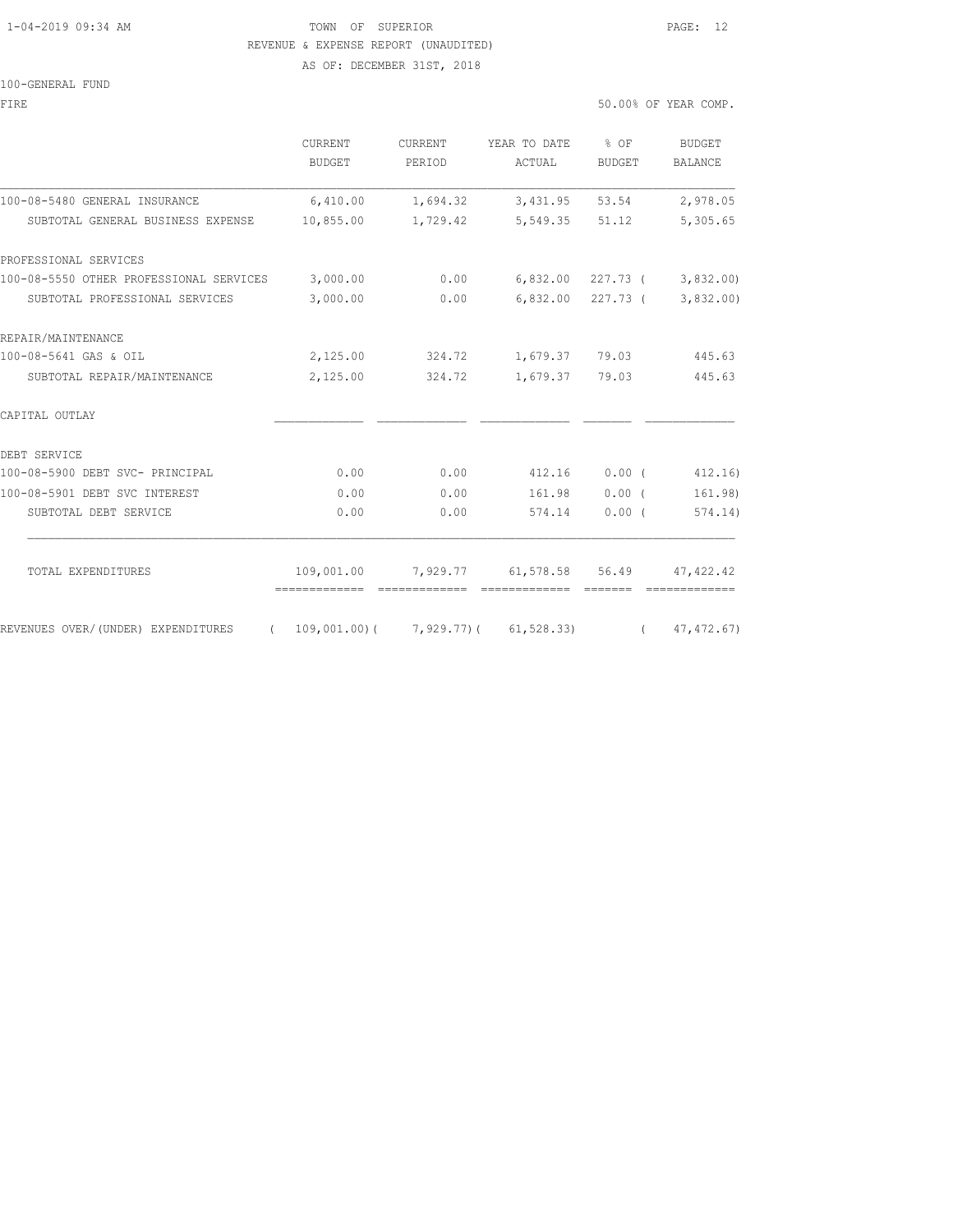TOWN OF SUPERIOR

REVENUE & EXPENSE REPORT (UNAUDITED)

AS OF: DECEMBER 31ST, 2018

100-GENERAL FUND

FIRE

50.00% OF YEAR COMP.

| | CURRENT BUDGET | CURRENT PERIOD | YEAR TO DATE ACTUAL | % OF BUDGET | BUDGET BALANCE |
|---|---|---|---|---|---|
| 100-08-5480 GENERAL INSURANCE | 6,410.00 | 1,694.32 | 3,431.95 | 53.54 | 2,978.05 |
| SUBTOTAL GENERAL BUSINESS EXPENSE | 10,855.00 | 1,729.42 | 5,549.35 | 51.12 | 5,305.65 |
| PROFESSIONAL SERVICES | | | | | |
| 100-08-5550 OTHER PROFESSIONAL SERVICES | 3,000.00 | 0.00 | 6,832.00 | 227.73 ( | 3,832.00) |
| SUBTOTAL PROFESSIONAL SERVICES | 3,000.00 | 0.00 | 6,832.00 | 227.73 ( | 3,832.00) |
| REPAIR/MAINTENANCE | | | | | |
| 100-08-5641 GAS & OIL | 2,125.00 | 324.72 | 1,679.37 | 79.03 | 445.63 |
| SUBTOTAL REPAIR/MAINTENANCE | 2,125.00 | 324.72 | 1,679.37 | 79.03 | 445.63 |
| CAPITAL OUTLAY | | | | | |
| DEBT SERVICE | | | | | |
| 100-08-5900 DEBT SVC- PRINCIPAL | 0.00 | 0.00 | 412.16 | 0.00 ( | 412.16) |
| 100-08-5901 DEBT SVC INTEREST | 0.00 | 0.00 | 161.98 | 0.00 ( | 161.98) |
| SUBTOTAL DEBT SERVICE | 0.00 | 0.00 | 574.14 | 0.00 ( | 574.14) |
| TOTAL EXPENDITURES | 109,001.00 | 7,929.77 | 61,578.58 | 56.49 | 47,422.42 |
| REVENUES OVER/(UNDER) EXPENDITURES | ( 109,001.00) | ( 7,929.77) | ( 61,528.33) | | ( 47,472.67) |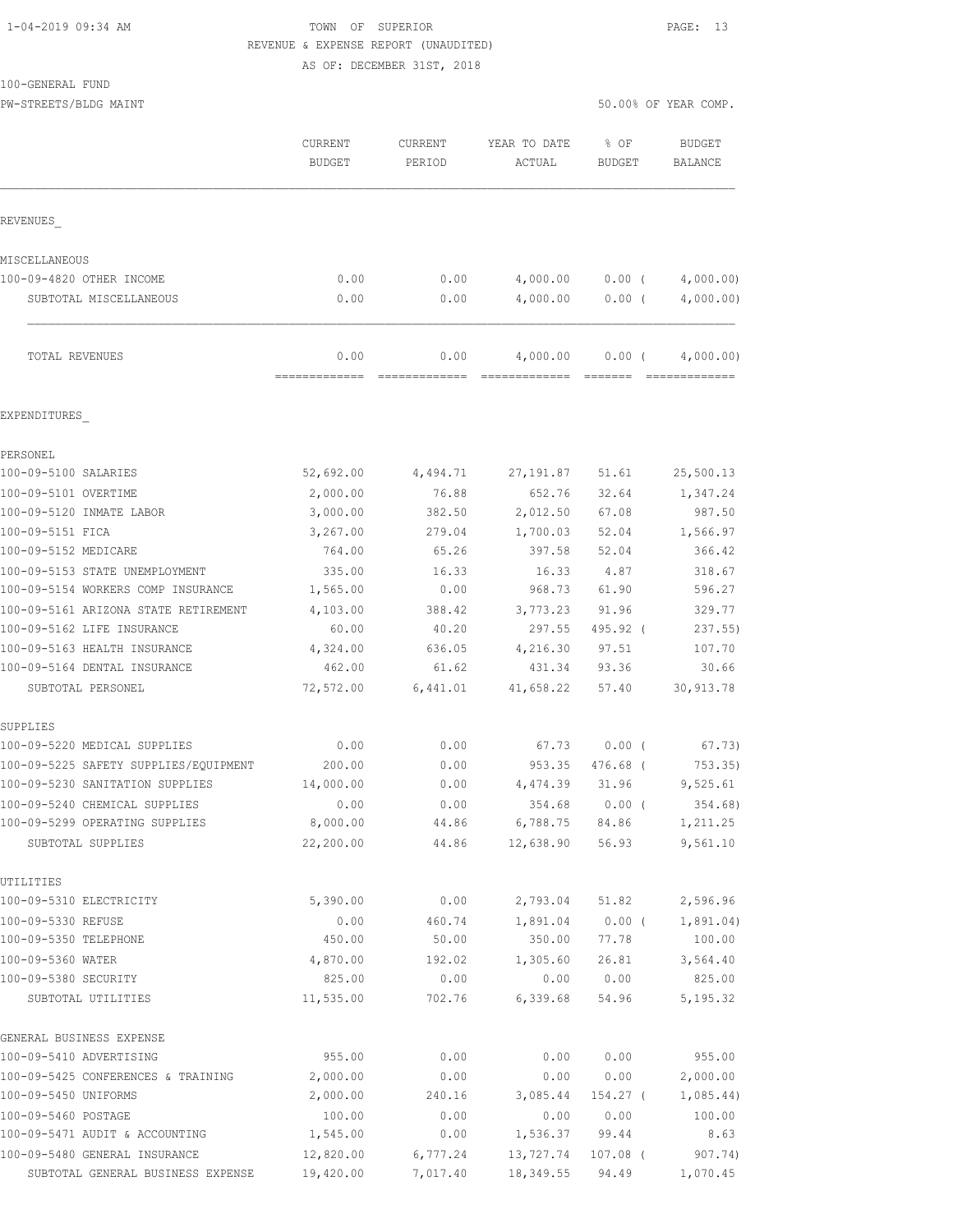TOWN OF SUPERIOR
REVENUE & EXPENSE REPORT (UNAUDITED)
AS OF: DECEMBER 31ST, 2018

100-GENERAL FUND
PW-STREETS/BLDG MAINT

50.00% OF YEAR COMP.

| | CURRENT BUDGET | CURRENT PERIOD | YEAR TO DATE ACTUAL | % OF BUDGET | BUDGET BALANCE |
|---|---|---|---|---|---|
| **REVENUES** | | | | | |
| MISCELLANEOUS | | | | | |
| 100-09-4820 OTHER INCOME | 0.00 | 0.00 | 4,000.00 | 0.00 ( | 4,000.00) |
| SUBTOTAL MISCELLANEOUS | 0.00 | 0.00 | 4,000.00 | 0.00 ( | 4,000.00) |
| TOTAL REVENUES | 0.00 | 0.00 | 4,000.00 | 0.00 ( | 4,000.00) |
| **EXPENDITURES** | | | | | |
| PERSONEL | | | | | |
| 100-09-5100 SALARIES | 52,692.00 | 4,494.71 | 27,191.87 | 51.61 | 25,500.13 |
| 100-09-5101 OVERTIME | 2,000.00 | 76.88 | 652.76 | 32.64 | 1,347.24 |
| 100-09-5120 INMATE LABOR | 3,000.00 | 382.50 | 2,012.50 | 67.08 | 987.50 |
| 100-09-5151 FICA | 3,267.00 | 279.04 | 1,700.03 | 52.04 | 1,566.97 |
| 100-09-5152 MEDICARE | 764.00 | 65.26 | 397.58 | 52.04 | 366.42 |
| 100-09-5153 STATE UNEMPLOYMENT | 335.00 | 16.33 | 16.33 | 4.87 | 318.67 |
| 100-09-5154 WORKERS COMP INSURANCE | 1,565.00 | 0.00 | 968.73 | 61.90 | 596.27 |
| 100-09-5161 ARIZONA STATE RETIREMENT | 4,103.00 | 388.42 | 3,773.23 | 91.96 | 329.77 |
| 100-09-5162 LIFE INSURANCE | 60.00 | 40.20 | 297.55 | 495.92 ( | 237.55) |
| 100-09-5163 HEALTH INSURANCE | 4,324.00 | 636.05 | 4,216.30 | 97.51 | 107.70 |
| 100-09-5164 DENTAL INSURANCE | 462.00 | 61.62 | 431.34 | 93.36 | 30.66 |
| SUBTOTAL PERSONEL | 72,572.00 | 6,441.01 | 41,658.22 | 57.40 | 30,913.78 |
| SUPPLIES | | | | | |
| 100-09-5220 MEDICAL SUPPLIES | 0.00 | 0.00 | 67.73 | 0.00 ( | 67.73) |
| 100-09-5225 SAFETY SUPPLIES/EQUIPMENT | 200.00 | 0.00 | 953.35 | 476.68 ( | 753.35) |
| 100-09-5230 SANITATION SUPPLIES | 14,000.00 | 0.00 | 4,474.39 | 31.96 | 9,525.61 |
| 100-09-5240 CHEMICAL SUPPLIES | 0.00 | 0.00 | 354.68 | 0.00 ( | 354.68) |
| 100-09-5299 OPERATING SUPPLIES | 8,000.00 | 44.86 | 6,788.75 | 84.86 | 1,211.25 |
| SUBTOTAL SUPPLIES | 22,200.00 | 44.86 | 12,638.90 | 56.93 | 9,561.10 |
| UTILITIES | | | | | |
| 100-09-5310 ELECTRICITY | 5,390.00 | 0.00 | 2,793.04 | 51.82 | 2,596.96 |
| 100-09-5330 REFUSE | 0.00 | 460.74 | 1,891.04 | 0.00 ( | 1,891.04) |
| 100-09-5350 TELEPHONE | 450.00 | 50.00 | 350.00 | 77.78 | 100.00 |
| 100-09-5360 WATER | 4,870.00 | 192.02 | 1,305.60 | 26.81 | 3,564.40 |
| 100-09-5380 SECURITY | 825.00 | 0.00 | 0.00 | 0.00 | 825.00 |
| SUBTOTAL UTILITIES | 11,535.00 | 702.76 | 6,339.68 | 54.96 | 5,195.32 |
| GENERAL BUSINESS EXPENSE | | | | | |
| 100-09-5410 ADVERTISING | 955.00 | 0.00 | 0.00 | 0.00 | 955.00 |
| 100-09-5425 CONFERENCES & TRAINING | 2,000.00 | 0.00 | 0.00 | 0.00 | 2,000.00 |
| 100-09-5450 UNIFORMS | 2,000.00 | 240.16 | 3,085.44 | 154.27 ( | 1,085.44) |
| 100-09-5460 POSTAGE | 100.00 | 0.00 | 0.00 | 0.00 | 100.00 |
| 100-09-5471 AUDIT & ACCOUNTING | 1,545.00 | 0.00 | 1,536.37 | 99.44 | 8.63 |
| 100-09-5480 GENERAL INSURANCE | 12,820.00 | 6,777.24 | 13,727.74 | 107.08 ( | 907.74) |
| SUBTOTAL GENERAL BUSINESS EXPENSE | 19,420.00 | 7,017.40 | 18,349.55 | 94.49 | 1,070.45 |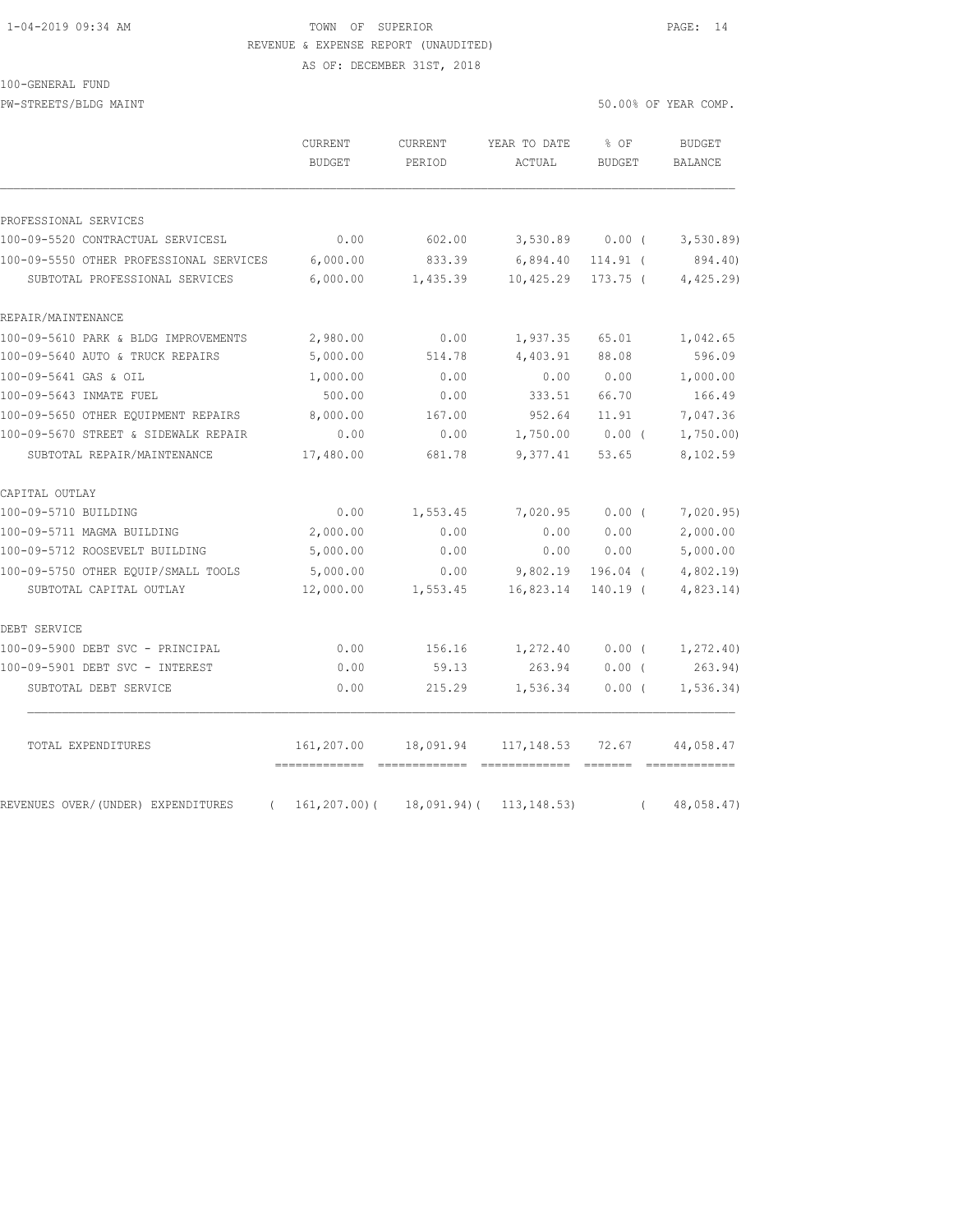TOWN OF SUPERIOR
REVENUE & EXPENSE REPORT (UNAUDITED)
AS OF: DECEMBER 31ST, 2018

100-GENERAL FUND
PW-STREETS/BLDG MAINT

50.00% OF YEAR COMP.

| | CURRENT BUDGET | CURRENT PERIOD | YEAR TO DATE ACTUAL | % OF BUDGET | BUDGET BALANCE |
|---|---|---|---|---|---|
| PROFESSIONAL SERVICES | | | | | |
| 100-09-5520 CONTRACTUAL SERVICESL | 0.00 | 602.00 | 3,530.89 | 0.00 ( | 3,530.89) |
| 100-09-5550 OTHER PROFESSIONAL SERVICES | 6,000.00 | 833.39 | 6,894.40 | 114.91 ( | 894.40) |
| SUBTOTAL PROFESSIONAL SERVICES | 6,000.00 | 1,435.39 | 10,425.29 | 173.75 ( | 4,425.29) |
| REPAIR/MAINTENANCE | | | | | |
| 100-09-5610 PARK & BLDG IMPROVEMENTS | 2,980.00 | 0.00 | 1,937.35 | 65.01 | 1,042.65 |
| 100-09-5640 AUTO & TRUCK REPAIRS | 5,000.00 | 514.78 | 4,403.91 | 88.08 | 596.09 |
| 100-09-5641 GAS & OIL | 1,000.00 | 0.00 | 0.00 | 0.00 | 1,000.00 |
| 100-09-5643 INMATE FUEL | 500.00 | 0.00 | 333.51 | 66.70 | 166.49 |
| 100-09-5650 OTHER EQUIPMENT REPAIRS | 8,000.00 | 167.00 | 952.64 | 11.91 | 7,047.36 |
| 100-09-5670 STREET & SIDEWALK REPAIR | 0.00 | 0.00 | 1,750.00 | 0.00 ( | 1,750.00) |
| SUBTOTAL REPAIR/MAINTENANCE | 17,480.00 | 681.78 | 9,377.41 | 53.65 | 8,102.59 |
| CAPITAL OUTLAY | | | | | |
| 100-09-5710 BUILDING | 0.00 | 1,553.45 | 7,020.95 | 0.00 ( | 7,020.95) |
| 100-09-5711 MAGMA BUILDING | 2,000.00 | 0.00 | 0.00 | 0.00 | 2,000.00 |
| 100-09-5712 ROOSEVELT BUILDING | 5,000.00 | 0.00 | 0.00 | 0.00 | 5,000.00 |
| 100-09-5750 OTHER EQUIP/SMALL TOOLS | 5,000.00 | 0.00 | 9,802.19 | 196.04 ( | 4,802.19) |
| SUBTOTAL CAPITAL OUTLAY | 12,000.00 | 1,553.45 | 16,823.14 | 140.19 ( | 4,823.14) |
| DEBT SERVICE | | | | | |
| 100-09-5900 DEBT SVC - PRINCIPAL | 0.00 | 156.16 | 1,272.40 | 0.00 ( | 1,272.40) |
| 100-09-5901 DEBT SVC - INTEREST | 0.00 | 59.13 | 263.94 | 0.00 ( | 263.94) |
| SUBTOTAL DEBT SERVICE | 0.00 | 215.29 | 1,536.34 | 0.00 ( | 1,536.34) |
| TOTAL EXPENDITURES | 161,207.00 | 18,091.94 | 117,148.53 | 72.67 | 44,058.47 |
| REVENUES OVER/(UNDER) EXPENDITURES | ( 161,207.00)( | 18,091.94)( | 113,148.53) | ( | 48,058.47) |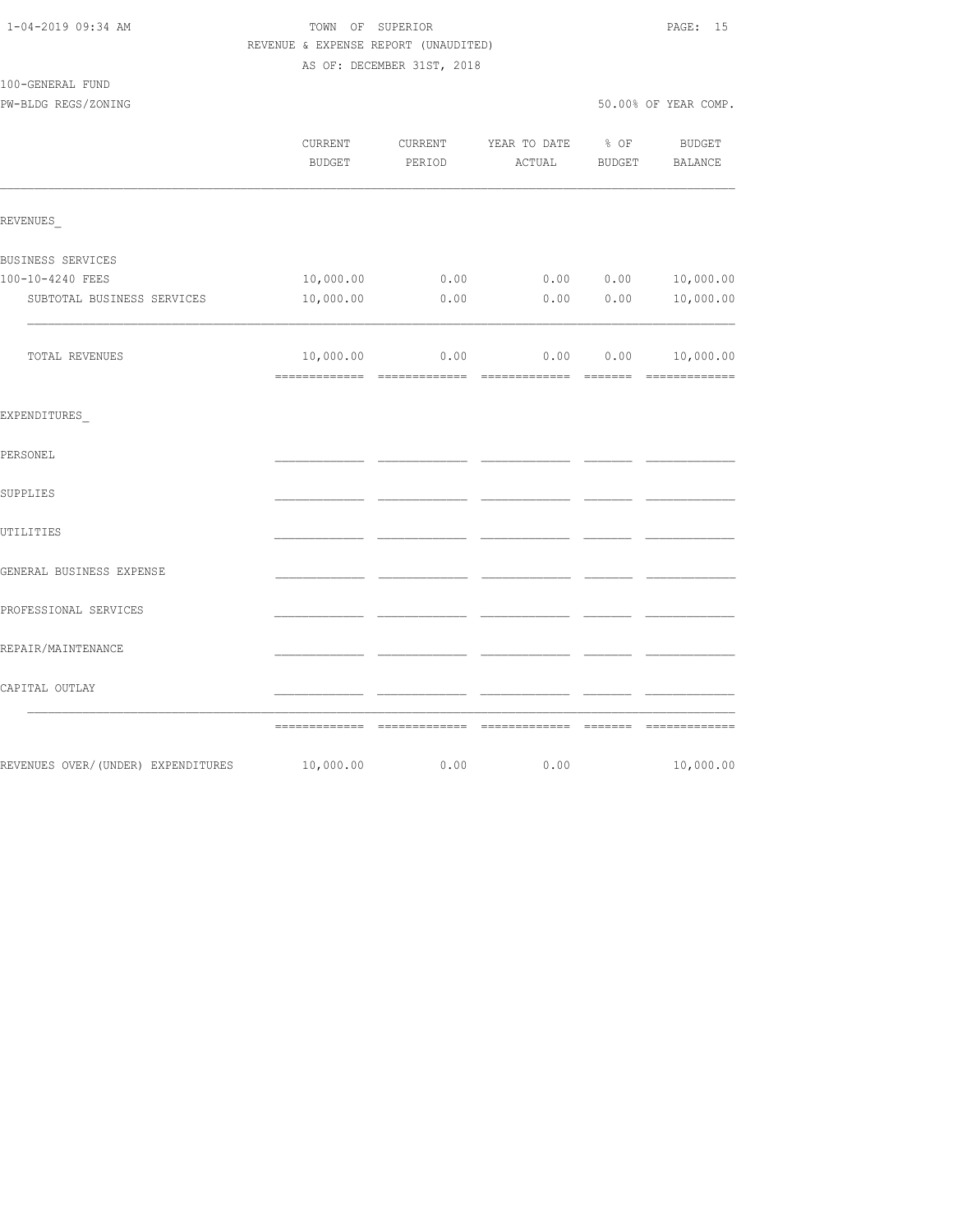TOWN OF SUPERIOR
REVENUE & EXPENSE REPORT (UNAUDITED)
AS OF: DECEMBER 31ST, 2018

100-GENERAL FUND
PW-BLDG REGS/ZONING

50.00% OF YEAR COMP.

| | CURRENT BUDGET | CURRENT PERIOD | YEAR TO DATE ACTUAL | % OF BUDGET | BUDGET BALANCE |
|---|---|---|---|---|---|
| REVENUES_ | | | | | |
| BUSINESS SERVICES | | | | | |
| 100-10-4240 FEES | 10,000.00 | 0.00 | 0.00 | 0.00 | 10,000.00 |
| SUBTOTAL BUSINESS SERVICES | 10,000.00 | 0.00 | 0.00 | 0.00 | 10,000.00 |
| TOTAL REVENUES | 10,000.00 | 0.00 | 0.00 | 0.00 | 10,000.00 |
| EXPENDITURES_ | | | | | |
| PERSONEL | | | | | |
| SUPPLIES | | | | | |
| UTILITIES | | | | | |
| GENERAL BUSINESS EXPENSE | | | | | |
| PROFESSIONAL SERVICES | | | | | |
| REPAIR/MAINTENANCE | | | | | |
| CAPITAL OUTLAY | | | | | |
| REVENUES OVER/(UNDER) EXPENDITURES | 10,000.00 | 0.00 | 0.00 | | 10,000.00 |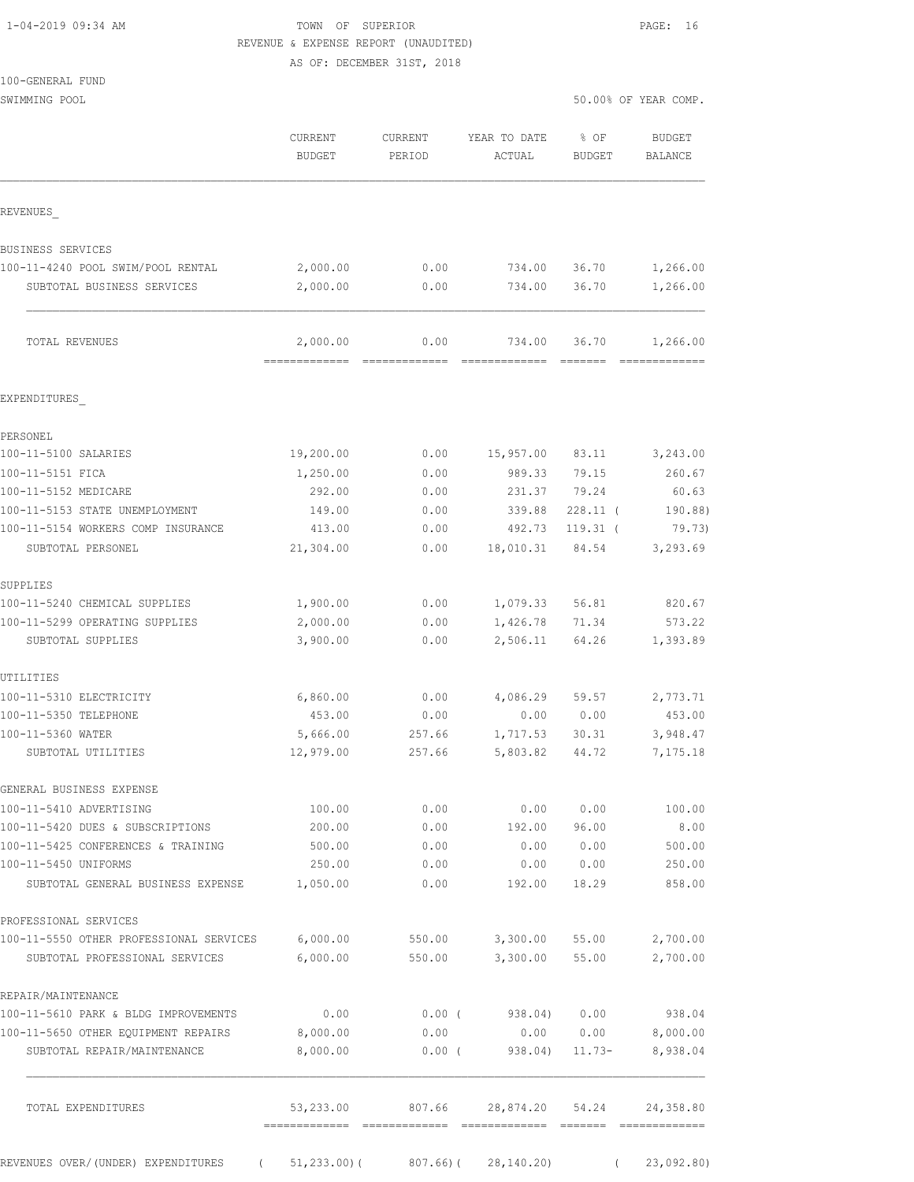1-04-2019 09:34 AM

TOWN OF SUPERIOR

REVENUE & EXPENSE REPORT (UNAUDITED)

AS OF: DECEMBER 31ST, 2018

100-GENERAL FUND

SWIMMING POOL

50.00% OF YEAR COMP.

| | CURRENT BUDGET | CURRENT PERIOD | YEAR TO DATE ACTUAL | % OF BUDGET | BUDGET BALANCE |
|---|---|---|---|---|---|
| **REVENUES** | | | | | |
| BUSINESS SERVICES | | | | | |
| 100-11-4240 POOL SWIM/POOL RENTAL | 2,000.00 | 0.00 | 734.00 | 36.70 | 1,266.00 |
| SUBTOTAL BUSINESS SERVICES | 2,000.00 | 0.00 | 734.00 | 36.70 | 1,266.00 |
| TOTAL REVENUES | 2,000.00 | 0.00 | 734.00 | 36.70 | 1,266.00 |
| **EXPENDITURES** | | | | | |
| PERSONEL | | | | | |
| 100-11-5100 SALARIES | 19,200.00 | 0.00 | 15,957.00 | 83.11 | 3,243.00 |
| 100-11-5151 FICA | 1,250.00 | 0.00 | 989.33 | 79.15 | 260.67 |
| 100-11-5152 MEDICARE | 292.00 | 0.00 | 231.37 | 79.24 | 60.63 |
| 100-11-5153 STATE UNEMPLOYMENT | 149.00 | 0.00 | 339.88 | 228.11 | ( 190.88) |
| 100-11-5154 WORKERS COMP INSURANCE | 413.00 | 0.00 | 492.73 | 119.31 | ( 79.73) |
| SUBTOTAL PERSONEL | 21,304.00 | 0.00 | 18,010.31 | 84.54 | 3,293.69 |
| SUPPLIES | | | | | |
| 100-11-5240 CHEMICAL SUPPLIES | 1,900.00 | 0.00 | 1,079.33 | 56.81 | 820.67 |
| 100-11-5299 OPERATING SUPPLIES | 2,000.00 | 0.00 | 1,426.78 | 71.34 | 573.22 |
| SUBTOTAL SUPPLIES | 3,900.00 | 0.00 | 2,506.11 | 64.26 | 1,393.89 |
| UTILITIES | | | | | |
| 100-11-5310 ELECTRICITY | 6,860.00 | 0.00 | 4,086.29 | 59.57 | 2,773.71 |
| 100-11-5350 TELEPHONE | 453.00 | 0.00 | 0.00 | 0.00 | 453.00 |
| 100-11-5360 WATER | 5,666.00 | 257.66 | 1,717.53 | 30.31 | 3,948.47 |
| SUBTOTAL UTILITIES | 12,979.00 | 257.66 | 5,803.82 | 44.72 | 7,175.18 |
| GENERAL BUSINESS EXPENSE | | | | | |
| 100-11-5410 ADVERTISING | 100.00 | 0.00 | 0.00 | 0.00 | 100.00 |
| 100-11-5420 DUES & SUBSCRIPTIONS | 200.00 | 0.00 | 192.00 | 96.00 | 8.00 |
| 100-11-5425 CONFERENCES & TRAINING | 500.00 | 0.00 | 0.00 | 0.00 | 500.00 |
| 100-11-5450 UNIFORMS | 250.00 | 0.00 | 0.00 | 0.00 | 250.00 |
| SUBTOTAL GENERAL BUSINESS EXPENSE | 1,050.00 | 0.00 | 192.00 | 18.29 | 858.00 |
| PROFESSIONAL SERVICES | | | | | |
| 100-11-5550 OTHER PROFESSIONAL SERVICES | 6,000.00 | 550.00 | 3,300.00 | 55.00 | 2,700.00 |
| SUBTOTAL PROFESSIONAL SERVICES | 6,000.00 | 550.00 | 3,300.00 | 55.00 | 2,700.00 |
| REPAIR/MAINTENANCE | | | | | |
| 100-11-5610 PARK & BLDG IMPROVEMENTS | 0.00 | 0.00 | ( 938.04) | 0.00 | 938.04 |
| 100-11-5650 OTHER EQUIPMENT REPAIRS | 8,000.00 | 0.00 | 0.00 | 0.00 | 8,000.00 |
| SUBTOTAL REPAIR/MAINTENANCE | 8,000.00 | 0.00 | ( 938.04) | 11.73- | 8,938.04 |
| TOTAL EXPENDITURES | 53,233.00 | 807.66 | 28,874.20 | 54.24 | 24,358.80 |
| REVENUES OVER/(UNDER) EXPENDITURES | ( 51,233.00) | ( 807.66) | ( 28,140.20) | | ( 23,092.80) |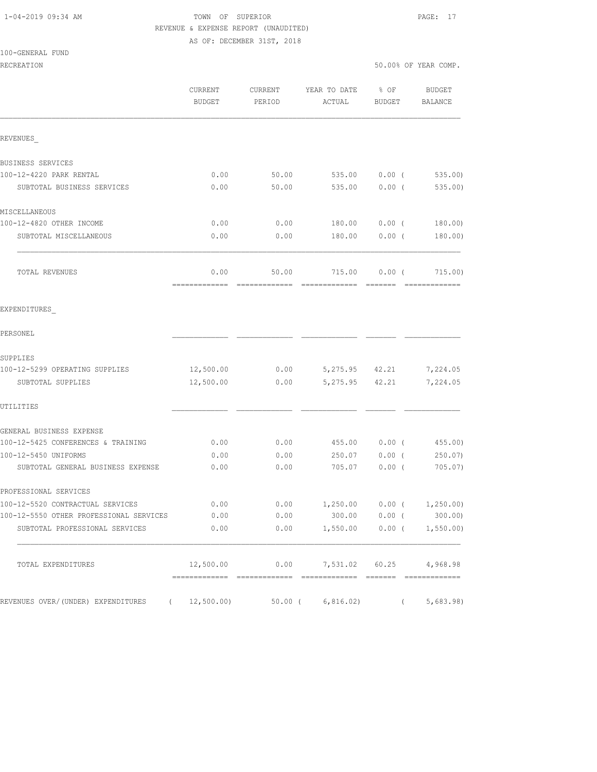TOWN OF SUPERIOR
REVENUE & EXPENSE REPORT (UNAUDITED)
AS OF: DECEMBER 31ST, 2018

100-GENERAL FUND
RECREATION

50.00% OF YEAR COMP.

| | CURRENT BUDGET | CURRENT PERIOD | YEAR TO DATE ACTUAL | % OF BUDGET | BUDGET BALANCE |
|---|---|---|---|---|---|
| **REVENUES_** | | | | | |
| BUSINESS SERVICES | | | | | |
| 100-12-4220 PARK RENTAL | 0.00 | 50.00 | 535.00 | 0.00 | ( 535.00) |
| SUBTOTAL BUSINESS SERVICES | 0.00 | 50.00 | 535.00 | 0.00 | ( 535.00) |
| MISCELLANEOUS | | | | | |
| 100-12-4820 OTHER INCOME | 0.00 | 0.00 | 180.00 | 0.00 | ( 180.00) |
| SUBTOTAL MISCELLANEOUS | 0.00 | 0.00 | 180.00 | 0.00 | ( 180.00) |
| TOTAL REVENUES | 0.00 | 50.00 | 715.00 | 0.00 | ( 715.00) |
| **EXPENDITURES_** | | | | | |
| PERSONEL | | | | | |
| SUPPLIES | | | | | |
| 100-12-5299 OPERATING SUPPLIES | 12,500.00 | 0.00 | 5,275.95 | 42.21 | 7,224.05 |
| SUBTOTAL SUPPLIES | 12,500.00 | 0.00 | 5,275.95 | 42.21 | 7,224.05 |
| UTILITIES | | | | | |
| GENERAL BUSINESS EXPENSE | | | | | |
| 100-12-5425 CONFERENCES & TRAINING | 0.00 | 0.00 | 455.00 | 0.00 | ( 455.00) |
| 100-12-5450 UNIFORMS | 0.00 | 0.00 | 250.07 | 0.00 | ( 250.07) |
| SUBTOTAL GENERAL BUSINESS EXPENSE | 0.00 | 0.00 | 705.07 | 0.00 | ( 705.07) |
| PROFESSIONAL SERVICES | | | | | |
| 100-12-5520 CONTRACTUAL SERVICES | 0.00 | 0.00 | 1,250.00 | 0.00 | ( 1,250.00) |
| 100-12-5550 OTHER PROFESSIONAL SERVICES | 0.00 | 0.00 | 300.00 | 0.00 | ( 300.00) |
| SUBTOTAL PROFESSIONAL SERVICES | 0.00 | 0.00 | 1,550.00 | 0.00 | ( 1,550.00) |
| TOTAL EXPENDITURES | 12,500.00 | 0.00 | 7,531.02 | 60.25 | 4,968.98 |
| REVENUES OVER/(UNDER) EXPENDITURES | ( 12,500.00) | 50.00 | ( 6,816.02) | | ( 5,683.98) |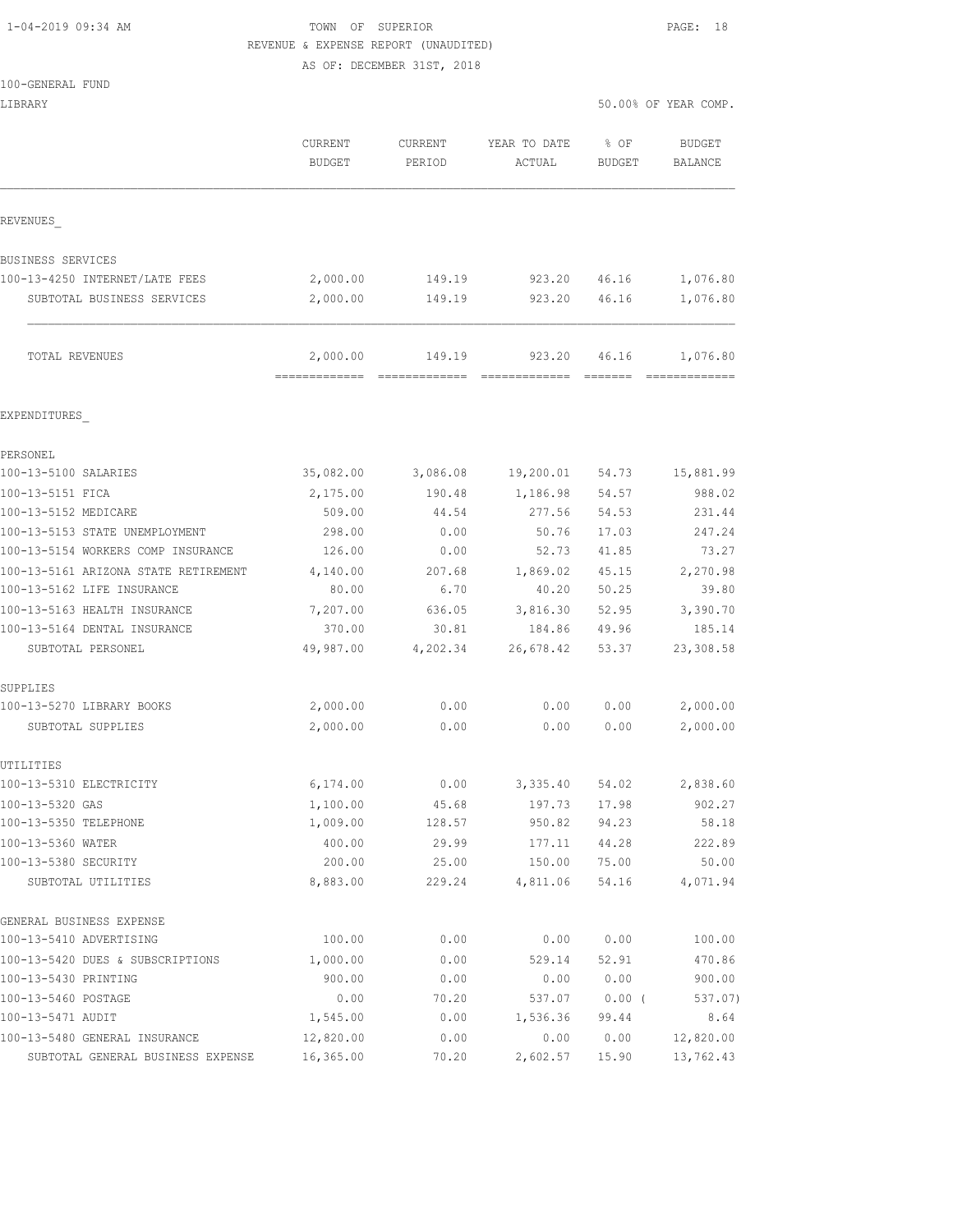1-04-2019 09:34 AM

TOWN OF SUPERIOR

REVENUE & EXPENSE REPORT (UNAUDITED)

AS OF: DECEMBER 31ST, 2018

100-GENERAL FUND

LIBRARY

50.00% OF YEAR COMP.

| | CURRENT BUDGET | CURRENT PERIOD | YEAR TO DATE ACTUAL | % OF BUDGET | BUDGET BALANCE |
|---|---|---|---|---|---|
| REVENUES_ | | | | | |
| BUSINESS SERVICES | | | | | |
| 100-13-4250 INTERNET/LATE FEES | 2,000.00 | 149.19 | 923.20 | 46.16 | 1,076.80 |
| SUBTOTAL BUSINESS SERVICES | 2,000.00 | 149.19 | 923.20 | 46.16 | 1,076.80 |
| TOTAL REVENUES | 2,000.00 | 149.19 | 923.20 | 46.16 | 1,076.80 |
| EXPENDITURES_ | | | | | |
| PERSONEL | | | | | |
| 100-13-5100 SALARIES | 35,082.00 | 3,086.08 | 19,200.01 | 54.73 | 15,881.99 |
| 100-13-5151 FICA | 2,175.00 | 190.48 | 1,186.98 | 54.57 | 988.02 |
| 100-13-5152 MEDICARE | 509.00 | 44.54 | 277.56 | 54.53 | 231.44 |
| 100-13-5153 STATE UNEMPLOYMENT | 298.00 | 0.00 | 50.76 | 17.03 | 247.24 |
| 100-13-5154 WORKERS COMP INSURANCE | 126.00 | 0.00 | 52.73 | 41.85 | 73.27 |
| 100-13-5161 ARIZONA STATE RETIREMENT | 4,140.00 | 207.68 | 1,869.02 | 45.15 | 2,270.98 |
| 100-13-5162 LIFE INSURANCE | 80.00 | 6.70 | 40.20 | 50.25 | 39.80 |
| 100-13-5163 HEALTH INSURANCE | 7,207.00 | 636.05 | 3,816.30 | 52.95 | 3,390.70 |
| 100-13-5164 DENTAL INSURANCE | 370.00 | 30.81 | 184.86 | 49.96 | 185.14 |
| SUBTOTAL PERSONEL | 49,987.00 | 4,202.34 | 26,678.42 | 53.37 | 23,308.58 |
| SUPPLIES | | | | | |
| 100-13-5270 LIBRARY BOOKS | 2,000.00 | 0.00 | 0.00 | 0.00 | 2,000.00 |
| SUBTOTAL SUPPLIES | 2,000.00 | 0.00 | 0.00 | 0.00 | 2,000.00 |
| UTILITIES | | | | | |
| 100-13-5310 ELECTRICITY | 6,174.00 | 0.00 | 3,335.40 | 54.02 | 2,838.60 |
| 100-13-5320 GAS | 1,100.00 | 45.68 | 197.73 | 17.98 | 902.27 |
| 100-13-5350 TELEPHONE | 1,009.00 | 128.57 | 950.82 | 94.23 | 58.18 |
| 100-13-5360 WATER | 400.00 | 29.99 | 177.11 | 44.28 | 222.89 |
| 100-13-5380 SECURITY | 200.00 | 25.00 | 150.00 | 75.00 | 50.00 |
| SUBTOTAL UTILITIES | 8,883.00 | 229.24 | 4,811.06 | 54.16 | 4,071.94 |
| GENERAL BUSINESS EXPENSE | | | | | |
| 100-13-5410 ADVERTISING | 100.00 | 0.00 | 0.00 | 0.00 | 100.00 |
| 100-13-5420 DUES & SUBSCRIPTIONS | 1,000.00 | 0.00 | 529.14 | 52.91 | 470.86 |
| 100-13-5430 PRINTING | 900.00 | 0.00 | 0.00 | 0.00 | 900.00 |
| 100-13-5460 POSTAGE | 0.00 | 70.20 | 537.07 | 0.00 | ( 537.07) |
| 100-13-5471 AUDIT | 1,545.00 | 0.00 | 1,536.36 | 99.44 | 8.64 |
| 100-13-5480 GENERAL INSURANCE | 12,820.00 | 0.00 | 0.00 | 0.00 | 12,820.00 |
| SUBTOTAL GENERAL BUSINESS EXPENSE | 16,365.00 | 70.20 | 2,602.57 | 15.90 | 13,762.43 |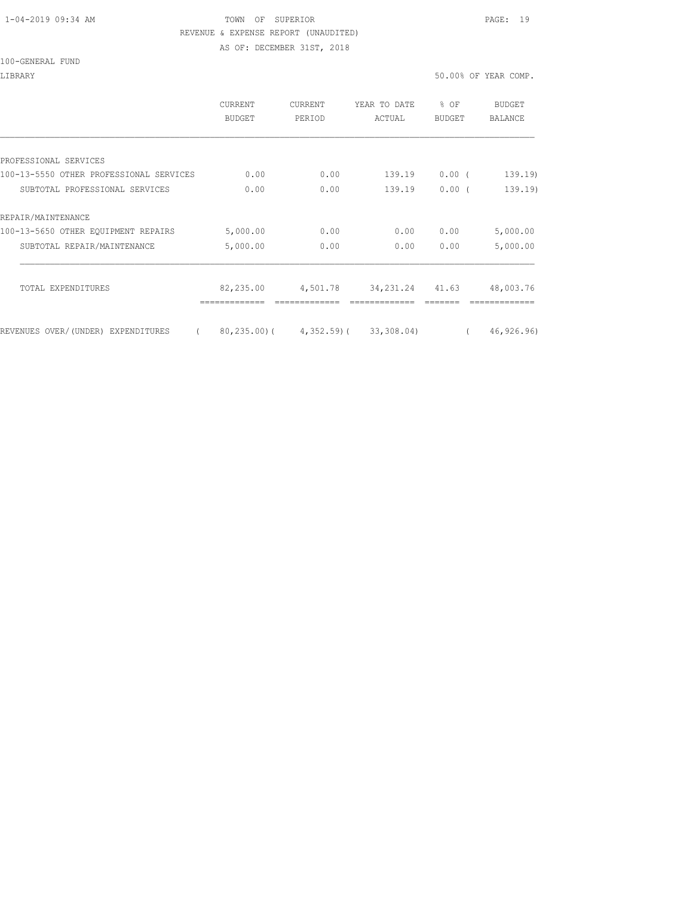TOWN OF SUPERIOR

REVENUE & EXPENSE REPORT (UNAUDITED)

AS OF: DECEMBER 31ST, 2018

100-GENERAL FUND

LIBRARY — 50.00% OF YEAR COMP.

| | CURRENT BUDGET | CURRENT PERIOD | YEAR TO DATE ACTUAL | % OF BUDGET | BUDGET BALANCE |
|---|---|---|---|---|---|
| PROFESSIONAL SERVICES | | | | | |
| 100-13-5550 OTHER PROFESSIONAL SERVICES | 0.00 | 0.00 | 139.19 | 0.00 | ( 139.19) |
| SUBTOTAL PROFESSIONAL SERVICES | 0.00 | 0.00 | 139.19 | 0.00 | ( 139.19) |
| REPAIR/MAINTENANCE | | | | | |
| 100-13-5650 OTHER EQUIPMENT REPAIRS | 5,000.00 | 0.00 | 0.00 | 0.00 | 5,000.00 |
| SUBTOTAL REPAIR/MAINTENANCE | 5,000.00 | 0.00 | 0.00 | 0.00 | 5,000.00 |
| TOTAL EXPENDITURES | 82,235.00 | 4,501.78 | 34,231.24 | 41.63 | 48,003.76 |
| REVENUES OVER/(UNDER) EXPENDITURES | ( 80,235.00) | ( 4,352.59) | ( 33,308.04) | | ( 46,926.96) |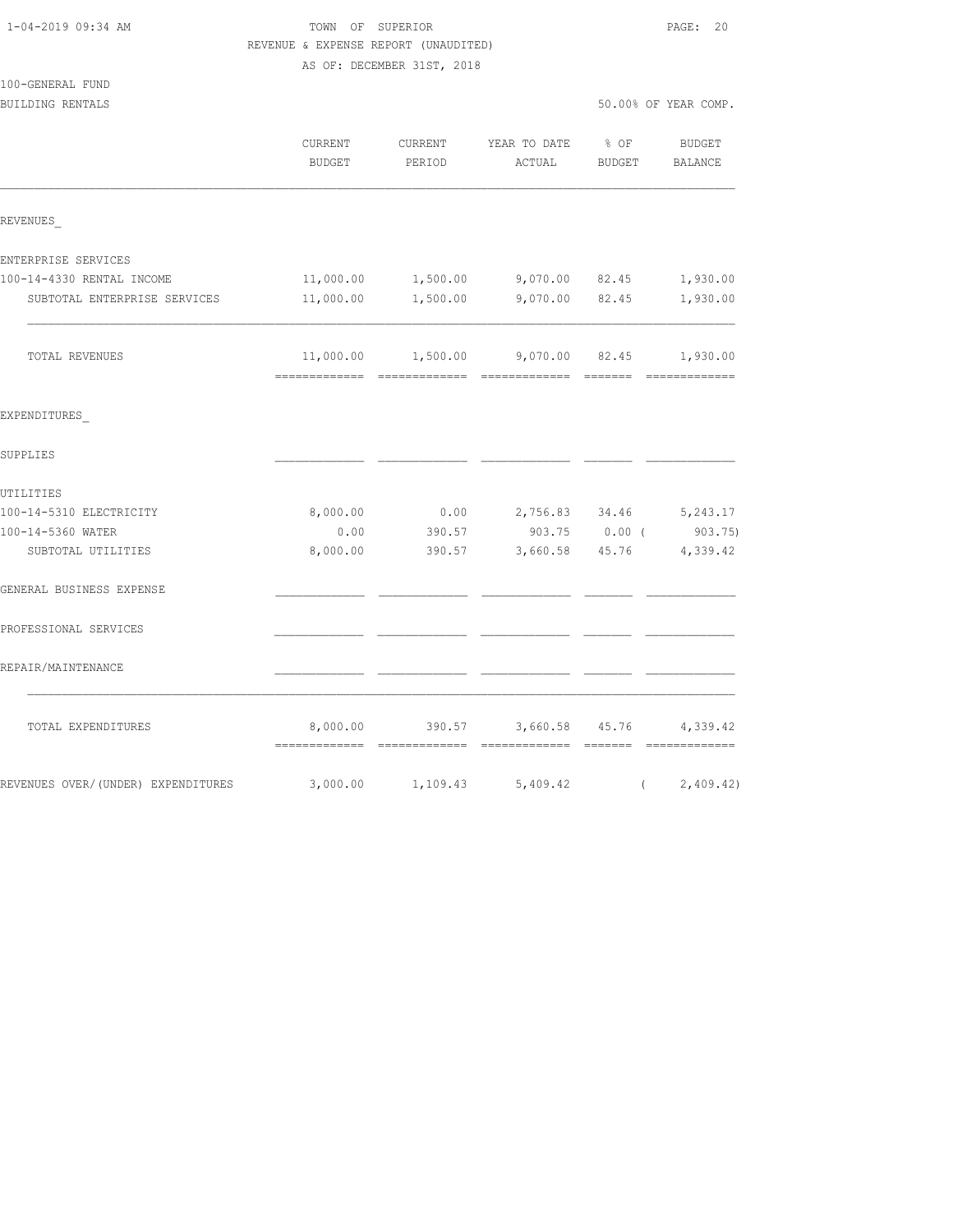1-04-2019 09:34 AM

TOWN OF SUPERIOR

REVENUE & EXPENSE REPORT (UNAUDITED)

AS OF: DECEMBER 31ST, 2018

100-GENERAL FUND

BUILDING RENTALS

50.00% OF YEAR COMP.

| | CURRENT BUDGET | CURRENT PERIOD | YEAR TO DATE ACTUAL | % OF BUDGET | BUDGET BALANCE |
|---|---|---|---|---|---|
| REVENUES_ | | | | | |
| ENTERPRISE SERVICES | | | | | |
| 100-14-4330 RENTAL INCOME | 11,000.00 | 1,500.00 | 9,070.00 | 82.45 | 1,930.00 |
| SUBTOTAL ENTERPRISE SERVICES | 11,000.00 | 1,500.00 | 9,070.00 | 82.45 | 1,930.00 |
| TOTAL REVENUES | 11,000.00 | 1,500.00 | 9,070.00 | 82.45 | 1,930.00 |
| EXPENDITURES_ | | | | | |
| SUPPLIES | | | | | |
| UTILITIES | | | | | |
| 100-14-5310 ELECTRICITY | 8,000.00 | 0.00 | 2,756.83 | 34.46 | 5,243.17 |
| 100-14-5360 WATER | 0.00 | 390.57 | 903.75 | 0.00 | ( 903.75) |
| SUBTOTAL UTILITIES | 8,000.00 | 390.57 | 3,660.58 | 45.76 | 4,339.42 |
| GENERAL BUSINESS EXPENSE | | | | | |
| PROFESSIONAL SERVICES | | | | | |
| REPAIR/MAINTENANCE | | | | | |
| TOTAL EXPENDITURES | 8,000.00 | 390.57 | 3,660.58 | 45.76 | 4,339.42 |
| REVENUES OVER/(UNDER) EXPENDITURES | 3,000.00 | 1,109.43 | 5,409.42 | | ( 2,409.42) |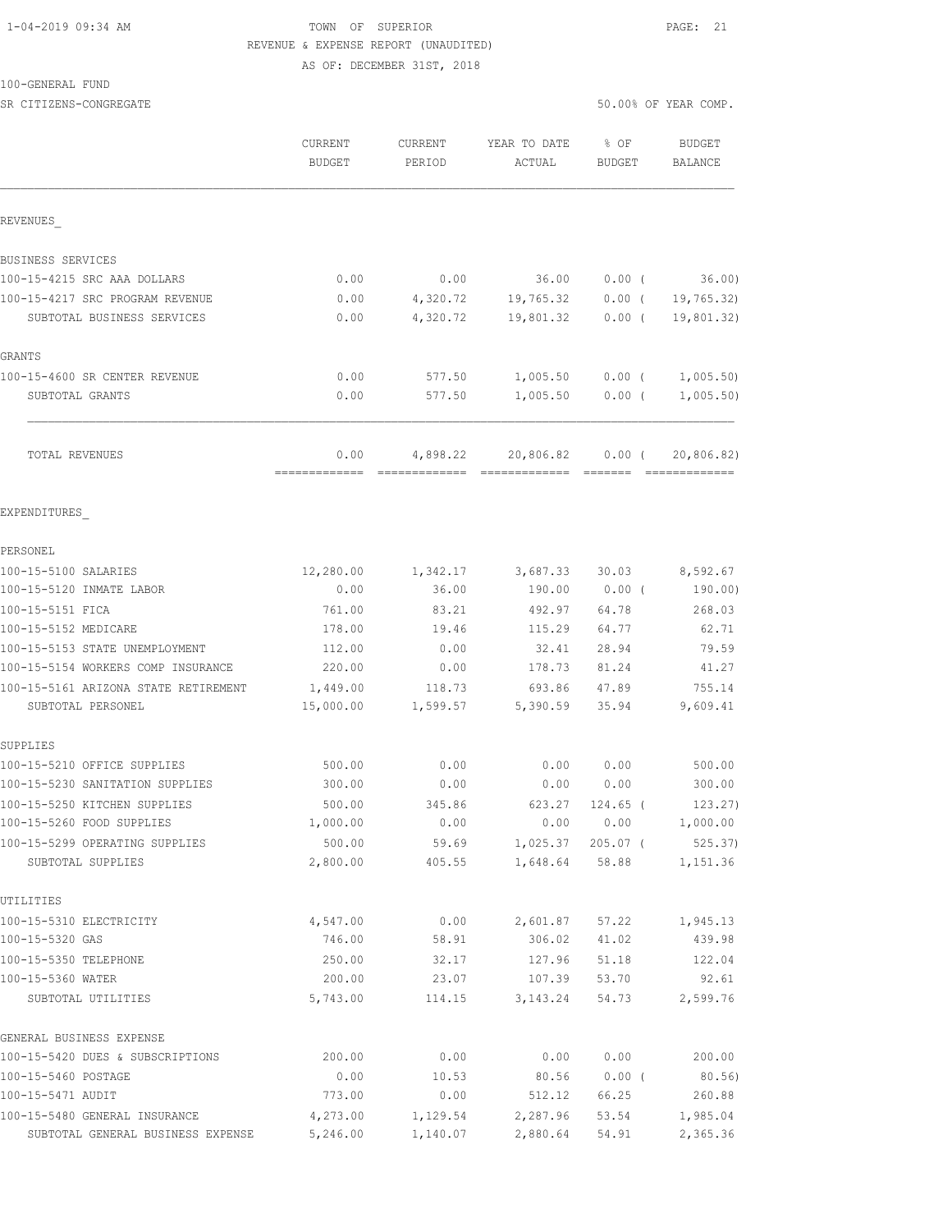TOWN OF SUPERIOR
REVENUE & EXPENSE REPORT (UNAUDITED)
AS OF: DECEMBER 31ST, 2018

100-GENERAL FUND
SR CITIZENS-CONGREGATE

50.00% OF YEAR COMP.

| | CURRENT BUDGET | CURRENT PERIOD | YEAR TO DATE ACTUAL | % OF BUDGET | BUDGET BALANCE |
|---|---|---|---|---|---|
| **REVENUES** | | | | | |
| **BUSINESS SERVICES** | | | | | |
| 100-15-4215 SRC AAA DOLLARS | 0.00 | 0.00 | 36.00 | 0.00 ( | 36.00) |
| 100-15-4217 SRC PROGRAM REVENUE | 0.00 | 4,320.72 | 19,765.32 | 0.00 ( | 19,765.32) |
| SUBTOTAL BUSINESS SERVICES | 0.00 | 4,320.72 | 19,801.32 | 0.00 ( | 19,801.32) |
| **GRANTS** | | | | | |
| 100-15-4600 SR CENTER REVENUE | 0.00 | 577.50 | 1,005.50 | 0.00 ( | 1,005.50) |
| SUBTOTAL GRANTS | 0.00 | 577.50 | 1,005.50 | 0.00 ( | 1,005.50) |
| TOTAL REVENUES | 0.00 | 4,898.22 | 20,806.82 | 0.00 ( | 20,806.82) |
| **EXPENDITURES** | | | | | |
| **PERSONEL** | | | | | |
| 100-15-5100 SALARIES | 12,280.00 | 1,342.17 | 3,687.33 | 30.03 | 8,592.67 |
| 100-15-5120 INMATE LABOR | 0.00 | 36.00 | 190.00 | 0.00 ( | 190.00) |
| 100-15-5151 FICA | 761.00 | 83.21 | 492.97 | 64.78 | 268.03 |
| 100-15-5152 MEDICARE | 178.00 | 19.46 | 115.29 | 64.77 | 62.71 |
| 100-15-5153 STATE UNEMPLOYMENT | 112.00 | 0.00 | 32.41 | 28.94 | 79.59 |
| 100-15-5154 WORKERS COMP INSURANCE | 220.00 | 0.00 | 178.73 | 81.24 | 41.27 |
| 100-15-5161 ARIZONA STATE RETIREMENT | 1,449.00 | 118.73 | 693.86 | 47.89 | 755.14 |
| SUBTOTAL PERSONEL | 15,000.00 | 1,599.57 | 5,390.59 | 35.94 | 9,609.41 |
| **SUPPLIES** | | | | | |
| 100-15-5210 OFFICE SUPPLIES | 500.00 | 0.00 | 0.00 | 0.00 | 500.00 |
| 100-15-5230 SANITATION SUPPLIES | 300.00 | 0.00 | 0.00 | 0.00 | 300.00 |
| 100-15-5250 KITCHEN SUPPLIES | 500.00 | 345.86 | 623.27 | 124.65 ( | 123.27) |
| 100-15-5260 FOOD SUPPLIES | 1,000.00 | 0.00 | 0.00 | 0.00 | 1,000.00 |
| 100-15-5299 OPERATING SUPPLIES | 500.00 | 59.69 | 1,025.37 | 205.07 ( | 525.37) |
| SUBTOTAL SUPPLIES | 2,800.00 | 405.55 | 1,648.64 | 58.88 | 1,151.36 |
| **UTILITIES** | | | | | |
| 100-15-5310 ELECTRICITY | 4,547.00 | 0.00 | 2,601.87 | 57.22 | 1,945.13 |
| 100-15-5320 GAS | 746.00 | 58.91 | 306.02 | 41.02 | 439.98 |
| 100-15-5350 TELEPHONE | 250.00 | 32.17 | 127.96 | 51.18 | 122.04 |
| 100-15-5360 WATER | 200.00 | 23.07 | 107.39 | 53.70 | 92.61 |
| SUBTOTAL UTILITIES | 5,743.00 | 114.15 | 3,143.24 | 54.73 | 2,599.76 |
| **GENERAL BUSINESS EXPENSE** | | | | | |
| 100-15-5420 DUES & SUBSCRIPTIONS | 200.00 | 0.00 | 0.00 | 0.00 | 200.00 |
| 100-15-5460 POSTAGE | 0.00 | 10.53 | 80.56 | 0.00 ( | 80.56) |
| 100-15-5471 AUDIT | 773.00 | 0.00 | 512.12 | 66.25 | 260.88 |
| 100-15-5480 GENERAL INSURANCE | 4,273.00 | 1,129.54 | 2,287.96 | 53.54 | 1,985.04 |
| SUBTOTAL GENERAL BUSINESS EXPENSE | 5,246.00 | 1,140.07 | 2,880.64 | 54.91 | 2,365.36 |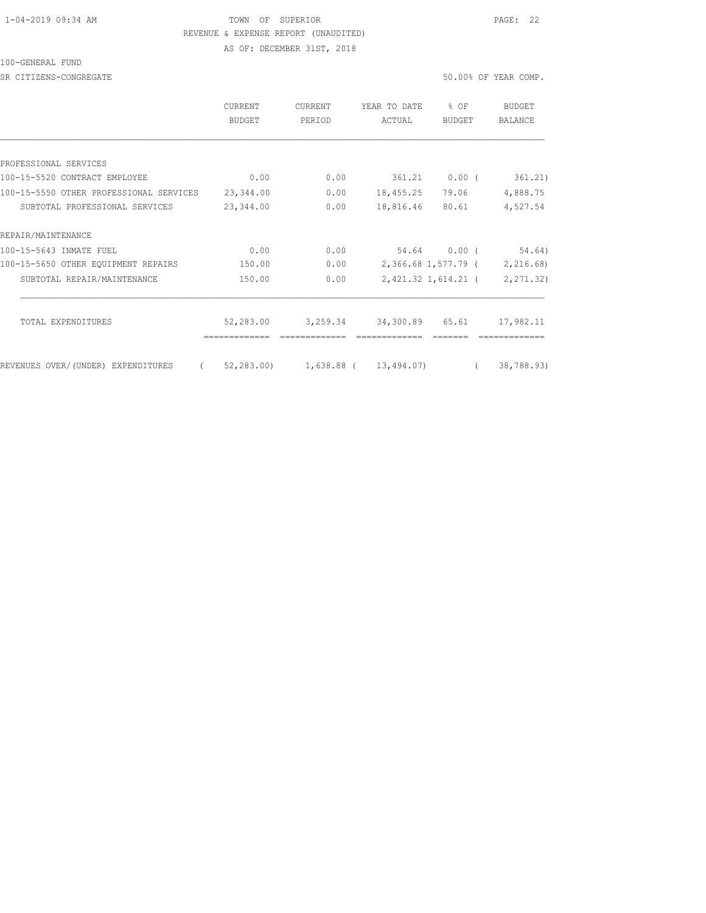TOWN OF SUPERIOR
REVENUE & EXPENSE REPORT (UNAUDITED)
AS OF: DECEMBER 31ST, 2018

100-GENERAL FUND

SR CITIZENS-CONGREGATE

50.00% OF YEAR COMP.

| | CURRENT BUDGET | CURRENT PERIOD | YEAR TO DATE ACTUAL | % OF BUDGET | BUDGET BALANCE |
|---|---|---|---|---|---|
| PROFESSIONAL SERVICES | | | | | |
| 100-15-5520 CONTRACT EMPLOYEE | 0.00 | 0.00 | 361.21 | 0.00 | ( 361.21) |
| 100-15-5550 OTHER PROFESSIONAL SERVICES | 23,344.00 | 0.00 | 18,455.25 | 79.06 | 4,888.75 |
| SUBTOTAL PROFESSIONAL SERVICES | 23,344.00 | 0.00 | 18,816.46 | 80.61 | 4,527.54 |
| REPAIR/MAINTENANCE | | | | | |
| 100-15-5643 INMATE FUEL | 0.00 | 0.00 | 54.64 | 0.00 | ( 54.64) |
| 100-15-5650 OTHER EQUIPMENT REPAIRS | 150.00 | 0.00 | 2,366.68 | 1,577.79 | ( 2,216.68) |
| SUBTOTAL REPAIR/MAINTENANCE | 150.00 | 0.00 | 2,421.32 | 1,614.21 | ( 2,271.32) |
| TOTAL EXPENDITURES | 52,283.00 | 3,259.34 | 34,300.89 | 65.61 | 17,982.11 |
| REVENUES OVER/(UNDER) EXPENDITURES | ( 52,283.00) | 1,638.88 | ( 13,494.07) | | ( 38,788.93) |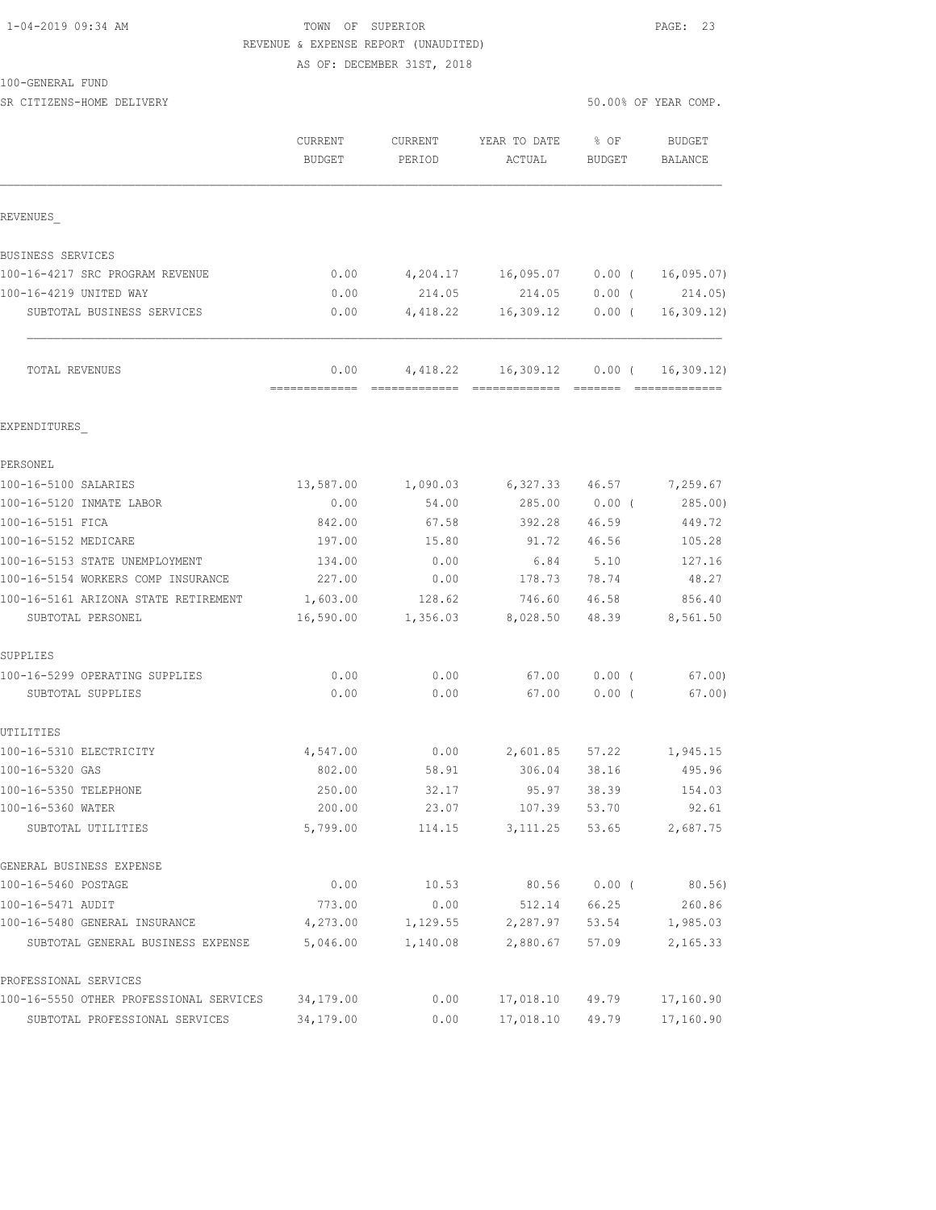1-04-2019 09:34 AM

TOWN OF SUPERIOR

REVENUE & EXPENSE REPORT (UNAUDITED)

AS OF: DECEMBER 31ST, 2018

100-GENERAL FUND

SR CITIZENS-HOME DELIVERY

50.00% OF YEAR COMP.

| | CURRENT BUDGET | CURRENT PERIOD | YEAR TO DATE ACTUAL | % OF BUDGET | BUDGET BALANCE |
|---|---|---|---|---|---|
| **REVENUES** | | | | | |
| BUSINESS SERVICES | | | | | |
| 100-16-4217 SRC PROGRAM REVENUE | 0.00 | 4,204.17 | 16,095.07 | 0.00 ( | 16,095.07) |
| 100-16-4219 UNITED WAY | 0.00 | 214.05 | 214.05 | 0.00 ( | 214.05) |
| SUBTOTAL BUSINESS SERVICES | 0.00 | 4,418.22 | 16,309.12 | 0.00 ( | 16,309.12) |
| TOTAL REVENUES | 0.00 | 4,418.22 | 16,309.12 | 0.00 ( | 16,309.12) |
| **EXPENDITURES** | | | | | |
| PERSONEL | | | | | |
| 100-16-5100 SALARIES | 13,587.00 | 1,090.03 | 6,327.33 | 46.57 | 7,259.67 |
| 100-16-5120 INMATE LABOR | 0.00 | 54.00 | 285.00 | 0.00 ( | 285.00) |
| 100-16-5151 FICA | 842.00 | 67.58 | 392.28 | 46.59 | 449.72 |
| 100-16-5152 MEDICARE | 197.00 | 15.80 | 91.72 | 46.56 | 105.28 |
| 100-16-5153 STATE UNEMPLOYMENT | 134.00 | 0.00 | 6.84 | 5.10 | 127.16 |
| 100-16-5154 WORKERS COMP INSURANCE | 227.00 | 0.00 | 178.73 | 78.74 | 48.27 |
| 100-16-5161 ARIZONA STATE RETIREMENT | 1,603.00 | 128.62 | 746.60 | 46.58 | 856.40 |
| SUBTOTAL PERSONEL | 16,590.00 | 1,356.03 | 8,028.50 | 48.39 | 8,561.50 |
| SUPPLIES | | | | | |
| 100-16-5299 OPERATING SUPPLIES | 0.00 | 0.00 | 67.00 | 0.00 ( | 67.00) |
| SUBTOTAL SUPPLIES | 0.00 | 0.00 | 67.00 | 0.00 ( | 67.00) |
| UTILITIES | | | | | |
| 100-16-5310 ELECTRICITY | 4,547.00 | 0.00 | 2,601.85 | 57.22 | 1,945.15 |
| 100-16-5320 GAS | 802.00 | 58.91 | 306.04 | 38.16 | 495.96 |
| 100-16-5350 TELEPHONE | 250.00 | 32.17 | 95.97 | 38.39 | 154.03 |
| 100-16-5360 WATER | 200.00 | 23.07 | 107.39 | 53.70 | 92.61 |
| SUBTOTAL UTILITIES | 5,799.00 | 114.15 | 3,111.25 | 53.65 | 2,687.75 |
| GENERAL BUSINESS EXPENSE | | | | | |
| 100-16-5460 POSTAGE | 0.00 | 10.53 | 80.56 | 0.00 ( | 80.56) |
| 100-16-5471 AUDIT | 773.00 | 0.00 | 512.14 | 66.25 | 260.86 |
| 100-16-5480 GENERAL INSURANCE | 4,273.00 | 1,129.55 | 2,287.97 | 53.54 | 1,985.03 |
| SUBTOTAL GENERAL BUSINESS EXPENSE | 5,046.00 | 1,140.08 | 2,880.67 | 57.09 | 2,165.33 |
| PROFESSIONAL SERVICES | | | | | |
| 100-16-5550 OTHER PROFESSIONAL SERVICES | 34,179.00 | 0.00 | 17,018.10 | 49.79 | 17,160.90 |
| SUBTOTAL PROFESSIONAL SERVICES | 34,179.00 | 0.00 | 17,018.10 | 49.79 | 17,160.90 |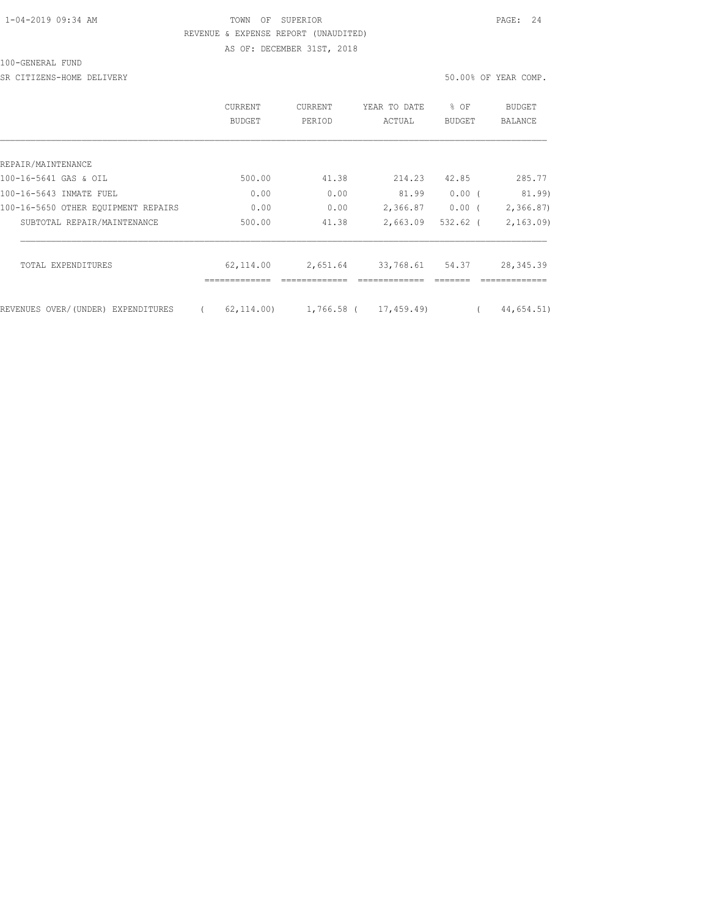TOWN OF SUPERIOR

REVENUE & EXPENSE REPORT (UNAUDITED)

AS OF: DECEMBER 31ST, 2018

1-04-2019 09:34 AM

100-GENERAL FUND

SR CITIZENS-HOME DELIVERY

50.00% OF YEAR COMP.

| | CURRENT BUDGET | CURRENT PERIOD | YEAR TO DATE ACTUAL | % OF BUDGET | BUDGET BALANCE |
|---|---|---|---|---|---|
| REPAIR/MAINTENANCE | | | | | |
| 100-16-5641 GAS & OIL | 500.00 | 41.38 | 214.23 | 42.85 | 285.77 |
| 100-16-5643 INMATE FUEL | 0.00 | 0.00 | 81.99 | 0.00 | ( 81.99) |
| 100-16-5650 OTHER EQUIPMENT REPAIRS | 0.00 | 0.00 | 2,366.87 | 0.00 | ( 2,366.87) |
| SUBTOTAL REPAIR/MAINTENANCE | 500.00 | 41.38 | 2,663.09 | 532.62 | ( 2,163.09) |
| TOTAL EXPENDITURES | 62,114.00 | 2,651.64 | 33,768.61 | 54.37 | 28,345.39 |
| REVENUES OVER/(UNDER) EXPENDITURES | ( 62,114.00) | 1,766.58 | ( 17,459.49) | | ( 44,654.51) |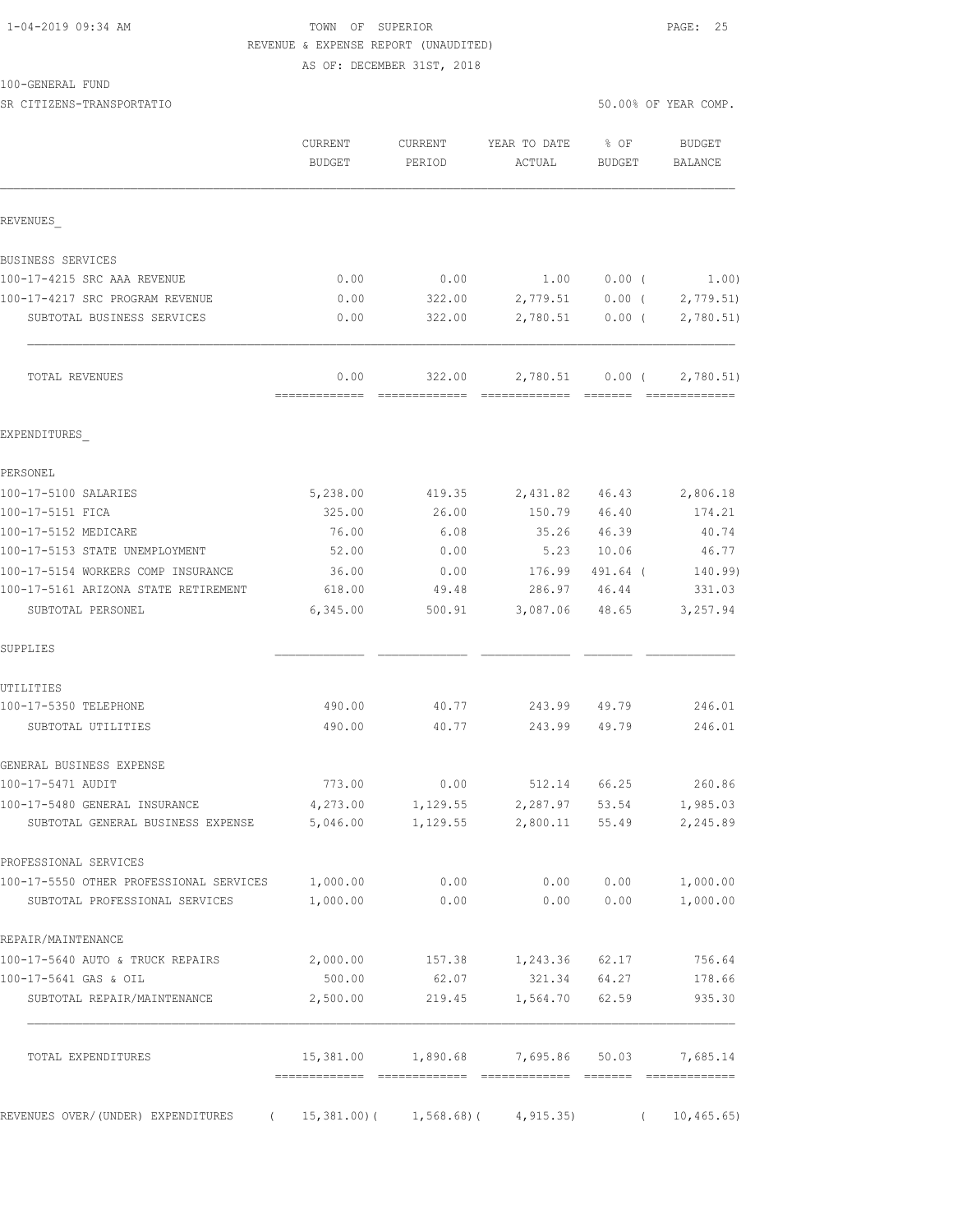1-04-2019 09:34 AM

TOWN OF SUPERIOR

REVENUE & EXPENSE REPORT (UNAUDITED)

AS OF: DECEMBER 31ST, 2018

100-GENERAL FUND

SR CITIZENS-TRANSPORTATIO

50.00% OF YEAR COMP.

| | CURRENT BUDGET | CURRENT PERIOD | YEAR TO DATE ACTUAL | % OF BUDGET | BUDGET BALANCE |
|---|---|---|---|---|---|
| REVENUES_ | | | | | |
| BUSINESS SERVICES | | | | | |
| 100-17-4215 SRC AAA REVENUE | 0.00 | 0.00 | 1.00 | 0.00 ( | 1.00) |
| 100-17-4217 SRC PROGRAM REVENUE | 0.00 | 322.00 | 2,779.51 | 0.00 ( | 2,779.51) |
| SUBTOTAL BUSINESS SERVICES | 0.00 | 322.00 | 2,780.51 | 0.00 ( | 2,780.51) |
| TOTAL REVENUES | 0.00 | 322.00 | 2,780.51 | 0.00 ( | 2,780.51) |
| EXPENDITURES_ | | | | | |
| PERSONEL | | | | | |
| 100-17-5100 SALARIES | 5,238.00 | 419.35 | 2,431.82 | 46.43 | 2,806.18 |
| 100-17-5151 FICA | 325.00 | 26.00 | 150.79 | 46.40 | 174.21 |
| 100-17-5152 MEDICARE | 76.00 | 6.08 | 35.26 | 46.39 | 40.74 |
| 100-17-5153 STATE UNEMPLOYMENT | 52.00 | 0.00 | 5.23 | 10.06 | 46.77 |
| 100-17-5154 WORKERS COMP INSURANCE | 36.00 | 0.00 | 176.99 | 491.64 ( | 140.99) |
| 100-17-5161 ARIZONA STATE RETIREMENT | 618.00 | 49.48 | 286.97 | 46.44 | 331.03 |
| SUBTOTAL PERSONEL | 6,345.00 | 500.91 | 3,087.06 | 48.65 | 3,257.94 |
| SUPPLIES | | | | | |
| UTILITIES | | | | | |
| 100-17-5350 TELEPHONE | 490.00 | 40.77 | 243.99 | 49.79 | 246.01 |
| SUBTOTAL UTILITIES | 490.00 | 40.77 | 243.99 | 49.79 | 246.01 |
| GENERAL BUSINESS EXPENSE | | | | | |
| 100-17-5471 AUDIT | 773.00 | 0.00 | 512.14 | 66.25 | 260.86 |
| 100-17-5480 GENERAL INSURANCE | 4,273.00 | 1,129.55 | 2,287.97 | 53.54 | 1,985.03 |
| SUBTOTAL GENERAL BUSINESS EXPENSE | 5,046.00 | 1,129.55 | 2,800.11 | 55.49 | 2,245.89 |
| PROFESSIONAL SERVICES | | | | | |
| 100-17-5550 OTHER PROFESSIONAL SERVICES | 1,000.00 | 0.00 | 0.00 | 0.00 | 1,000.00 |
| SUBTOTAL PROFESSIONAL SERVICES | 1,000.00 | 0.00 | 0.00 | 0.00 | 1,000.00 |
| REPAIR/MAINTENANCE | | | | | |
| 100-17-5640 AUTO & TRUCK REPAIRS | 2,000.00 | 157.38 | 1,243.36 | 62.17 | 756.64 |
| 100-17-5641 GAS & OIL | 500.00 | 62.07 | 321.34 | 64.27 | 178.66 |
| SUBTOTAL REPAIR/MAINTENANCE | 2,500.00 | 219.45 | 1,564.70 | 62.59 | 935.30 |
| TOTAL EXPENDITURES | 15,381.00 | 1,890.68 | 7,695.86 | 50.03 | 7,685.14 |
| REVENUES OVER/(UNDER) EXPENDITURES | ( 15,381.00)( | 1,568.68)( | 4,915.35) | ( | 10,465.65) |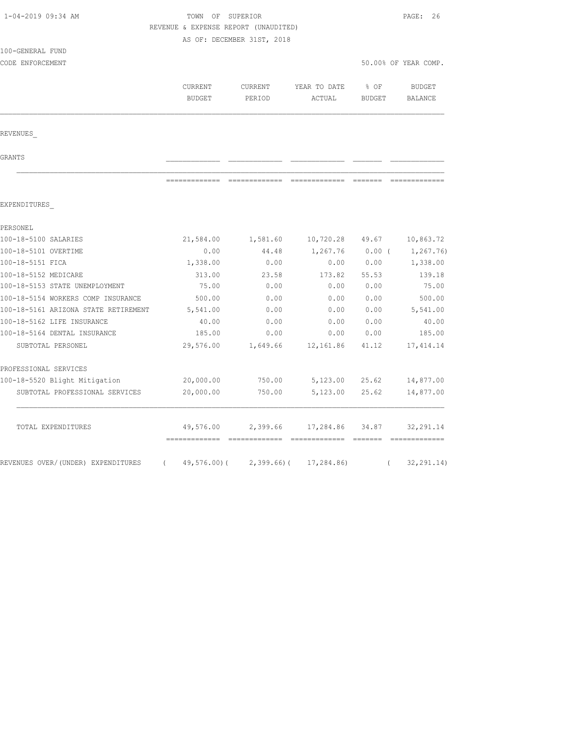TOWN OF SUPERIOR
REVENUE & EXPENSE REPORT (UNAUDITED)
AS OF: DECEMBER 31ST, 2018

100-GENERAL FUND
CODE ENFORCEMENT

50.00% OF YEAR COMP.

| | CURRENT BUDGET | CURRENT PERIOD | YEAR TO DATE ACTUAL | % OF BUDGET | BUDGET BALANCE |
|---|---|---|---|---|---|
| REVENUES_ | | | | | |
| GRANTS | | | | | |
| EXPENDITURES_ | | | | | |
| PERSONEL | | | | | |
| 100-18-5100 SALARIES | 21,584.00 | 1,581.60 | 10,720.28 | 49.67 | 10,863.72 |
| 100-18-5101 OVERTIME | 0.00 | 44.48 | 1,267.76 | 0.00 | ( 1,267.76) |
| 100-18-5151 FICA | 1,338.00 | 0.00 | 0.00 | 0.00 | 1,338.00 |
| 100-18-5152 MEDICARE | 313.00 | 23.58 | 173.82 | 55.53 | 139.18 |
| 100-18-5153 STATE UNEMPLOYMENT | 75.00 | 0.00 | 0.00 | 0.00 | 75.00 |
| 100-18-5154 WORKERS COMP INSURANCE | 500.00 | 0.00 | 0.00 | 0.00 | 500.00 |
| 100-18-5161 ARIZONA STATE RETIREMENT | 5,541.00 | 0.00 | 0.00 | 0.00 | 5,541.00 |
| 100-18-5162 LIFE INSURANCE | 40.00 | 0.00 | 0.00 | 0.00 | 40.00 |
| 100-18-5164 DENTAL INSURANCE | 185.00 | 0.00 | 0.00 | 0.00 | 185.00 |
| SUBTOTAL PERSONEL | 29,576.00 | 1,649.66 | 12,161.86 | 41.12 | 17,414.14 |
| PROFESSIONAL SERVICES | | | | | |
| 100-18-5520 Blight Mitigation | 20,000.00 | 750.00 | 5,123.00 | 25.62 | 14,877.00 |
| SUBTOTAL PROFESSIONAL SERVICES | 20,000.00 | 750.00 | 5,123.00 | 25.62 | 14,877.00 |
| TOTAL EXPENDITURES | 49,576.00 | 2,399.66 | 17,284.86 | 34.87 | 32,291.14 |
| REVENUES OVER/(UNDER) EXPENDITURES | ( 49,576.00) | ( 2,399.66) | ( 17,284.86) | | ( 32,291.14) |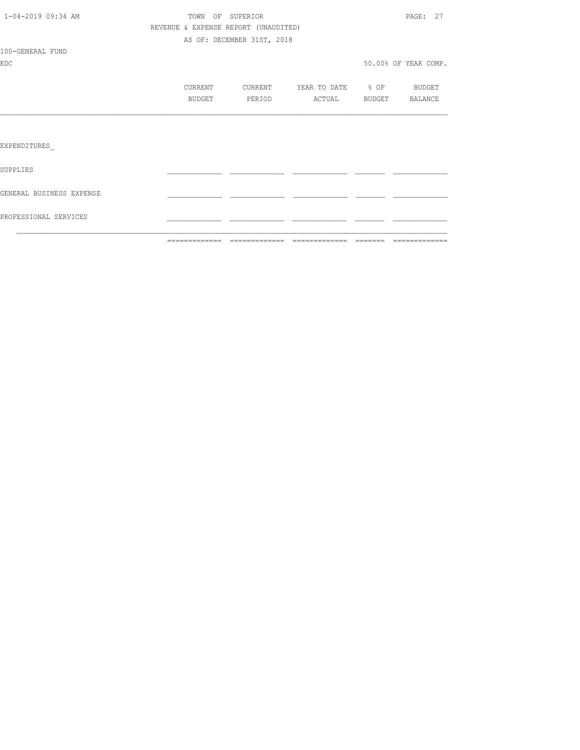TOWN OF SUPERIOR
REVENUE & EXPENSE REPORT (UNAUDITED)
AS OF: DECEMBER 31ST, 2018

100-GENERAL FUND
EDC

50.00% OF YEAR COMP.

| | CURRENT BUDGET | CURRENT PERIOD | YEAR TO DATE ACTUAL | % OF BUDGET | BUDGET BALANCE |
|---|---|---|---|---|---|
| EXPENDITURES_ | | | | | |
| SUPPLIES | | | | | |
| GENERAL BUSINESS EXPENSE | | | | | |
| PROFESSIONAL SERVICES | | | | | |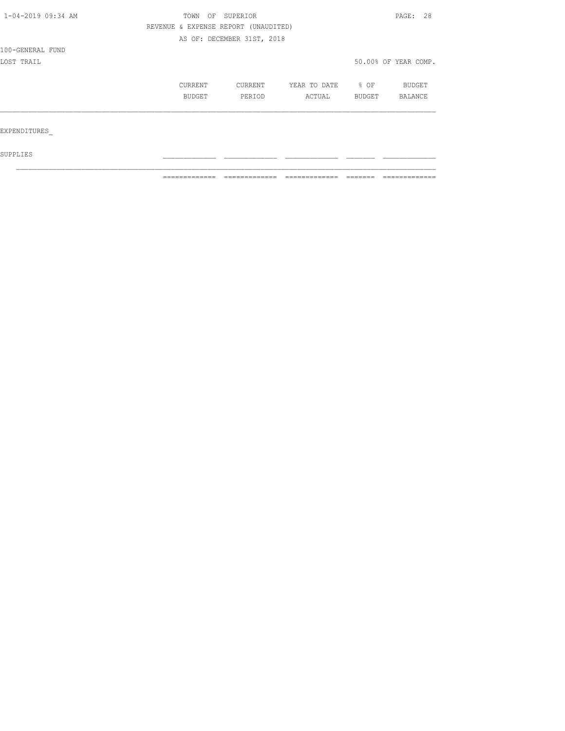TOWN OF SUPERIOR

REVENUE & EXPENSE REPORT (UNAUDITED)

AS OF: DECEMBER 31ST, 2018

100-GENERAL FUND

LOST TRAIL

50.00% OF YEAR COMP.

| | CURRENT BUDGET | CURRENT PERIOD | YEAR TO DATE ACTUAL | % OF BUDGET | BUDGET BALANCE |
|---|---|---|---|---|---|
| EXPENDITURES_ | | | | | |
| SUPPLIES | | | | | |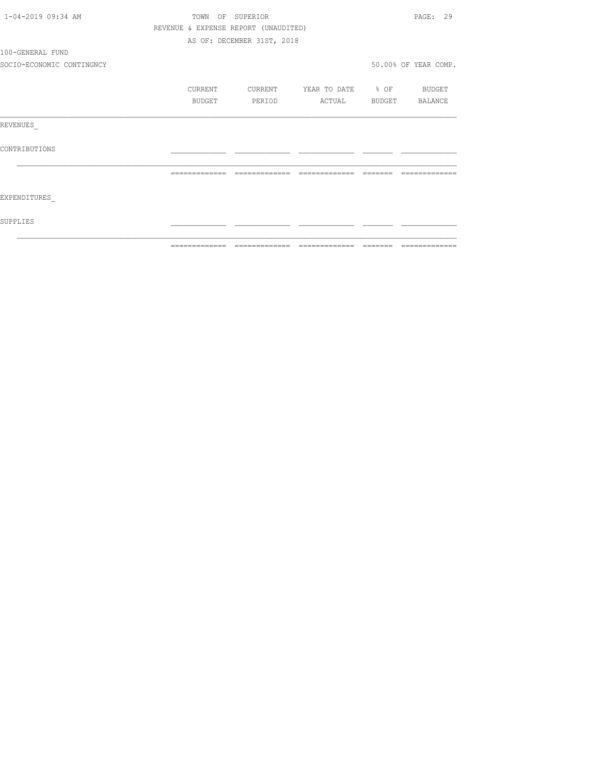TOWN OF SUPERIOR

REVENUE & EXPENSE REPORT (UNAUDITED)

AS OF: DECEMBER 31ST, 2018

100-GENERAL FUND

SOCIO-ECONOMIC CONTINGNCY

50.00% OF YEAR COMP.

| | CURRENT BUDGET | CURRENT PERIOD | YEAR TO DATE ACTUAL | % OF BUDGET | BUDGET BALANCE |
|---|---|---|---|---|---|
| REVENUES_ | | | | | |
| CONTRIBUTIONS | | | | | |
| | | | | | |
| EXPENDITURES_ | | | | | |
| SUPPLIES | | | | | |
| | | | | | |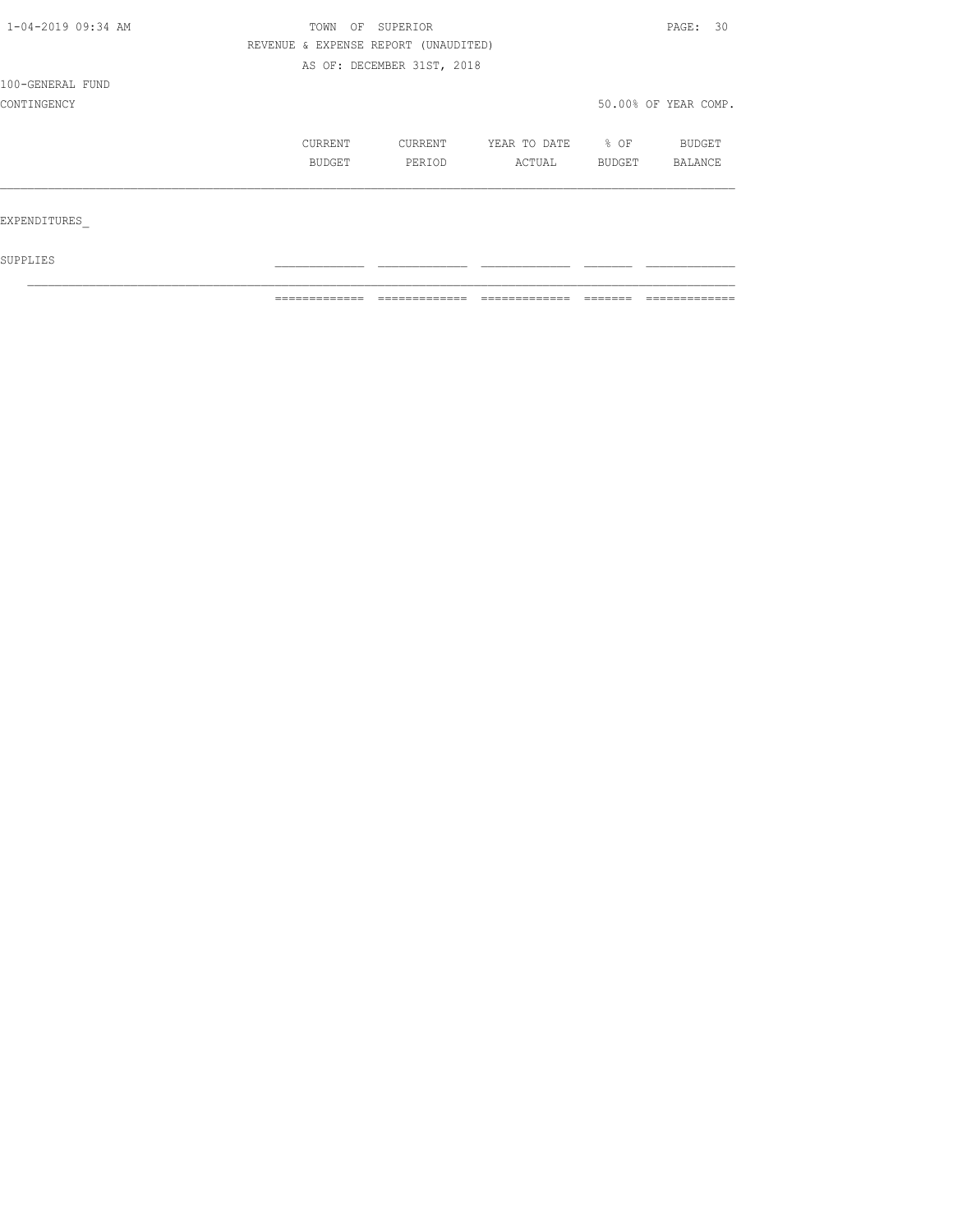# TOWN OF SUPERIOR

## REVENUE & EXPENSE REPORT (UNAUDITED)

### AS OF: DECEMBER 31ST, 2018

100-GENERAL FUND

CONTINGENCY — 50.00% OF YEAR COMP.

| | CURRENT BUDGET | CURRENT PERIOD | YEAR TO DATE ACTUAL | % OF BUDGET | BUDGET BALANCE |
|---|---|---|---|---|---|
| EXPENDITURES_ | | | | | |
| SUPPLIES | | | | | |
| | | | | | |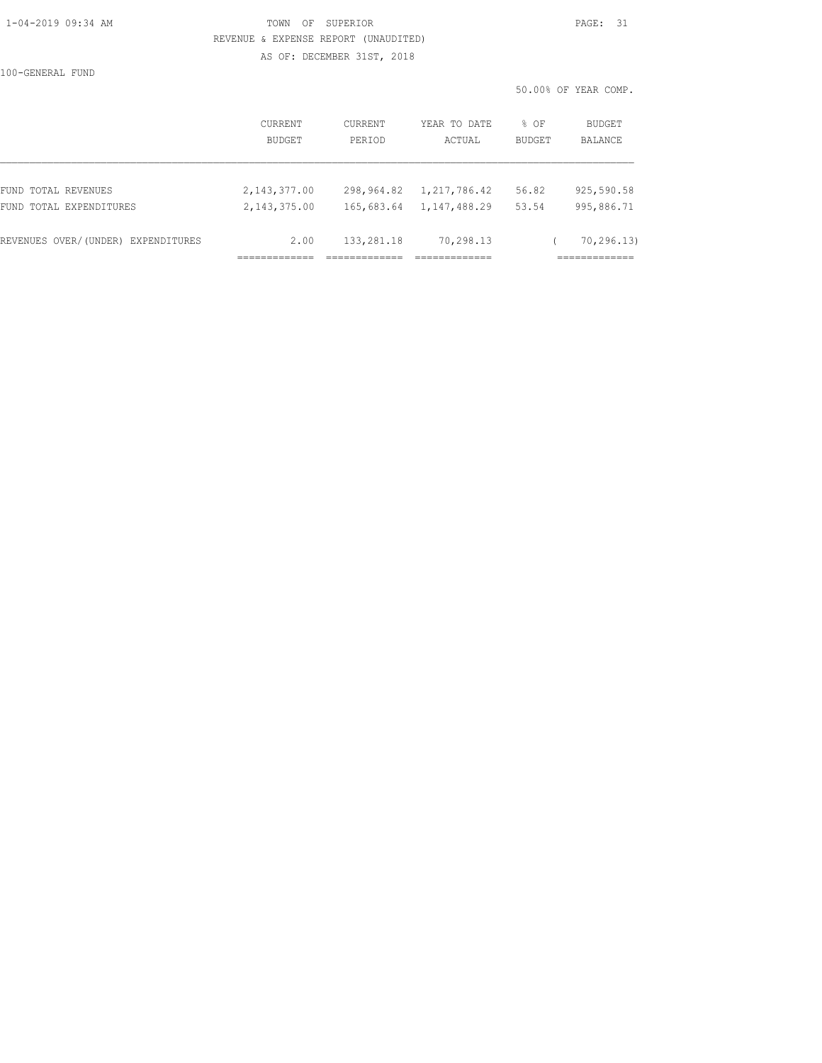TOWN OF SUPERIOR

REVENUE & EXPENSE REPORT (UNAUDITED)

AS OF: DECEMBER 31ST, 2018

100-GENERAL FUND

50.00% OF YEAR COMP.

| | CURRENT BUDGET | CURRENT PERIOD | YEAR TO DATE ACTUAL | % OF BUDGET | BUDGET BALANCE |
|---|---|---|---|---|---|
| FUND TOTAL REVENUES | 2,143,377.00 | 298,964.82 | 1,217,786.42 | 56.82 | 925,590.58 |
| FUND TOTAL EXPENDITURES | 2,143,375.00 | 165,683.64 | 1,147,488.29 | 53.54 | 995,886.71 |
| REVENUES OVER/(UNDER) EXPENDITURES | 2.00 | 133,281.18 | 70,298.13 | | ( 70,296.13) |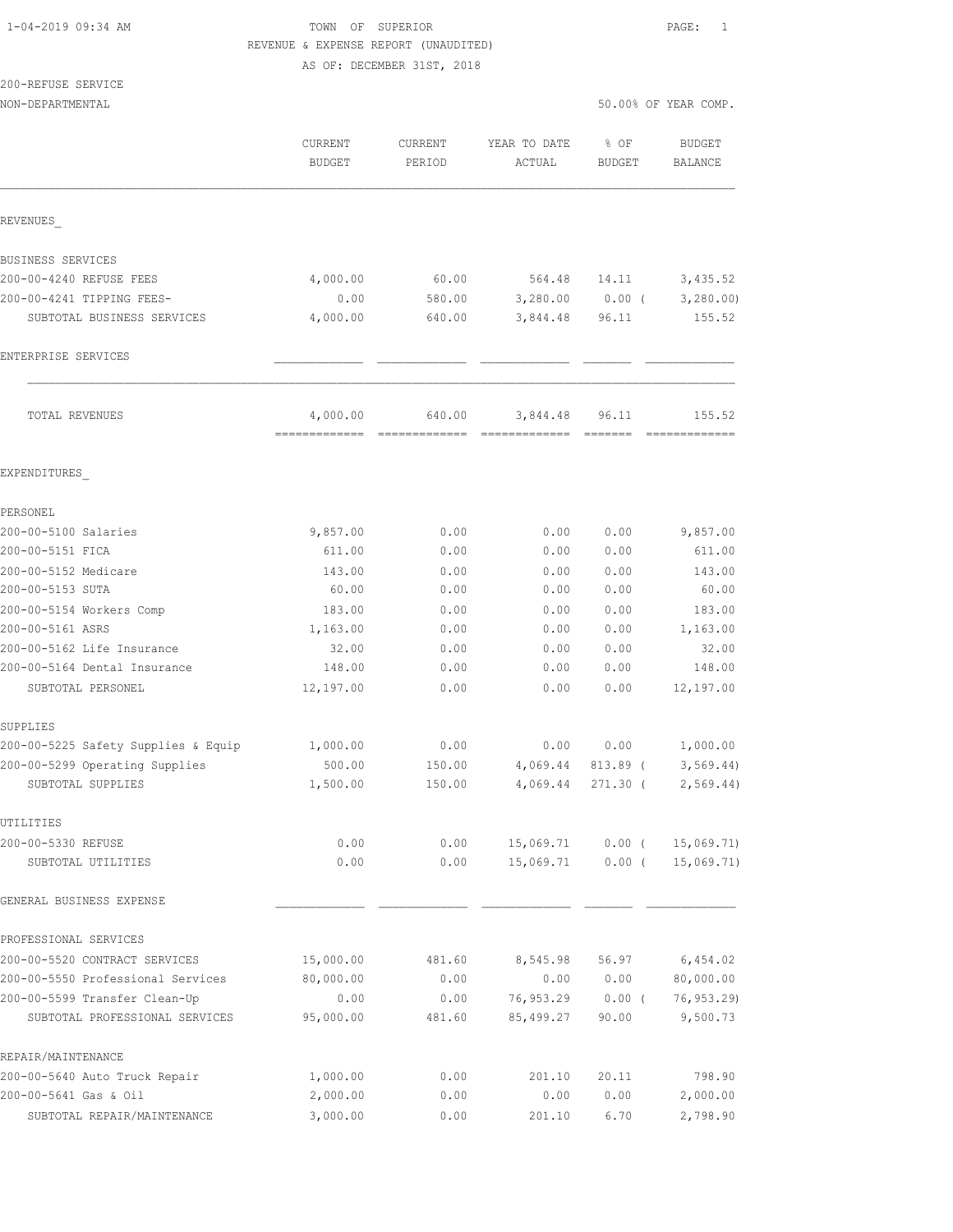TOWN OF SUPERIOR
REVENUE & EXPENSE REPORT (UNAUDITED)
AS OF: DECEMBER 31ST, 2018

200-REFUSE SERVICE
NON-DEPARTMENTAL

50.00% OF YEAR COMP.

| | CURRENT BUDGET | CURRENT PERIOD | YEAR TO DATE ACTUAL | % OF BUDGET | BUDGET BALANCE |
|---|---|---|---|---|---|
| **REVENUES** | | | | | |
| BUSINESS SERVICES | | | | | |
| 200-00-4240 REFUSE FEES | 4,000.00 | 60.00 | 564.48 | 14.11 | 3,435.52 |
| 200-00-4241 TIPPING FEES- | 0.00 | 580.00 | 3,280.00 | 0.00 ( | 3,280.00) |
| SUBTOTAL BUSINESS SERVICES | 4,000.00 | 640.00 | 3,844.48 | 96.11 | 155.52 |
| ENTERPRISE SERVICES | | | | | |
| TOTAL REVENUES | 4,000.00 | 640.00 | 3,844.48 | 96.11 | 155.52 |
| **EXPENDITURES** | | | | | |
| PERSONEL | | | | | |
| 200-00-5100 Salaries | 9,857.00 | 0.00 | 0.00 | 0.00 | 9,857.00 |
| 200-00-5151 FICA | 611.00 | 0.00 | 0.00 | 0.00 | 611.00 |
| 200-00-5152 Medicare | 143.00 | 0.00 | 0.00 | 0.00 | 143.00 |
| 200-00-5153 SUTA | 60.00 | 0.00 | 0.00 | 0.00 | 60.00 |
| 200-00-5154 Workers Comp | 183.00 | 0.00 | 0.00 | 0.00 | 183.00 |
| 200-00-5161 ASRS | 1,163.00 | 0.00 | 0.00 | 0.00 | 1,163.00 |
| 200-00-5162 Life Insurance | 32.00 | 0.00 | 0.00 | 0.00 | 32.00 |
| 200-00-5164 Dental Insurance | 148.00 | 0.00 | 0.00 | 0.00 | 148.00 |
| SUBTOTAL PERSONEL | 12,197.00 | 0.00 | 0.00 | 0.00 | 12,197.00 |
| SUPPLIES | | | | | |
| 200-00-5225 Safety Supplies & Equip | 1,000.00 | 0.00 | 0.00 | 0.00 | 1,000.00 |
| 200-00-5299 Operating Supplies | 500.00 | 150.00 | 4,069.44 | 813.89 ( | 3,569.44) |
| SUBTOTAL SUPPLIES | 1,500.00 | 150.00 | 4,069.44 | 271.30 ( | 2,569.44) |
| UTILITIES | | | | | |
| 200-00-5330 REFUSE | 0.00 | 0.00 | 15,069.71 | 0.00 ( | 15,069.71) |
| SUBTOTAL UTILITIES | 0.00 | 0.00 | 15,069.71 | 0.00 ( | 15,069.71) |
| GENERAL BUSINESS EXPENSE | | | | | |
| PROFESSIONAL SERVICES | | | | | |
| 200-00-5520 CONTRACT SERVICES | 15,000.00 | 481.60 | 8,545.98 | 56.97 | 6,454.02 |
| 200-00-5550 Professional Services | 80,000.00 | 0.00 | 0.00 | 0.00 | 80,000.00 |
| 200-00-5599 Transfer Clean-Up | 0.00 | 0.00 | 76,953.29 | 0.00 ( | 76,953.29) |
| SUBTOTAL PROFESSIONAL SERVICES | 95,000.00 | 481.60 | 85,499.27 | 90.00 | 9,500.73 |
| REPAIR/MAINTENANCE | | | | | |
| 200-00-5640 Auto Truck Repair | 1,000.00 | 0.00 | 201.10 | 20.11 | 798.90 |
| 200-00-5641 Gas & Oil | 2,000.00 | 0.00 | 0.00 | 0.00 | 2,000.00 |
| SUBTOTAL REPAIR/MAINTENANCE | 3,000.00 | 0.00 | 201.10 | 6.70 | 2,798.90 |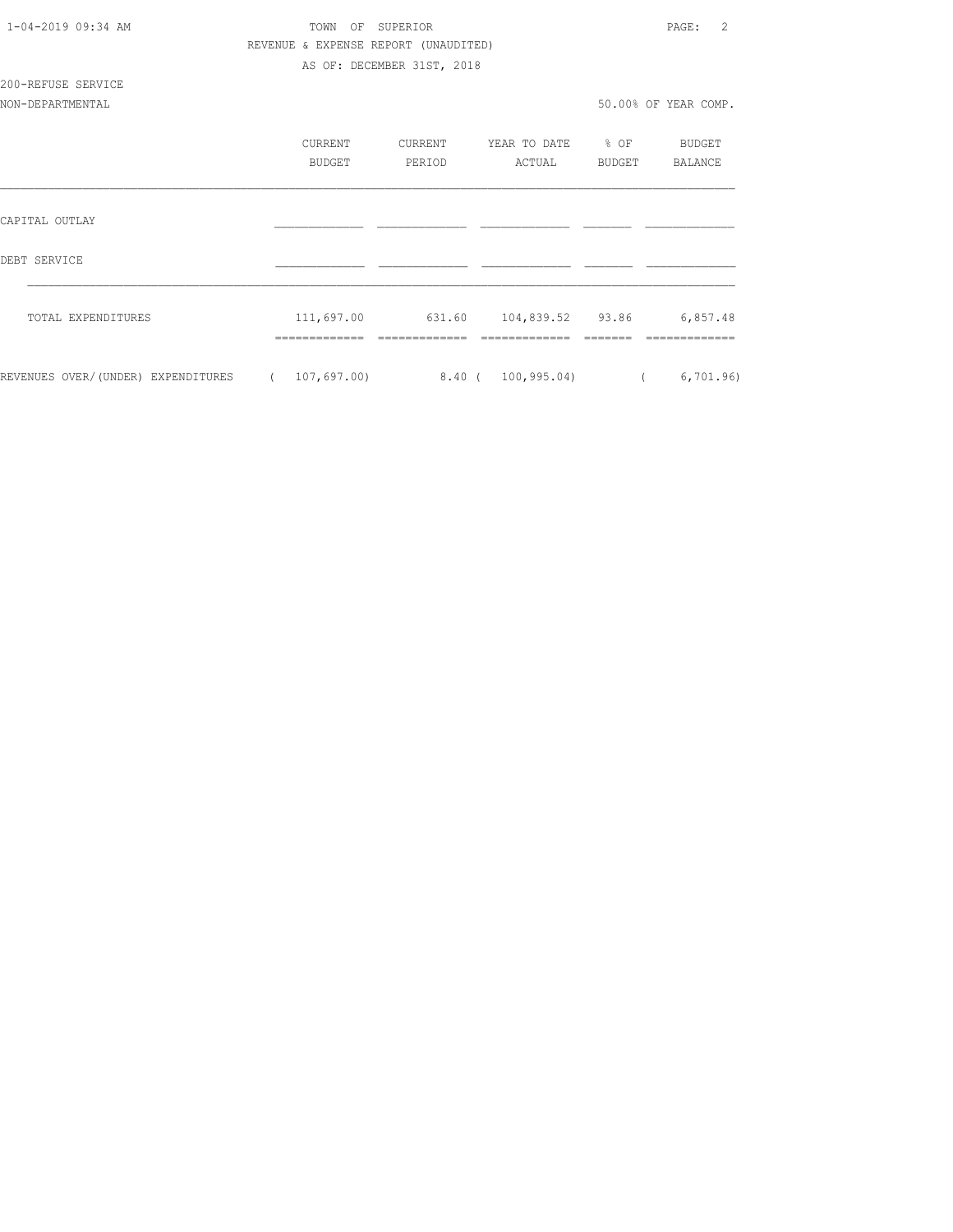TOWN OF SUPERIOR

REVENUE & EXPENSE REPORT (UNAUDITED)

AS OF: DECEMBER 31ST, 2018

200-REFUSE SERVICE

NON-DEPARTMENTAL

50.00% OF YEAR COMP.

| | CURRENT BUDGET | CURRENT PERIOD | YEAR TO DATE ACTUAL | % OF BUDGET | BUDGET BALANCE |
|---|---|---|---|---|---|
| CAPITAL OUTLAY | | | | | |
| DEBT SERVICE | | | | | |
| TOTAL EXPENDITURES | 111,697.00 | 631.60 | 104,839.52 | 93.86 | 6,857.48 |
| REVENUES OVER/(UNDER) EXPENDITURES | ( 107,697.00) | 8.40 | ( 100,995.04) | | ( 6,701.96) |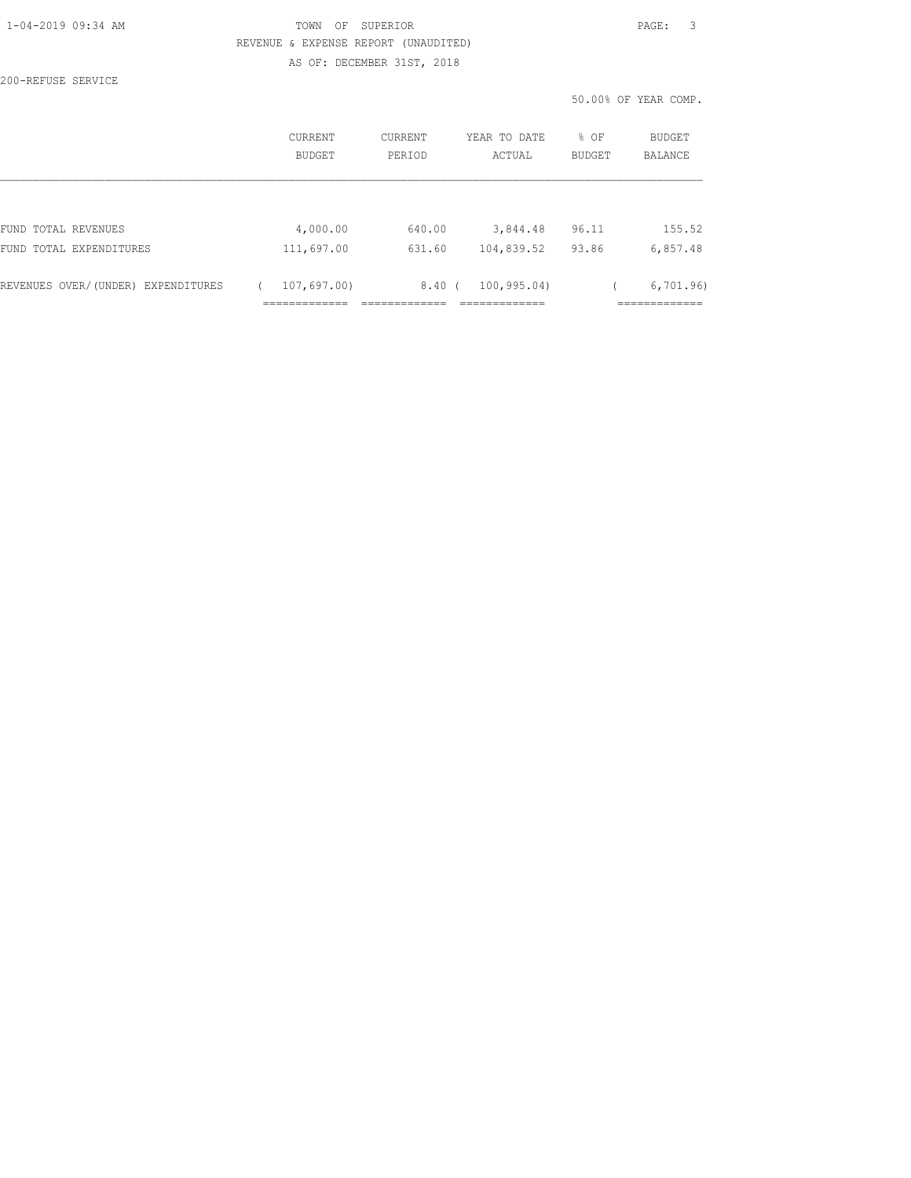TOWN OF SUPERIOR

REVENUE & EXPENSE REPORT (UNAUDITED)

AS OF: DECEMBER 31ST, 2018

200-REFUSE SERVICE

50.00% OF YEAR COMP.

| | CURRENT BUDGET | CURRENT PERIOD | YEAR TO DATE ACTUAL | % OF BUDGET | BUDGET BALANCE |
|---|---|---|---|---|---|
| FUND TOTAL REVENUES | 4,000.00 | 640.00 | 3,844.48 | 96.11 | 155.52 |
| FUND TOTAL EXPENDITURES | 111,697.00 | 631.60 | 104,839.52 | 93.86 | 6,857.48 |
| REVENUES OVER/(UNDER) EXPENDITURES | ( 107,697.00) | 8.40 | ( 100,995.04) | | ( 6,701.96) |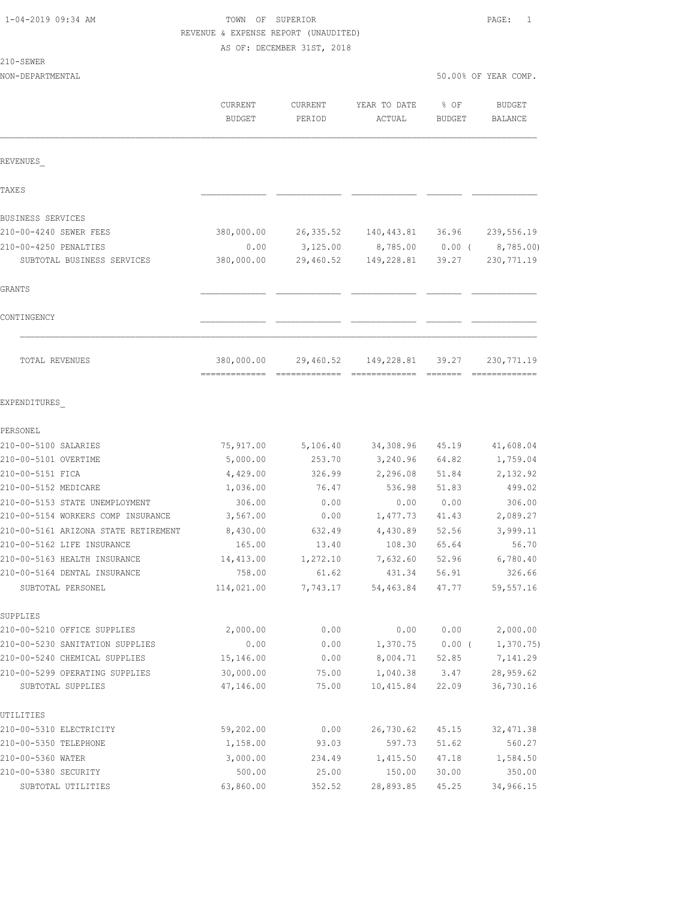TOWN OF SUPERIOR
REVENUE & EXPENSE REPORT (UNAUDITED)
AS OF: DECEMBER 31ST, 2018

210-SEWER
NON-DEPARTMENTAL

50.00% OF YEAR COMP.

| | CURRENT BUDGET | CURRENT PERIOD | YEAR TO DATE ACTUAL | % OF BUDGET | BUDGET BALANCE |
|---|---|---|---|---|---|
| **REVENUES** | | | | | |
| TAXES | | | | | |
| BUSINESS SERVICES | | | | | |
| 210-00-4240 SEWER FEES | 380,000.00 | 26,335.52 | 140,443.81 | 36.96 | 239,556.19 |
| 210-00-4250 PENALTIES | 0.00 | 3,125.00 | 8,785.00 | 0.00 | ( 8,785.00) |
| SUBTOTAL BUSINESS SERVICES | 380,000.00 | 29,460.52 | 149,228.81 | 39.27 | 230,771.19 |
| GRANTS | | | | | |
| CONTINGENCY | | | | | |
| TOTAL REVENUES | 380,000.00 | 29,460.52 | 149,228.81 | 39.27 | 230,771.19 |
| **EXPENDITURES** | | | | | |
| PERSONEL | | | | | |
| 210-00-5100 SALARIES | 75,917.00 | 5,106.40 | 34,308.96 | 45.19 | 41,608.04 |
| 210-00-5101 OVERTIME | 5,000.00 | 253.70 | 3,240.96 | 64.82 | 1,759.04 |
| 210-00-5151 FICA | 4,429.00 | 326.99 | 2,296.08 | 51.84 | 2,132.92 |
| 210-00-5152 MEDICARE | 1,036.00 | 76.47 | 536.98 | 51.83 | 499.02 |
| 210-00-5153 STATE UNEMPLOYMENT | 306.00 | 0.00 | 0.00 | 0.00 | 306.00 |
| 210-00-5154 WORKERS COMP INSURANCE | 3,567.00 | 0.00 | 1,477.73 | 41.43 | 2,089.27 |
| 210-00-5161 ARIZONA STATE RETIREMENT | 8,430.00 | 632.49 | 4,430.89 | 52.56 | 3,999.11 |
| 210-00-5162 LIFE INSURANCE | 165.00 | 13.40 | 108.30 | 65.64 | 56.70 |
| 210-00-5163 HEALTH INSURANCE | 14,413.00 | 1,272.10 | 7,632.60 | 52.96 | 6,780.40 |
| 210-00-5164 DENTAL INSURANCE | 758.00 | 61.62 | 431.34 | 56.91 | 326.66 |
| SUBTOTAL PERSONEL | 114,021.00 | 7,743.17 | 54,463.84 | 47.77 | 59,557.16 |
| SUPPLIES | | | | | |
| 210-00-5210 OFFICE SUPPLIES | 2,000.00 | 0.00 | 0.00 | 0.00 | 2,000.00 |
| 210-00-5230 SANITATION SUPPLIES | 0.00 | 0.00 | 1,370.75 | 0.00 | ( 1,370.75) |
| 210-00-5240 CHEMICAL SUPPLIES | 15,146.00 | 0.00 | 8,004.71 | 52.85 | 7,141.29 |
| 210-00-5299 OPERATING SUPPLIES | 30,000.00 | 75.00 | 1,040.38 | 3.47 | 28,959.62 |
| SUBTOTAL SUPPLIES | 47,146.00 | 75.00 | 10,415.84 | 22.09 | 36,730.16 |
| UTILITIES | | | | | |
| 210-00-5310 ELECTRICITY | 59,202.00 | 0.00 | 26,730.62 | 45.15 | 32,471.38 |
| 210-00-5350 TELEPHONE | 1,158.00 | 93.03 | 597.73 | 51.62 | 560.27 |
| 210-00-5360 WATER | 3,000.00 | 234.49 | 1,415.50 | 47.18 | 1,584.50 |
| 210-00-5380 SECURITY | 500.00 | 25.00 | 150.00 | 30.00 | 350.00 |
| SUBTOTAL UTILITIES | 63,860.00 | 352.52 | 28,893.85 | 45.25 | 34,966.15 |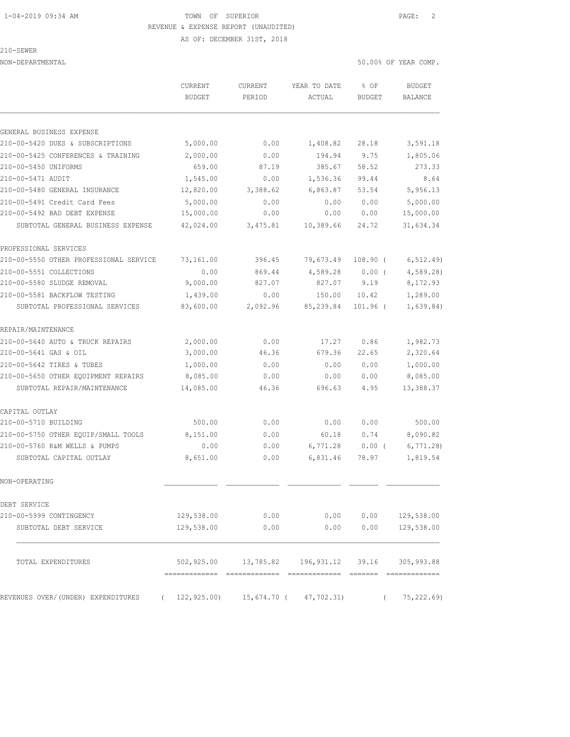1-04-2019 09:34 AM TOWN OF SUPERIOR

REVENUE & EXPENSE REPORT (UNAUDITED)

AS OF: DECEMBER 31ST, 2018

210-SEWER

NON-DEPARTMENTAL 50.00% OF YEAR COMP.

| | CURRENT BUDGET | CURRENT PERIOD | YEAR TO DATE ACTUAL | % OF BUDGET | BUDGET BALANCE |
|---|---|---|---|---|---|
| **GENERAL BUSINESS EXPENSE** | | | | | |
| 210-00-5420 DUES & SUBSCRIPTIONS | 5,000.00 | 0.00 | 1,408.82 | 28.18 | 3,591.18 |
| 210-00-5425 CONFERENCES & TRAINING | 2,000.00 | 0.00 | 194.94 | 9.75 | 1,805.06 |
| 210-00-5450 UNIFORMS | 659.00 | 87.19 | 385.67 | 58.52 | 273.33 |
| 210-00-5471 AUDIT | 1,545.00 | 0.00 | 1,536.36 | 99.44 | 8.64 |
| 210-00-5480 GENERAL INSURANCE | 12,820.00 | 3,388.62 | 6,863.87 | 53.54 | 5,956.13 |
| 210-00-5491 Credit Card Fees | 5,000.00 | 0.00 | 0.00 | 0.00 | 5,000.00 |
| 210-00-5492 BAD DEBT EXPENSE | 15,000.00 | 0.00 | 0.00 | 0.00 | 15,000.00 |
| SUBTOTAL GENERAL BUSINESS EXPENSE | 42,024.00 | 3,475.81 | 10,389.66 | 24.72 | 31,634.34 |
| **PROFESSIONAL SERVICES** | | | | | |
| 210-00-5550 OTHER PROFESSIONAL SERVICE | 73,161.00 | 396.45 | 79,673.49 | 108.90 | ( 6,512.49) |
| 210-00-5551 COLLECTIONS | 0.00 | 869.44 | 4,589.28 | 0.00 | ( 4,589.28) |
| 210-00-5580 SLUDGE REMOVAL | 9,000.00 | 827.07 | 827.07 | 9.19 | 8,172.93 |
| 210-00-5581 BACKFLOW TESTING | 1,439.00 | 0.00 | 150.00 | 10.42 | 1,289.00 |
| SUBTOTAL PROFESSIONAL SERVICES | 83,600.00 | 2,092.96 | 85,239.84 | 101.96 | ( 1,639.84) |
| **REPAIR/MAINTENANCE** | | | | | |
| 210-00-5640 AUTO & TRUCK REPAIRS | 2,000.00 | 0.00 | 17.27 | 0.86 | 1,982.73 |
| 210-00-5641 GAS & OIL | 3,000.00 | 46.36 | 679.36 | 22.65 | 2,320.64 |
| 210-00-5642 TIRES & TUBES | 1,000.00 | 0.00 | 0.00 | 0.00 | 1,000.00 |
| 210-00-5650 OTHER EQUIPMENT REPAIRS | 8,085.00 | 0.00 | 0.00 | 0.00 | 8,085.00 |
| SUBTOTAL REPAIR/MAINTENANCE | 14,085.00 | 46.36 | 696.63 | 4.95 | 13,388.37 |
| **CAPITAL OUTLAY** | | | | | |
| 210-00-5710 BUILDING | 500.00 | 0.00 | 0.00 | 0.00 | 500.00 |
| 210-00-5750 OTHER EQUIP/SMALL TOOLS | 8,151.00 | 0.00 | 60.18 | 0.74 | 8,090.82 |
| 210-00-5760 R&M WELLS & PUMPS | 0.00 | 0.00 | 6,771.28 | 0.00 | ( 6,771.28) |
| SUBTOTAL CAPITAL OUTLAY | 8,651.00 | 0.00 | 6,831.46 | 78.97 | 1,819.54 |
| **NON-OPERATING** | | | | | |
| **DEBT SERVICE** | | | | | |
| 210-00-5999 CONTINGENCY | 129,538.00 | 0.00 | 0.00 | 0.00 | 129,538.00 |
| SUBTOTAL DEBT SERVICE | 129,538.00 | 0.00 | 0.00 | 0.00 | 129,538.00 |
| TOTAL EXPENDITURES | 502,925.00 | 13,785.82 | 196,931.12 | 39.16 | 305,993.88 |
| REVENUES OVER/(UNDER) EXPENDITURES | ( 122,925.00) | 15,674.70 | ( 47,702.31) | | ( 75,222.69) |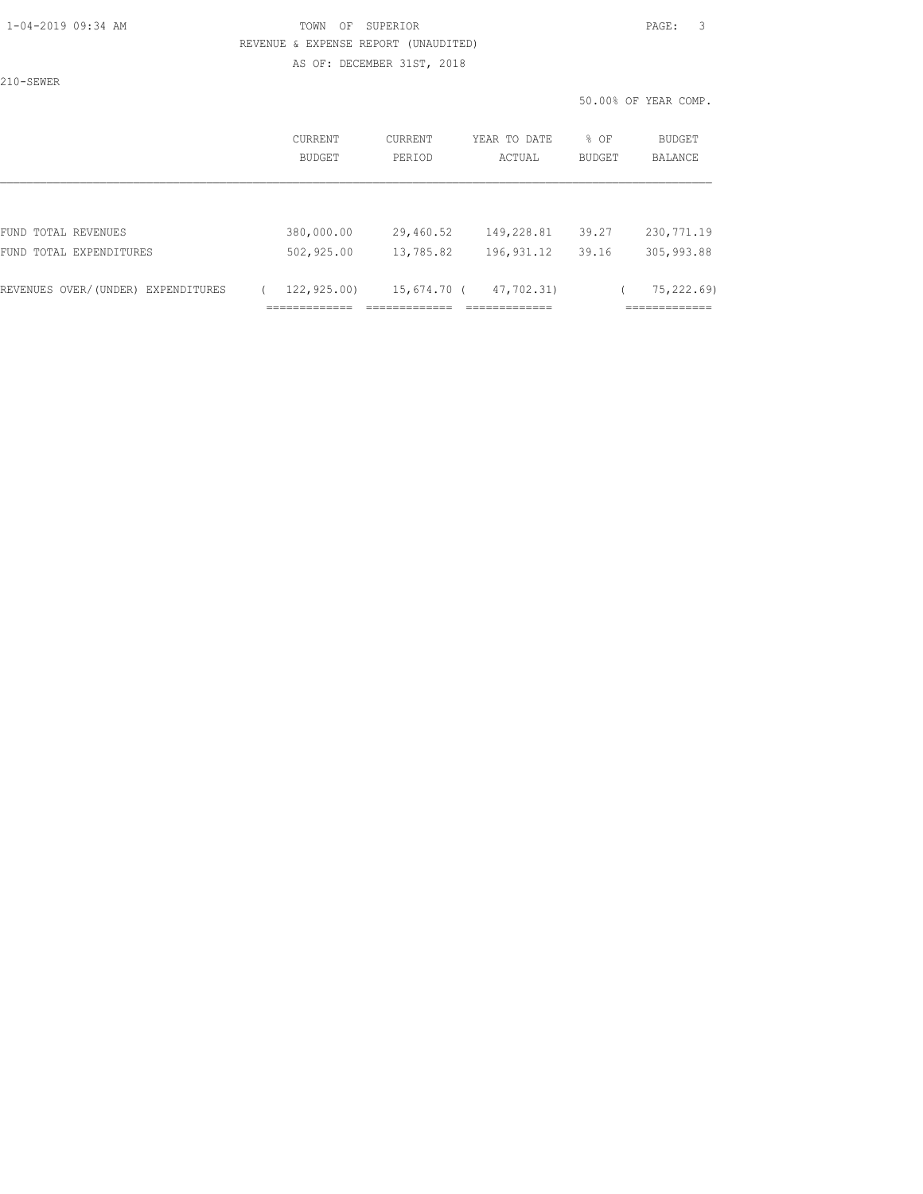TOWN OF SUPERIOR

REVENUE & EXPENSE REPORT (UNAUDITED)

AS OF: DECEMBER 31ST, 2018

210-SEWER

50.00% OF YEAR COMP.

| | CURRENT BUDGET | CURRENT PERIOD | YEAR TO DATE ACTUAL | % OF BUDGET | BUDGET BALANCE |
|---|---|---|---|---|---|
| FUND TOTAL REVENUES | 380,000.00 | 29,460.52 | 149,228.81 | 39.27 | 230,771.19 |
| FUND TOTAL EXPENDITURES | 502,925.00 | 13,785.82 | 196,931.12 | 39.16 | 305,993.88 |
| REVENUES OVER/(UNDER) EXPENDITURES | ( 122,925.00) | 15,674.70 | ( 47,702.31) | | ( 75,222.69) |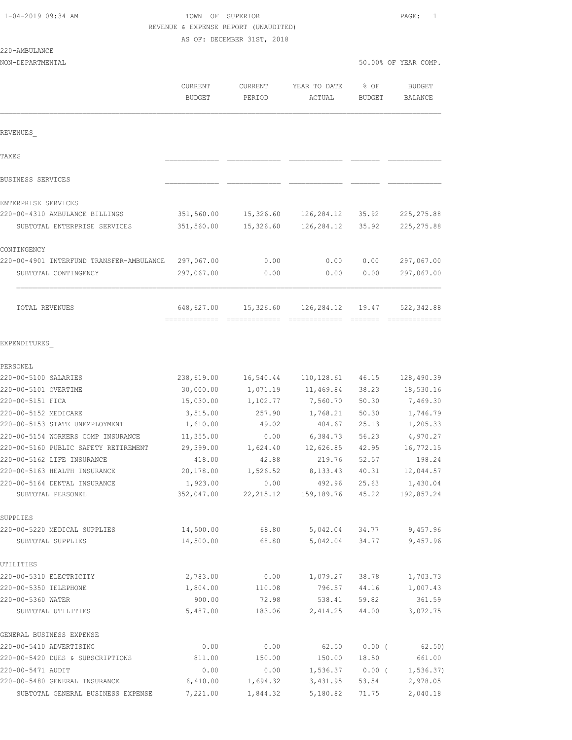TOWN OF SUPERIOR

REVENUE & EXPENSE REPORT (UNAUDITED)

AS OF: DECEMBER 31ST, 2018

220-AMBULANCE

NON-DEPARTMENTAL — 50.00% OF YEAR COMP.

| | CURRENT BUDGET | CURRENT PERIOD | YEAR TO DATE ACTUAL | % OF BUDGET | BUDGET BALANCE |
|---|---|---|---|---|---|
| **REVENUES** | | | | | |
| TAXES | | | | | |
| BUSINESS SERVICES | | | | | |
| ENTERPRISE SERVICES | | | | | |
| 220-00-4310 AMBULANCE BILLINGS | 351,560.00 | 15,326.60 | 126,284.12 | 35.92 | 225,275.88 |
| SUBTOTAL ENTERPRISE SERVICES | 351,560.00 | 15,326.60 | 126,284.12 | 35.92 | 225,275.88 |
| CONTINGENCY | | | | | |
| 220-00-4901 INTERFUND TRANSFER-AMBULANCE | 297,067.00 | 0.00 | 0.00 | 0.00 | 297,067.00 |
| SUBTOTAL CONTINGENCY | 297,067.00 | 0.00 | 0.00 | 0.00 | 297,067.00 |
| TOTAL REVENUES | 648,627.00 | 15,326.60 | 126,284.12 | 19.47 | 522,342.88 |
| **EXPENDITURES** | | | | | |
| PERSONEL | | | | | |
| 220-00-5100 SALARIES | 238,619.00 | 16,540.44 | 110,128.61 | 46.15 | 128,490.39 |
| 220-00-5101 OVERTIME | 30,000.00 | 1,071.19 | 11,469.84 | 38.23 | 18,530.16 |
| 220-00-5151 FICA | 15,030.00 | 1,102.77 | 7,560.70 | 50.30 | 7,469.30 |
| 220-00-5152 MEDICARE | 3,515.00 | 257.90 | 1,768.21 | 50.30 | 1,746.79 |
| 220-00-5153 STATE UNEMPLOYMENT | 1,610.00 | 49.02 | 404.67 | 25.13 | 1,205.33 |
| 220-00-5154 WORKERS COMP INSURANCE | 11,355.00 | 0.00 | 6,384.73 | 56.23 | 4,970.27 |
| 220-00-5160 PUBLIC SAFETY RETIREMENT | 29,399.00 | 1,624.40 | 12,626.85 | 42.95 | 16,772.15 |
| 220-00-5162 LIFE INSURANCE | 418.00 | 42.88 | 219.76 | 52.57 | 198.24 |
| 220-00-5163 HEALTH INSURANCE | 20,178.00 | 1,526.52 | 8,133.43 | 40.31 | 12,044.57 |
| 220-00-5164 DENTAL INSURANCE | 1,923.00 | 0.00 | 492.96 | 25.63 | 1,430.04 |
| SUBTOTAL PERSONEL | 352,047.00 | 22,215.12 | 159,189.76 | 45.22 | 192,857.24 |
| SUPPLIES | | | | | |
| 220-00-5220 MEDICAL SUPPLIES | 14,500.00 | 68.80 | 5,042.04 | 34.77 | 9,457.96 |
| SUBTOTAL SUPPLIES | 14,500.00 | 68.80 | 5,042.04 | 34.77 | 9,457.96 |
| UTILITIES | | | | | |
| 220-00-5310 ELECTRICITY | 2,783.00 | 0.00 | 1,079.27 | 38.78 | 1,703.73 |
| 220-00-5350 TELEPHONE | 1,804.00 | 110.08 | 796.57 | 44.16 | 1,007.43 |
| 220-00-5360 WATER | 900.00 | 72.98 | 538.41 | 59.82 | 361.59 |
| SUBTOTAL UTILITIES | 5,487.00 | 183.06 | 2,414.25 | 44.00 | 3,072.75 |
| GENERAL BUSINESS EXPENSE | | | | | |
| 220-00-5410 ADVERTISING | 0.00 | 0.00 | 62.50 | 0.00 | ( 62.50) |
| 220-00-5420 DUES & SUBSCRIPTIONS | 811.00 | 150.00 | 150.00 | 18.50 | 661.00 |
| 220-00-5471 AUDIT | 0.00 | 0.00 | 1,536.37 | 0.00 | ( 1,536.37) |
| 220-00-5480 GENERAL INSURANCE | 6,410.00 | 1,694.32 | 3,431.95 | 53.54 | 2,978.05 |
| SUBTOTAL GENERAL BUSINESS EXPENSE | 7,221.00 | 1,844.32 | 5,180.82 | 71.75 | 2,040.18 |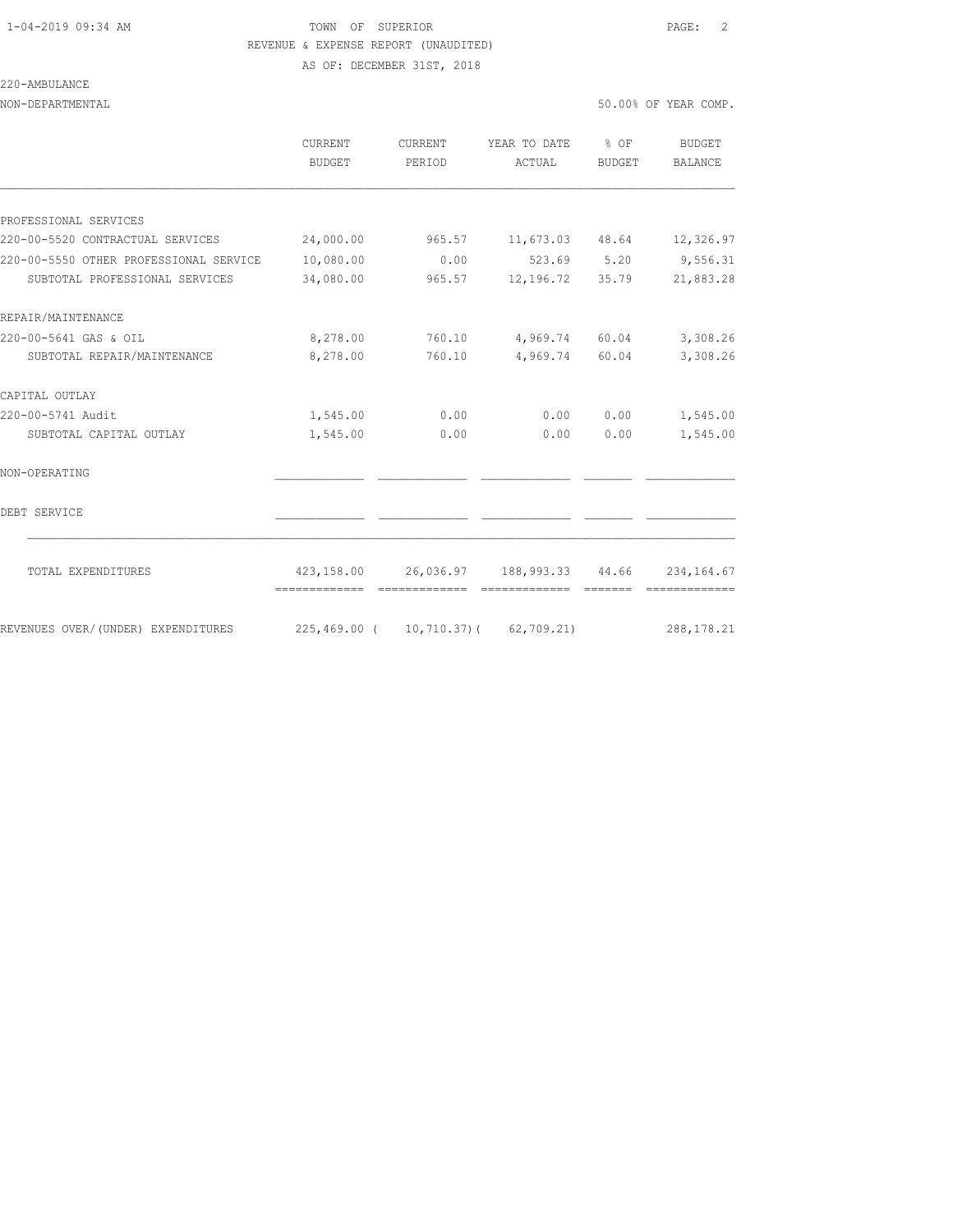TOWN OF SUPERIOR

REVENUE & EXPENSE REPORT (UNAUDITED)

AS OF: DECEMBER 31ST, 2018

220-AMBULANCE

NON-DEPARTMENTAL — 50.00% OF YEAR COMP.

| | CURRENT BUDGET | CURRENT PERIOD | YEAR TO DATE ACTUAL | % OF BUDGET | BUDGET BALANCE |
|---|---|---|---|---|---|
| PROFESSIONAL SERVICES | | | | | |
| 220-00-5520 CONTRACTUAL SERVICES | 24,000.00 | 965.57 | 11,673.03 | 48.64 | 12,326.97 |
| 220-00-5550 OTHER PROFESSIONAL SERVICE | 10,080.00 | 0.00 | 523.69 | 5.20 | 9,556.31 |
| SUBTOTAL PROFESSIONAL SERVICES | 34,080.00 | 965.57 | 12,196.72 | 35.79 | 21,883.28 |
| REPAIR/MAINTENANCE | | | | | |
| 220-00-5641 GAS & OIL | 8,278.00 | 760.10 | 4,969.74 | 60.04 | 3,308.26 |
| SUBTOTAL REPAIR/MAINTENANCE | 8,278.00 | 760.10 | 4,969.74 | 60.04 | 3,308.26 |
| CAPITAL OUTLAY | | | | | |
| 220-00-5741 Audit | 1,545.00 | 0.00 | 0.00 | 0.00 | 1,545.00 |
| SUBTOTAL CAPITAL OUTLAY | 1,545.00 | 0.00 | 0.00 | 0.00 | 1,545.00 |
| NON-OPERATING | | | | | |
| DEBT SERVICE | | | | | |
| TOTAL EXPENDITURES | 423,158.00 | 26,036.97 | 188,993.33 | 44.66 | 234,164.67 |
| REVENUES OVER/(UNDER) EXPENDITURES | 225,469.00 | ( 10,710.37) | ( 62,709.21) | | 288,178.21 |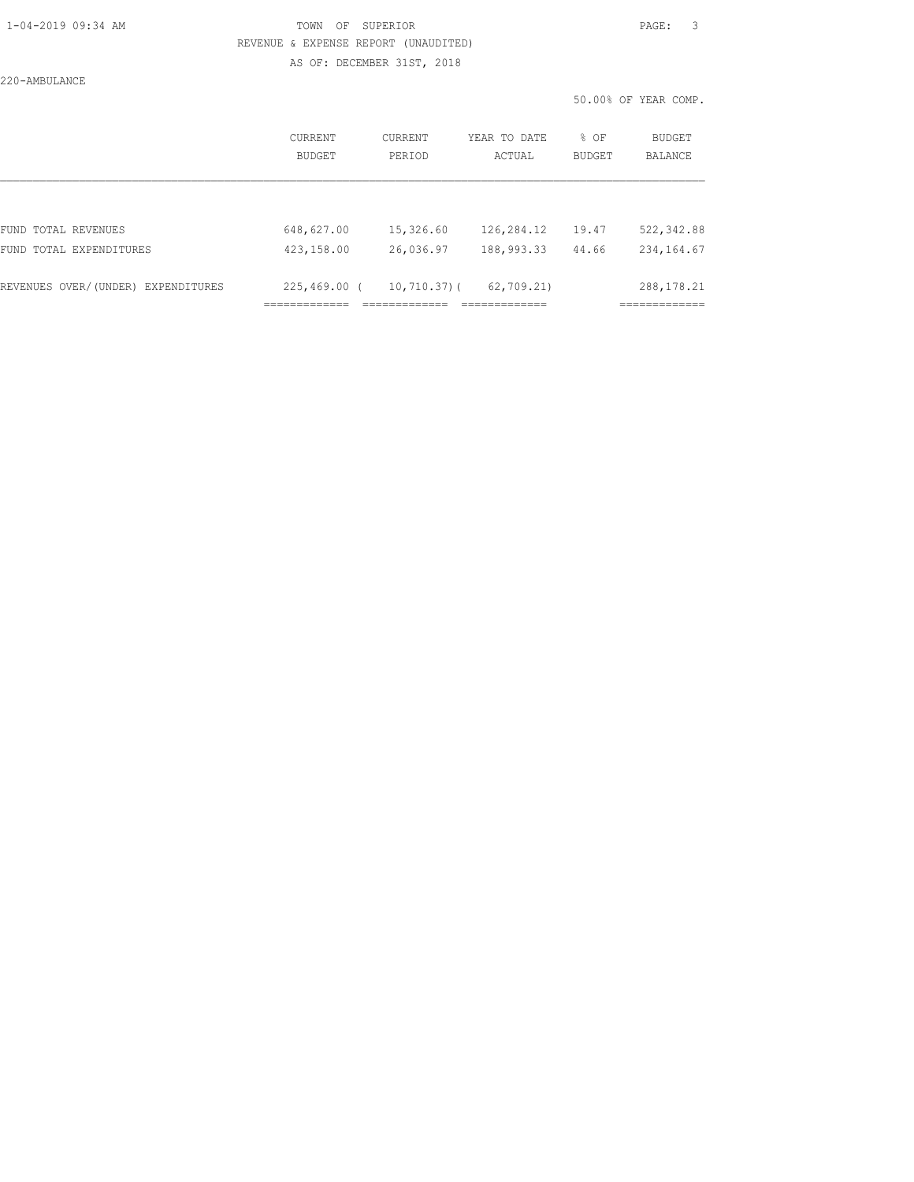TOWN OF SUPERIOR

REVENUE & EXPENSE REPORT (UNAUDITED)

AS OF: DECEMBER 31ST, 2018

220-AMBULANCE

50.00% OF YEAR COMP.

| | CURRENT BUDGET | CURRENT PERIOD | YEAR TO DATE ACTUAL | % OF BUDGET | BUDGET BALANCE |
|---|---|---|---|---|---|
| FUND TOTAL REVENUES | 648,627.00 | 15,326.60 | 126,284.12 | 19.47 | 522,342.88 |
| FUND TOTAL EXPENDITURES | 423,158.00 | 26,036.97 | 188,993.33 | 44.66 | 234,164.67 |
| REVENUES OVER/(UNDER) EXPENDITURES | 225,469.00 | ( 10,710.37) | ( 62,709.21) | | 288,178.21 |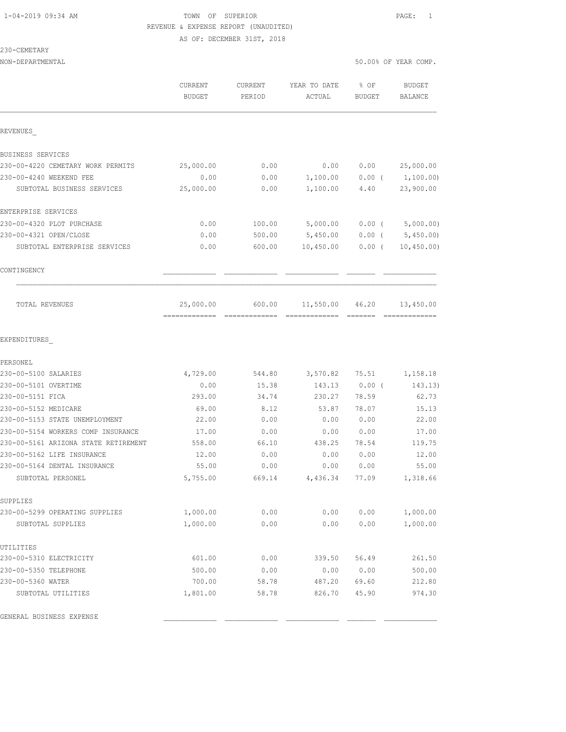1-04-2019 09:34 AM TOWN OF SUPERIOR

REVENUE & EXPENSE REPORT (UNAUDITED)

AS OF: DECEMBER 31ST, 2018

230-CEMETARY

NON-DEPARTMENTAL 50.00% OF YEAR COMP.

| | CURRENT BUDGET | CURRENT PERIOD | YEAR TO DATE ACTUAL | % OF BUDGET | BUDGET BALANCE |
|---|---|---|---|---|---|
| **REVENUES** | | | | | |
| BUSINESS SERVICES | | | | | |
| 230-00-4220 CEMETARY WORK PERMITS | 25,000.00 | 0.00 | 0.00 | 0.00 | 25,000.00 |
| 230-00-4240 WEEKEND FEE | 0.00 | 0.00 | 1,100.00 | 0.00 ( | 1,100.00) |
| SUBTOTAL BUSINESS SERVICES | 25,000.00 | 0.00 | 1,100.00 | 4.40 | 23,900.00 |
| ENTERPRISE SERVICES | | | | | |
| 230-00-4320 PLOT PURCHASE | 0.00 | 100.00 | 5,000.00 | 0.00 ( | 5,000.00) |
| 230-00-4321 OPEN/CLOSE | 0.00 | 500.00 | 5,450.00 | 0.00 ( | 5,450.00) |
| SUBTOTAL ENTERPRISE SERVICES | 0.00 | 600.00 | 10,450.00 | 0.00 ( | 10,450.00) |
| CONTINGENCY | | | | | |
| TOTAL REVENUES | 25,000.00 | 600.00 | 11,550.00 | 46.20 | 13,450.00 |
| **EXPENDITURES** | | | | | |
| PERSONEL | | | | | |
| 230-00-5100 SALARIES | 4,729.00 | 544.80 | 3,570.82 | 75.51 | 1,158.18 |
| 230-00-5101 OVERTIME | 0.00 | 15.38 | 143.13 | 0.00 ( | 143.13) |
| 230-00-5151 FICA | 293.00 | 34.74 | 230.27 | 78.59 | 62.73 |
| 230-00-5152 MEDICARE | 69.00 | 8.12 | 53.87 | 78.07 | 15.13 |
| 230-00-5153 STATE UNEMPLOYMENT | 22.00 | 0.00 | 0.00 | 0.00 | 22.00 |
| 230-00-5154 WORKERS COMP INSURANCE | 17.00 | 0.00 | 0.00 | 0.00 | 17.00 |
| 230-00-5161 ARIZONA STATE RETIREMENT | 558.00 | 66.10 | 438.25 | 78.54 | 119.75 |
| 230-00-5162 LIFE INSURANCE | 12.00 | 0.00 | 0.00 | 0.00 | 12.00 |
| 230-00-5164 DENTAL INSURANCE | 55.00 | 0.00 | 0.00 | 0.00 | 55.00 |
| SUBTOTAL PERSONEL | 5,755.00 | 669.14 | 4,436.34 | 77.09 | 1,318.66 |
| SUPPLIES | | | | | |
| 230-00-5299 OPERATING SUPPLIES | 1,000.00 | 0.00 | 0.00 | 0.00 | 1,000.00 |
| SUBTOTAL SUPPLIES | 1,000.00 | 0.00 | 0.00 | 0.00 | 1,000.00 |
| UTILITIES | | | | | |
| 230-00-5310 ELECTRICITY | 601.00 | 0.00 | 339.50 | 56.49 | 261.50 |
| 230-00-5350 TELEPHONE | 500.00 | 0.00 | 0.00 | 0.00 | 500.00 |
| 230-00-5360 WATER | 700.00 | 58.78 | 487.20 | 69.60 | 212.80 |
| SUBTOTAL UTILITIES | 1,801.00 | 58.78 | 826.70 | 45.90 | 974.30 |
| GENERAL BUSINESS EXPENSE | | | | | |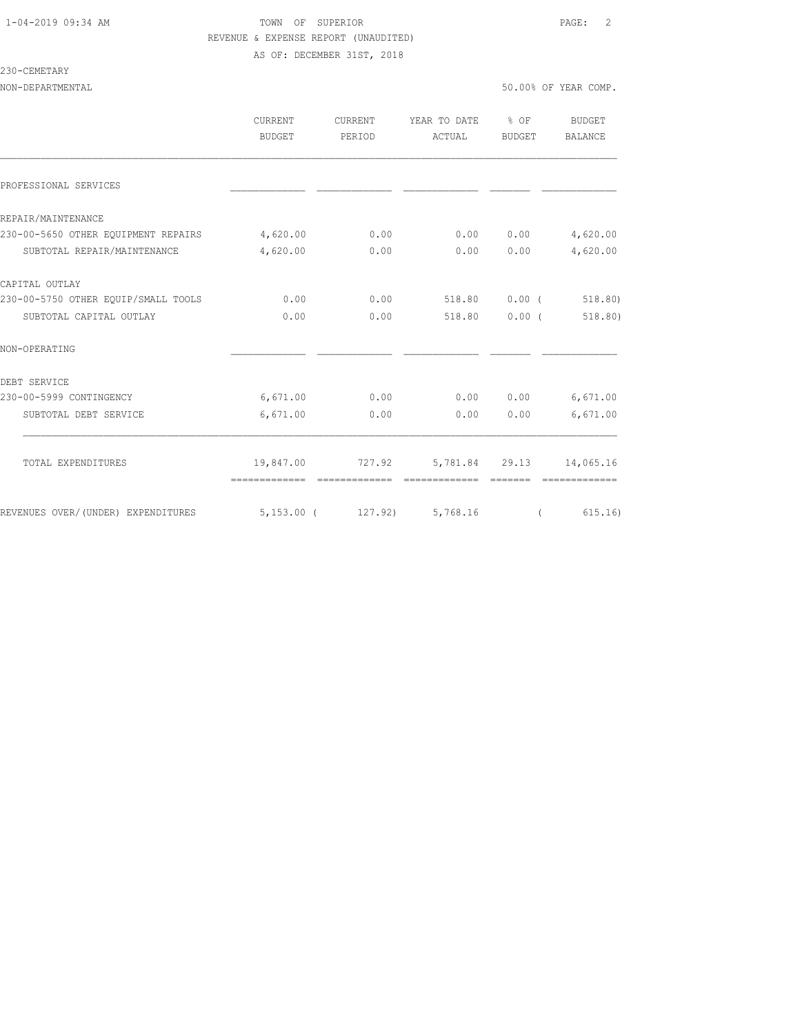TOWN OF SUPERIOR
REVENUE & EXPENSE REPORT (UNAUDITED)
AS OF: DECEMBER 31ST, 2018

230-CEMETARY
NON-DEPARTMENTAL

50.00% OF YEAR COMP.

| | CURRENT BUDGET | CURRENT PERIOD | YEAR TO DATE ACTUAL | % OF BUDGET | BUDGET BALANCE |
|---|---|---|---|---|---|
| PROFESSIONAL SERVICES | | | | | |
| REPAIR/MAINTENANCE | | | | | |
| 230-00-5650 OTHER EQUIPMENT REPAIRS | 4,620.00 | 0.00 | 0.00 | 0.00 | 4,620.00 |
| SUBTOTAL REPAIR/MAINTENANCE | 4,620.00 | 0.00 | 0.00 | 0.00 | 4,620.00 |
| CAPITAL OUTLAY | | | | | |
| 230-00-5750 OTHER EQUIP/SMALL TOOLS | 0.00 | 0.00 | 518.80 | 0.00 ( | 518.80) |
| SUBTOTAL CAPITAL OUTLAY | 0.00 | 0.00 | 518.80 | 0.00 ( | 518.80) |
| NON-OPERATING | | | | | |
| DEBT SERVICE | | | | | |
| 230-00-5999 CONTINGENCY | 6,671.00 | 0.00 | 0.00 | 0.00 | 6,671.00 |
| SUBTOTAL DEBT SERVICE | 6,671.00 | 0.00 | 0.00 | 0.00 | 6,671.00 |
| TOTAL EXPENDITURES | 19,847.00 | 727.92 | 5,781.84 | 29.13 | 14,065.16 |
| REVENUES OVER/(UNDER) EXPENDITURES | 5,153.00 ( | 127.92) | 5,768.16 | ( | 615.16) |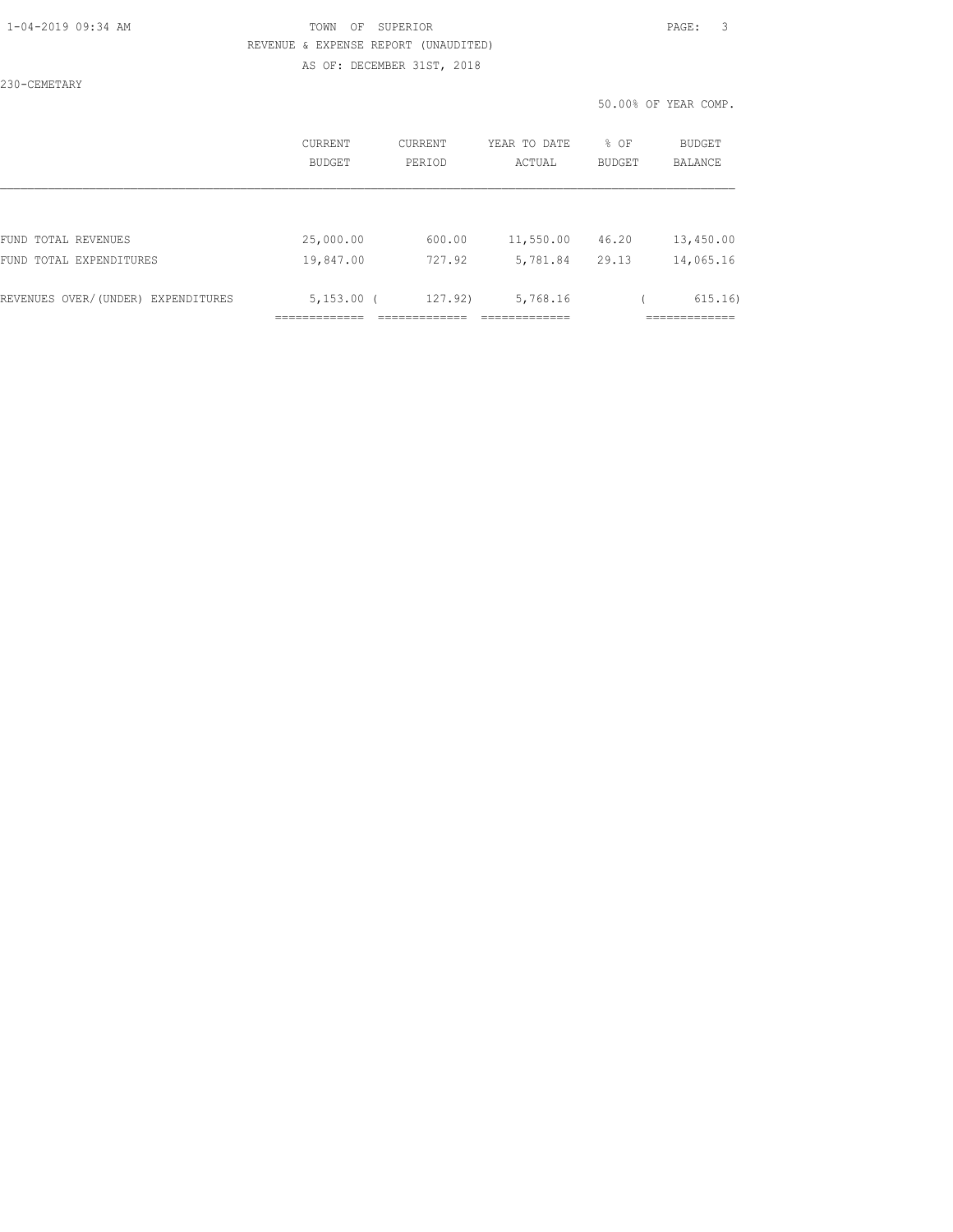TOWN OF SUPERIOR

REVENUE & EXPENSE REPORT (UNAUDITED)

AS OF: DECEMBER 31ST, 2018

230-CEMETARY

50.00% OF YEAR COMP.

| | CURRENT BUDGET | CURRENT PERIOD | YEAR TO DATE ACTUAL | % OF BUDGET | BUDGET BALANCE |
|---|---|---|---|---|---|
| FUND TOTAL REVENUES | 25,000.00 | 600.00 | 11,550.00 | 46.20 | 13,450.00 |
| FUND TOTAL EXPENDITURES | 19,847.00 | 727.92 | 5,781.84 | 29.13 | 14,065.16 |
| REVENUES OVER/(UNDER) EXPENDITURES | 5,153.00 | ( 127.92) | 5,768.16 | | ( 615.16) |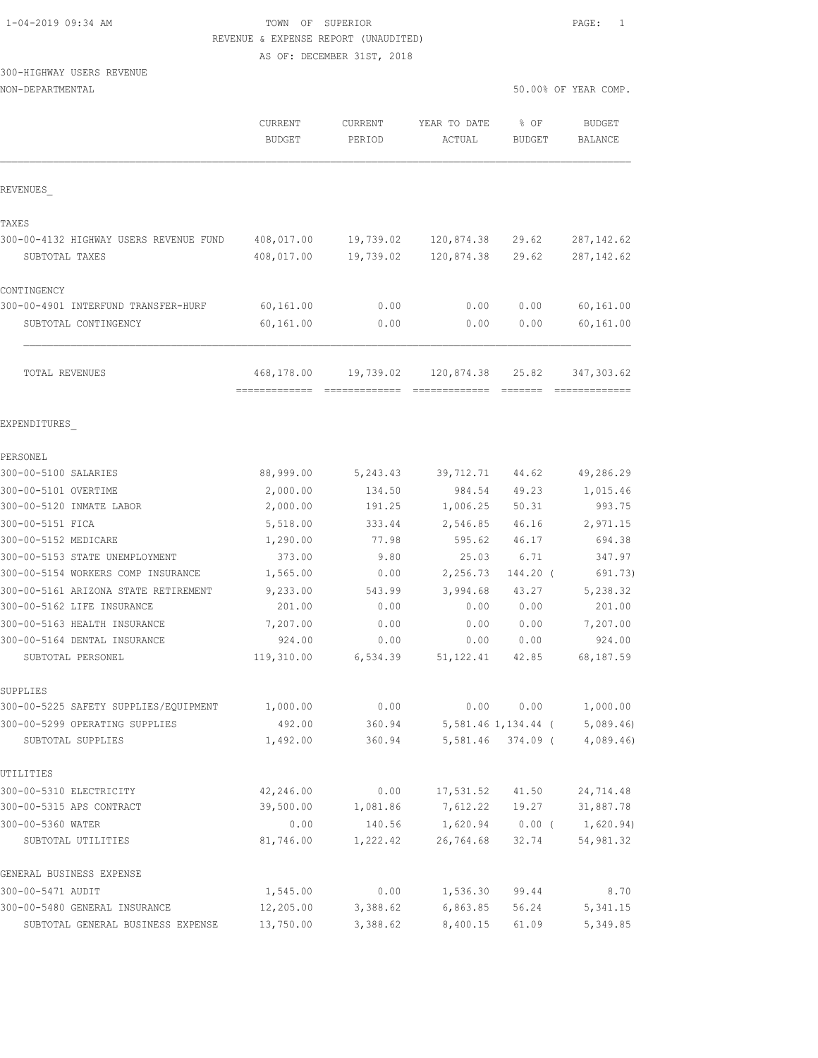1-04-2019 09:34 AM TOWN OF SUPERIOR

REVENUE & EXPENSE REPORT (UNAUDITED)

AS OF: DECEMBER 31ST, 2018

300-HIGHWAY USERS REVENUE

NON-DEPARTMENTAL 50.00% OF YEAR COMP.

| | CURRENT BUDGET | CURRENT PERIOD | YEAR TO DATE ACTUAL | % OF BUDGET | BUDGET BALANCE |
|---|---|---|---|---|---|
| **REVENUES** | | | | | |
| **TAXES** | | | | | |
| 300-00-4132 HIGHWAY USERS REVENUE FUND | 408,017.00 | 19,739.02 | 120,874.38 | 29.62 | 287,142.62 |
| SUBTOTAL TAXES | 408,017.00 | 19,739.02 | 120,874.38 | 29.62 | 287,142.62 |
| **CONTINGENCY** | | | | | |
| 300-00-4901 INTERFUND TRANSFER-HURF | 60,161.00 | 0.00 | 0.00 | 0.00 | 60,161.00 |
| SUBTOTAL CONTINGENCY | 60,161.00 | 0.00 | 0.00 | 0.00 | 60,161.00 |
| TOTAL REVENUES | 468,178.00 | 19,739.02 | 120,874.38 | 25.82 | 347,303.62 |
| **EXPENDITURES** | | | | | |
| **PERSONEL** | | | | | |
| 300-00-5100 SALARIES | 88,999.00 | 5,243.43 | 39,712.71 | 44.62 | 49,286.29 |
| 300-00-5101 OVERTIME | 2,000.00 | 134.50 | 984.54 | 49.23 | 1,015.46 |
| 300-00-5120 INMATE LABOR | 2,000.00 | 191.25 | 1,006.25 | 50.31 | 993.75 |
| 300-00-5151 FICA | 5,518.00 | 333.44 | 2,546.85 | 46.16 | 2,971.15 |
| 300-00-5152 MEDICARE | 1,290.00 | 77.98 | 595.62 | 46.17 | 694.38 |
| 300-00-5153 STATE UNEMPLOYMENT | 373.00 | 9.80 | 25.03 | 6.71 | 347.97 |
| 300-00-5154 WORKERS COMP INSURANCE | 1,565.00 | 0.00 | 2,256.73 | 144.20 | ( 691.73) |
| 300-00-5161 ARIZONA STATE RETIREMENT | 9,233.00 | 543.99 | 3,994.68 | 43.27 | 5,238.32 |
| 300-00-5162 LIFE INSURANCE | 201.00 | 0.00 | 0.00 | 0.00 | 201.00 |
| 300-00-5163 HEALTH INSURANCE | 7,207.00 | 0.00 | 0.00 | 0.00 | 7,207.00 |
| 300-00-5164 DENTAL INSURANCE | 924.00 | 0.00 | 0.00 | 0.00 | 924.00 |
| SUBTOTAL PERSONEL | 119,310.00 | 6,534.39 | 51,122.41 | 42.85 | 68,187.59 |
| **SUPPLIES** | | | | | |
| 300-00-5225 SAFETY SUPPLIES/EQUIPMENT | 1,000.00 | 0.00 | 0.00 | 0.00 | 1,000.00 |
| 300-00-5299 OPERATING SUPPLIES | 492.00 | 360.94 | 5,581.46 | 1,134.44 | ( 5,089.46) |
| SUBTOTAL SUPPLIES | 1,492.00 | 360.94 | 5,581.46 | 374.09 | ( 4,089.46) |
| **UTILITIES** | | | | | |
| 300-00-5310 ELECTRICITY | 42,246.00 | 0.00 | 17,531.52 | 41.50 | 24,714.48 |
| 300-00-5315 APS CONTRACT | 39,500.00 | 1,081.86 | 7,612.22 | 19.27 | 31,887.78 |
| 300-00-5360 WATER | 0.00 | 140.56 | 1,620.94 | 0.00 | ( 1,620.94) |
| SUBTOTAL UTILITIES | 81,746.00 | 1,222.42 | 26,764.68 | 32.74 | 54,981.32 |
| **GENERAL BUSINESS EXPENSE** | | | | | |
| 300-00-5471 AUDIT | 1,545.00 | 0.00 | 1,536.30 | 99.44 | 8.70 |
| 300-00-5480 GENERAL INSURANCE | 12,205.00 | 3,388.62 | 6,863.85 | 56.24 | 5,341.15 |
| SUBTOTAL GENERAL BUSINESS EXPENSE | 13,750.00 | 3,388.62 | 8,400.15 | 61.09 | 5,349.85 |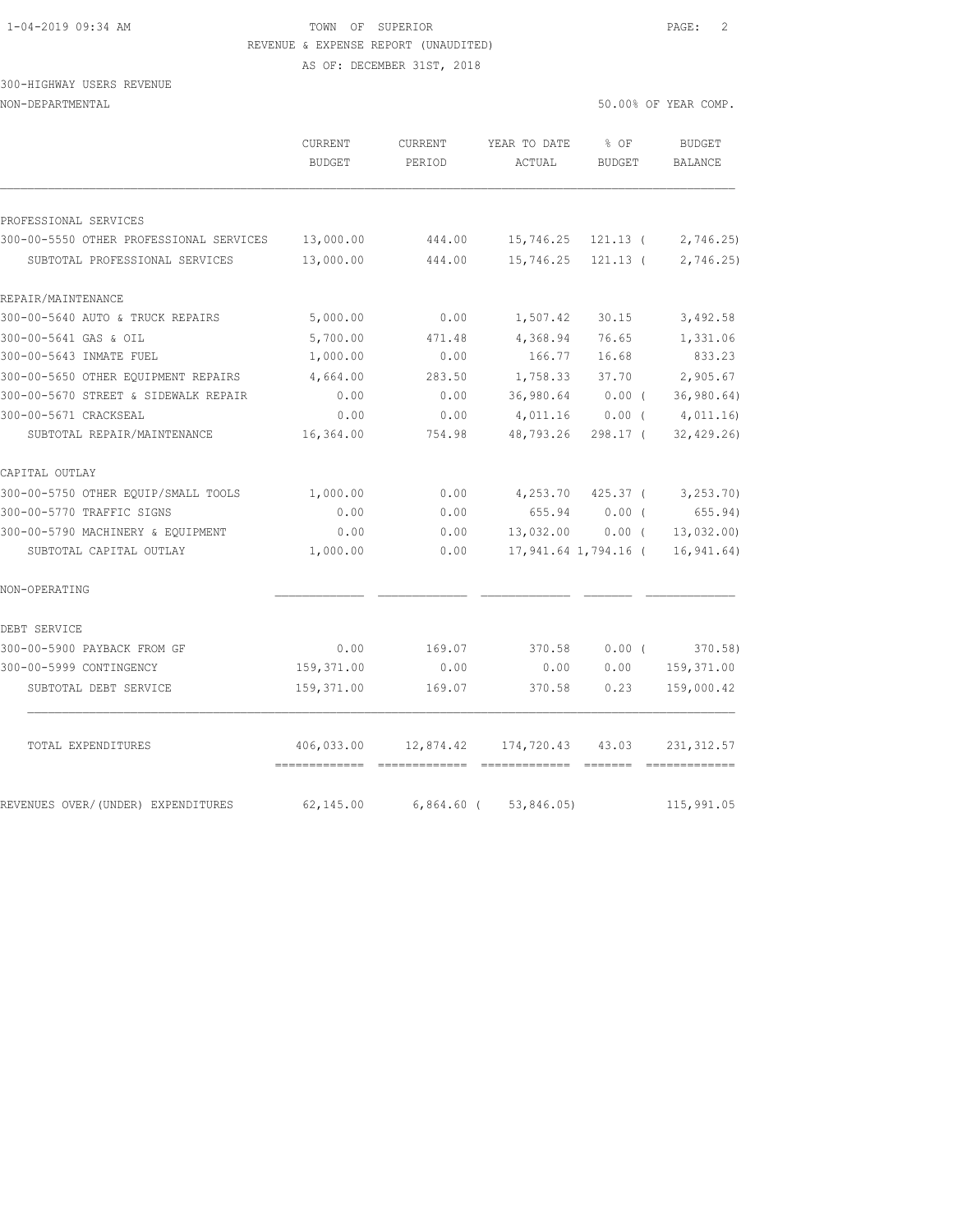TOWN OF SUPERIOR

REVENUE & EXPENSE REPORT (UNAUDITED)

AS OF: DECEMBER 31ST, 2018

300-HIGHWAY USERS REVENUE

NON-DEPARTMENTAL

50.00% OF YEAR COMP.

| | CURRENT BUDGET | CURRENT PERIOD | YEAR TO DATE ACTUAL | % OF BUDGET | BUDGET BALANCE |
|---|---|---|---|---|---|
| PROFESSIONAL SERVICES | | | | | |
| 300-00-5550 OTHER PROFESSIONAL SERVICES | 13,000.00 | 444.00 | 15,746.25 | 121.13 ( | 2,746.25) |
| SUBTOTAL PROFESSIONAL SERVICES | 13,000.00 | 444.00 | 15,746.25 | 121.13 ( | 2,746.25) |
| REPAIR/MAINTENANCE | | | | | |
| 300-00-5640 AUTO & TRUCK REPAIRS | 5,000.00 | 0.00 | 1,507.42 | 30.15 | 3,492.58 |
| 300-00-5641 GAS & OIL | 5,700.00 | 471.48 | 4,368.94 | 76.65 | 1,331.06 |
| 300-00-5643 INMATE FUEL | 1,000.00 | 0.00 | 166.77 | 16.68 | 833.23 |
| 300-00-5650 OTHER EQUIPMENT REPAIRS | 4,664.00 | 283.50 | 1,758.33 | 37.70 | 2,905.67 |
| 300-00-5670 STREET & SIDEWALK REPAIR | 0.00 | 0.00 | 36,980.64 | 0.00 ( | 36,980.64) |
| 300-00-5671 CRACKSEAL | 0.00 | 0.00 | 4,011.16 | 0.00 ( | 4,011.16) |
| SUBTOTAL REPAIR/MAINTENANCE | 16,364.00 | 754.98 | 48,793.26 | 298.17 ( | 32,429.26) |
| CAPITAL OUTLAY | | | | | |
| 300-00-5750 OTHER EQUIP/SMALL TOOLS | 1,000.00 | 0.00 | 4,253.70 | 425.37 ( | 3,253.70) |
| 300-00-5770 TRAFFIC SIGNS | 0.00 | 0.00 | 655.94 | 0.00 ( | 655.94) |
| 300-00-5790 MACHINERY & EQUIPMENT | 0.00 | 0.00 | 13,032.00 | 0.00 ( | 13,032.00) |
| SUBTOTAL CAPITAL OUTLAY | 1,000.00 | 0.00 | 17,941.64 | 1,794.16 ( | 16,941.64) |
| NON-OPERATING | | | | | |
| DEBT SERVICE | | | | | |
| 300-00-5900 PAYBACK FROM GF | 0.00 | 169.07 | 370.58 | 0.00 ( | 370.58) |
| 300-00-5999 CONTINGENCY | 159,371.00 | 0.00 | 0.00 | 0.00 | 159,371.00 |
| SUBTOTAL DEBT SERVICE | 159,371.00 | 169.07 | 370.58 | 0.23 | 159,000.42 |
| TOTAL EXPENDITURES | 406,033.00 | 12,874.42 | 174,720.43 | 43.03 | 231,312.57 |
| REVENUES OVER/(UNDER) EXPENDITURES | 62,145.00 | 6,864.60 ( | 53,846.05) | | 115,991.05 |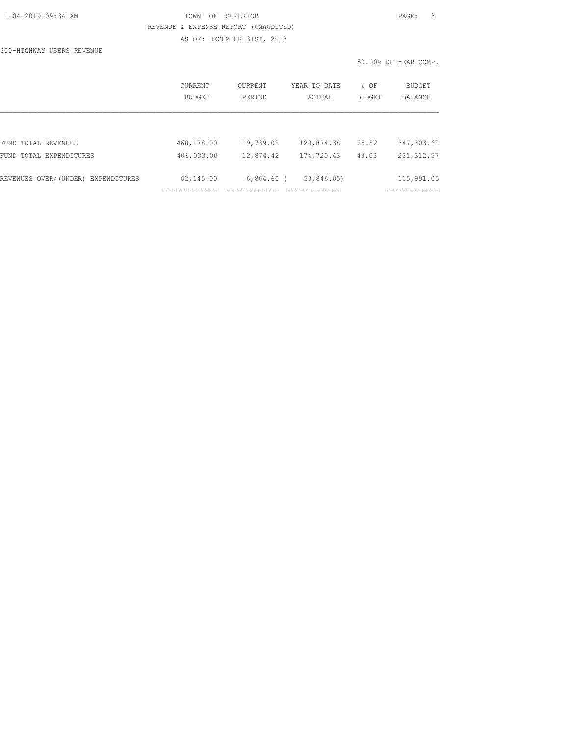TOWN OF SUPERIOR

REVENUE & EXPENSE REPORT (UNAUDITED)

AS OF: DECEMBER 31ST, 2018

300-HIGHWAY USERS REVENUE

50.00% OF YEAR COMP.

| | CURRENT BUDGET | CURRENT PERIOD | YEAR TO DATE ACTUAL | % OF BUDGET | BUDGET BALANCE |
|---|---|---|---|---|---|
| FUND TOTAL REVENUES | 468,178.00 | 19,739.02 | 120,874.38 | 25.82 | 347,303.62 |
| FUND TOTAL EXPENDITURES | 406,033.00 | 12,874.42 | 174,720.43 | 43.03 | 231,312.57 |
| REVENUES OVER/(UNDER) EXPENDITURES | 62,145.00 | 6,864.60 | ( 53,846.05) | | 115,991.05 |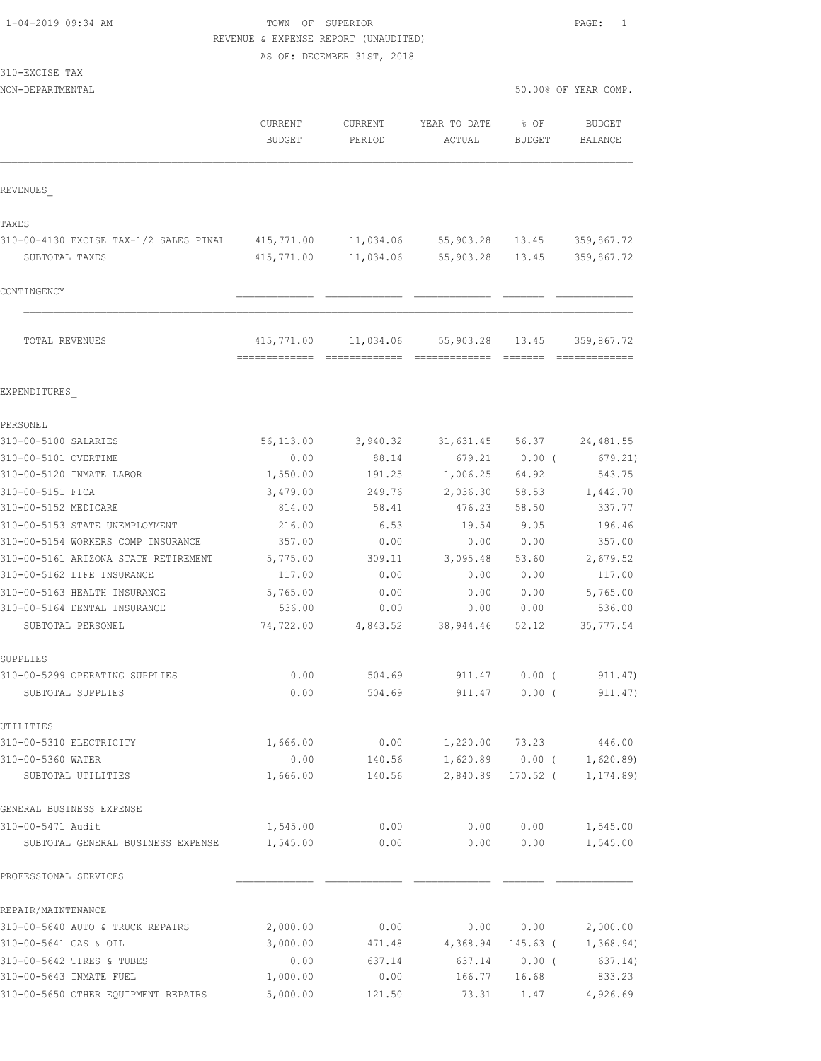TOWN OF SUPERIOR

REVENUE & EXPENSE REPORT (UNAUDITED)

AS OF: DECEMBER 31ST, 2018

310-EXCISE TAX

NON-DEPARTMENTAL — 50.00% OF YEAR COMP.

| | CURRENT BUDGET | CURRENT PERIOD | YEAR TO DATE ACTUAL | % OF BUDGET | BUDGET BALANCE |
|---|---|---|---|---|---|
| **REVENUES** | | | | | |
| **TAXES** | | | | | |
| 310-00-4130 EXCISE TAX-1/2 SALES PINAL | 415,771.00 | 11,034.06 | 55,903.28 | 13.45 | 359,867.72 |
| SUBTOTAL TAXES | 415,771.00 | 11,034.06 | 55,903.28 | 13.45 | 359,867.72 |
| **CONTINGENCY** | | | | | |
| TOTAL REVENUES | 415,771.00 | 11,034.06 | 55,903.28 | 13.45 | 359,867.72 |
| **EXPENDITURES** | | | | | |
| **PERSONEL** | | | | | |
| 310-00-5100 SALARIES | 56,113.00 | 3,940.32 | 31,631.45 | 56.37 | 24,481.55 |
| 310-00-5101 OVERTIME | 0.00 | 88.14 | 679.21 | 0.00 | ( 679.21) |
| 310-00-5120 INMATE LABOR | 1,550.00 | 191.25 | 1,006.25 | 64.92 | 543.75 |
| 310-00-5151 FICA | 3,479.00 | 249.76 | 2,036.30 | 58.53 | 1,442.70 |
| 310-00-5152 MEDICARE | 814.00 | 58.41 | 476.23 | 58.50 | 337.77 |
| 310-00-5153 STATE UNEMPLOYMENT | 216.00 | 6.53 | 19.54 | 9.05 | 196.46 |
| 310-00-5154 WORKERS COMP INSURANCE | 357.00 | 0.00 | 0.00 | 0.00 | 357.00 |
| 310-00-5161 ARIZONA STATE RETIREMENT | 5,775.00 | 309.11 | 3,095.48 | 53.60 | 2,679.52 |
| 310-00-5162 LIFE INSURANCE | 117.00 | 0.00 | 0.00 | 0.00 | 117.00 |
| 310-00-5163 HEALTH INSURANCE | 5,765.00 | 0.00 | 0.00 | 0.00 | 5,765.00 |
| 310-00-5164 DENTAL INSURANCE | 536.00 | 0.00 | 0.00 | 0.00 | 536.00 |
| SUBTOTAL PERSONEL | 74,722.00 | 4,843.52 | 38,944.46 | 52.12 | 35,777.54 |
| **SUPPLIES** | | | | | |
| 310-00-5299 OPERATING SUPPLIES | 0.00 | 504.69 | 911.47 | 0.00 | ( 911.47) |
| SUBTOTAL SUPPLIES | 0.00 | 504.69 | 911.47 | 0.00 | ( 911.47) |
| **UTILITIES** | | | | | |
| 310-00-5310 ELECTRICITY | 1,666.00 | 0.00 | 1,220.00 | 73.23 | 446.00 |
| 310-00-5360 WATER | 0.00 | 140.56 | 1,620.89 | 0.00 | ( 1,620.89) |
| SUBTOTAL UTILITIES | 1,666.00 | 140.56 | 2,840.89 | 170.52 | ( 1,174.89) |
| **GENERAL BUSINESS EXPENSE** | | | | | |
| 310-00-5471 Audit | 1,545.00 | 0.00 | 0.00 | 0.00 | 1,545.00 |
| SUBTOTAL GENERAL BUSINESS EXPENSE | 1,545.00 | 0.00 | 0.00 | 0.00 | 1,545.00 |
| **PROFESSIONAL SERVICES** | | | | | |
| **REPAIR/MAINTENANCE** | | | | | |
| 310-00-5640 AUTO & TRUCK REPAIRS | 2,000.00 | 0.00 | 0.00 | 0.00 | 2,000.00 |
| 310-00-5641 GAS & OIL | 3,000.00 | 471.48 | 4,368.94 | 145.63 | ( 1,368.94) |
| 310-00-5642 TIRES & TUBES | 0.00 | 637.14 | 637.14 | 0.00 | ( 637.14) |
| 310-00-5643 INMATE FUEL | 1,000.00 | 0.00 | 166.77 | 16.68 | 833.23 |
| 310-00-5650 OTHER EQUIPMENT REPAIRS | 5,000.00 | 121.50 | 73.31 | 1.47 | 4,926.69 |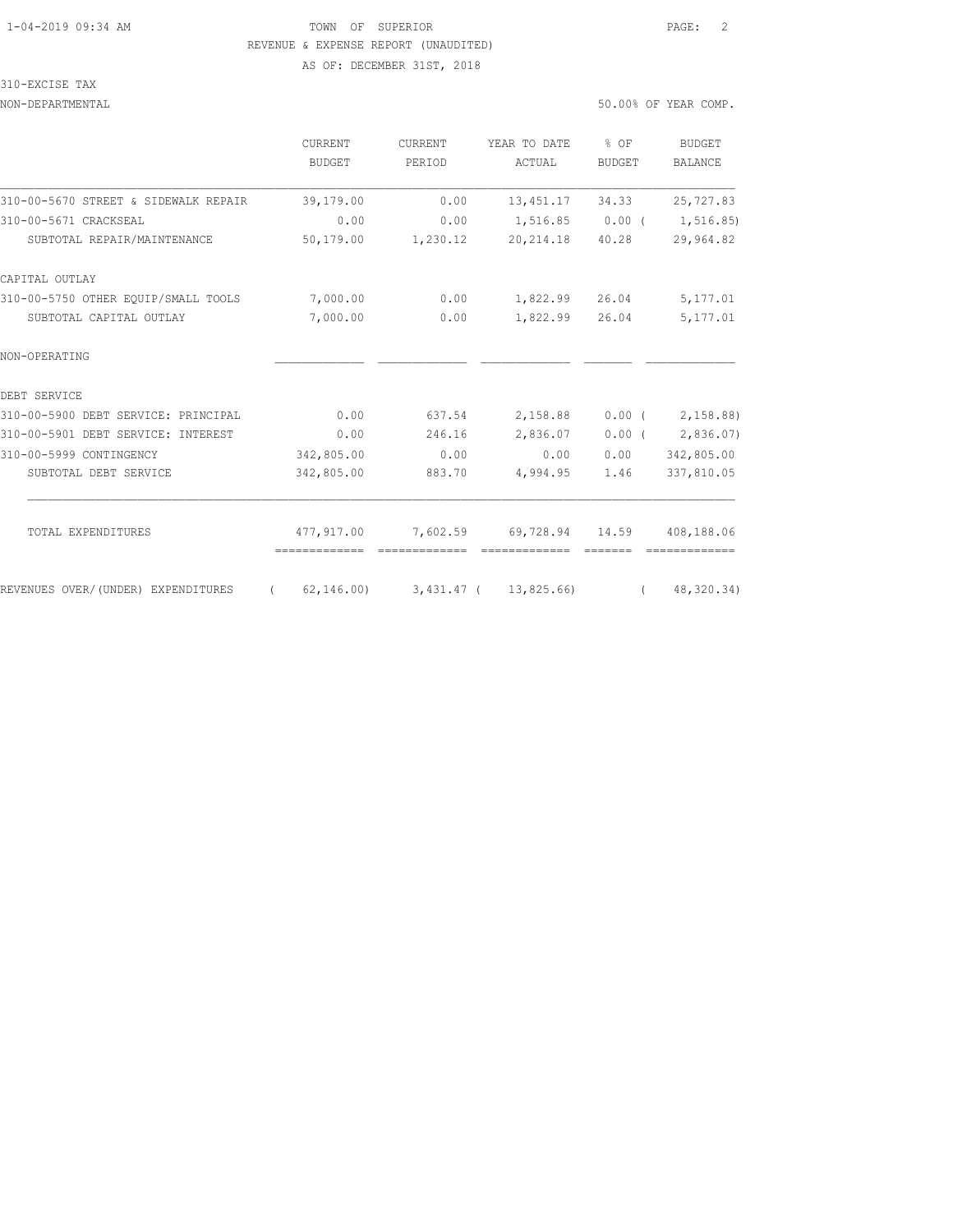1-04-2019 09:34 AM TOWN OF SUPERIOR

REVENUE & EXPENSE REPORT (UNAUDITED)

AS OF: DECEMBER 31ST, 2018

310-EXCISE TAX

NON-DEPARTMENTAL 50.00% OF YEAR COMP.

| | CURRENT BUDGET | CURRENT PERIOD | YEAR TO DATE ACTUAL | % OF BUDGET | BUDGET BALANCE |
|---|---|---|---|---|---|
| 310-00-5670 STREET & SIDEWALK REPAIR | 39,179.00 | 0.00 | 13,451.17 | 34.33 | 25,727.83 |
| 310-00-5671 CRACKSEAL | 0.00 | 0.00 | 1,516.85 | 0.00 | ( 1,516.85) |
| SUBTOTAL REPAIR/MAINTENANCE | 50,179.00 | 1,230.12 | 20,214.18 | 40.28 | 29,964.82 |
| CAPITAL OUTLAY | | | | | |
| 310-00-5750 OTHER EQUIP/SMALL TOOLS | 7,000.00 | 0.00 | 1,822.99 | 26.04 | 5,177.01 |
| SUBTOTAL CAPITAL OUTLAY | 7,000.00 | 0.00 | 1,822.99 | 26.04 | 5,177.01 |
| NON-OPERATING | | | | | |
| DEBT SERVICE | | | | | |
| 310-00-5900 DEBT SERVICE: PRINCIPAL | 0.00 | 637.54 | 2,158.88 | 0.00 | ( 2,158.88) |
| 310-00-5901 DEBT SERVICE: INTEREST | 0.00 | 246.16 | 2,836.07 | 0.00 | ( 2,836.07) |
| 310-00-5999 CONTINGENCY | 342,805.00 | 0.00 | 0.00 | 0.00 | 342,805.00 |
| SUBTOTAL DEBT SERVICE | 342,805.00 | 883.70 | 4,994.95 | 1.46 | 337,810.05 |
| TOTAL EXPENDITURES | 477,917.00 | 7,602.59 | 69,728.94 | 14.59 | 408,188.06 |
| REVENUES OVER/(UNDER) EXPENDITURES | ( 62,146.00) | 3,431.47 | ( 13,825.66) | | ( 48,320.34) |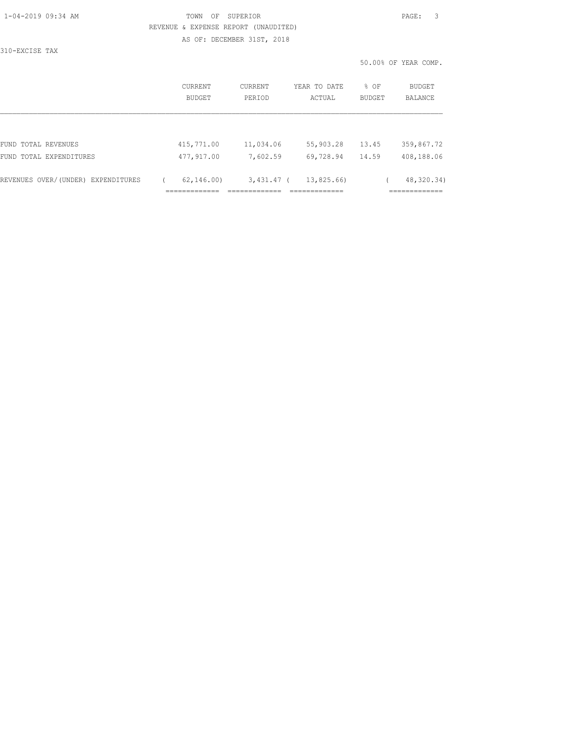TOWN OF SUPERIOR

REVENUE & EXPENSE REPORT (UNAUDITED)

AS OF: DECEMBER 31ST, 2018

310-EXCISE TAX

50.00% OF YEAR COMP.

| | CURRENT BUDGET | CURRENT PERIOD | YEAR TO DATE ACTUAL | % OF BUDGET | BUDGET BALANCE |
|---|---|---|---|---|---|
| FUND TOTAL REVENUES | 415,771.00 | 11,034.06 | 55,903.28 | 13.45 | 359,867.72 |
| FUND TOTAL EXPENDITURES | 477,917.00 | 7,602.59 | 69,728.94 | 14.59 | 408,188.06 |
| REVENUES OVER/(UNDER) EXPENDITURES | ( 62,146.00) | 3,431.47 | ( 13,825.66) | | ( 48,320.34) |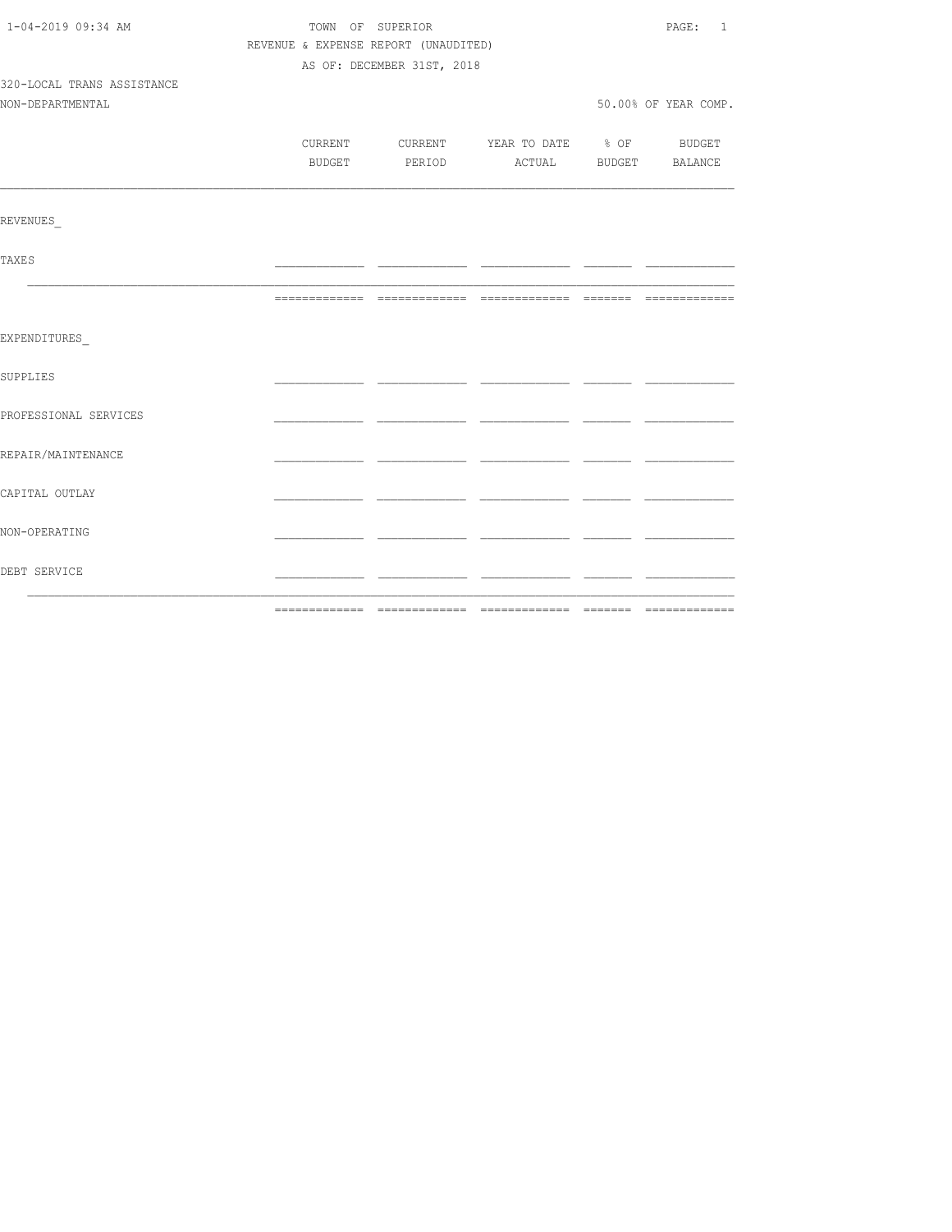1-04-2019 09:34 AM TOWN OF SUPERIOR

REVENUE & EXPENSE REPORT (UNAUDITED)

AS OF: DECEMBER 31ST, 2018

320-LOCAL TRANS ASSISTANCE

NON-DEPARTMENTAL 50.00% OF YEAR COMP.

| | CURRENT BUDGET | CURRENT PERIOD | YEAR TO DATE ACTUAL | % OF BUDGET | BUDGET BALANCE |
|---|---|---|---|---|---|
| REVENUES_ | | | | | |
| TAXES | | | | | |
| | | | | | |
| EXPENDITURES_ | | | | | |
| SUPPLIES | | | | | |
| PROFESSIONAL SERVICES | | | | | |
| REPAIR/MAINTENANCE | | | | | |
| CAPITAL OUTLAY | | | | | |
| NON-OPERATING | | | | | |
| DEBT SERVICE | | | | | |
| | | | | | |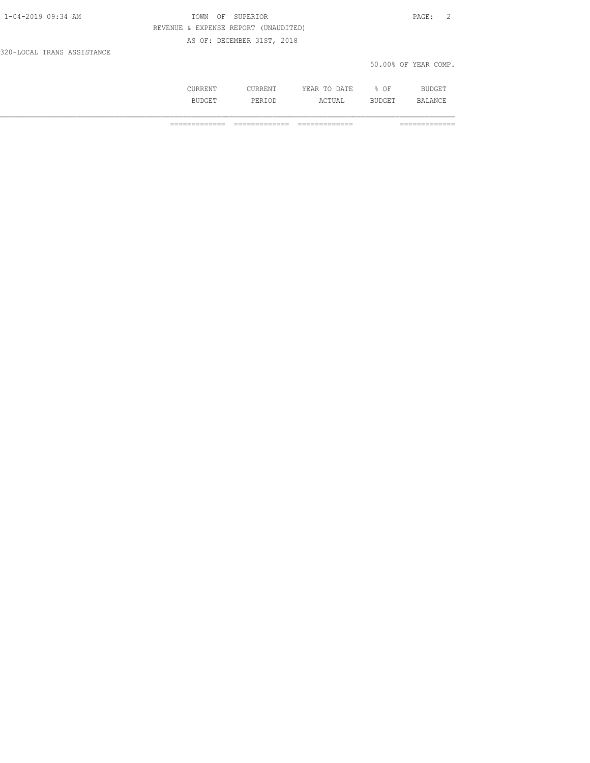TOWN OF SUPERIOR

REVENUE & EXPENSE REPORT (UNAUDITED)

AS OF: DECEMBER 31ST, 2018

320-LOCAL TRANS ASSISTANCE

50.00% OF YEAR COMP.

| | CURRENT BUDGET | CURRENT PERIOD | YEAR TO DATE ACTUAL | % OF BUDGET | BUDGET BALANCE |
|---|---|---|---|---|---|
| | ============= | ============= | ============= | | ============= |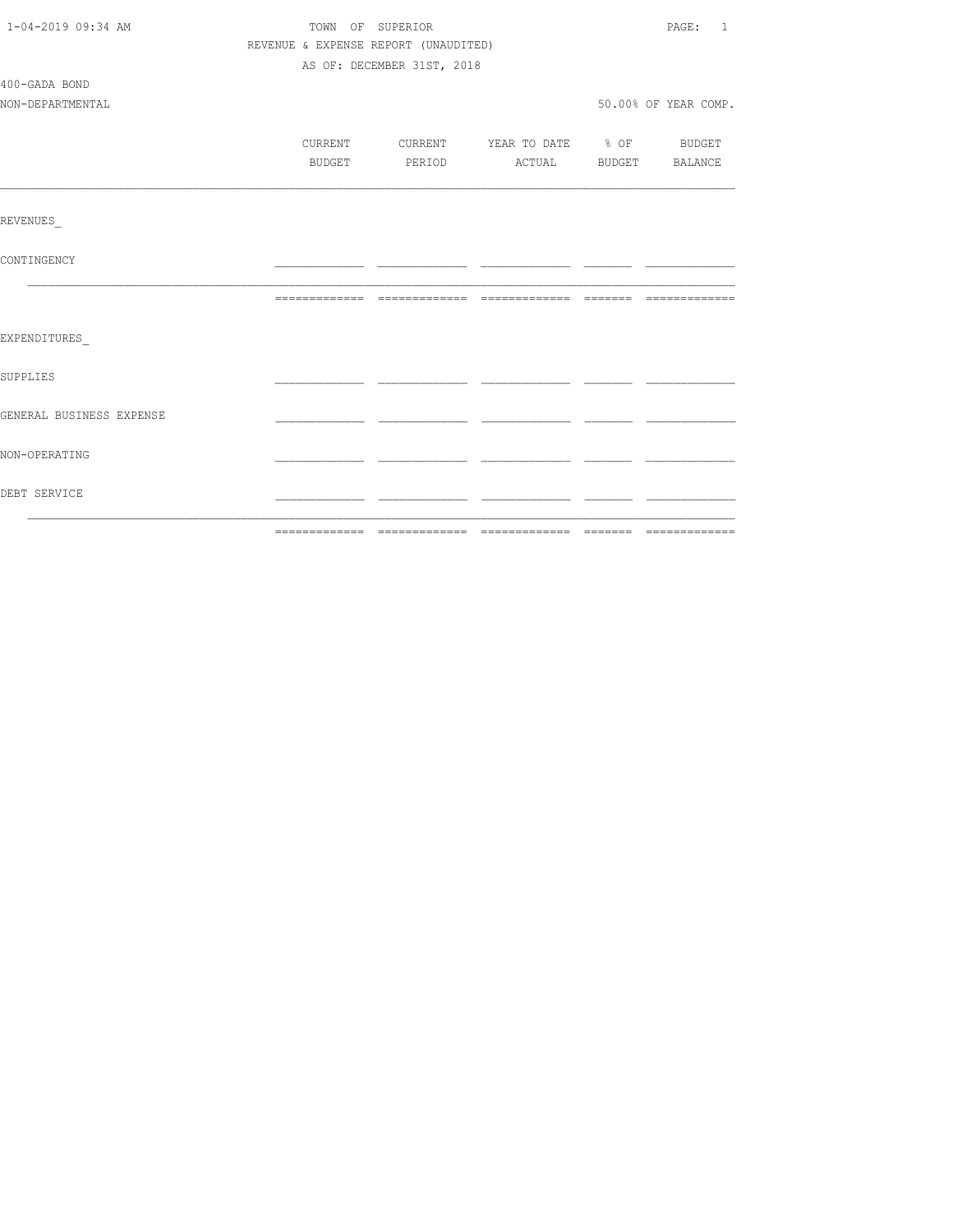TOWN OF SUPERIOR

REVENUE & EXPENSE REPORT (UNAUDITED)

AS OF: DECEMBER 31ST, 2018

400-GADA BOND

NON-DEPARTMENTAL

50.00% OF YEAR COMP.

| | CURRENT BUDGET | CURRENT PERIOD | YEAR TO DATE ACTUAL | % OF BUDGET | BUDGET BALANCE |
|---|---|---|---|---|---|
| REVENUES_ | | | | | |
| CONTINGENCY | | | | | |
| EXPENDITURES_ | | | | | |
| SUPPLIES | | | | | |
| GENERAL BUSINESS EXPENSE | | | | | |
| NON-OPERATING | | | | | |
| DEBT SERVICE | | | | | |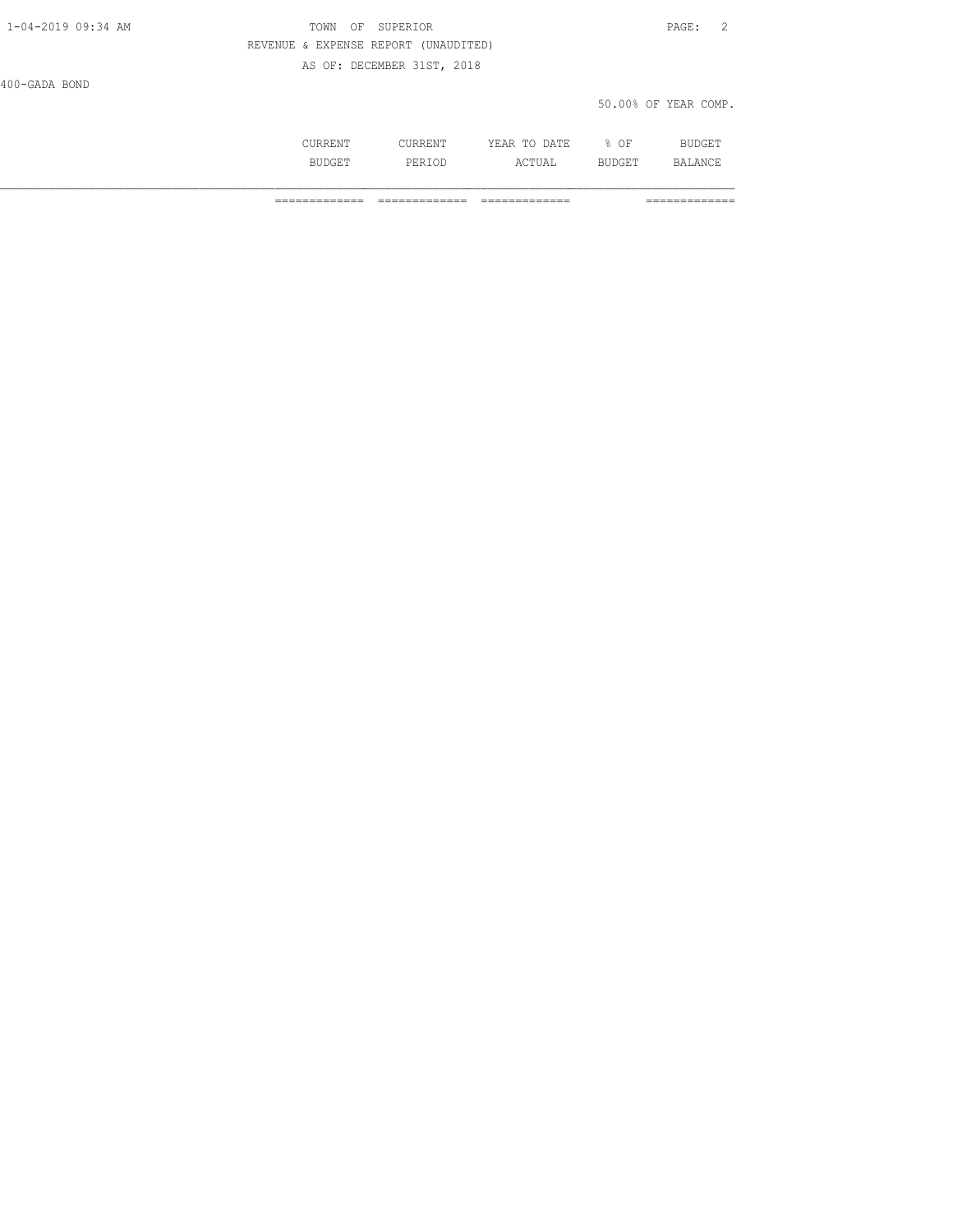TOWN OF SUPERIOR

REVENUE & EXPENSE REPORT (UNAUDITED)

AS OF: DECEMBER 31ST, 2018

400-GADA BOND

50.00% OF YEAR COMP.

| | CURRENT BUDGET | CURRENT PERIOD | YEAR TO DATE ACTUAL | % OF BUDGET | BUDGET BALANCE |
|---|---|---|---|---|---|
| | ============= | ============= | ============= | | ============= |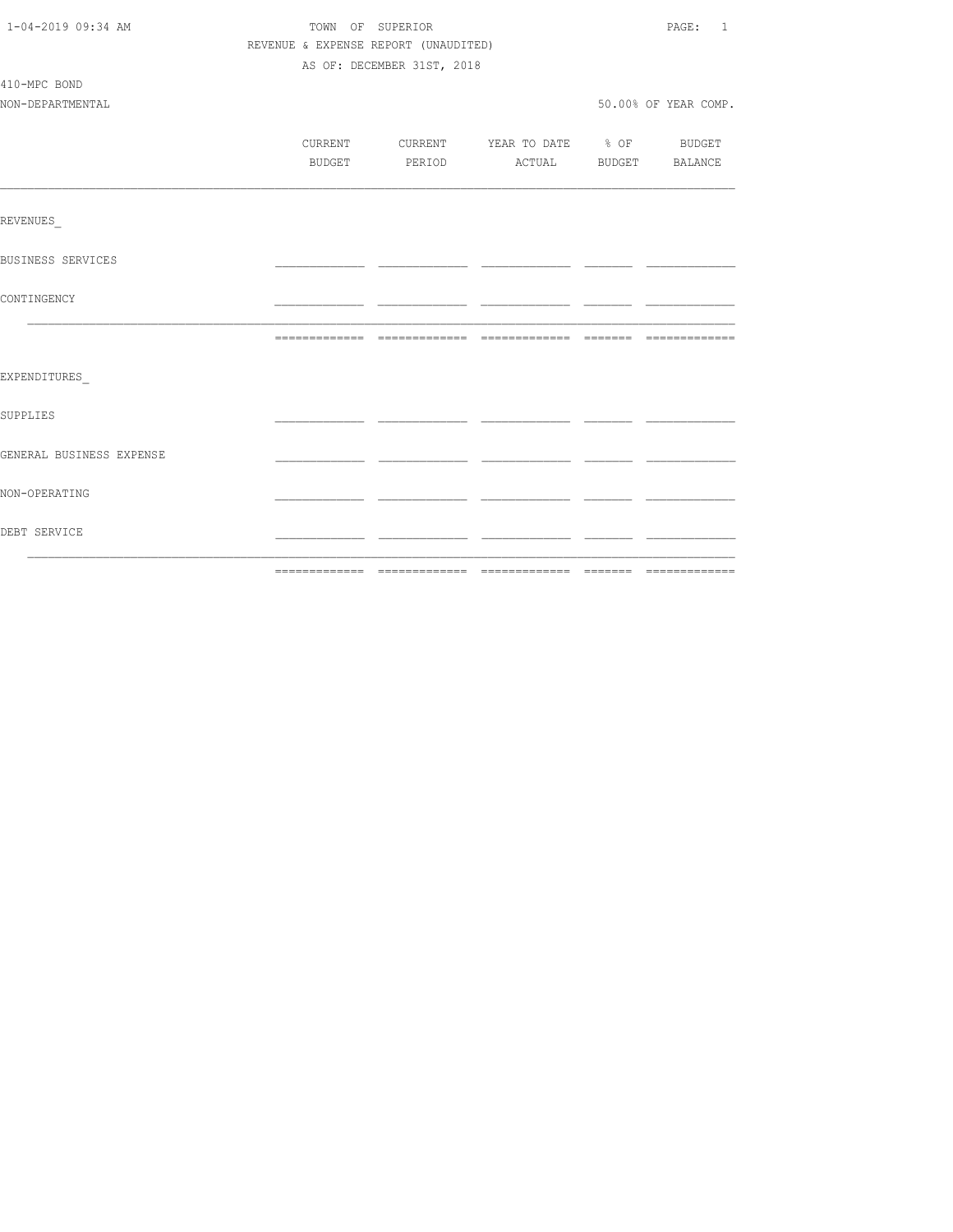1-04-2019 09:34 AM — TOWN OF SUPERIOR

REVENUE & EXPENSE REPORT (UNAUDITED)

AS OF: DECEMBER 31ST, 2018

410-MPC BOND

NON-DEPARTMENTAL — 50.00% OF YEAR COMP.

| | CURRENT BUDGET | CURRENT PERIOD | YEAR TO DATE ACTUAL | % OF BUDGET | BUDGET BALANCE |
|---|---|---|---|---|---|
| REVENUES_ | | | | | |
| BUSINESS SERVICES | | | | | |
| CONTINGENCY | | | | | |
| | | | | | |
| EXPENDITURES_ | | | | | |
| SUPPLIES | | | | | |
| GENERAL BUSINESS EXPENSE | | | | | |
| NON-OPERATING | | | | | |
| DEBT SERVICE | | | | | |
| | | | | | |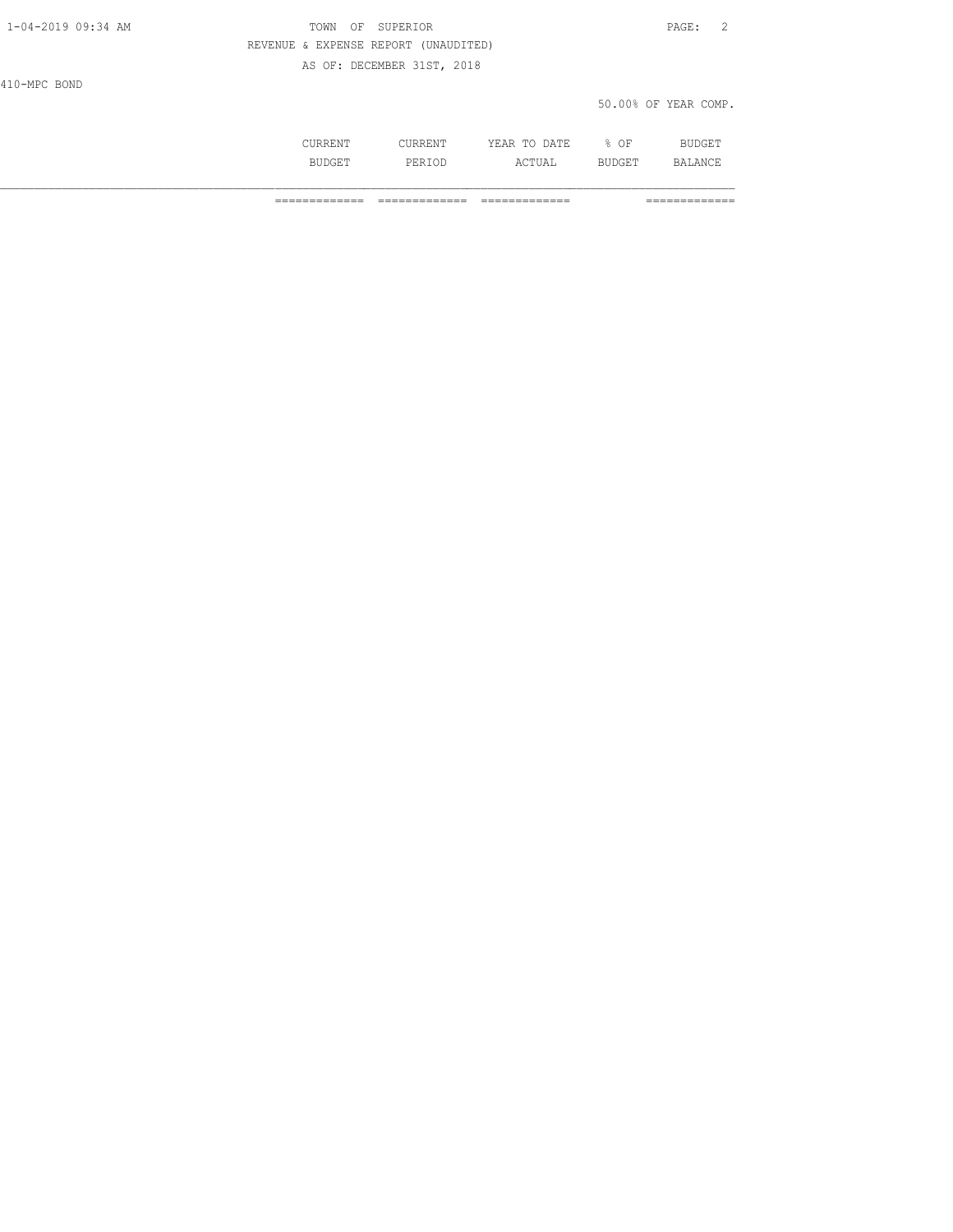1-04-2019 09:34 AM

TOWN OF SUPERIOR

REVENUE & EXPENSE REPORT (UNAUDITED)

AS OF: DECEMBER 31ST, 2018

410-MPC BOND

50.00% OF YEAR COMP.

| | CURRENT BUDGET | CURRENT PERIOD | YEAR TO DATE ACTUAL | % OF BUDGET | BUDGET BALANCE |
|---|---|---|---|---|---|
| | ============= | ============= | ============= | | ============= |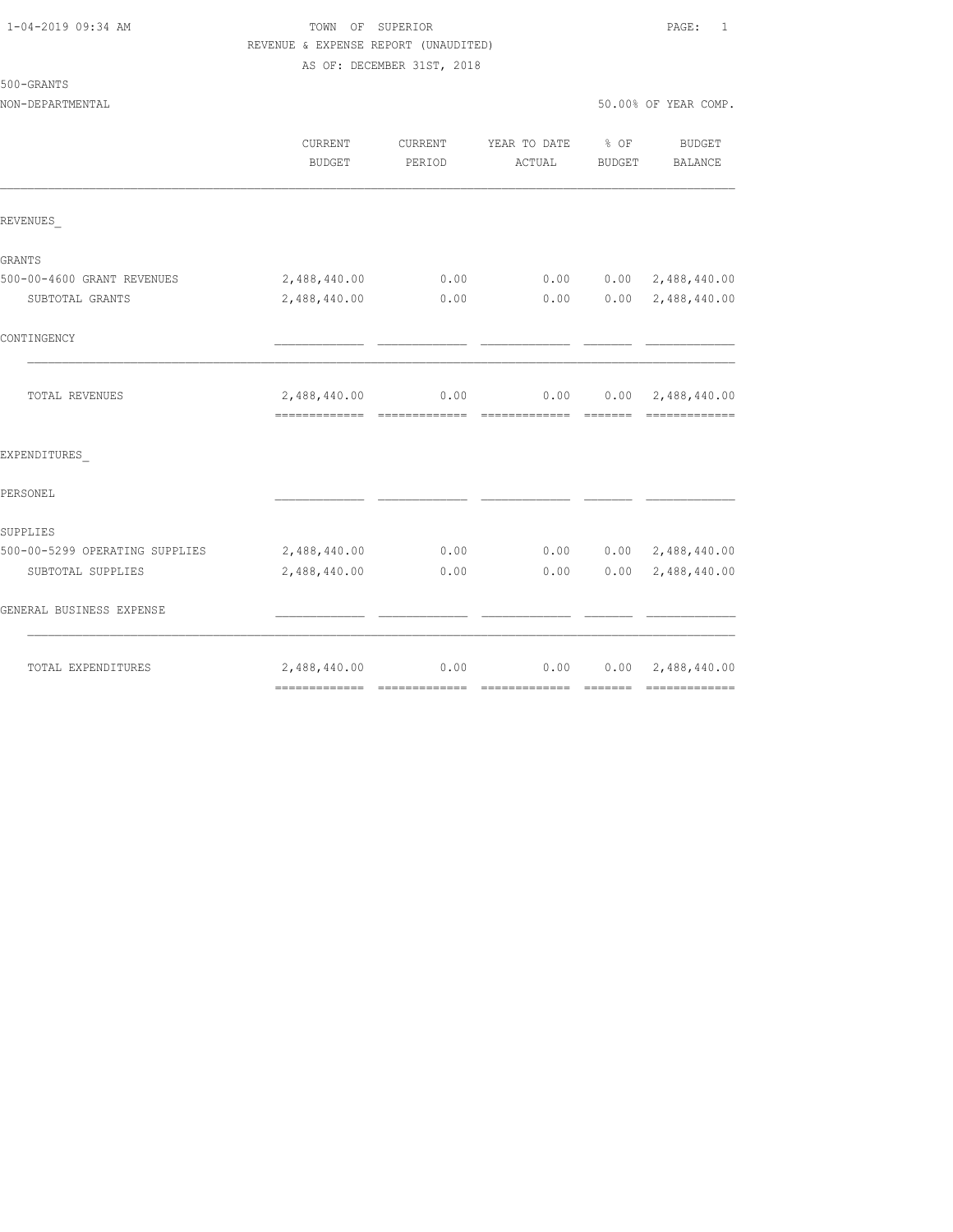1-04-2019 09:34 AM

TOWN OF SUPERIOR

REVENUE & EXPENSE REPORT (UNAUDITED)

AS OF: DECEMBER 31ST, 2018

500-GRANTS

NON-DEPARTMENTAL

50.00% OF YEAR COMP.

| | CURRENT BUDGET | CURRENT PERIOD | YEAR TO DATE ACTUAL | % OF BUDGET | BUDGET BALANCE |
|---|---|---|---|---|---|
| REVENUES_ | | | | | |
| GRANTS | | | | | |
| 500-00-4600 GRANT REVENUES | 2,488,440.00 | 0.00 | 0.00 | 0.00 | 2,488,440.00 |
| SUBTOTAL GRANTS | 2,488,440.00 | 0.00 | 0.00 | 0.00 | 2,488,440.00 |
| CONTINGENCY | | | | | |
| TOTAL REVENUES | 2,488,440.00 | 0.00 | 0.00 | 0.00 | 2,488,440.00 |
| EXPENDITURES_ | | | | | |
| PERSONEL | | | | | |
| SUPPLIES | | | | | |
| 500-00-5299 OPERATING SUPPLIES | 2,488,440.00 | 0.00 | 0.00 | 0.00 | 2,488,440.00 |
| SUBTOTAL SUPPLIES | 2,488,440.00 | 0.00 | 0.00 | 0.00 | 2,488,440.00 |
| GENERAL BUSINESS EXPENSE | | | | | |
| TOTAL EXPENDITURES | 2,488,440.00 | 0.00 | 0.00 | 0.00 | 2,488,440.00 |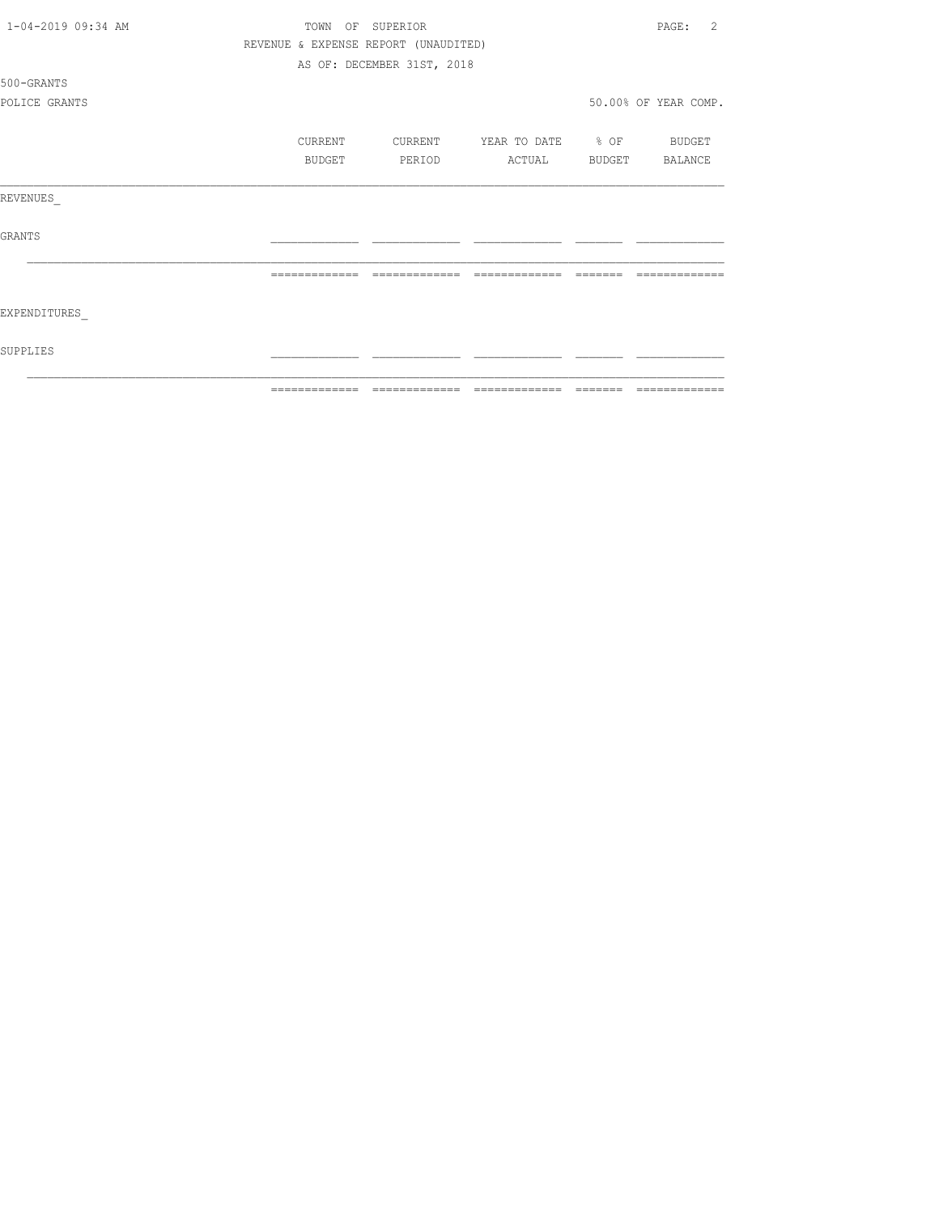TOWN OF SUPERIOR

REVENUE & EXPENSE REPORT (UNAUDITED)

AS OF: DECEMBER 31ST, 2018

500-GRANTS

POLICE GRANTS

50.00% OF YEAR COMP.

| | CURRENT BUDGET | CURRENT PERIOD | YEAR TO DATE ACTUAL | % OF BUDGET | BUDGET BALANCE |
|---|---|---|---|---|---|
| REVENUES_ | | | | | |
| GRANTS | | | | | |
| EXPENDITURES_ | | | | | |
| SUPPLIES | | | | | |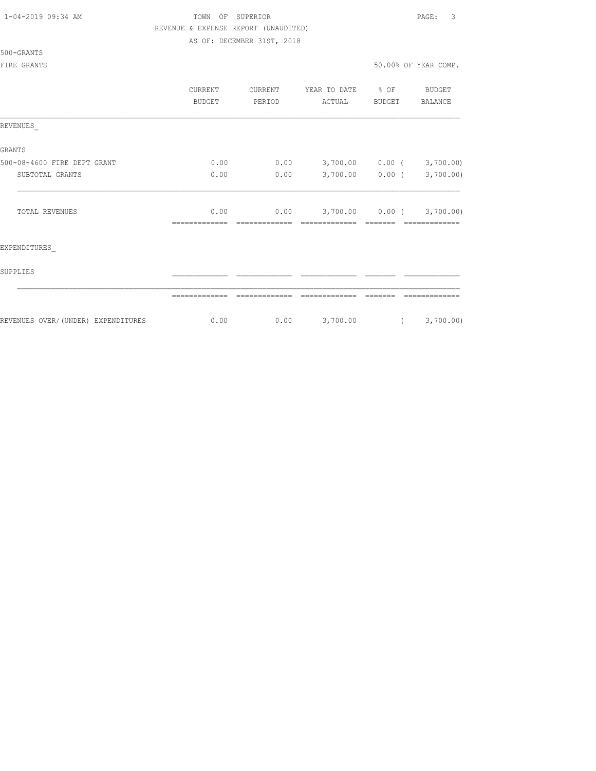1-04-2019 09:34 AM

TOWN OF SUPERIOR

REVENUE & EXPENSE REPORT (UNAUDITED)

AS OF: DECEMBER 31ST, 2018

500-GRANTS

FIRE GRANTS

50.00% OF YEAR COMP.

| | CURRENT BUDGET | CURRENT PERIOD | YEAR TO DATE ACTUAL | % OF BUDGET | BUDGET BALANCE |
|---|---|---|---|---|---|
| REVENUES_ | | | | | |
| GRANTS | | | | | |
| 500-08-4600 FIRE DEPT GRANT | 0.00 | 0.00 | 3,700.00 | 0.00 | ( 3,700.00) |
| SUBTOTAL GRANTS | 0.00 | 0.00 | 3,700.00 | 0.00 | ( 3,700.00) |
| TOTAL REVENUES | 0.00 | 0.00 | 3,700.00 | 0.00 | ( 3,700.00) |
| EXPENDITURES_ | | | | | |
| SUPPLIES | | | | | |
| REVENUES OVER/(UNDER) EXPENDITURES | 0.00 | 0.00 | 3,700.00 | | ( 3,700.00) |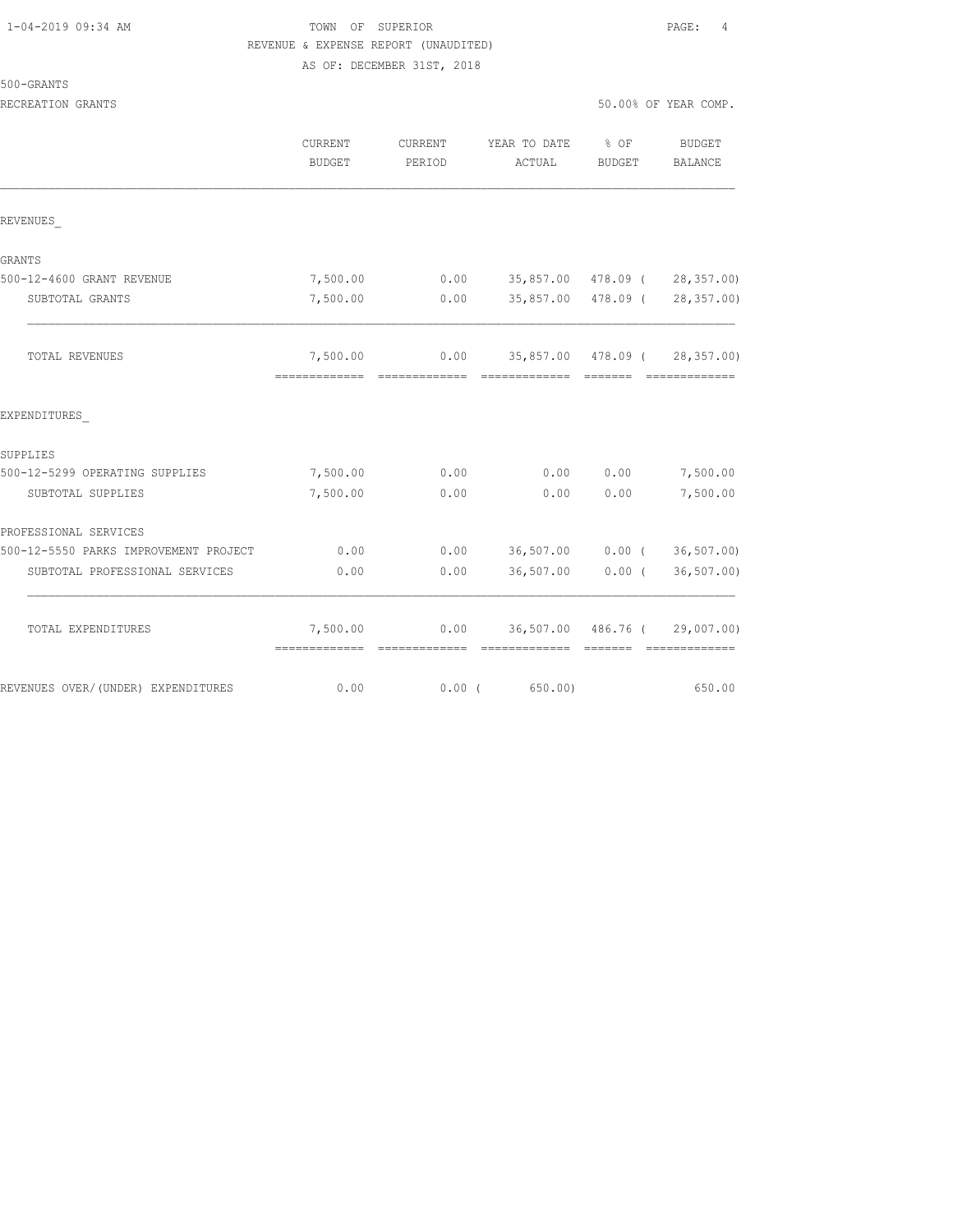TOWN OF SUPERIOR

REVENUE & EXPENSE REPORT (UNAUDITED)

AS OF: DECEMBER 31ST, 2018

500-GRANTS

RECREATION GRANTS — 50.00% OF YEAR COMP.

| | CURRENT BUDGET | CURRENT PERIOD | YEAR TO DATE ACTUAL | % OF BUDGET | BUDGET BALANCE |
|---|---|---|---|---|---|
| **REVENUES_** | | | | | |
| GRANTS | | | | | |
| 500-12-4600 GRANT REVENUE | 7,500.00 | 0.00 | 35,857.00 | 478.09 | ( 28,357.00) |
| SUBTOTAL GRANTS | 7,500.00 | 0.00 | 35,857.00 | 478.09 | ( 28,357.00) |
| TOTAL REVENUES | 7,500.00 | 0.00 | 35,857.00 | 478.09 | ( 28,357.00) |
| **EXPENDITURES_** | | | | | |
| SUPPLIES | | | | | |
| 500-12-5299 OPERATING SUPPLIES | 7,500.00 | 0.00 | 0.00 | 0.00 | 7,500.00 |
| SUBTOTAL SUPPLIES | 7,500.00 | 0.00 | 0.00 | 0.00 | 7,500.00 |
| PROFESSIONAL SERVICES | | | | | |
| 500-12-5550 PARKS IMPROVEMENT PROJECT | 0.00 | 0.00 | 36,507.00 | 0.00 | ( 36,507.00) |
| SUBTOTAL PROFESSIONAL SERVICES | 0.00 | 0.00 | 36,507.00 | 0.00 | ( 36,507.00) |
| TOTAL EXPENDITURES | 7,500.00 | 0.00 | 36,507.00 | 486.76 | ( 29,007.00) |
| REVENUES OVER/(UNDER) EXPENDITURES | 0.00 | 0.00 | ( 650.00) | | 650.00 |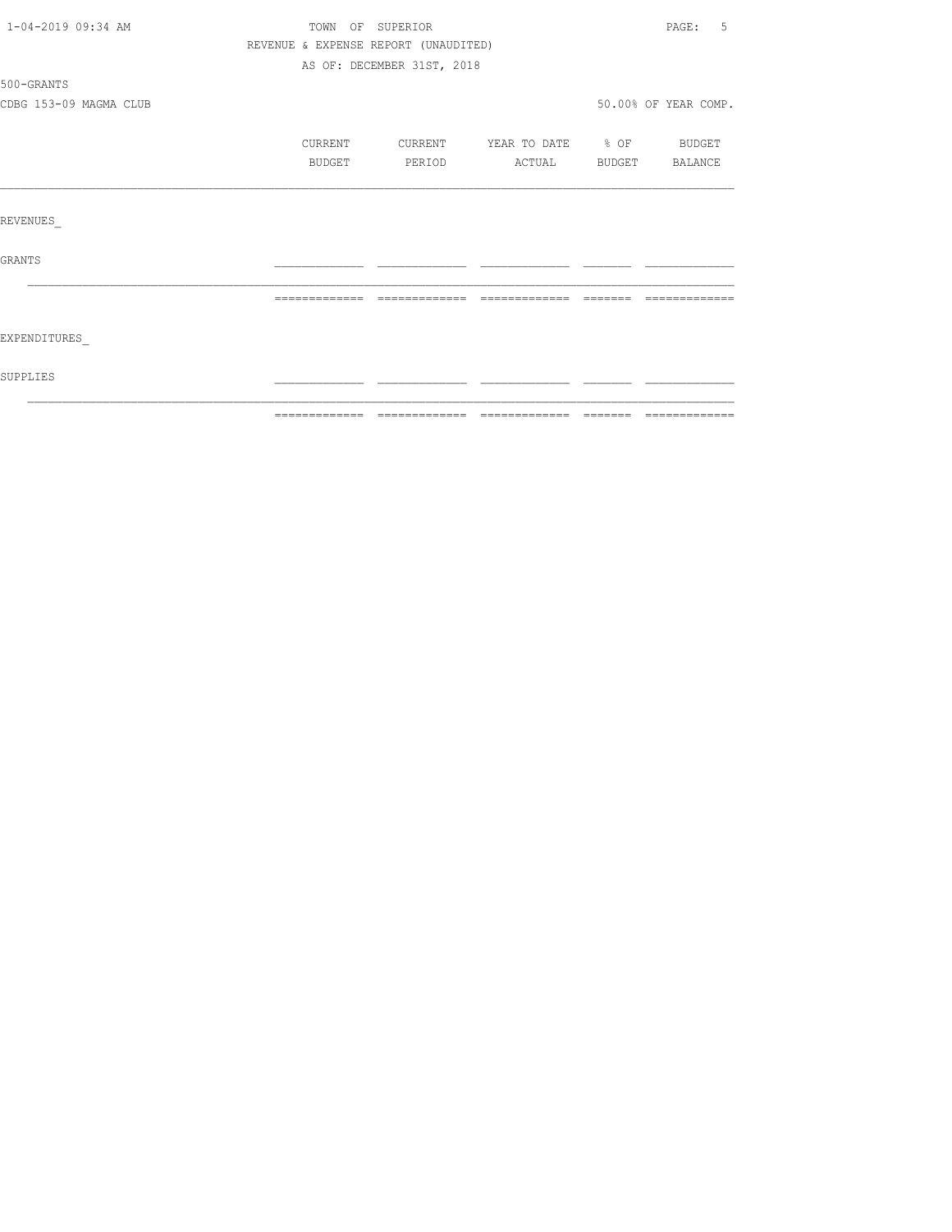TOWN OF SUPERIOR

REVENUE & EXPENSE REPORT (UNAUDITED)

AS OF: DECEMBER 31ST, 2018

500-GRANTS

CDBG 153-09 MAGMA CLUB

50.00% OF YEAR COMP.

| | CURRENT BUDGET | CURRENT PERIOD | YEAR TO DATE ACTUAL | % OF BUDGET | BUDGET BALANCE |
|---|---|---|---|---|---|
| REVENUES_ | | | | | |
| GRANTS | | | | | |
| EXPENDITURES_ | | | | | |
| SUPPLIES | | | | | |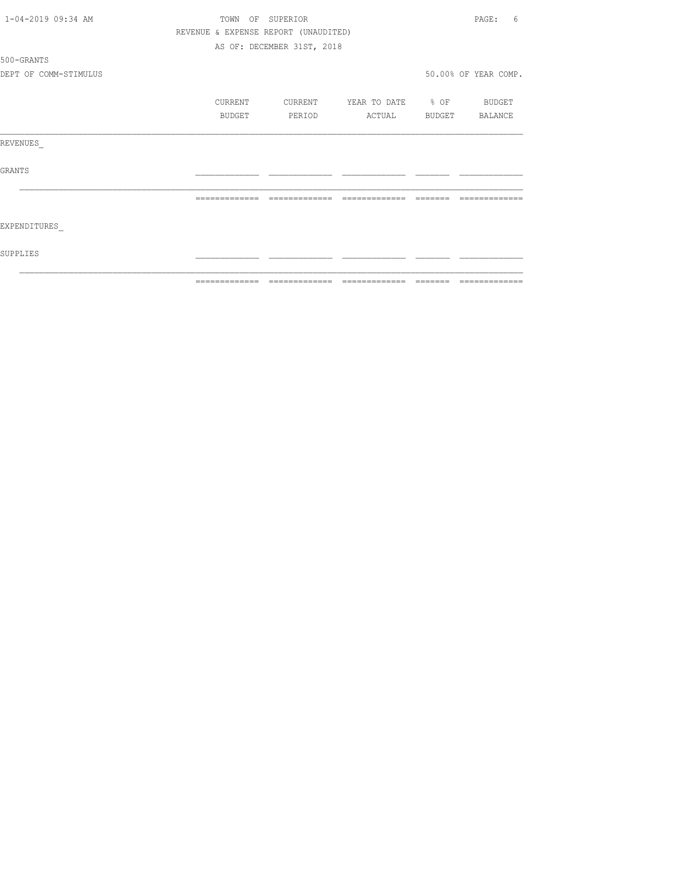1-04-2019 09:34 AM

TOWN OF SUPERIOR

REVENUE & EXPENSE REPORT (UNAUDITED)

AS OF: DECEMBER 31ST, 2018

500-GRANTS

DEPT OF COMM-STIMULUS

50.00% OF YEAR COMP.

| | CURRENT BUDGET | CURRENT PERIOD | YEAR TO DATE ACTUAL | % OF BUDGET | BUDGET BALANCE |
|---|---|---|---|---|---|
| REVENUES_ | | | | | |
| GRANTS | | | | | |
| EXPENDITURES_ | | | | | |
| SUPPLIES | | | | | |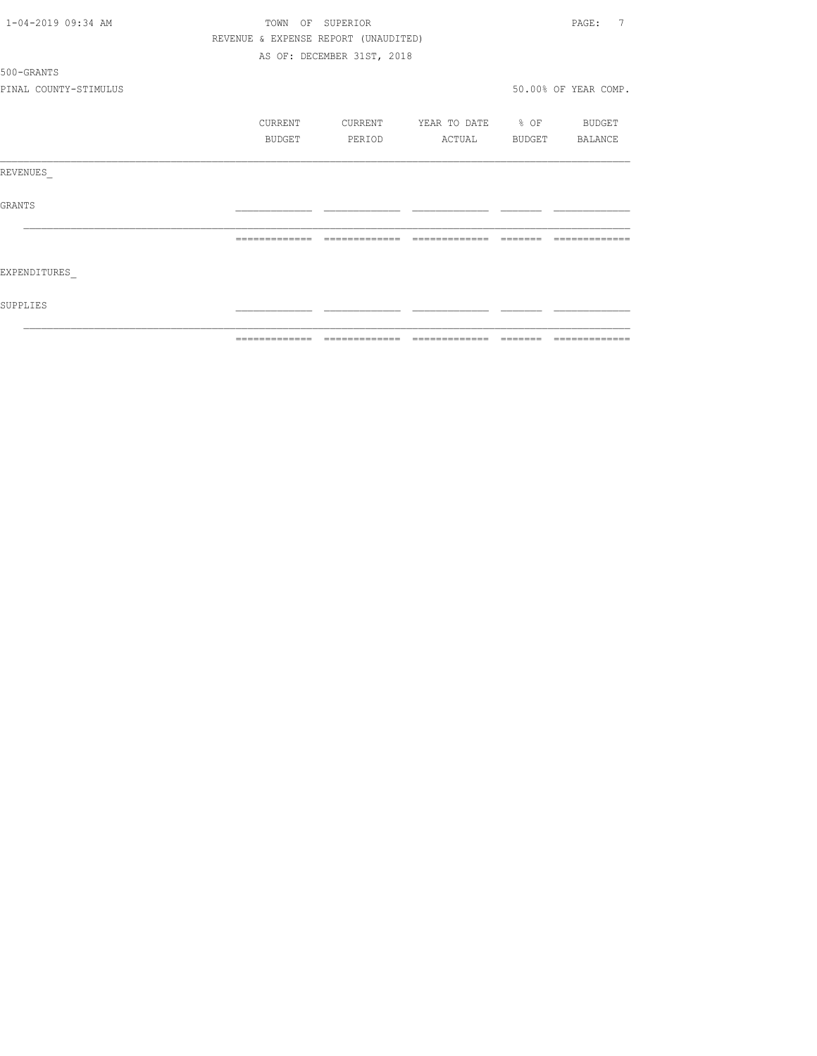TOWN OF SUPERIOR

REVENUE & EXPENSE REPORT (UNAUDITED)

AS OF: DECEMBER 31ST, 2018

500-GRANTS

PINAL COUNTY-STIMULUS

50.00% OF YEAR COMP.

| | CURRENT BUDGET | CURRENT PERIOD | YEAR TO DATE ACTUAL | % OF BUDGET | BUDGET BALANCE |
|---|---|---|---|---|---|
| REVENUES | | | | | |
| GRANTS | | | | | |
| | | | | | |
| EXPENDITURES | | | | | |
| SUPPLIES | | | | | |
| | | | | | |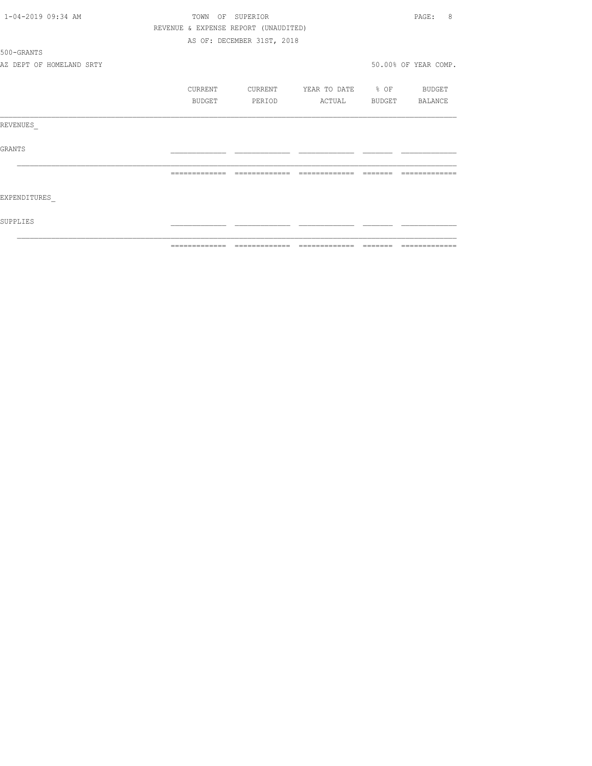TOWN OF SUPERIOR

REVENUE & EXPENSE REPORT (UNAUDITED)

AS OF: DECEMBER 31ST, 2018

500-GRANTS

AZ DEPT OF HOMELAND SRTY

50.00% OF YEAR COMP.

| | CURRENT BUDGET | CURRENT PERIOD | YEAR TO DATE ACTUAL | % OF BUDGET | BUDGET BALANCE |
|---|---|---|---|---|---|
| REVENUES_ | | | | | |
| GRANTS | | | | | |
| EXPENDITURES_ | | | | | |
| SUPPLIES | | | | | |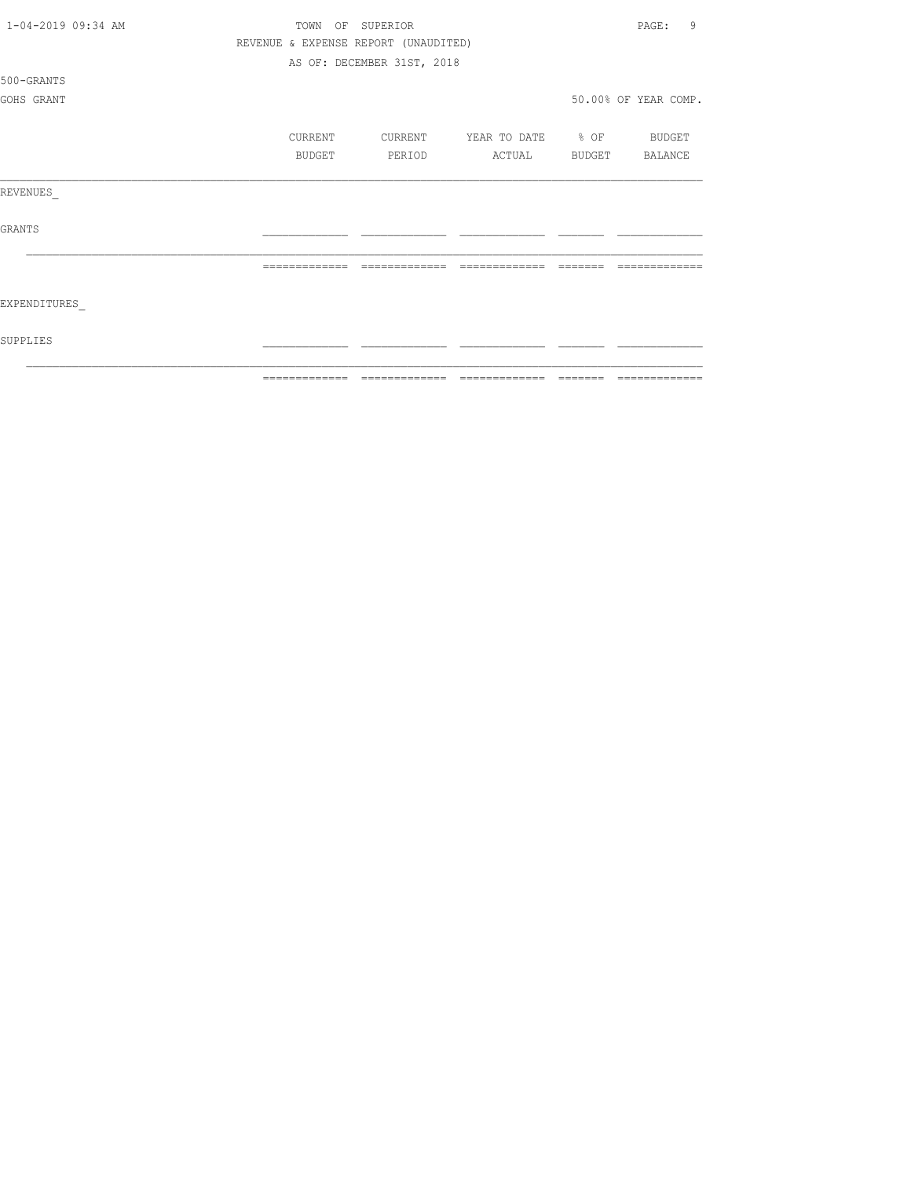TOWN OF SUPERIOR

REVENUE & EXPENSE REPORT (UNAUDITED)

AS OF: DECEMBER 31ST, 2018

500-GRANTS

GOHS GRANT

50.00% OF YEAR COMP.

| | CURRENT BUDGET | CURRENT PERIOD | YEAR TO DATE ACTUAL | % OF BUDGET | BUDGET BALANCE |
|---|---|---|---|---|---|
| REVENUES_ | | | | | |
| GRANTS | | | | | |
| EXPENDITURES_ | | | | | |
| SUPPLIES | | | | | |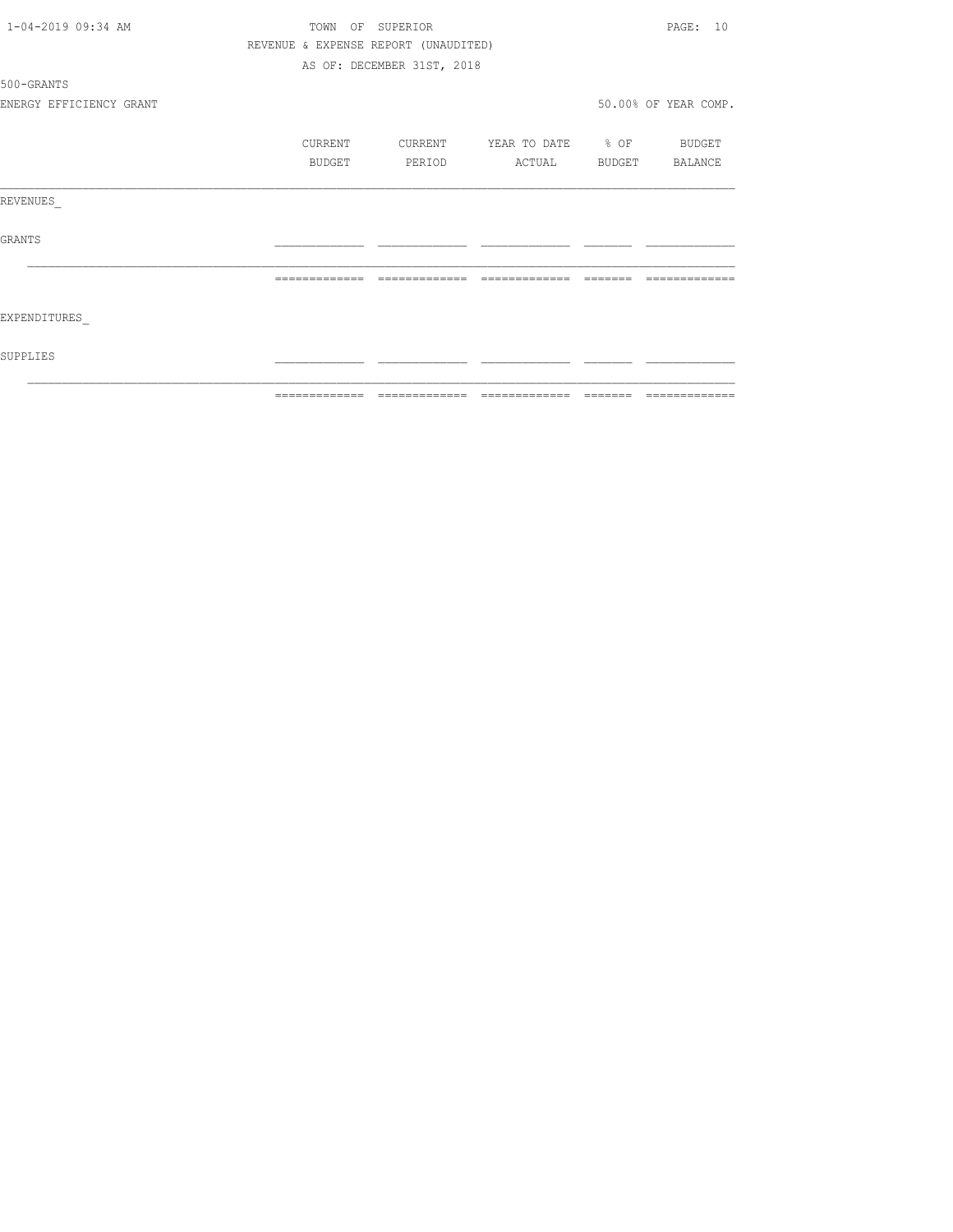TOWN OF SUPERIOR

REVENUE & EXPENSE REPORT (UNAUDITED)

AS OF: DECEMBER 31ST, 2018

500-GRANTS

ENERGY EFFICIENCY GRANT

50.00% OF YEAR COMP.

| | CURRENT BUDGET | CURRENT PERIOD | YEAR TO DATE ACTUAL | % OF BUDGET | BUDGET BALANCE |
|---|---|---|---|---|---|
| REVENUES_ | | | | | |
| GRANTS | | | | | |
| EXPENDITURES_ | | | | | |
| SUPPLIES | | | | | |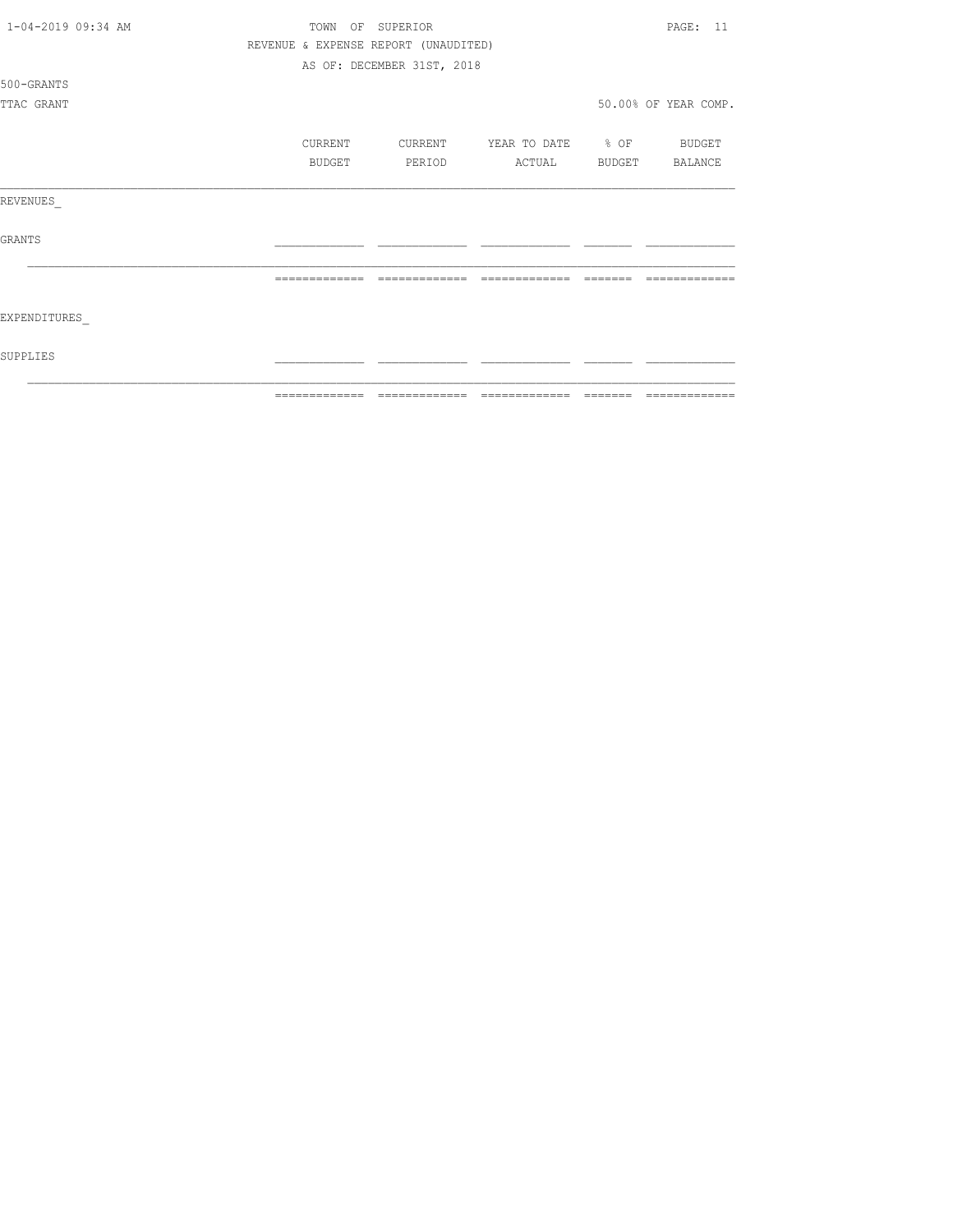TOWN OF SUPERIOR

REVENUE & EXPENSE REPORT (UNAUDITED)

AS OF: DECEMBER 31ST, 2018

500-GRANTS

TTAC GRANT

50.00% OF YEAR COMP.

| | CURRENT BUDGET | CURRENT PERIOD | YEAR TO DATE ACTUAL | % OF BUDGET | BUDGET BALANCE |
|---|---|---|---|---|---|
| REVENUES_ | | | | | |
| GRANTS | | | | | |
| | | | | | |
| EXPENDITURES_ | | | | | |
| SUPPLIES | | | | | |
| | | | | | |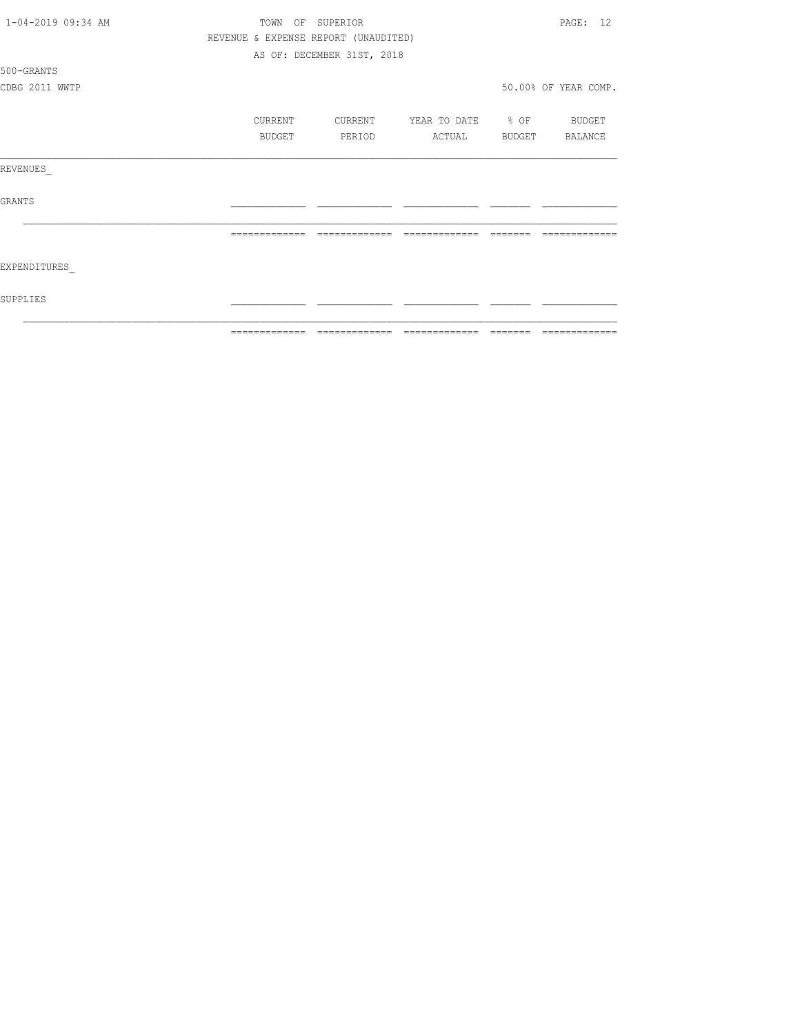TOWN OF SUPERIOR

REVENUE & EXPENSE REPORT (UNAUDITED)

AS OF: DECEMBER 31ST, 2018

500-GRANTS

CDBG 2011 WWTP

50.00% OF YEAR COMP.

| | CURRENT BUDGET | CURRENT PERIOD | YEAR TO DATE ACTUAL | % OF BUDGET | BUDGET BALANCE |
|---|---|---|---|---|---|
| REVENUES_ | | | | | |
| GRANTS | | | | | |
| EXPENDITURES_ | | | | | |
| SUPPLIES | | | | | |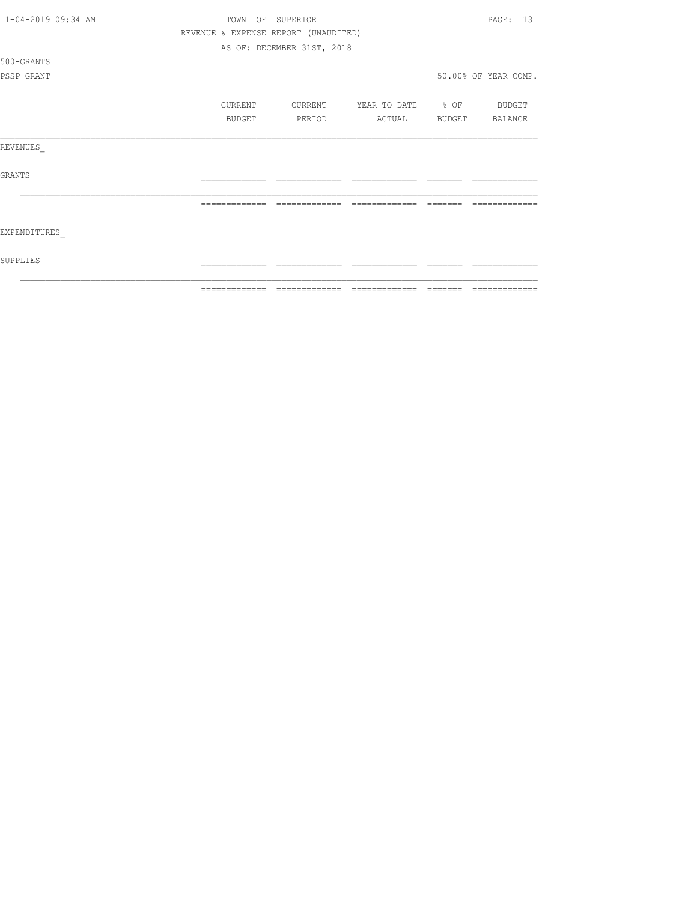TOWN OF SUPERIOR

REVENUE & EXPENSE REPORT (UNAUDITED)

AS OF: DECEMBER 31ST, 2018

500-GRANTS

PSSP GRANT

50.00% OF YEAR COMP.

| | CURRENT BUDGET | CURRENT PERIOD | YEAR TO DATE ACTUAL | % OF BUDGET | BUDGET BALANCE |
|---|---|---|---|---|---|
| REVENUES_ | | | | | |
| GRANTS | | | | | |
| | | | | | |
| EXPENDITURES_ | | | | | |
| SUPPLIES | | | | | |
| | | | | | |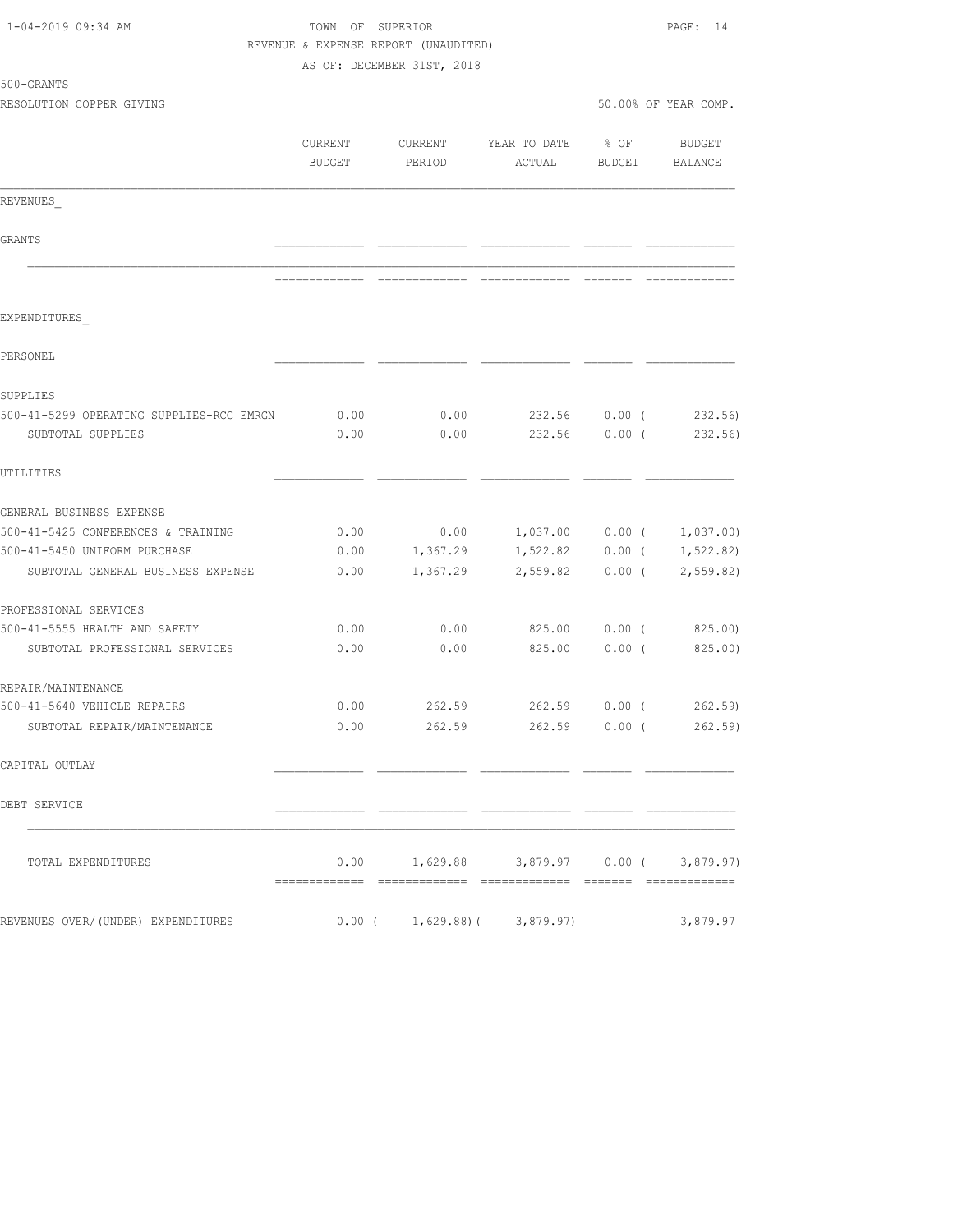TOWN OF SUPERIOR
REVENUE & EXPENSE REPORT (UNAUDITED)
AS OF: DECEMBER 31ST, 2018

500-GRANTS
RESOLUTION COPPER GIVING

50.00% OF YEAR COMP.

| | CURRENT BUDGET | CURRENT PERIOD | YEAR TO DATE ACTUAL | % OF BUDGET | BUDGET BALANCE |
|---|---|---|---|---|---|
| REVENUES_ | | | | | |
| GRANTS | | | | | |
| EXPENDITURES_ | | | | | |
| PERSONEL | | | | | |
| SUPPLIES | | | | | |
| 500-41-5299 OPERATING SUPPLIES-RCC EMRGN | 0.00 | 0.00 | 232.56 | 0.00 ( | 232.56) |
| SUBTOTAL SUPPLIES | 0.00 | 0.00 | 232.56 | 0.00 ( | 232.56) |
| UTILITIES | | | | | |
| GENERAL BUSINESS EXPENSE | | | | | |
| 500-41-5425 CONFERENCES & TRAINING | 0.00 | 0.00 | 1,037.00 | 0.00 ( | 1,037.00) |
| 500-41-5450 UNIFORM PURCHASE | 0.00 | 1,367.29 | 1,522.82 | 0.00 ( | 1,522.82) |
| SUBTOTAL GENERAL BUSINESS EXPENSE | 0.00 | 1,367.29 | 2,559.82 | 0.00 ( | 2,559.82) |
| PROFESSIONAL SERVICES | | | | | |
| 500-41-5555 HEALTH AND SAFETY | 0.00 | 0.00 | 825.00 | 0.00 ( | 825.00) |
| SUBTOTAL PROFESSIONAL SERVICES | 0.00 | 0.00 | 825.00 | 0.00 ( | 825.00) |
| REPAIR/MAINTENANCE | | | | | |
| 500-41-5640 VEHICLE REPAIRS | 0.00 | 262.59 | 262.59 | 0.00 ( | 262.59) |
| SUBTOTAL REPAIR/MAINTENANCE | 0.00 | 262.59 | 262.59 | 0.00 ( | 262.59) |
| CAPITAL OUTLAY | | | | | |
| DEBT SERVICE | | | | | |
| TOTAL EXPENDITURES | 0.00 | 1,629.88 | 3,879.97 | 0.00 ( | 3,879.97) |
| REVENUES OVER/(UNDER) EXPENDITURES | 0.00 ( | 1,629.88)( | 3,879.97) | | 3,879.97 |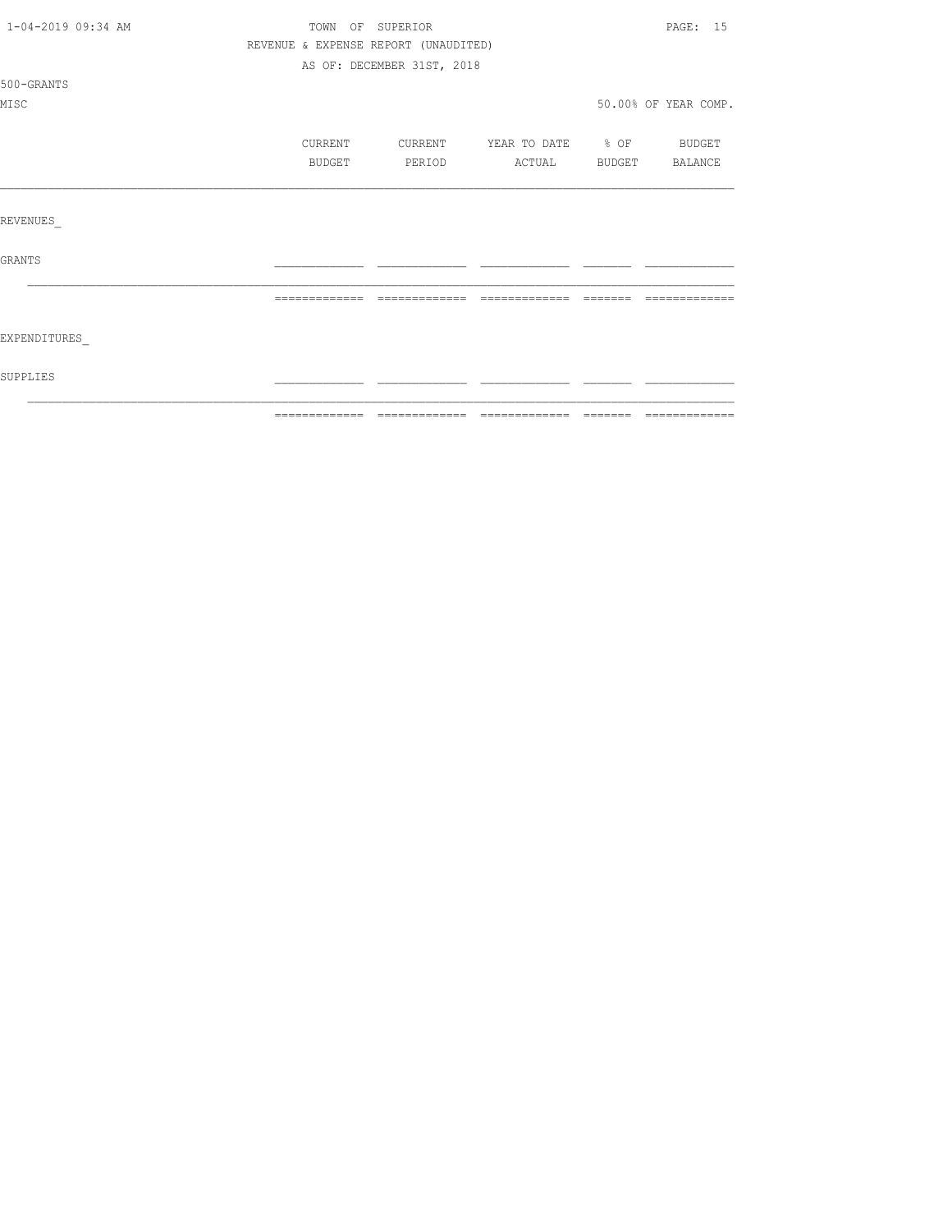TOWN OF SUPERIOR

REVENUE & EXPENSE REPORT (UNAUDITED)

AS OF: DECEMBER 31ST, 2018

500-GRANTS

MISC

50.00% OF YEAR COMP.

| | CURRENT BUDGET | CURRENT PERIOD | YEAR TO DATE ACTUAL | % OF BUDGET | BUDGET BALANCE |
|---|---|---|---|---|---|
| REVENUES_ | | | | | |
| GRANTS | | | | | |
| | | | | | |
| EXPENDITURES_ | | | | | |
| SUPPLIES | | | | | |
| | | | | | |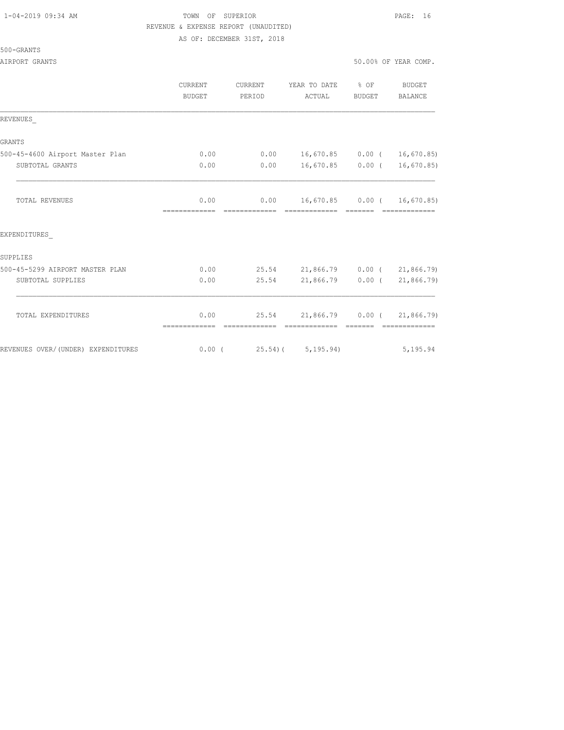TOWN OF SUPERIOR

REVENUE & EXPENSE REPORT (UNAUDITED)

AS OF: DECEMBER 31ST, 2018

500-GRANTS

AIRPORT GRANTS 50.00% OF YEAR COMP.

| | CURRENT BUDGET | CURRENT PERIOD | YEAR TO DATE ACTUAL | % OF BUDGET | BUDGET BALANCE |
|---|---|---|---|---|---|
| REVENUES_ | | | | | |
| GRANTS | | | | | |
| 500-45-4600 Airport Master Plan | 0.00 | 0.00 | 16,670.85 | 0.00 | ( 16,670.85) |
| SUBTOTAL GRANTS | 0.00 | 0.00 | 16,670.85 | 0.00 | ( 16,670.85) |
| TOTAL REVENUES | 0.00 | 0.00 | 16,670.85 | 0.00 | ( 16,670.85) |
| EXPENDITURES_ | | | | | |
| SUPPLIES | | | | | |
| 500-45-5299 AIRPORT MASTER PLAN | 0.00 | 25.54 | 21,866.79 | 0.00 | ( 21,866.79) |
| SUBTOTAL SUPPLIES | 0.00 | 25.54 | 21,866.79 | 0.00 | ( 21,866.79) |
| TOTAL EXPENDITURES | 0.00 | 25.54 | 21,866.79 | 0.00 | ( 21,866.79) |
| REVENUES OVER/(UNDER) EXPENDITURES | 0.00 | ( 25.54) | ( 5,195.94) | | 5,195.94 |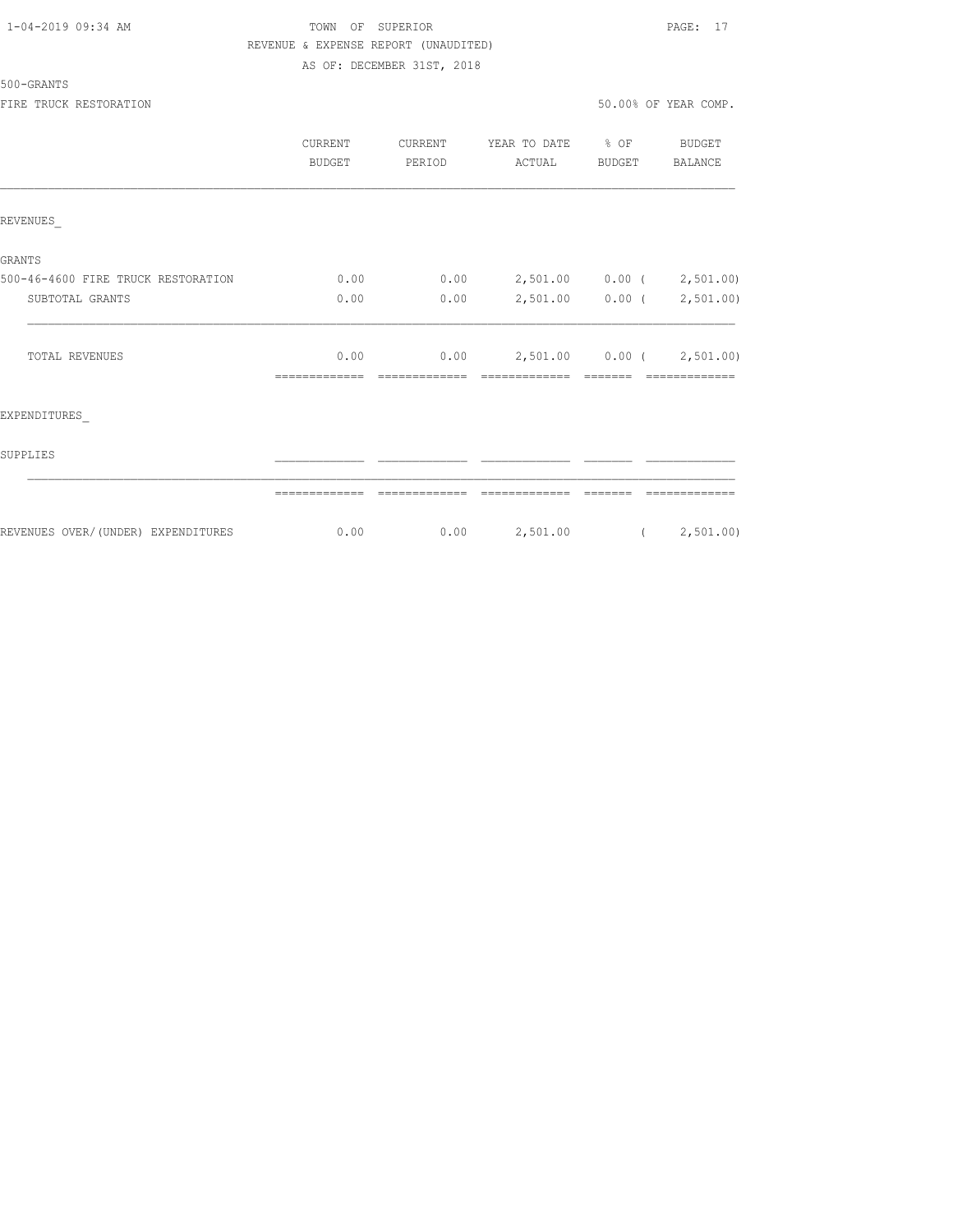TOWN OF SUPERIOR
REVENUE & EXPENSE REPORT (UNAUDITED)
AS OF: DECEMBER 31ST, 2018

500-GRANTS

FIRE TRUCK RESTORATION — 50.00% OF YEAR COMP.

| | CURRENT BUDGET | CURRENT PERIOD | YEAR TO DATE ACTUAL | % OF BUDGET | BUDGET BALANCE |
|---|---|---|---|---|---|
| REVENUES_ | | | | | |
| GRANTS | | | | | |
| 500-46-4600 FIRE TRUCK RESTORATION | 0.00 | 0.00 | 2,501.00 | 0.00 | ( 2,501.00) |
| SUBTOTAL GRANTS | 0.00 | 0.00 | 2,501.00 | 0.00 | ( 2,501.00) |
| TOTAL REVENUES | 0.00 | 0.00 | 2,501.00 | 0.00 | ( 2,501.00) |
| EXPENDITURES_ | | | | | |
| SUPPLIES | | | | | |
| REVENUES OVER/(UNDER) EXPENDITURES | 0.00 | 0.00 | 2,501.00 | | ( 2,501.00) |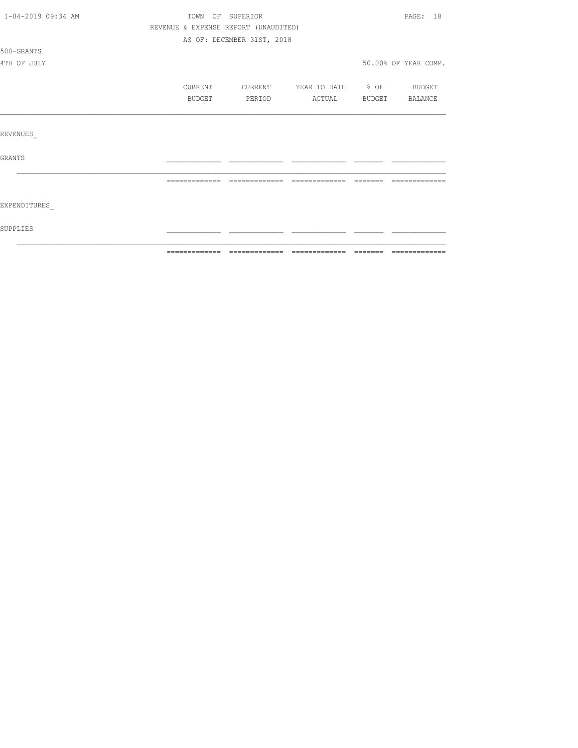TOWN OF SUPERIOR

REVENUE & EXPENSE REPORT (UNAUDITED)

AS OF: DECEMBER 31ST, 2018

500-GRANTS

4TH OF JULY

50.00% OF YEAR COMP.

| | CURRENT BUDGET | CURRENT PERIOD | YEAR TO DATE ACTUAL | % OF BUDGET | BUDGET BALANCE |
|---|---|---|---|---|---|
| REVENUES_ | | | | | |
| GRANTS | | | | | |
| | | | | | |
| EXPENDITURES_ | | | | | |
| SUPPLIES | | | | | |
| | | | | | |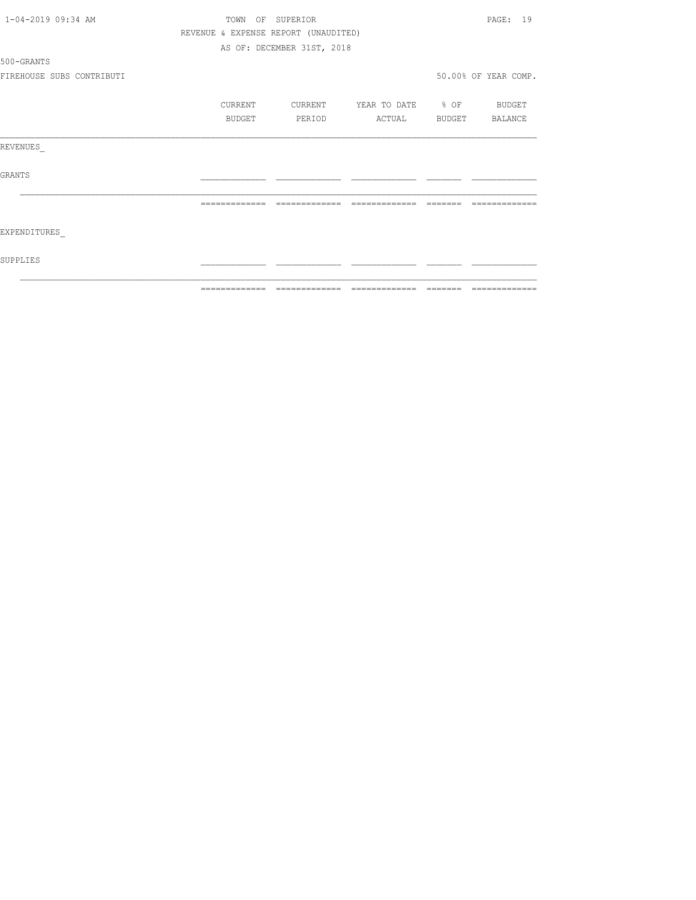TOWN OF SUPERIOR

REVENUE & EXPENSE REPORT (UNAUDITED)

AS OF: DECEMBER 31ST, 2018

500-GRANTS

FIREHOUSE SUBS CONTRIBUTI

50.00% OF YEAR COMP.

| | CURRENT BUDGET | CURRENT PERIOD | YEAR TO DATE ACTUAL | % OF BUDGET | BUDGET BALANCE |
|---|---|---|---|---|---|
| REVENUES_ | | | | | |
| GRANTS | | | | | |
| | | | | | |
| EXPENDITURES_ | | | | | |
| SUPPLIES | | | | | |
| | | | | | |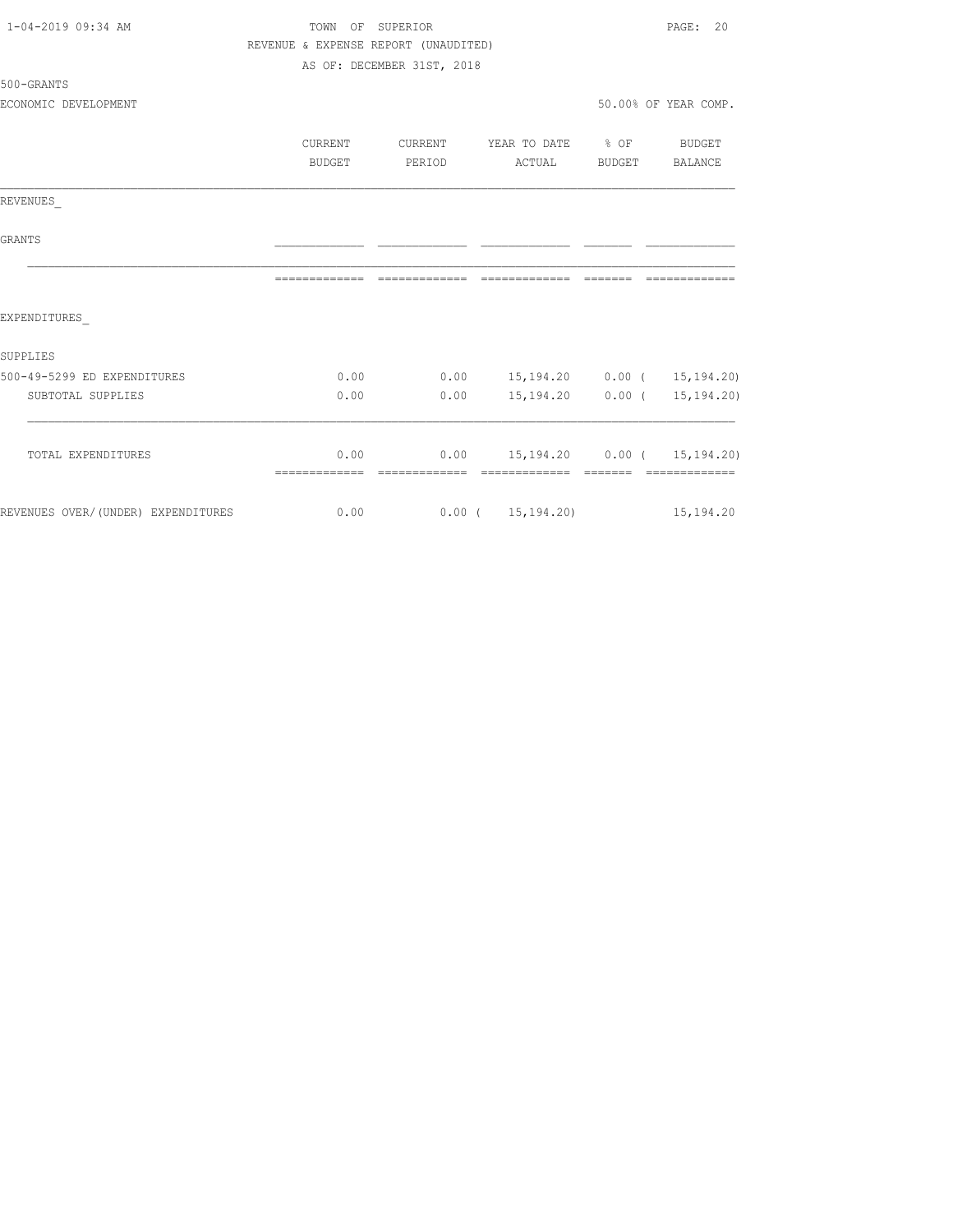1-04-2019 09:34 AM

# TOWN OF SUPERIOR

REVENUE & EXPENSE REPORT (UNAUDITED)

AS OF: DECEMBER 31ST, 2018

500-GRANTS

ECONOMIC DEVELOPMENT — 50.00% OF YEAR COMP.

| | CURRENT BUDGET | CURRENT PERIOD | YEAR TO DATE ACTUAL | % OF BUDGET | BUDGET BALANCE |
|---|---|---|---|---|---|
| **REVENUES** | | | | | |
| GRANTS | | | | | |
| **EXPENDITURES** | | | | | |
| SUPPLIES | | | | | |
| 500-49-5299 ED EXPENDITURES | 0.00 | 0.00 | 15,194.20 | 0.00 | ( 15,194.20) |
| SUBTOTAL SUPPLIES | 0.00 | 0.00 | 15,194.20 | 0.00 | ( 15,194.20) |
| TOTAL EXPENDITURES | 0.00 | 0.00 | 15,194.20 | 0.00 | ( 15,194.20) |
| REVENUES OVER/(UNDER) EXPENDITURES | 0.00 | 0.00 | ( 15,194.20) | | 15,194.20 |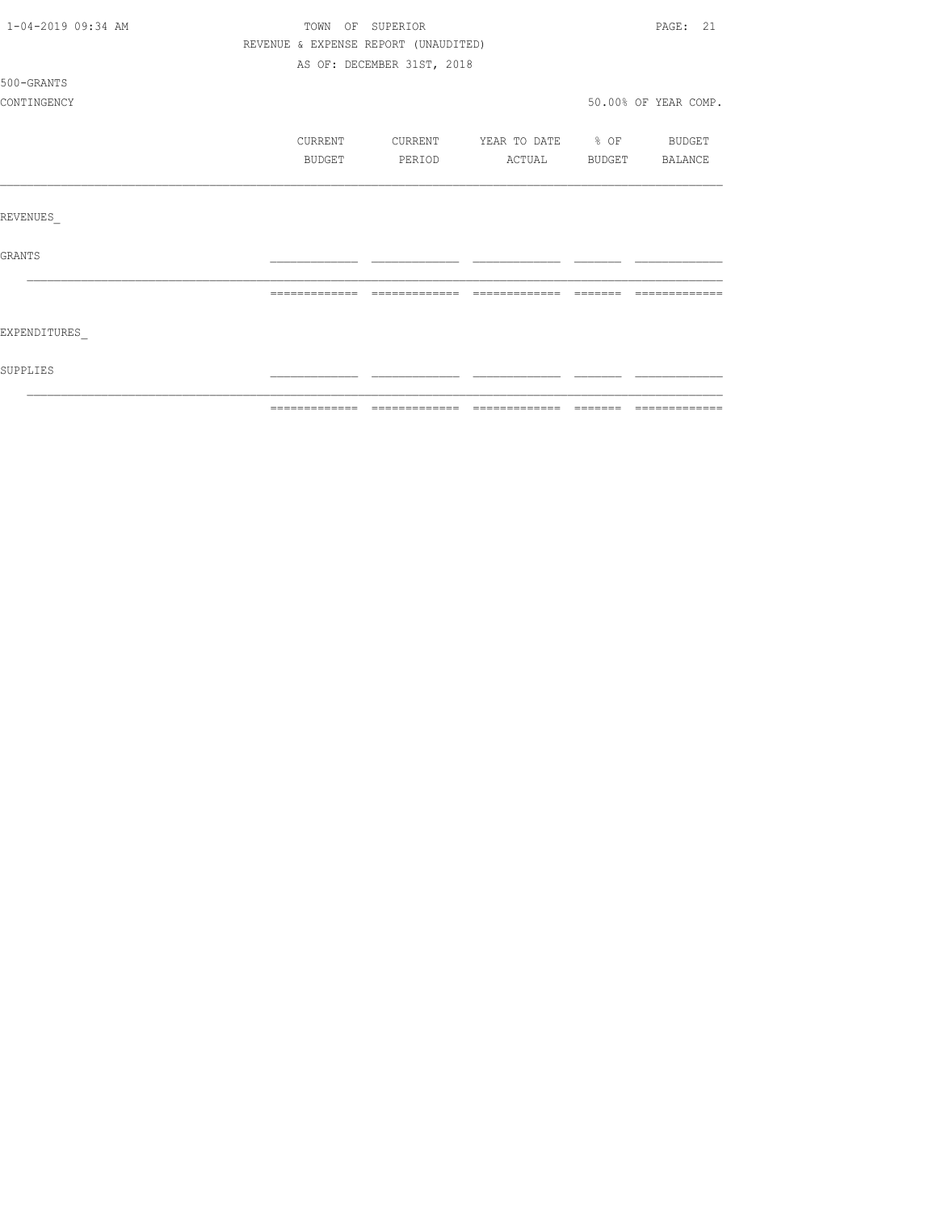TOWN OF SUPERIOR

REVENUE & EXPENSE REPORT (UNAUDITED)

AS OF: DECEMBER 31ST, 2018

500-GRANTS

CONTINGENCY

50.00% OF YEAR COMP.

| | CURRENT BUDGET | CURRENT PERIOD | YEAR TO DATE ACTUAL | % OF BUDGET | BUDGET BALANCE |
|---|---|---|---|---|---|
| REVENUES_ | | | | | |
| GRANTS | | | | | |
| EXPENDITURES_ | | | | | |
| SUPPLIES | | | | | |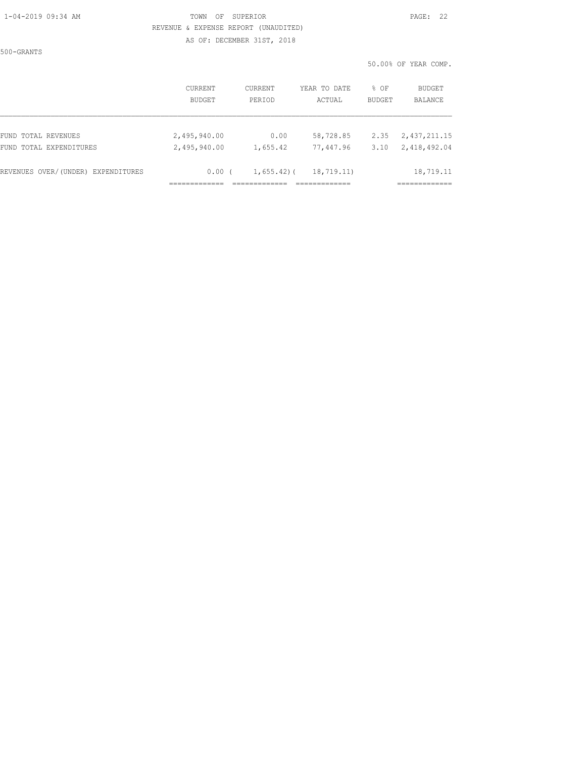TOWN OF SUPERIOR

REVENUE & EXPENSE REPORT (UNAUDITED)

AS OF: DECEMBER 31ST, 2018

500-GRANTS

50.00% OF YEAR COMP.

| | CURRENT BUDGET | CURRENT PERIOD | YEAR TO DATE ACTUAL | % OF BUDGET | BUDGET BALANCE |
|---|---|---|---|---|---|
| FUND TOTAL REVENUES | 2,495,940.00 | 0.00 | 58,728.85 | 2.35 | 2,437,211.15 |
| FUND TOTAL EXPENDITURES | 2,495,940.00 | 1,655.42 | 77,447.96 | 3.10 | 2,418,492.04 |
| REVENUES OVER/(UNDER) EXPENDITURES | 0.00 | ( 1,655.42) | ( 18,719.11) | | 18,719.11 |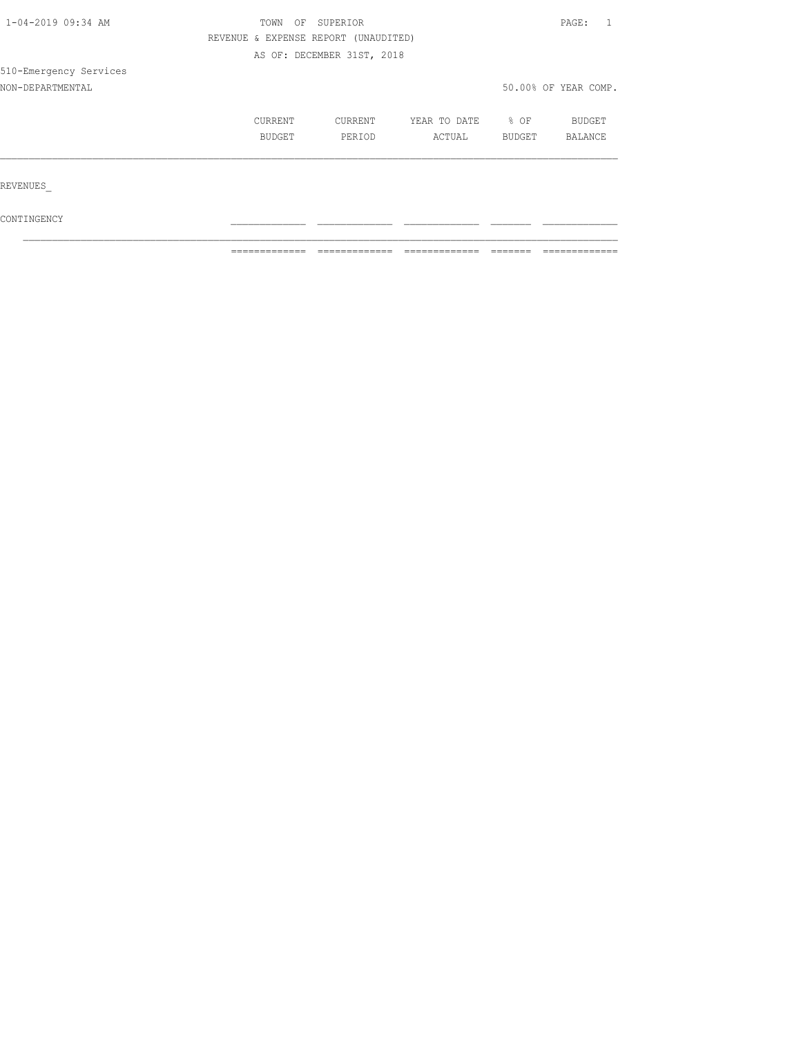TOWN OF SUPERIOR

REVENUE & EXPENSE REPORT (UNAUDITED)

AS OF: DECEMBER 31ST, 2018

510-Emergency Services

NON-DEPARTMENTAL — 50.00% OF YEAR COMP.

| | CURRENT BUDGET | CURRENT PERIOD | YEAR TO DATE ACTUAL | % OF BUDGET | BUDGET BALANCE |
|---|---|---|---|---|---|
| REVENUES_ | | | | | |
| CONTINGENCY | | | | | |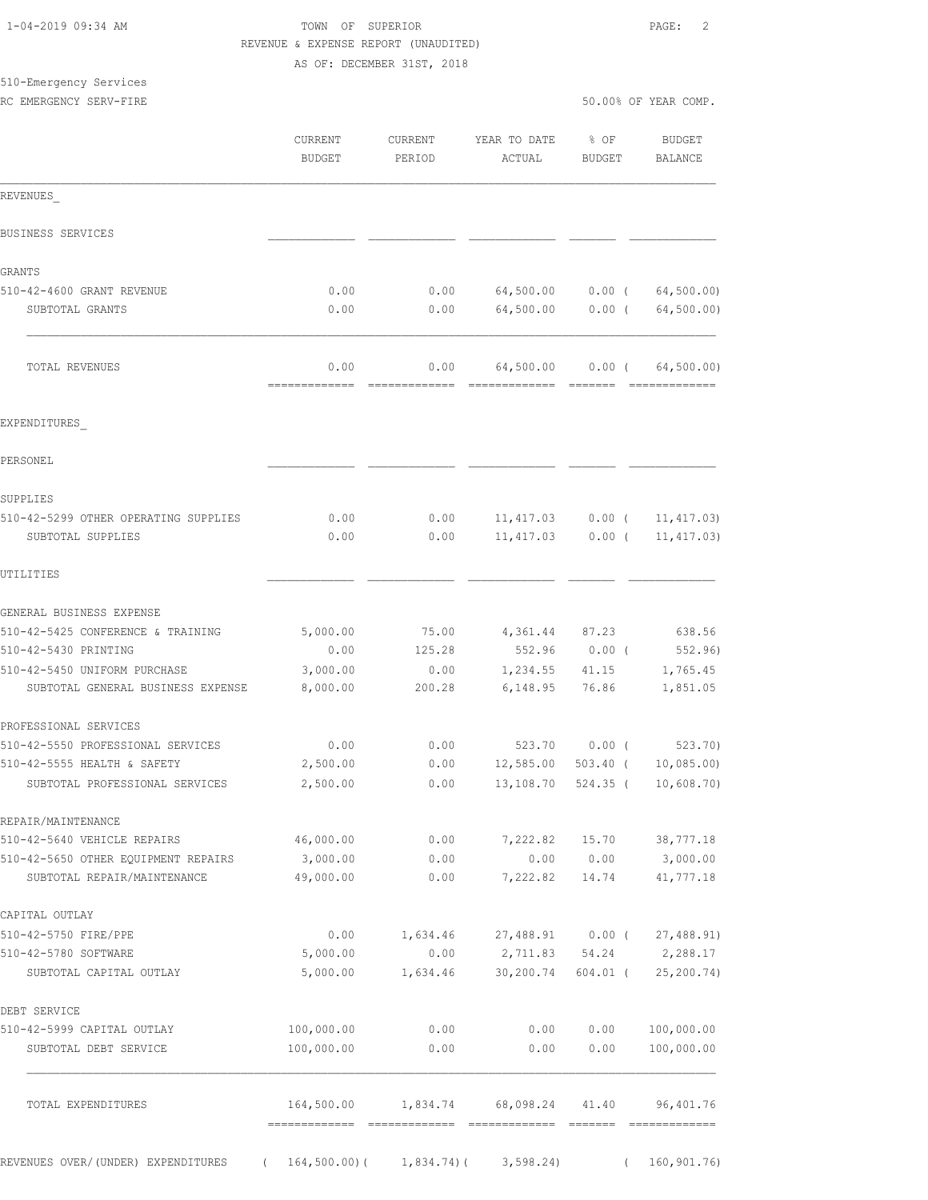TOWN OF SUPERIOR
REVENUE & EXPENSE REPORT (UNAUDITED)
AS OF: DECEMBER 31ST, 2018

510-Emergency Services
RC EMERGENCY SERV-FIRE

50.00% OF YEAR COMP.

| | CURRENT BUDGET | CURRENT PERIOD | YEAR TO DATE ACTUAL | % OF BUDGET | BUDGET BALANCE |
|---|---|---|---|---|---|
| **REVENUES** | | | | | |
| BUSINESS SERVICES | | | | | |
| GRANTS | | | | | |
| 510-42-4600 GRANT REVENUE | 0.00 | 0.00 | 64,500.00 | 0.00 | ( 64,500.00) |
| SUBTOTAL GRANTS | 0.00 | 0.00 | 64,500.00 | 0.00 | ( 64,500.00) |
| TOTAL REVENUES | 0.00 | 0.00 | 64,500.00 | 0.00 | ( 64,500.00) |
| **EXPENDITURES** | | | | | |
| PERSONEL | | | | | |
| SUPPLIES | | | | | |
| 510-42-5299 OTHER OPERATING SUPPLIES | 0.00 | 0.00 | 11,417.03 | 0.00 | ( 11,417.03) |
| SUBTOTAL SUPPLIES | 0.00 | 0.00 | 11,417.03 | 0.00 | ( 11,417.03) |
| UTILITIES | | | | | |
| GENERAL BUSINESS EXPENSE | | | | | |
| 510-42-5425 CONFERENCE & TRAINING | 5,000.00 | 75.00 | 4,361.44 | 87.23 | 638.56 |
| 510-42-5430 PRINTING | 0.00 | 125.28 | 552.96 | 0.00 | ( 552.96) |
| 510-42-5450 UNIFORM PURCHASE | 3,000.00 | 0.00 | 1,234.55 | 41.15 | 1,765.45 |
| SUBTOTAL GENERAL BUSINESS EXPENSE | 8,000.00 | 200.28 | 6,148.95 | 76.86 | 1,851.05 |
| PROFESSIONAL SERVICES | | | | | |
| 510-42-5550 PROFESSIONAL SERVICES | 0.00 | 0.00 | 523.70 | 0.00 | ( 523.70) |
| 510-42-5555 HEALTH & SAFETY | 2,500.00 | 0.00 | 12,585.00 | 503.40 | ( 10,085.00) |
| SUBTOTAL PROFESSIONAL SERVICES | 2,500.00 | 0.00 | 13,108.70 | 524.35 | ( 10,608.70) |
| REPAIR/MAINTENANCE | | | | | |
| 510-42-5640 VEHICLE REPAIRS | 46,000.00 | 0.00 | 7,222.82 | 15.70 | 38,777.18 |
| 510-42-5650 OTHER EQUIPMENT REPAIRS | 3,000.00 | 0.00 | 0.00 | 0.00 | 3,000.00 |
| SUBTOTAL REPAIR/MAINTENANCE | 49,000.00 | 0.00 | 7,222.82 | 14.74 | 41,777.18 |
| CAPITAL OUTLAY | | | | | |
| 510-42-5750 FIRE/PPE | 0.00 | 1,634.46 | 27,488.91 | 0.00 | ( 27,488.91) |
| 510-42-5780 SOFTWARE | 5,000.00 | 0.00 | 2,711.83 | 54.24 | 2,288.17 |
| SUBTOTAL CAPITAL OUTLAY | 5,000.00 | 1,634.46 | 30,200.74 | 604.01 | ( 25,200.74) |
| DEBT SERVICE | | | | | |
| 510-42-5999 CAPITAL OUTLAY | 100,000.00 | 0.00 | 0.00 | 0.00 | 100,000.00 |
| SUBTOTAL DEBT SERVICE | 100,000.00 | 0.00 | 0.00 | 0.00 | 100,000.00 |
| TOTAL EXPENDITURES | 164,500.00 | 1,834.74 | 68,098.24 | 41.40 | 96,401.76 |
| REVENUES OVER/(UNDER) EXPENDITURES | ( 164,500.00) | ( 1,834.74) | ( 3,598.24) | | ( 160,901.76) |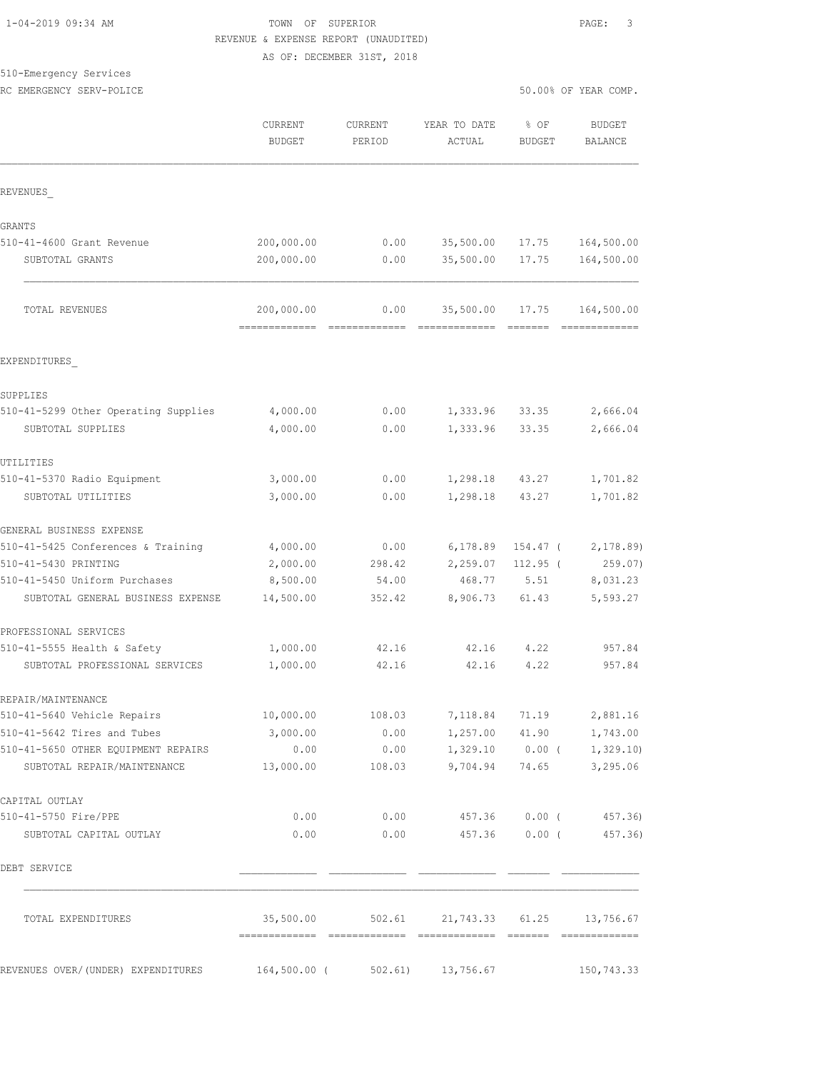1-04-2019 09:34 AM

# TOWN OF SUPERIOR

REVENUE & EXPENSE REPORT (UNAUDITED)

AS OF: DECEMBER 31ST, 2018

510-Emergency Services

RC EMERGENCY SERV-POLICE

50.00% OF YEAR COMP.

| | CURRENT BUDGET | CURRENT PERIOD | YEAR TO DATE ACTUAL | % OF BUDGET | BUDGET BALANCE |
|---|---|---|---|---|---|
| **REVENUES_** | | | | | |
| GRANTS | | | | | |
| 510-41-4600 Grant Revenue | 200,000.00 | 0.00 | 35,500.00 | 17.75 | 164,500.00 |
| SUBTOTAL GRANTS | 200,000.00 | 0.00 | 35,500.00 | 17.75 | 164,500.00 |
| TOTAL REVENUES | 200,000.00 | 0.00 | 35,500.00 | 17.75 | 164,500.00 |
| **EXPENDITURES_** | | | | | |
| SUPPLIES | | | | | |
| 510-41-5299 Other Operating Supplies | 4,000.00 | 0.00 | 1,333.96 | 33.35 | 2,666.04 |
| SUBTOTAL SUPPLIES | 4,000.00 | 0.00 | 1,333.96 | 33.35 | 2,666.04 |
| UTILITIES | | | | | |
| 510-41-5370 Radio Equipment | 3,000.00 | 0.00 | 1,298.18 | 43.27 | 1,701.82 |
| SUBTOTAL UTILITIES | 3,000.00 | 0.00 | 1,298.18 | 43.27 | 1,701.82 |
| GENERAL BUSINESS EXPENSE | | | | | |
| 510-41-5425 Conferences & Training | 4,000.00 | 0.00 | 6,178.89 | 154.47 ( | 2,178.89) |
| 510-41-5430 PRINTING | 2,000.00 | 298.42 | 2,259.07 | 112.95 ( | 259.07) |
| 510-41-5450 Uniform Purchases | 8,500.00 | 54.00 | 468.77 | 5.51 | 8,031.23 |
| SUBTOTAL GENERAL BUSINESS EXPENSE | 14,500.00 | 352.42 | 8,906.73 | 61.43 | 5,593.27 |
| PROFESSIONAL SERVICES | | | | | |
| 510-41-5555 Health & Safety | 1,000.00 | 42.16 | 42.16 | 4.22 | 957.84 |
| SUBTOTAL PROFESSIONAL SERVICES | 1,000.00 | 42.16 | 42.16 | 4.22 | 957.84 |
| REPAIR/MAINTENANCE | | | | | |
| 510-41-5640 Vehicle Repairs | 10,000.00 | 108.03 | 7,118.84 | 71.19 | 2,881.16 |
| 510-41-5642 Tires and Tubes | 3,000.00 | 0.00 | 1,257.00 | 41.90 | 1,743.00 |
| 510-41-5650 OTHER EQUIPMENT REPAIRS | 0.00 | 0.00 | 1,329.10 | 0.00 ( | 1,329.10) |
| SUBTOTAL REPAIR/MAINTENANCE | 13,000.00 | 108.03 | 9,704.94 | 74.65 | 3,295.06 |
| CAPITAL OUTLAY | | | | | |
| 510-41-5750 Fire/PPE | 0.00 | 0.00 | 457.36 | 0.00 ( | 457.36) |
| SUBTOTAL CAPITAL OUTLAY | 0.00 | 0.00 | 457.36 | 0.00 ( | 457.36) |
| DEBT SERVICE | | | | | |
| TOTAL EXPENDITURES | 35,500.00 | 502.61 | 21,743.33 | 61.25 | 13,756.67 |
| REVENUES OVER/(UNDER) EXPENDITURES | 164,500.00 ( | 502.61) | 13,756.67 | | 150,743.33 |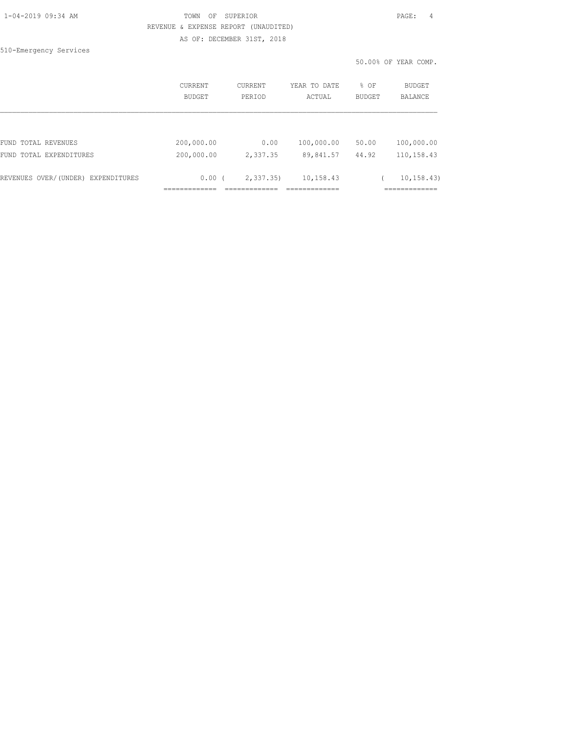TOWN OF SUPERIOR

REVENUE & EXPENSE REPORT (UNAUDITED)

AS OF: DECEMBER 31ST, 2018

510-Emergency Services

50.00% OF YEAR COMP.

| | CURRENT BUDGET | CURRENT PERIOD | YEAR TO DATE ACTUAL | % OF BUDGET | BUDGET BALANCE |
|---|---|---|---|---|---|
| FUND TOTAL REVENUES | 200,000.00 | 0.00 | 100,000.00 | 50.00 | 100,000.00 |
| FUND TOTAL EXPENDITURES | 200,000.00 | 2,337.35 | 89,841.57 | 44.92 | 110,158.43 |
| REVENUES OVER/(UNDER) EXPENDITURES | 0.00 | ( 2,337.35) | 10,158.43 | | ( 10,158.43) |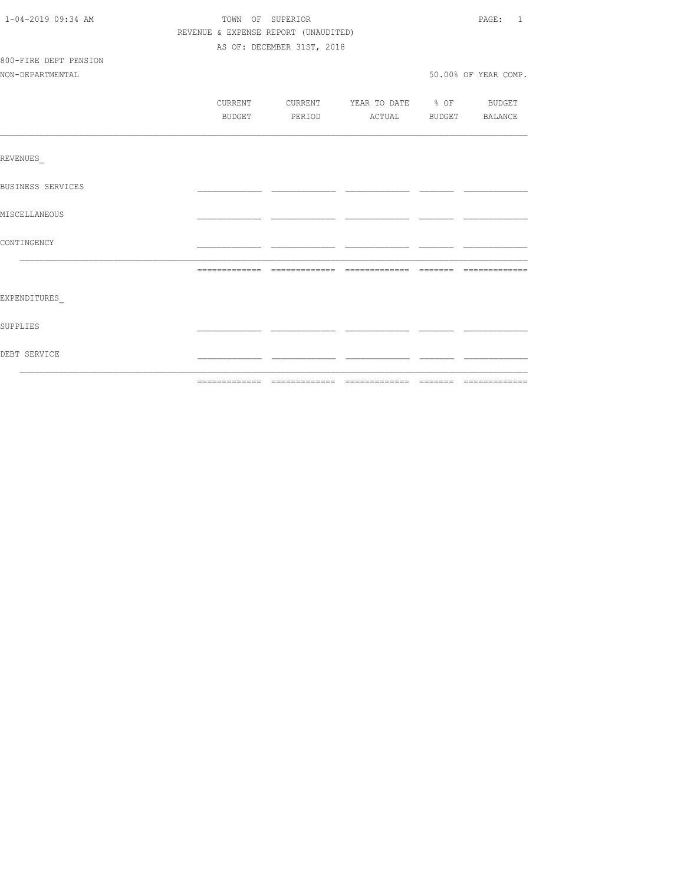TOWN OF SUPERIOR
REVENUE & EXPENSE REPORT (UNAUDITED)
AS OF: DECEMBER 31ST, 2018

800-FIRE DEPT PENSION
NON-DEPARTMENTAL

50.00% OF YEAR COMP.

| | CURRENT BUDGET | CURRENT PERIOD | YEAR TO DATE ACTUAL | % OF BUDGET | BUDGET BALANCE |
|---|---|---|---|---|---|
| REVENUES_ | | | | | |
| BUSINESS SERVICES | | | | | |
| MISCELLANEOUS | | | | | |
| CONTINGENCY | | | | | |
| | | | | | |
| EXPENDITURES_ | | | | | |
| SUPPLIES | | | | | |
| DEBT SERVICE | | | | | |
| | | | | | |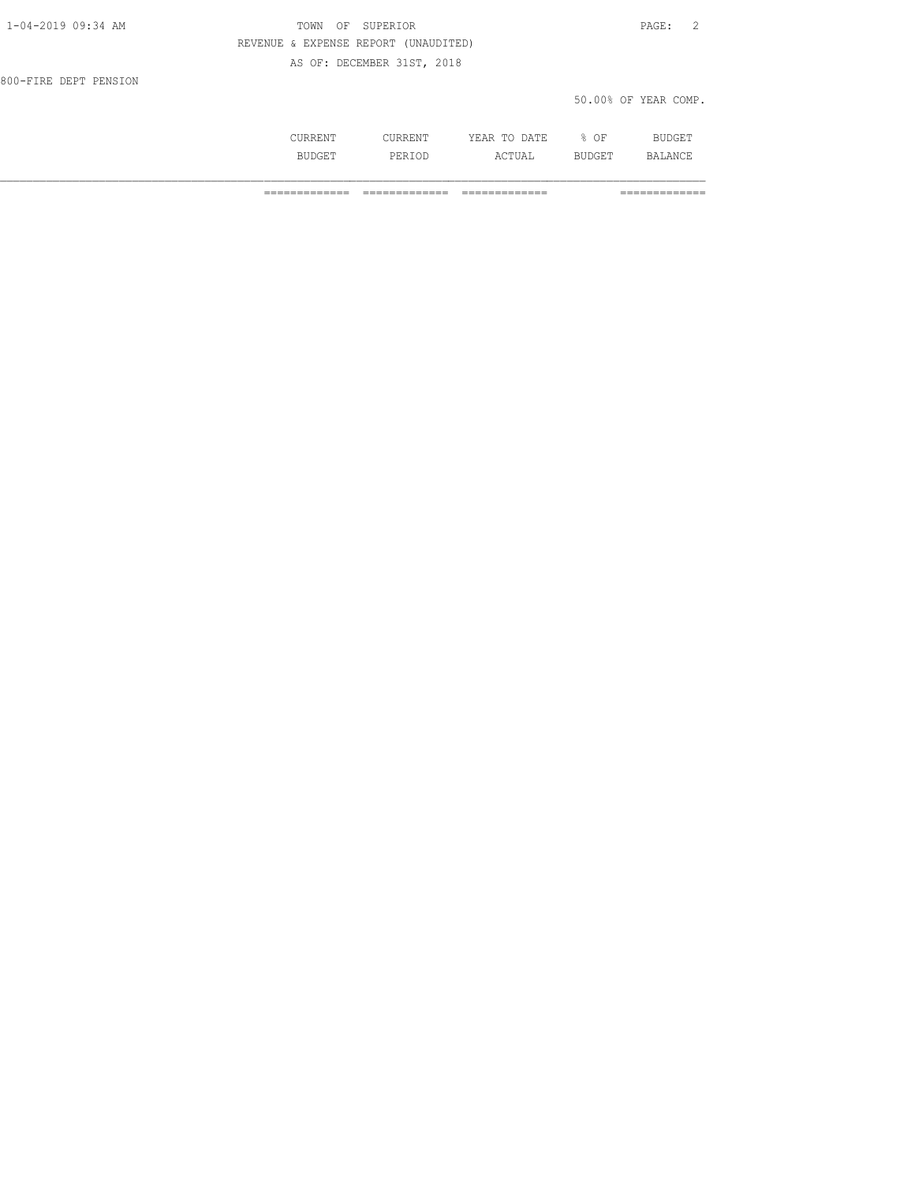TOWN OF SUPERIOR

REVENUE & EXPENSE REPORT (UNAUDITED)

AS OF: DECEMBER 31ST, 2018

800-FIRE DEPT PENSION

50.00% OF YEAR COMP.

| | CURRENT BUDGET | CURRENT PERIOD | YEAR TO DATE ACTUAL | % OF BUDGET | BUDGET BALANCE |
|---|---|---|---|---|---|
| | ============= | ============= | ============= | | ============= |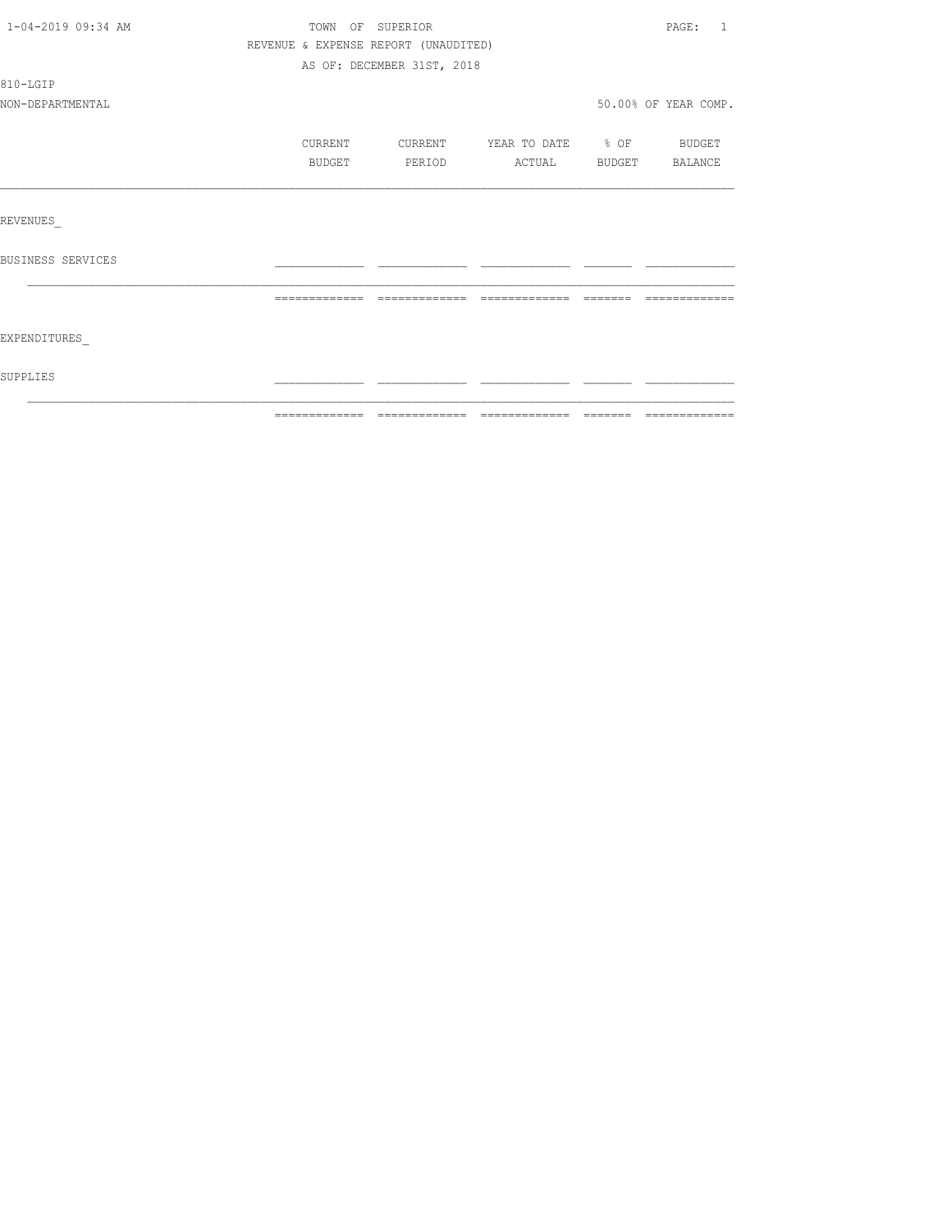1-04-2019 09:34 AM

TOWN OF SUPERIOR

REVENUE & EXPENSE REPORT (UNAUDITED)

AS OF: DECEMBER 31ST, 2018

810-LGIP

NON-DEPARTMENTAL

50.00% OF YEAR COMP.

| | CURRENT BUDGET | CURRENT PERIOD | YEAR TO DATE ACTUAL | % OF BUDGET | BUDGET BALANCE |
|---|---|---|---|---|---|
| REVENUES_ | | | | | |
| BUSINESS SERVICES | | | | | |
| | | | | | |
| EXPENDITURES_ | | | | | |
| SUPPLIES | | | | | |
| | | | | | |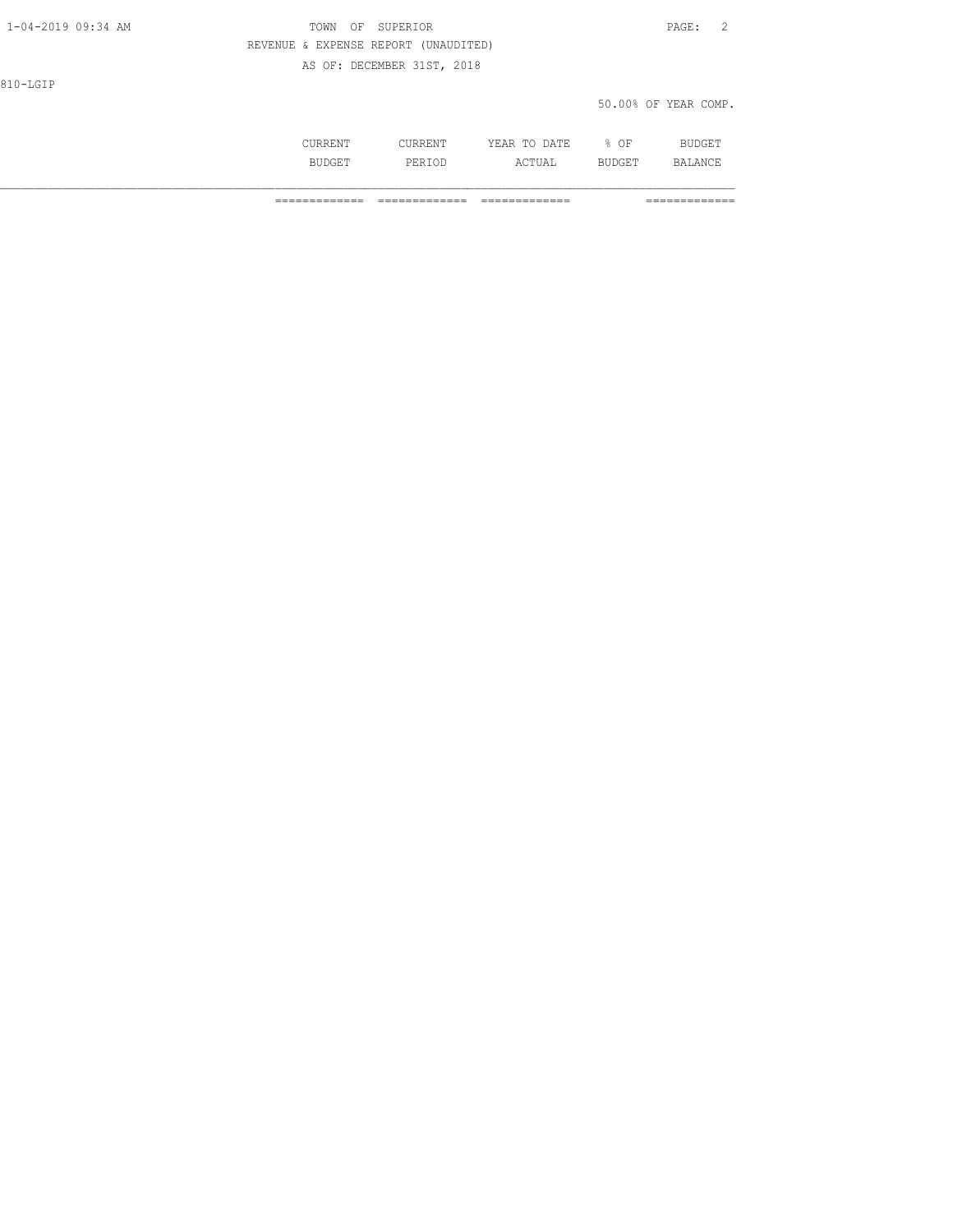810-LGIP

50.00% OF YEAR COMP.

| | CURRENT BUDGET | CURRENT PERIOD | YEAR TO DATE ACTUAL | % OF BUDGET | BUDGET BALANCE |
|---|---|---|---|---|---|
| | ============= | ============= | ============= | | ============= |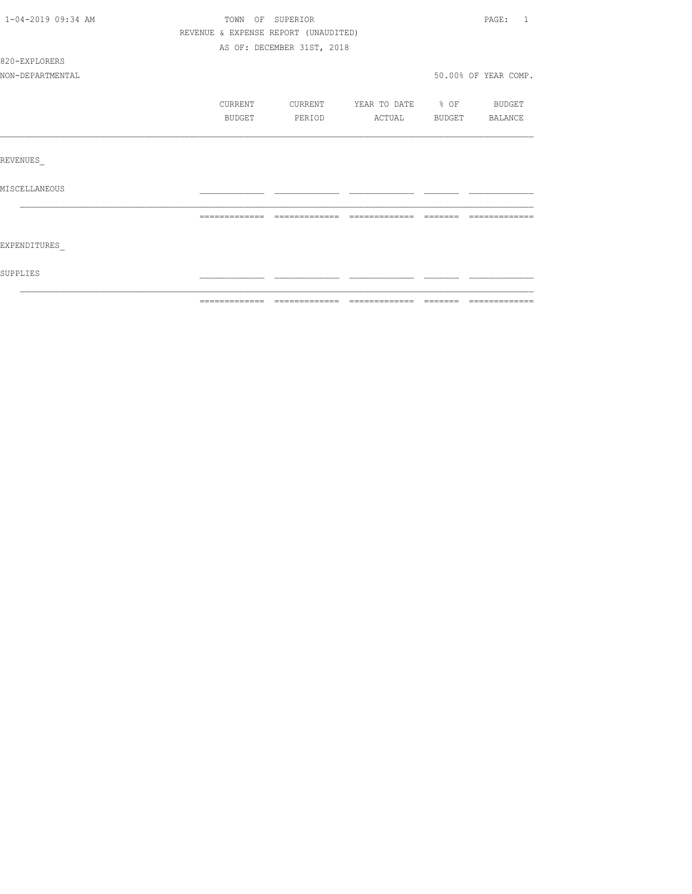TOWN OF SUPERIOR

REVENUE & EXPENSE REPORT (UNAUDITED)

AS OF: DECEMBER 31ST, 2018

820-EXPLORERS

NON-DEPARTMENTAL

50.00% OF YEAR COMP.

| | CURRENT BUDGET | CURRENT PERIOD | YEAR TO DATE ACTUAL | % OF BUDGET | BUDGET BALANCE |
|---|---|---|---|---|---|
| REVENUES_ | | | | | |
| MISCELLANEOUS | | | | | |
| EXPENDITURES_ | | | | | |
| SUPPLIES | | | | | |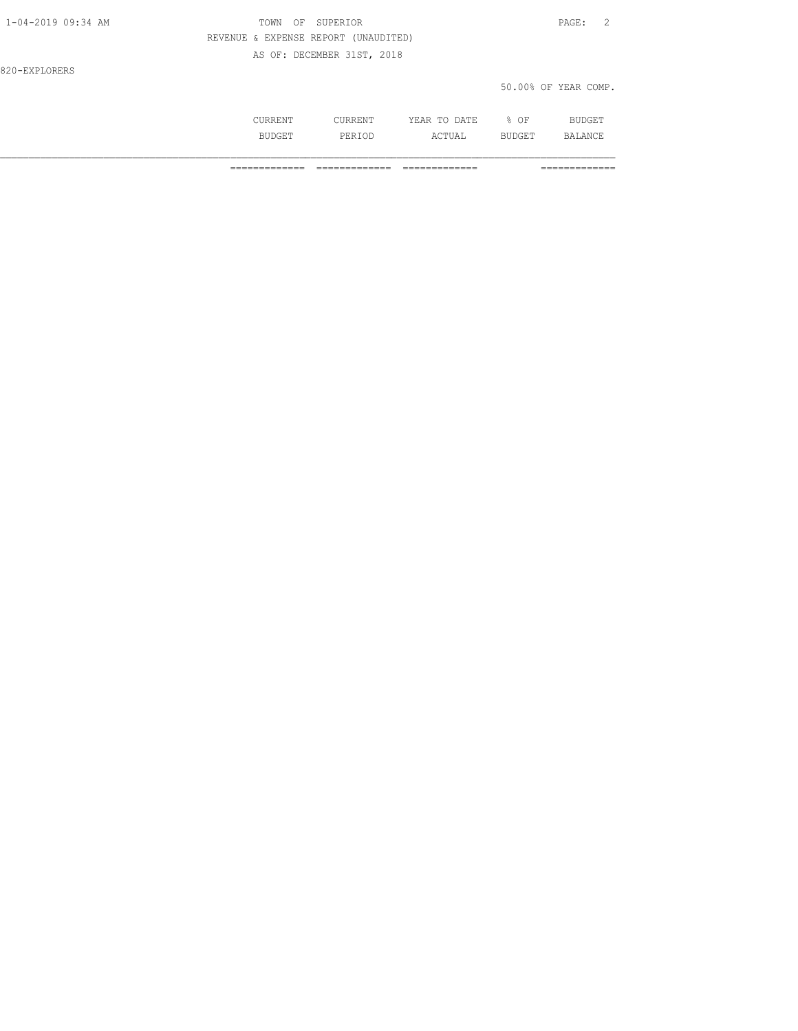TOWN OF SUPERIOR

REVENUE & EXPENSE REPORT (UNAUDITED)

AS OF: DECEMBER 31ST, 2018

820-EXPLORERS

50.00% OF YEAR COMP.

| | CURRENT BUDGET | CURRENT PERIOD | YEAR TO DATE ACTUAL | % OF BUDGET | BUDGET BALANCE |
|---|---|---|---|---|---|
| | ============= | ============= | ============= | | ============= |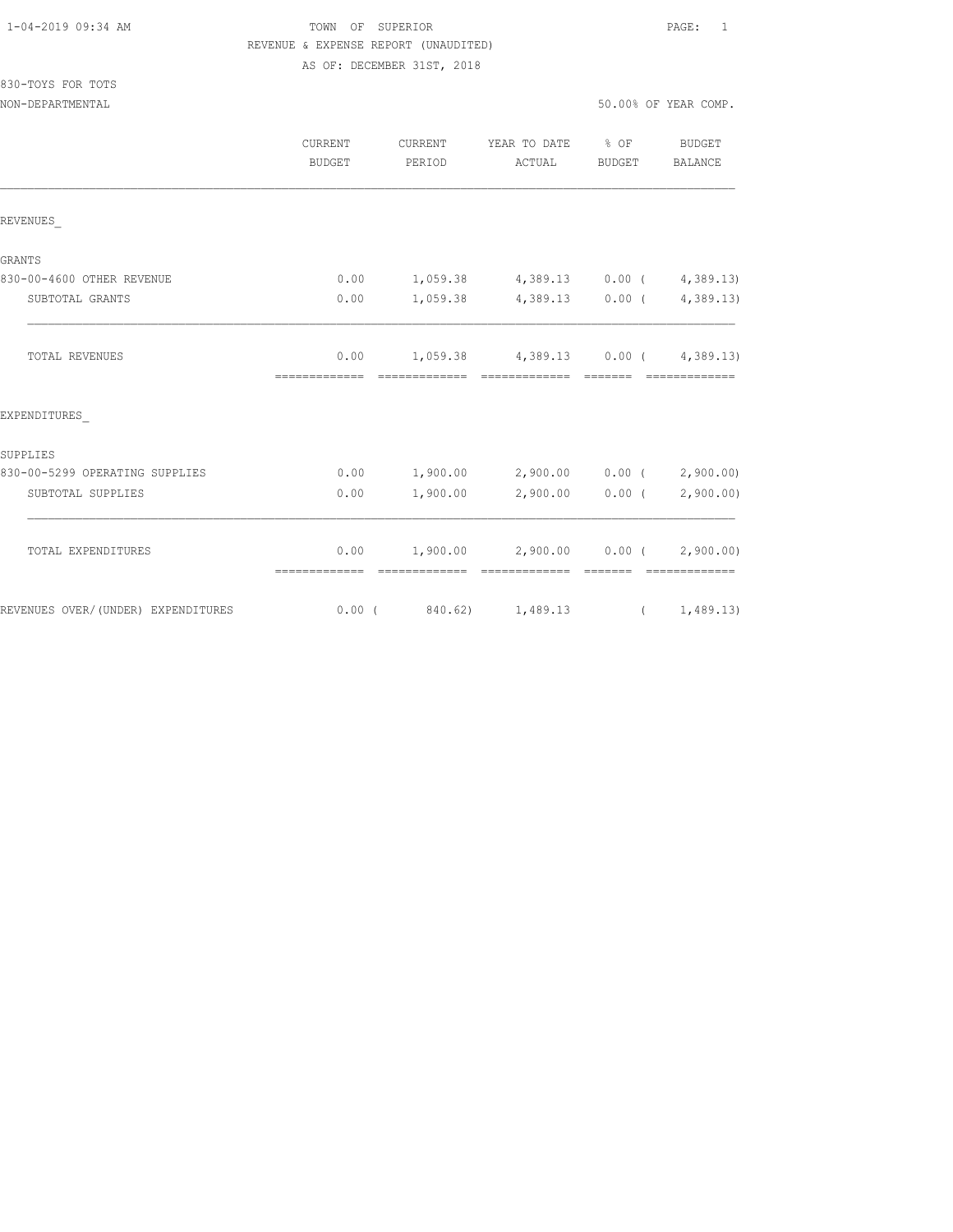TOWN OF SUPERIOR
REVENUE & EXPENSE REPORT (UNAUDITED)
AS OF: DECEMBER 31ST, 2018

830-TOYS FOR TOTS
NON-DEPARTMENTAL

50.00% OF YEAR COMP.

| | CURRENT BUDGET | CURRENT PERIOD | YEAR TO DATE ACTUAL | % OF BUDGET | BUDGET BALANCE |
|---|---|---|---|---|---|
| REVENUES_ | | | | | |
| GRANTS | | | | | |
| 830-00-4600 OTHER REVENUE | 0.00 | 1,059.38 | 4,389.13 | 0.00 | ( 4,389.13) |
| SUBTOTAL GRANTS | 0.00 | 1,059.38 | 4,389.13 | 0.00 | ( 4,389.13) |
| TOTAL REVENUES | 0.00 | 1,059.38 | 4,389.13 | 0.00 | ( 4,389.13) |
| EXPENDITURES_ | | | | | |
| SUPPLIES | | | | | |
| 830-00-5299 OPERATING SUPPLIES | 0.00 | 1,900.00 | 2,900.00 | 0.00 | ( 2,900.00) |
| SUBTOTAL SUPPLIES | 0.00 | 1,900.00 | 2,900.00 | 0.00 | ( 2,900.00) |
| TOTAL EXPENDITURES | 0.00 | 1,900.00 | 2,900.00 | 0.00 | ( 2,900.00) |
| REVENUES OVER/(UNDER) EXPENDITURES | 0.00 | ( 840.62) | 1,489.13 | | ( 1,489.13) |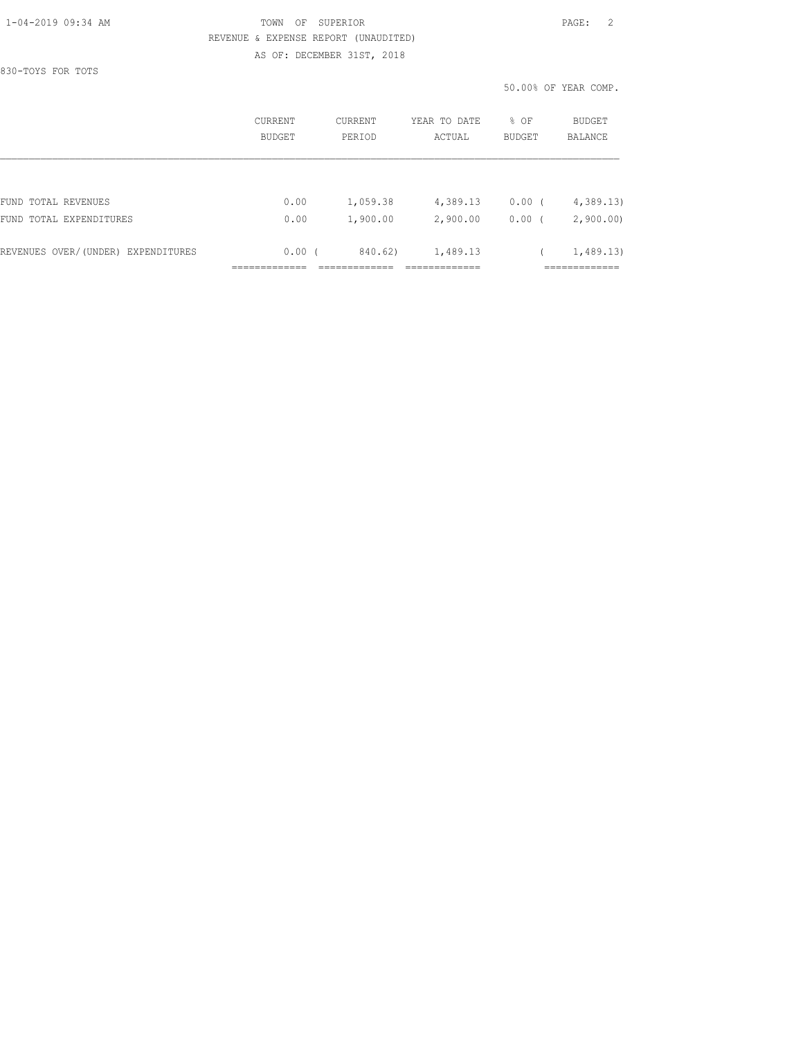TOWN OF SUPERIOR

REVENUE & EXPENSE REPORT (UNAUDITED)

AS OF: DECEMBER 31ST, 2018

830-TOYS FOR TOTS

50.00% OF YEAR COMP.

| | CURRENT BUDGET | CURRENT PERIOD | YEAR TO DATE ACTUAL | % OF BUDGET | BUDGET BALANCE |
|---|---|---|---|---|---|
| FUND TOTAL REVENUES | 0.00 | 1,059.38 | 4,389.13 | 0.00 | ( 4,389.13) |
| FUND TOTAL EXPENDITURES | 0.00 | 1,900.00 | 2,900.00 | 0.00 | ( 2,900.00) |
| REVENUES OVER/(UNDER) EXPENDITURES | 0.00 | ( 840.62) | 1,489.13 | | ( 1,489.13) |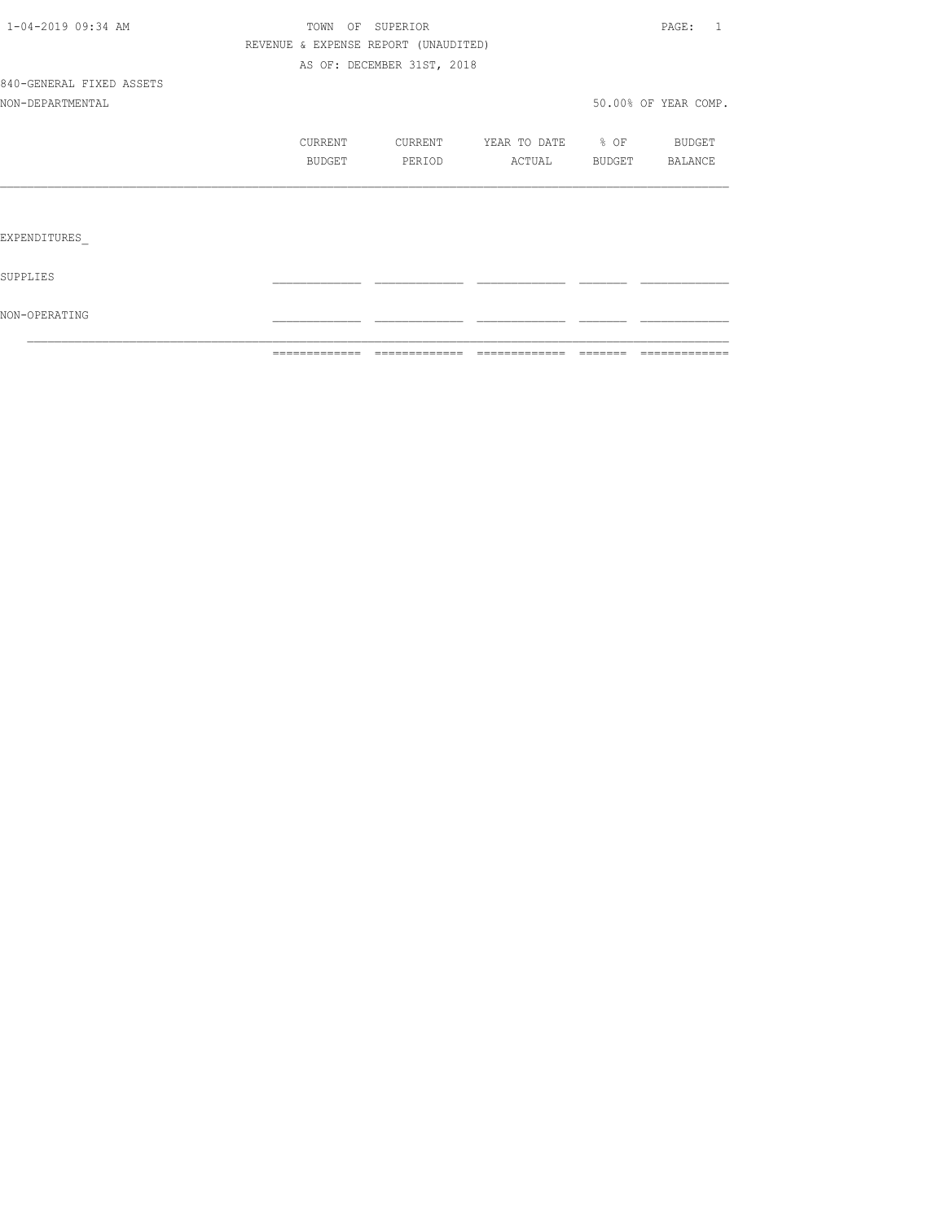TOWN OF SUPERIOR

REVENUE & EXPENSE REPORT (UNAUDITED)

AS OF: DECEMBER 31ST, 2018

840-GENERAL FIXED ASSETS

NON-DEPARTMENTAL

50.00% OF YEAR COMP.

| | CURRENT BUDGET | CURRENT PERIOD | YEAR TO DATE ACTUAL | % OF BUDGET | BUDGET BALANCE |
|---|---|---|---|---|---|
| EXPENDITURES_ | | | | | |
| SUPPLIES | | | | | |
| NON-OPERATING | | | | | |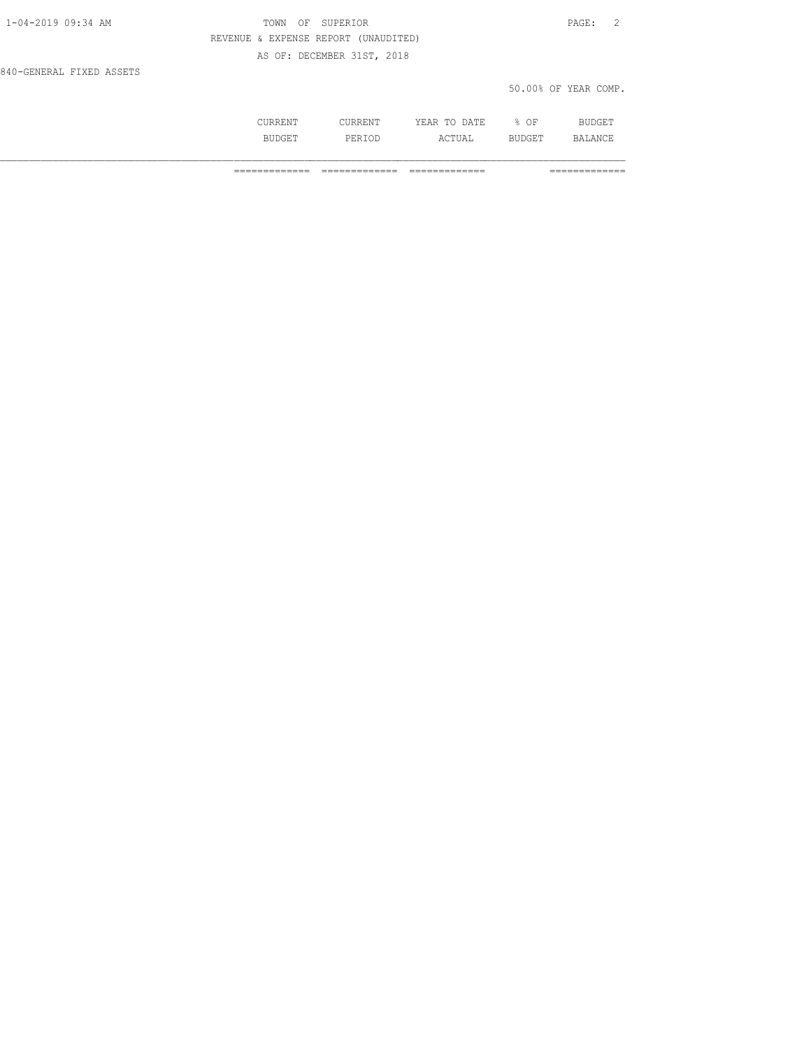840-GENERAL FIXED ASSETS

50.00% OF YEAR COMP.

| | CURRENT BUDGET | CURRENT PERIOD | YEAR TO DATE ACTUAL | % OF BUDGET | BUDGET BALANCE |
|---|---|---|---|---|---|
| | ============= | ============= | ============= | | ============= |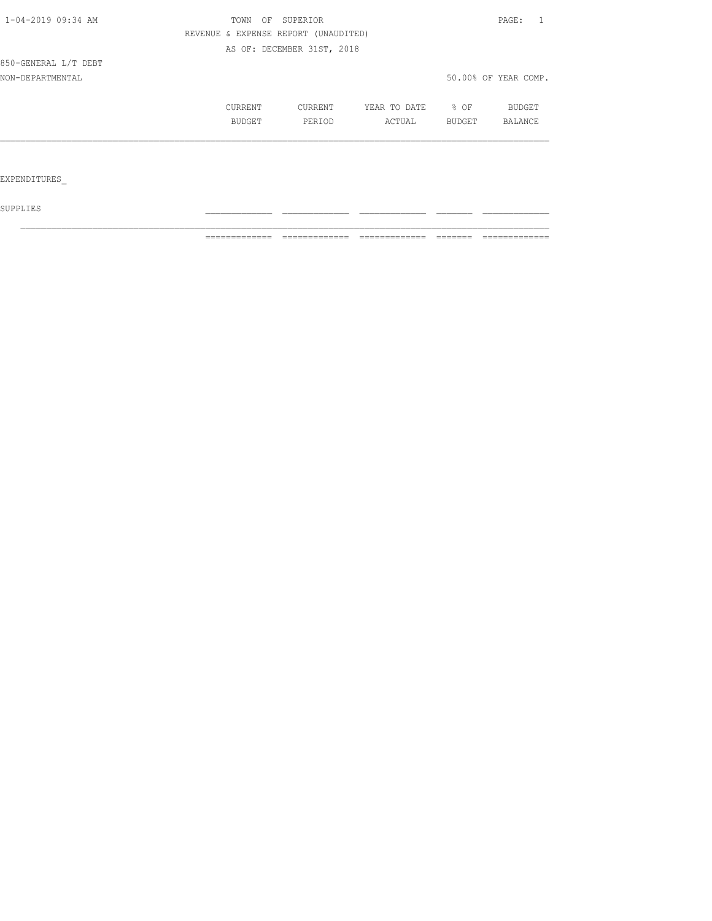TOWN OF SUPERIOR

REVENUE & EXPENSE REPORT (UNAUDITED)

AS OF: DECEMBER 31ST, 2018

850-GENERAL L/T DEBT

NON-DEPARTMENTAL

50.00% OF YEAR COMP.

| | CURRENT BUDGET | CURRENT PERIOD | YEAR TO DATE ACTUAL | % OF BUDGET | BUDGET BALANCE |
|---|---|---|---|---|---|
| EXPENDITURES_ | | | | | |
| SUPPLIES | | | | | |
| | | | | | |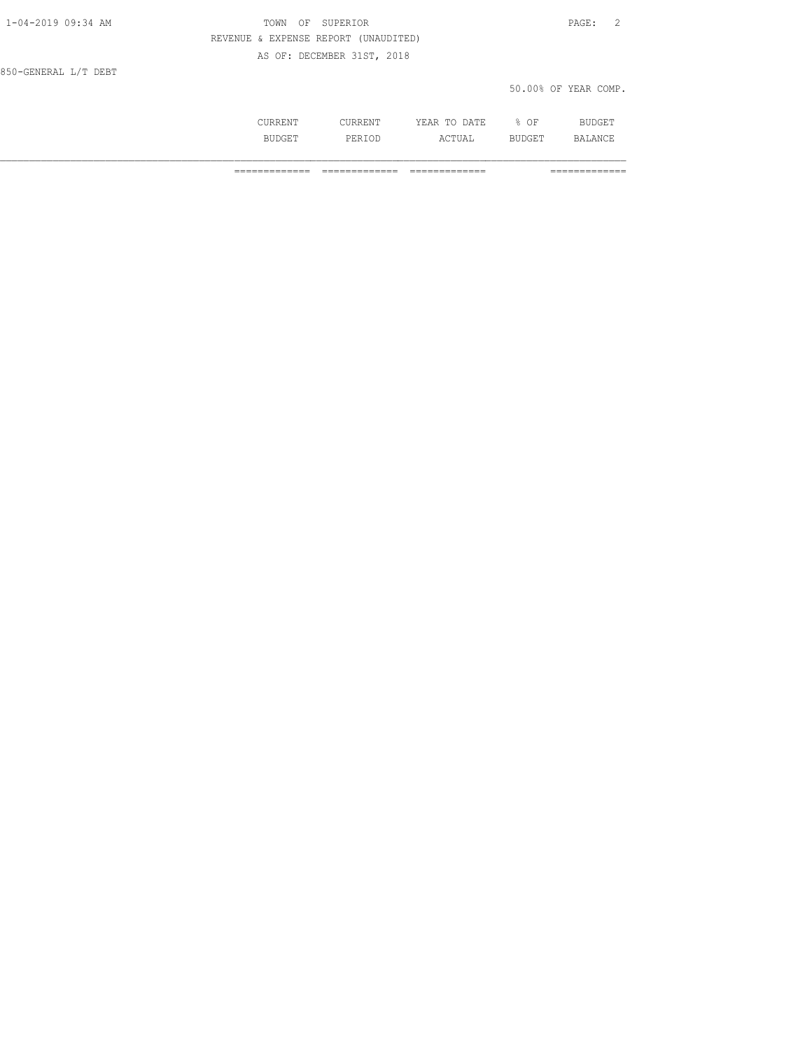REVENUE & EXPENSE REPORT (UNAUDITED)

AS OF: DECEMBER 31ST, 2018

850-GENERAL L/T DEBT

50.00% OF YEAR COMP.

| | CURRENT BUDGET | CURRENT PERIOD | YEAR TO DATE ACTUAL | % OF BUDGET | BUDGET BALANCE |
|---|---|---|---|---|---|
| | ============= | ============= | ============= | | ============= |